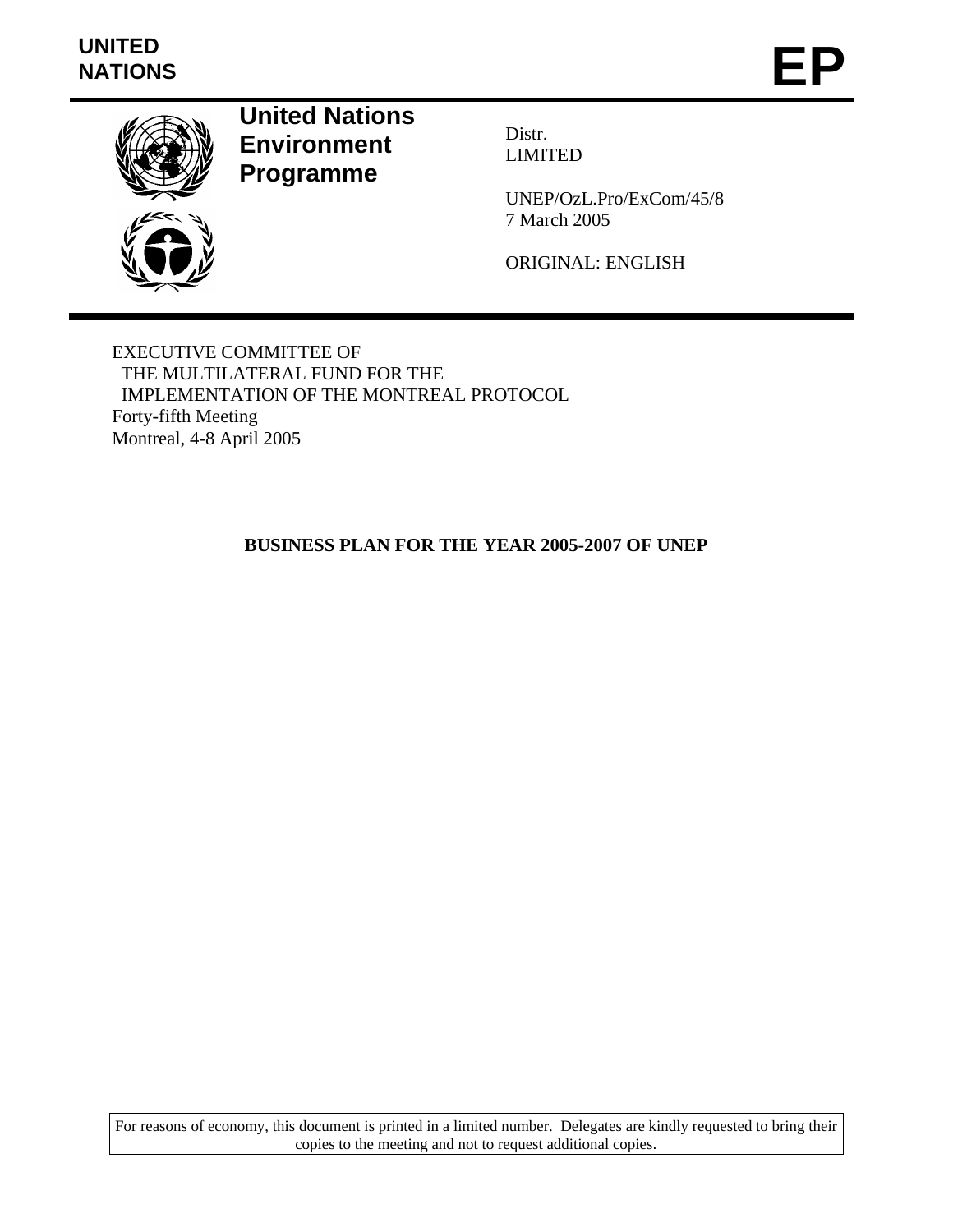UNITED NATIONS

# EP

**United Nations Environment Programme**

Distr.
LIMITED

UNEP/OzL.Pro/ExCom/45/8
7 March 2005

ORIGINAL: ENGLISH

EXECUTIVE COMMITTEE OF
THE MULTILATERAL FUND FOR THE
IMPLEMENTATION OF THE MONTREAL PROTOCOL
Forty-fifth Meeting
Montreal, 4-8 April 2005

## BUSINESS PLAN FOR THE YEAR 2005-2007 OF UNEP

For reasons of economy, this document is printed in a limited number. Delegates are kindly requested to bring their copies to the meeting and not to request additional copies.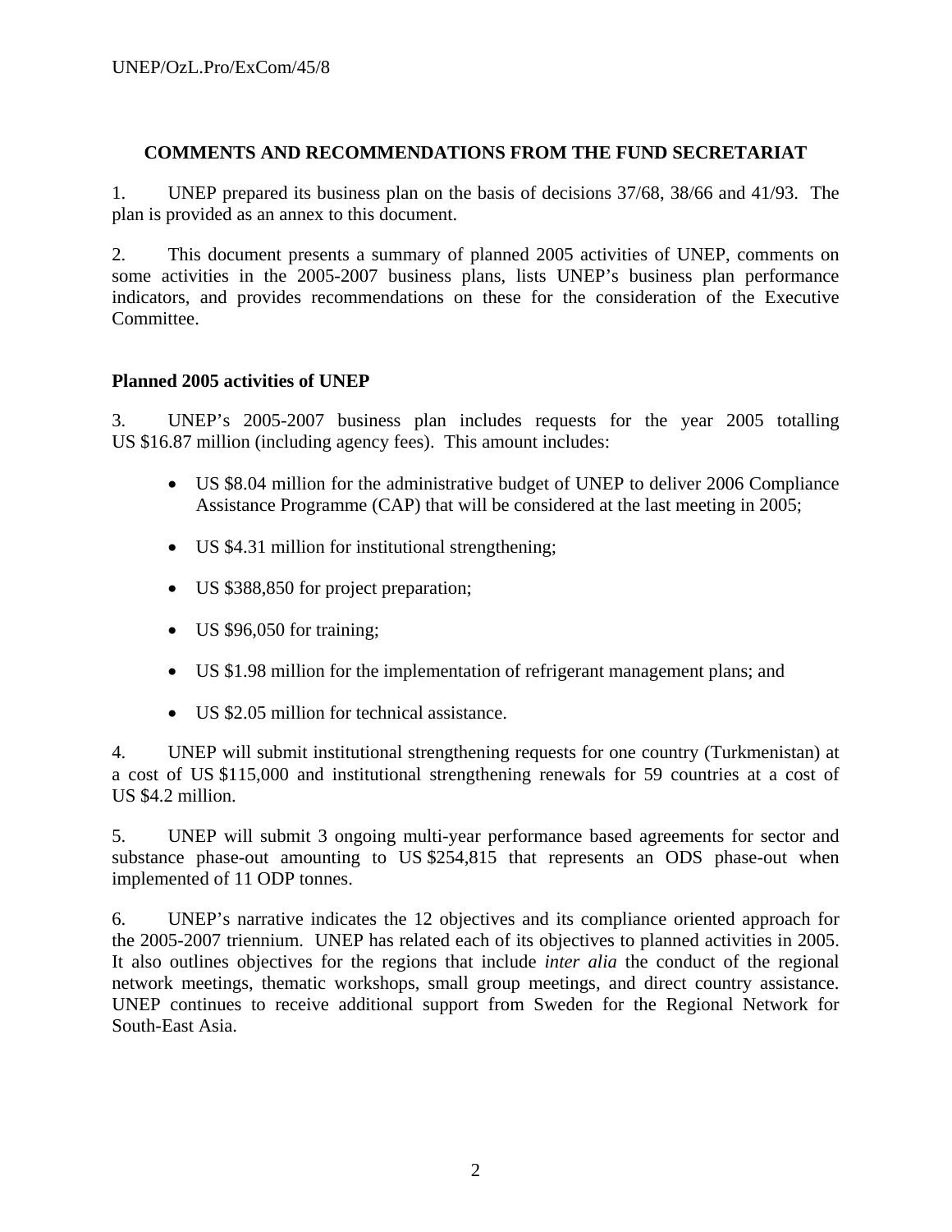## COMMENTS AND RECOMMENDATIONS FROM THE FUND SECRETARIAT

1. UNEP prepared its business plan on the basis of decisions 37/68, 38/66 and 41/93. The plan is provided as an annex to this document.

2. This document presents a summary of planned 2005 activities of UNEP, comments on some activities in the 2005-2007 business plans, lists UNEP's business plan performance indicators, and provides recommendations on these for the consideration of the Executive Committee.

### Planned 2005 activities of UNEP

3. UNEP's 2005-2007 business plan includes requests for the year 2005 totalling US \$16.87 million (including agency fees). This amount includes:

- US \$8.04 million for the administrative budget of UNEP to deliver 2006 Compliance Assistance Programme (CAP) that will be considered at the last meeting in 2005;
- US \$4.31 million for institutional strengthening;
- US \$388,850 for project preparation;
- US \$96,050 for training;
- US \$1.98 million for the implementation of refrigerant management plans; and
- US \$2.05 million for technical assistance.

4. UNEP will submit institutional strengthening requests for one country (Turkmenistan) at a cost of US \$115,000 and institutional strengthening renewals for 59 countries at a cost of US \$4.2 million.

5. UNEP will submit 3 ongoing multi-year performance based agreements for sector and substance phase-out amounting to US \$254,815 that represents an ODS phase-out when implemented of 11 ODP tonnes.

6. UNEP's narrative indicates the 12 objectives and its compliance oriented approach for the 2005-2007 triennium. UNEP has related each of its objectives to planned activities in 2005. It also outlines objectives for the regions that include *inter alia* the conduct of the regional network meetings, thematic workshops, small group meetings, and direct country assistance. UNEP continues to receive additional support from Sweden for the Regional Network for South-East Asia.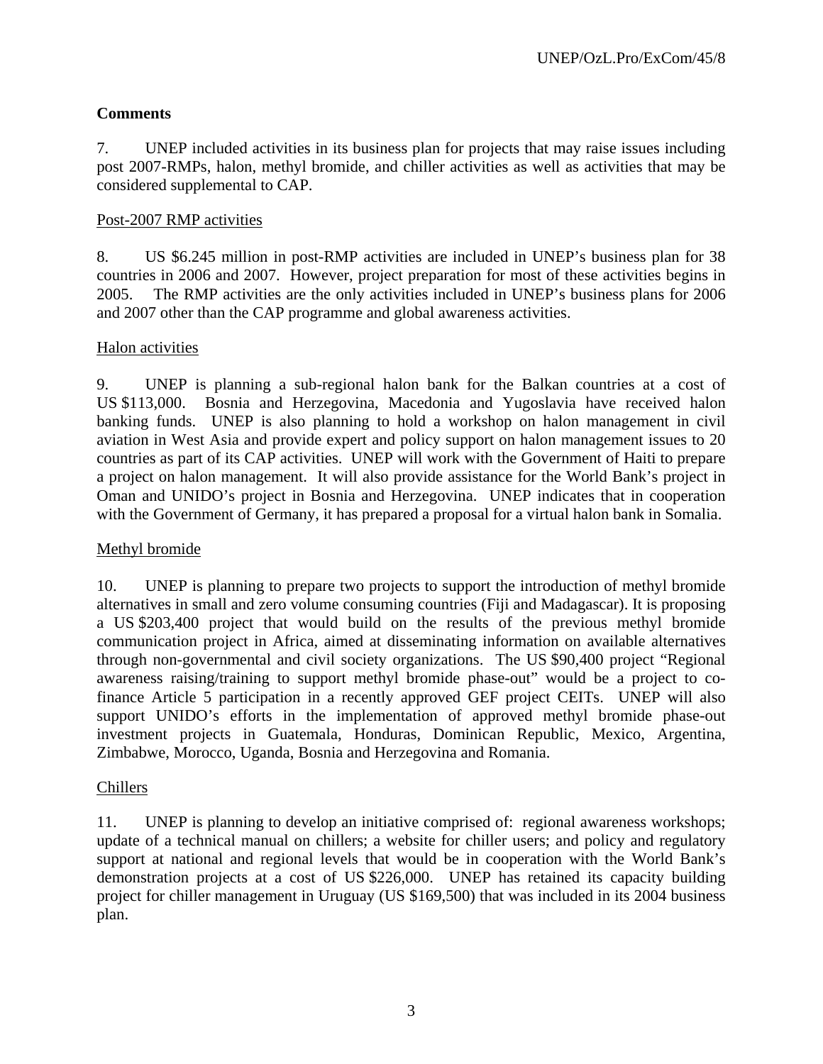**Comments**

7. UNEP included activities in its business plan for projects that may raise issues including post 2007-RMPs, halon, methyl bromide, and chiller activities as well as activities that may be considered supplemental to CAP.

Post-2007 RMP activities

8. US $6.245 million in post-RMP activities are included in UNEP's business plan for 38 countries in 2006 and 2007. However, project preparation for most of these activities begins in 2005. The RMP activities are the only activities included in UNEP's business plans for 2006 and 2007 other than the CAP programme and global awareness activities.

Halon activities

9. UNEP is planning a sub-regional halon bank for the Balkan countries at a cost of US $113,000. Bosnia and Herzegovina, Macedonia and Yugoslavia have received halon banking funds. UNEP is also planning to hold a workshop on halon management in civil aviation in West Asia and provide expert and policy support on halon management issues to 20 countries as part of its CAP activities. UNEP will work with the Government of Haiti to prepare a project on halon management. It will also provide assistance for the World Bank's project in Oman and UNIDO's project in Bosnia and Herzegovina. UNEP indicates that in cooperation with the Government of Germany, it has prepared a proposal for a virtual halon bank in Somalia.

Methyl bromide

10. UNEP is planning to prepare two projects to support the introduction of methyl bromide alternatives in small and zero volume consuming countries (Fiji and Madagascar). It is proposing a US $203,400 project that would build on the results of the previous methyl bromide communication project in Africa, aimed at disseminating information on available alternatives through non-governmental and civil society organizations. The US $90,400 project "Regional awareness raising/training to support methyl bromide phase-out" would be a project to co-finance Article 5 participation in a recently approved GEF project CEITs. UNEP will also support UNIDO's efforts in the implementation of approved methyl bromide phase-out investment projects in Guatemala, Honduras, Dominican Republic, Mexico, Argentina, Zimbabwe, Morocco, Uganda, Bosnia and Herzegovina and Romania.

Chillers

11. UNEP is planning to develop an initiative comprised of: regional awareness workshops; update of a technical manual on chillers; a website for chiller users; and policy and regulatory support at national and regional levels that would be in cooperation with the World Bank's demonstration projects at a cost of US $226,000. UNEP has retained its capacity building project for chiller management in Uruguay (US $169,500) that was included in its 2004 business plan.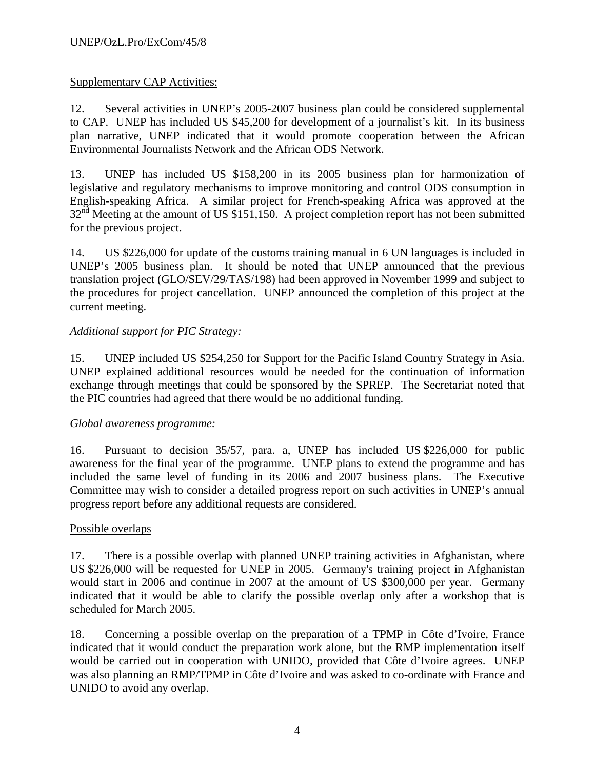Supplementary CAP Activities:

12. Several activities in UNEP's 2005-2007 business plan could be considered supplemental to CAP. UNEP has included US $45,200 for development of a journalist's kit. In its business plan narrative, UNEP indicated that it would promote cooperation between the African Environmental Journalists Network and the African ODS Network.

13. UNEP has included US $158,200 in its 2005 business plan for harmonization of legislative and regulatory mechanisms to improve monitoring and control ODS consumption in English-speaking Africa. A similar project for French-speaking Africa was approved at the 32nd Meeting at the amount of US $151,150. A project completion report has not been submitted for the previous project.

14. US $226,000 for update of the customs training manual in 6 UN languages is included in UNEP's 2005 business plan. It should be noted that UNEP announced that the previous translation project (GLO/SEV/29/TAS/198) had been approved in November 1999 and subject to the procedures for project cancellation. UNEP announced the completion of this project at the current meeting.

*Additional support for PIC Strategy:*

15. UNEP included US $254,250 for Support for the Pacific Island Country Strategy in Asia. UNEP explained additional resources would be needed for the continuation of information exchange through meetings that could be sponsored by the SPREP. The Secretariat noted that the PIC countries had agreed that there would be no additional funding.

*Global awareness programme:*

16. Pursuant to decision 35/57, para. a, UNEP has included US $226,000 for public awareness for the final year of the programme. UNEP plans to extend the programme and has included the same level of funding in its 2006 and 2007 business plans. The Executive Committee may wish to consider a detailed progress report on such activities in UNEP's annual progress report before any additional requests are considered.

Possible overlaps

17. There is a possible overlap with planned UNEP training activities in Afghanistan, where US $226,000 will be requested for UNEP in 2005. Germany's training project in Afghanistan would start in 2006 and continue in 2007 at the amount of US $300,000 per year. Germany indicated that it would be able to clarify the possible overlap only after a workshop that is scheduled for March 2005.

18. Concerning a possible overlap on the preparation of a TPMP in Côte d'Ivoire, France indicated that it would conduct the preparation work alone, but the RMP implementation itself would be carried out in cooperation with UNIDO, provided that Côte d'Ivoire agrees. UNEP was also planning an RMP/TPMP in Côte d'Ivoire and was asked to co-ordinate with France and UNIDO to avoid any overlap.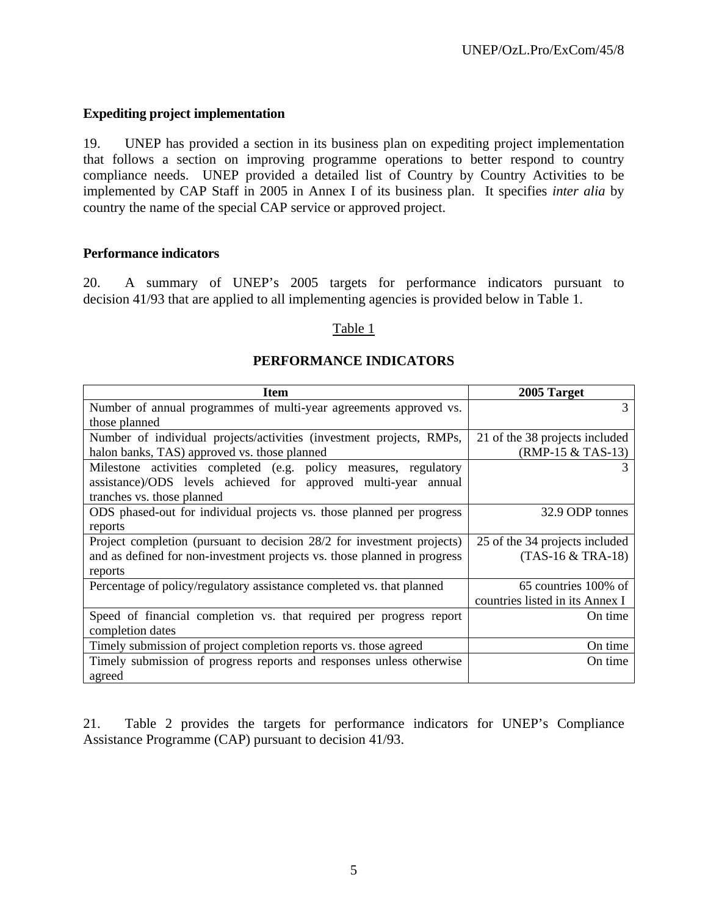**Expediting project implementation**

19. UNEP has provided a section in its business plan on expediting project implementation that follows a section on improving programme operations to better respond to country compliance needs. UNEP provided a detailed list of Country by Country Activities to be implemented by CAP Staff in 2005 in Annex I of its business plan. It specifies *inter alia* by country the name of the special CAP service or approved project.

**Performance indicators**

20. A summary of UNEP's 2005 targets for performance indicators pursuant to decision 41/93 that are applied to all implementing agencies is provided below in Table 1.

Table 1

**PERFORMANCE INDICATORS**

| Item | 2005 Target |
|---|---|
| Number of annual programmes of multi-year agreements approved vs. those planned | 3 |
| Number of individual projects/activities (investment projects, RMPs, halon banks, TAS) approved vs. those planned | 21 of the 38 projects included (RMP-15 & TAS-13) |
| Milestone activities completed (e.g. policy measures, regulatory assistance)/ODS levels achieved for approved multi-year annual tranches vs. those planned | 3 |
| ODS phased-out for individual projects vs. those planned per progress reports | 32.9 ODP tonnes |
| Project completion (pursuant to decision 28/2 for investment projects) and as defined for non-investment projects vs. those planned in progress reports | 25 of the 34 projects included (TAS-16 & TRA-18) |
| Percentage of policy/regulatory assistance completed vs. that planned | 65 countries 100% of countries listed in its Annex I |
| Speed of financial completion vs. that required per progress report completion dates | On time |
| Timely submission of project completion reports vs. those agreed | On time |
| Timely submission of progress reports and responses unless otherwise agreed | On time |

21. Table 2 provides the targets for performance indicators for UNEP's Compliance Assistance Programme (CAP) pursuant to decision 41/93.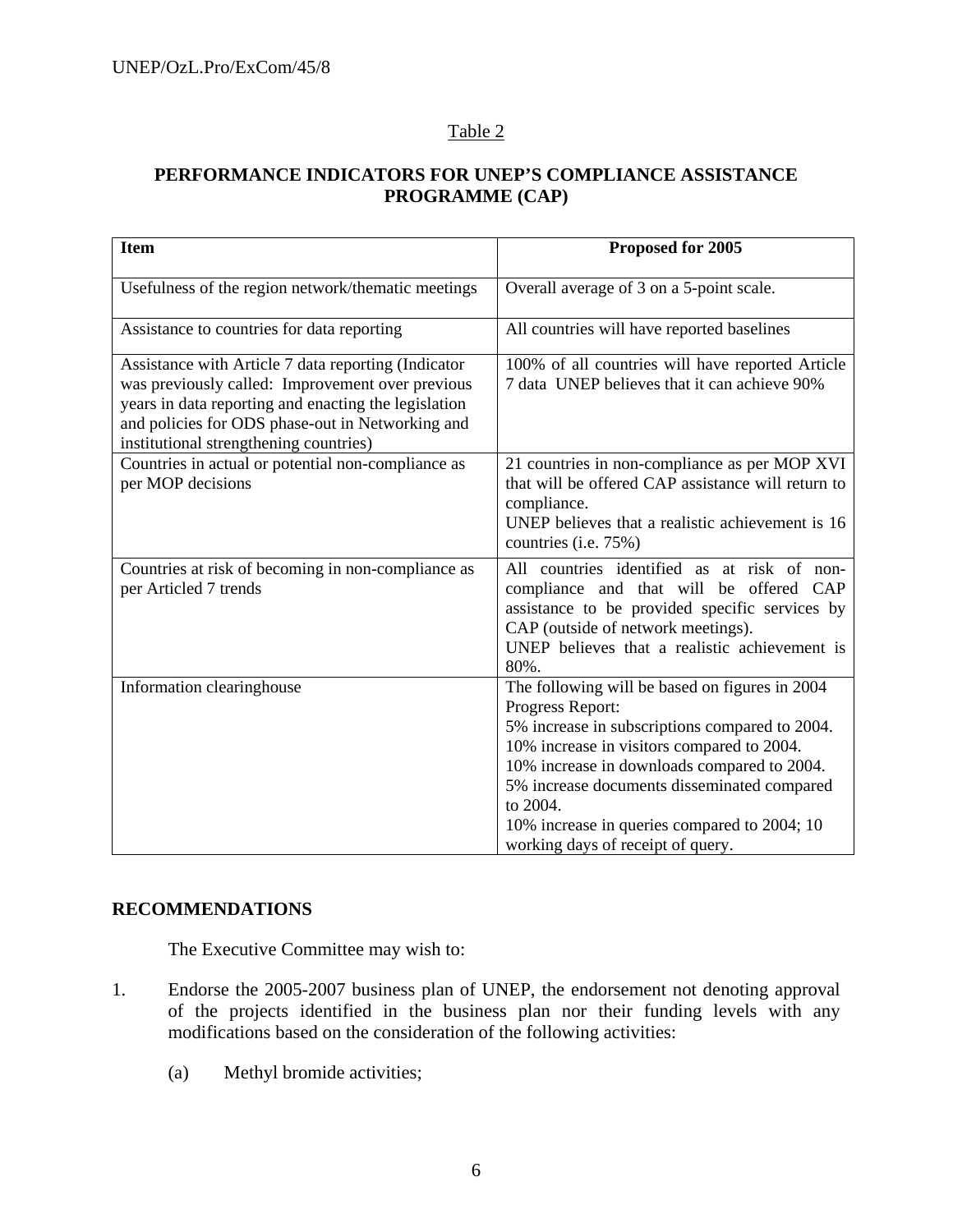Table 2

**PERFORMANCE INDICATORS FOR UNEP'S COMPLIANCE ASSISTANCE PROGRAMME (CAP)**

| **Item** | **Proposed for 2005** |
|---|---|
| Usefulness of the region network/thematic meetings | Overall average of 3 on a 5-point scale. |
| Assistance to countries for data reporting | All countries will have reported baselines |
| Assistance with Article 7 data reporting (Indicator was previously called: Improvement over previous years in data reporting and enacting the legislation and policies for ODS phase-out in Networking and institutional strengthening countries) | 100% of all countries will have reported Article 7 data UNEP believes that it can achieve 90% |
| Countries in actual or potential non-compliance as per MOP decisions | 21 countries in non-compliance as per MOP XVI that will be offered CAP assistance will return to compliance.<br>UNEP believes that a realistic achievement is 16 countries (i.e. 75%) |
| Countries at risk of becoming in non-compliance as per Articled 7 trends | All countries identified as at risk of non-compliance and that will be offered CAP assistance to be provided specific services by CAP (outside of network meetings).<br>UNEP believes that a realistic achievement is 80%. |
| Information clearinghouse | The following will be based on figures in 2004 Progress Report:<br>5% increase in subscriptions compared to 2004.<br>10% increase in visitors compared to 2004.<br>10% increase in downloads compared to 2004.<br>5% increase documents disseminated compared to 2004.<br>10% increase in queries compared to 2004; 10 working days of receipt of query. |

**RECOMMENDATIONS**

The Executive Committee may wish to:

1. Endorse the 2005-2007 business plan of UNEP, the endorsement not denoting approval of the projects identified in the business plan nor their funding levels with any modifications based on the consideration of the following activities:

   (a) Methyl bromide activities;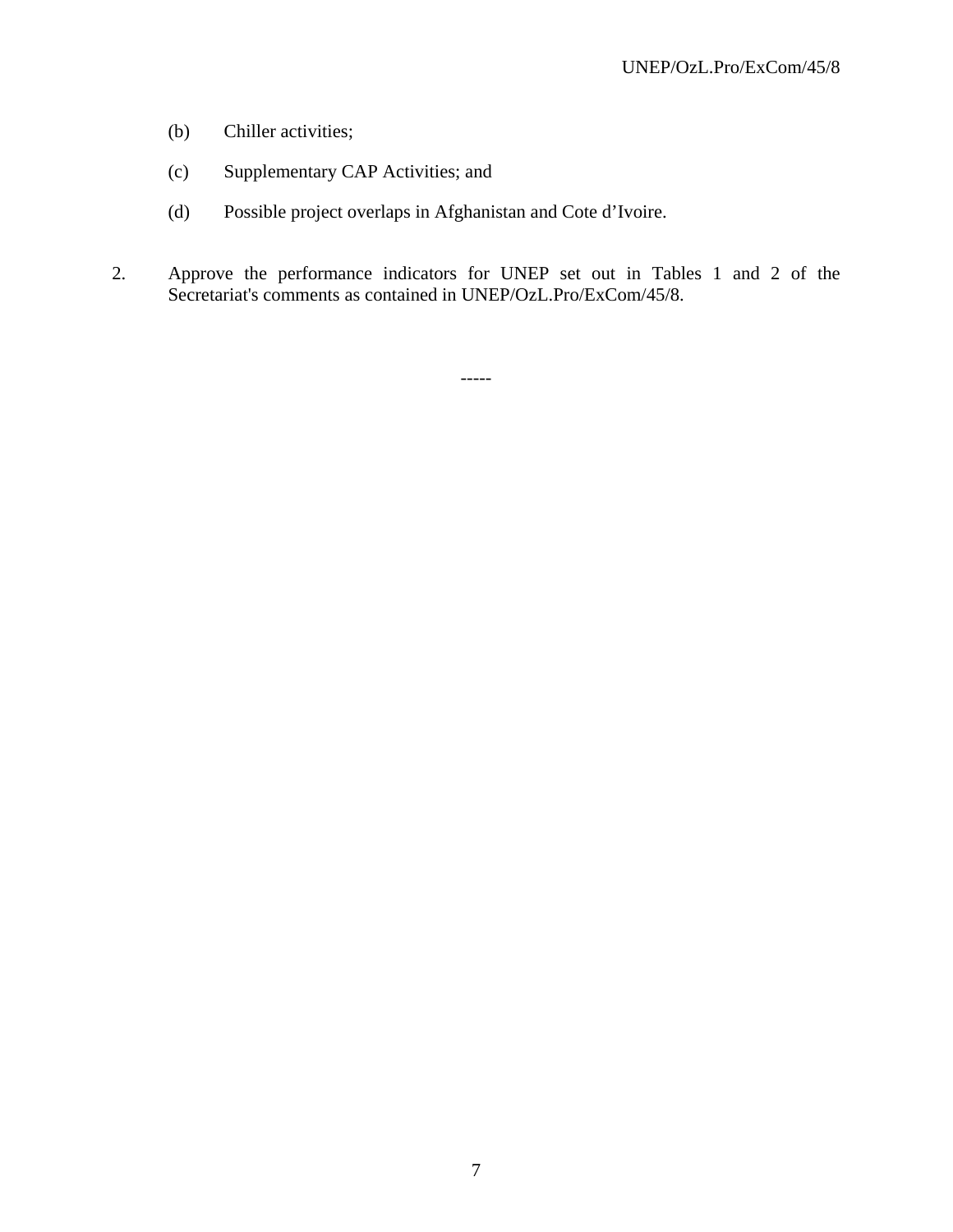(b) Chiller activities;

(c) Supplementary CAP Activities; and

(d) Possible project overlaps in Afghanistan and Cote d'Ivoire.

2. Approve the performance indicators for UNEP set out in Tables 1 and 2 of the Secretariat's comments as contained in UNEP/OzL.Pro/ExCom/45/8.

-----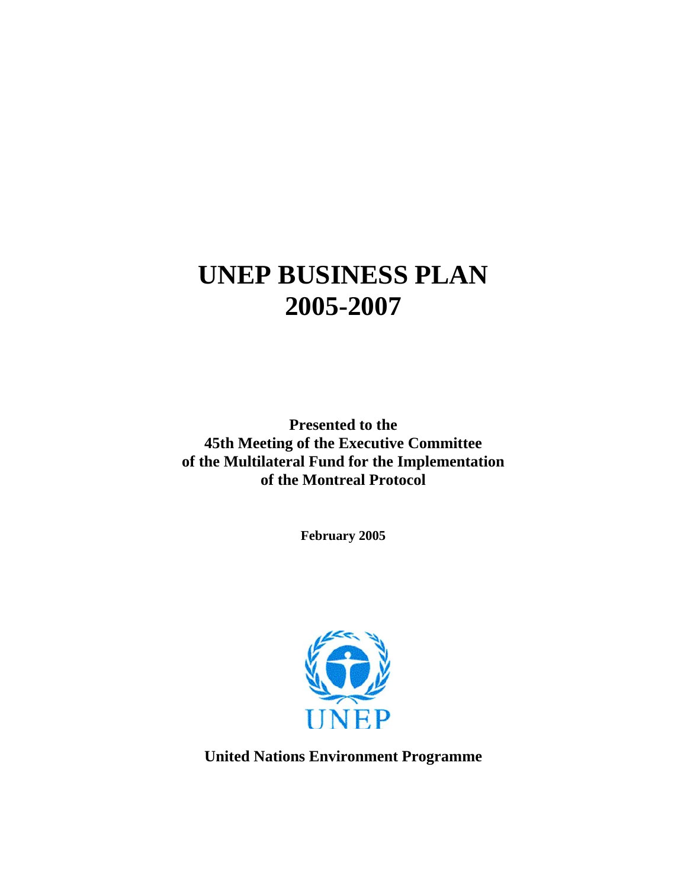# UNEP BUSINESS PLAN 2005-2007

**Presented to the**
**45th Meeting of the Executive Committee**
**of the Multilateral Fund for the Implementation**
**of the Montreal Protocol**

**February 2005**

UNEP

**United Nations Environment Programme**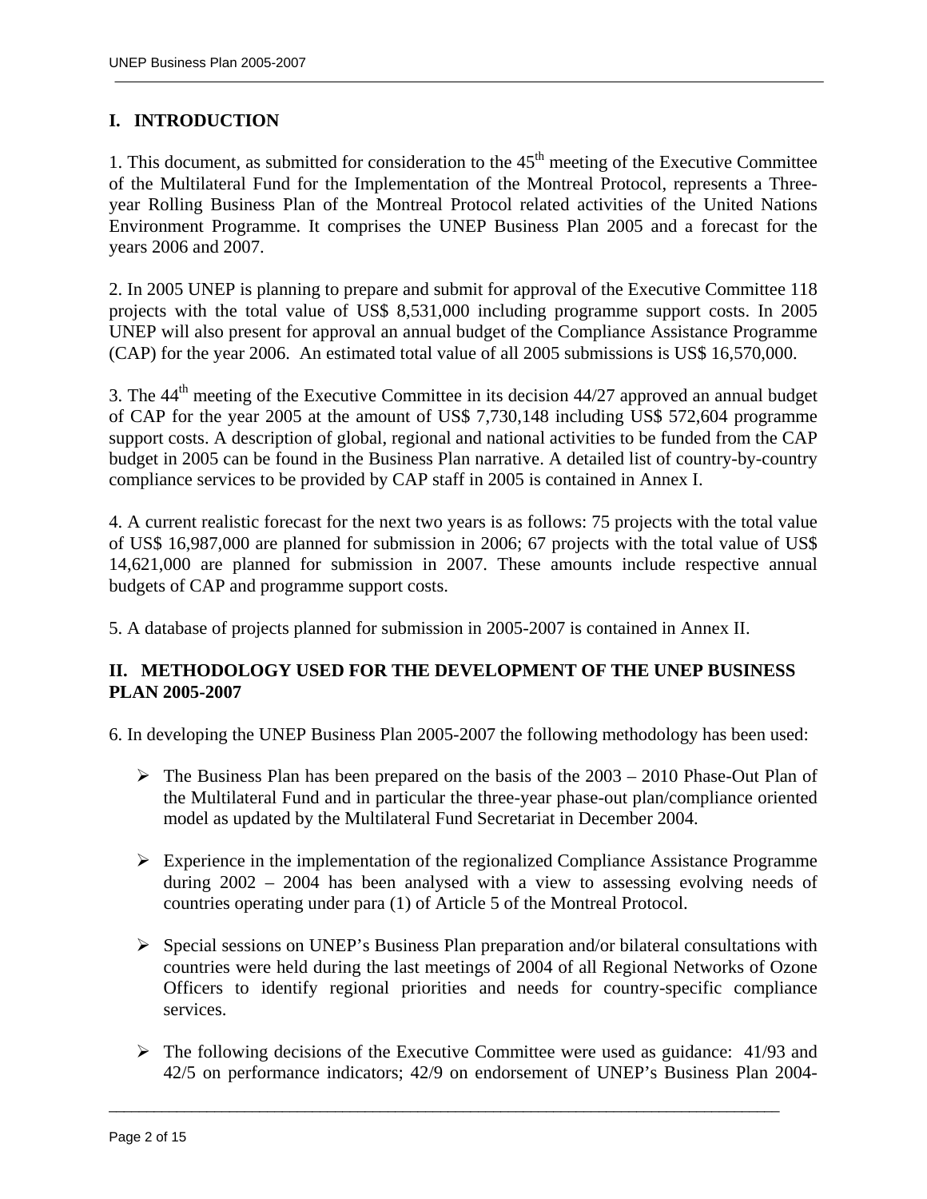## I. INTRODUCTION

1. This document, as submitted for consideration to the 45th meeting of the Executive Committee of the Multilateral Fund for the Implementation of the Montreal Protocol, represents a Three-year Rolling Business Plan of the Montreal Protocol related activities of the United Nations Environment Programme. It comprises the UNEP Business Plan 2005 and a forecast for the years 2006 and 2007.

2. In 2005 UNEP is planning to prepare and submit for approval of the Executive Committee 118 projects with the total value of US$ 8,531,000 including programme support costs. In 2005 UNEP will also present for approval an annual budget of the Compliance Assistance Programme (CAP) for the year 2006. An estimated total value of all 2005 submissions is US$ 16,570,000.

3. The 44th meeting of the Executive Committee in its decision 44/27 approved an annual budget of CAP for the year 2005 at the amount of US$ 7,730,148 including US$ 572,604 programme support costs. A description of global, regional and national activities to be funded from the CAP budget in 2005 can be found in the Business Plan narrative. A detailed list of country-by-country compliance services to be provided by CAP staff in 2005 is contained in Annex I.

4. A current realistic forecast for the next two years is as follows: 75 projects with the total value of US$ 16,987,000 are planned for submission in 2006; 67 projects with the total value of US$ 14,621,000 are planned for submission in 2007. These amounts include respective annual budgets of CAP and programme support costs.

5. A database of projects planned for submission in 2005-2007 is contained in Annex II.

## II. METHODOLOGY USED FOR THE DEVELOPMENT OF THE UNEP BUSINESS PLAN 2005-2007

6. In developing the UNEP Business Plan 2005-2007 the following methodology has been used:

- The Business Plan has been prepared on the basis of the 2003 – 2010 Phase-Out Plan of the Multilateral Fund and in particular the three-year phase-out plan/compliance oriented model as updated by the Multilateral Fund Secretariat in December 2004.
- Experience in the implementation of the regionalized Compliance Assistance Programme during 2002 – 2004 has been analysed with a view to assessing evolving needs of countries operating under para (1) of Article 5 of the Montreal Protocol.
- Special sessions on UNEP's Business Plan preparation and/or bilateral consultations with countries were held during the last meetings of 2004 of all Regional Networks of Ozone Officers to identify regional priorities and needs for country-specific compliance services.
- The following decisions of the Executive Committee were used as guidance: 41/93 and 42/5 on performance indicators; 42/9 on endorsement of UNEP's Business Plan 2004-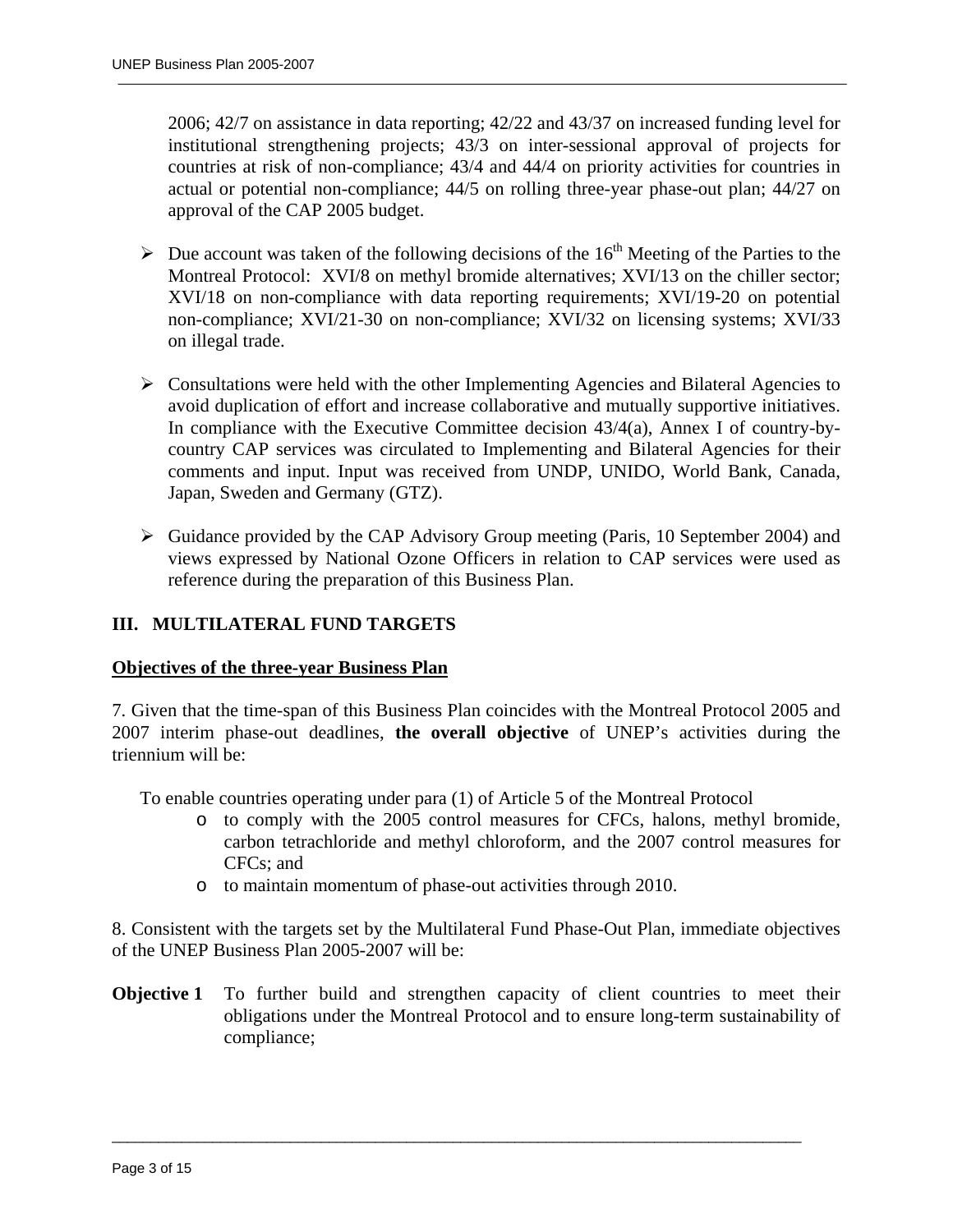2006; 42/7 on assistance in data reporting; 42/22 and 43/37 on increased funding level for institutional strengthening projects; 43/3 on inter-sessional approval of projects for countries at risk of non-compliance; 43/4 and 44/4 on priority activities for countries in actual or potential non-compliance; 44/5 on rolling three-year phase-out plan; 44/27 on approval of the CAP 2005 budget.

- Due account was taken of the following decisions of the 16th Meeting of the Parties to the Montreal Protocol: XVI/8 on methyl bromide alternatives; XVI/13 on the chiller sector; XVI/18 on non-compliance with data reporting requirements; XVI/19-20 on potential non-compliance; XVI/21-30 on non-compliance; XVI/32 on licensing systems; XVI/33 on illegal trade.

- Consultations were held with the other Implementing Agencies and Bilateral Agencies to avoid duplication of effort and increase collaborative and mutually supportive initiatives. In compliance with the Executive Committee decision 43/4(a), Annex I of country-by-country CAP services was circulated to Implementing and Bilateral Agencies for their comments and input. Input was received from UNDP, UNIDO, World Bank, Canada, Japan, Sweden and Germany (GTZ).

- Guidance provided by the CAP Advisory Group meeting (Paris, 10 September 2004) and views expressed by National Ozone Officers in relation to CAP services were used as reference during the preparation of this Business Plan.

## III. MULTILATERAL FUND TARGETS

**Objectives of the three-year Business Plan**

7. Given that the time-span of this Business Plan coincides with the Montreal Protocol 2005 and 2007 interim phase-out deadlines, **the overall objective** of UNEP's activities during the triennium will be:

To enable countries operating under para (1) of Article 5 of the Montreal Protocol

- to comply with the 2005 control measures for CFCs, halons, methyl bromide, carbon tetrachloride and methyl chloroform, and the 2007 control measures for CFCs; and
- to maintain momentum of phase-out activities through 2010.

8. Consistent with the targets set by the Multilateral Fund Phase-Out Plan, immediate objectives of the UNEP Business Plan 2005-2007 will be:

**Objective 1** To further build and strengthen capacity of client countries to meet their obligations under the Montreal Protocol and to ensure long-term sustainability of compliance;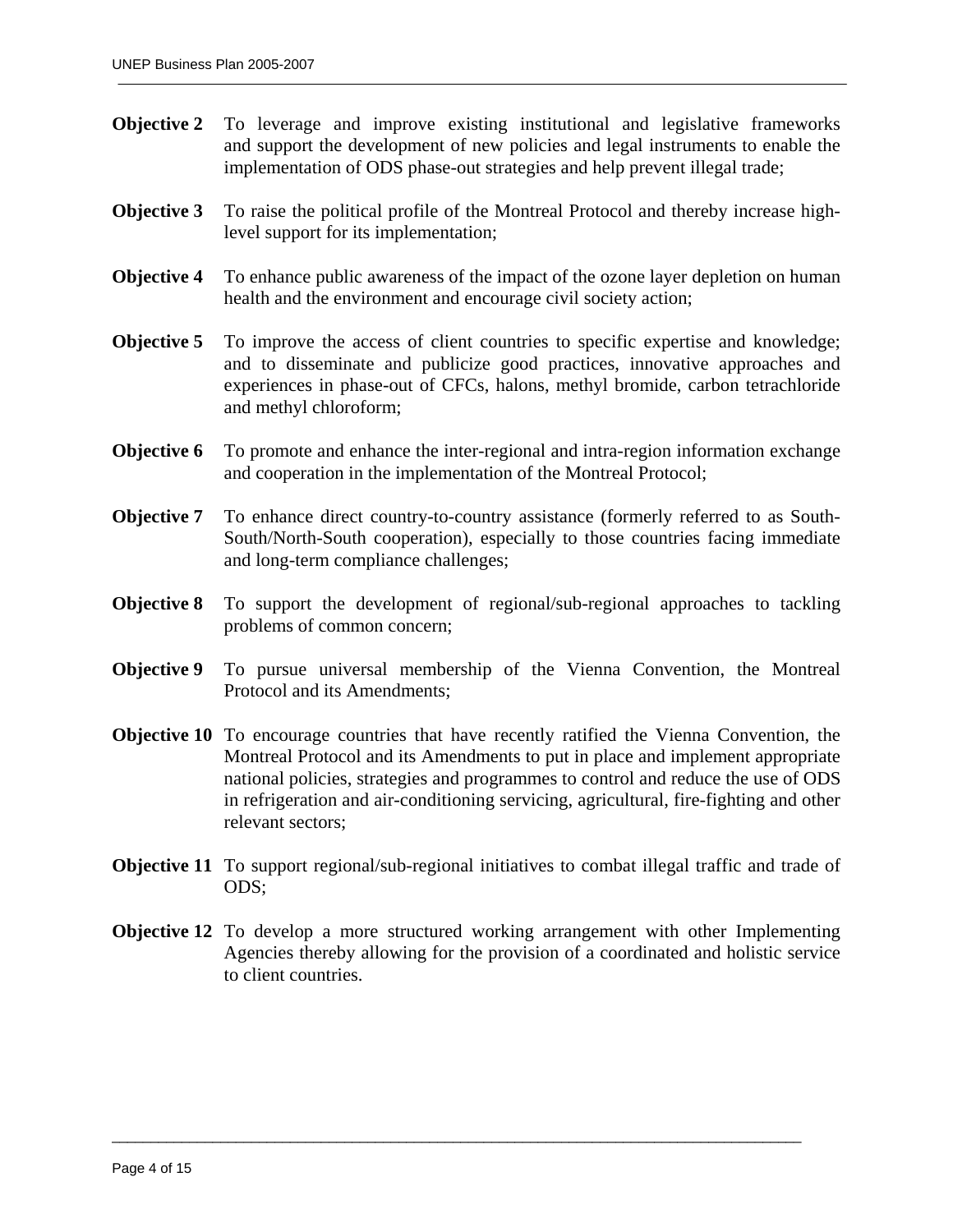**Objective 2** To leverage and improve existing institutional and legislative frameworks and support the development of new policies and legal instruments to enable the implementation of ODS phase-out strategies and help prevent illegal trade;

**Objective 3** To raise the political profile of the Montreal Protocol and thereby increase high-level support for its implementation;

**Objective 4** To enhance public awareness of the impact of the ozone layer depletion on human health and the environment and encourage civil society action;

**Objective 5** To improve the access of client countries to specific expertise and knowledge; and to disseminate and publicize good practices, innovative approaches and experiences in phase-out of CFCs, halons, methyl bromide, carbon tetrachloride and methyl chloroform;

**Objective 6** To promote and enhance the inter-regional and intra-region information exchange and cooperation in the implementation of the Montreal Protocol;

**Objective 7** To enhance direct country-to-country assistance (formerly referred to as South-South/North-South cooperation), especially to those countries facing immediate and long-term compliance challenges;

**Objective 8** To support the development of regional/sub-regional approaches to tackling problems of common concern;

**Objective 9** To pursue universal membership of the Vienna Convention, the Montreal Protocol and its Amendments;

**Objective 10** To encourage countries that have recently ratified the Vienna Convention, the Montreal Protocol and its Amendments to put in place and implement appropriate national policies, strategies and programmes to control and reduce the use of ODS in refrigeration and air-conditioning servicing, agricultural, fire-fighting and other relevant sectors;

**Objective 11** To support regional/sub-regional initiatives to combat illegal traffic and trade of ODS;

**Objective 12** To develop a more structured working arrangement with other Implementing Agencies thereby allowing for the provision of a coordinated and holistic service to client countries.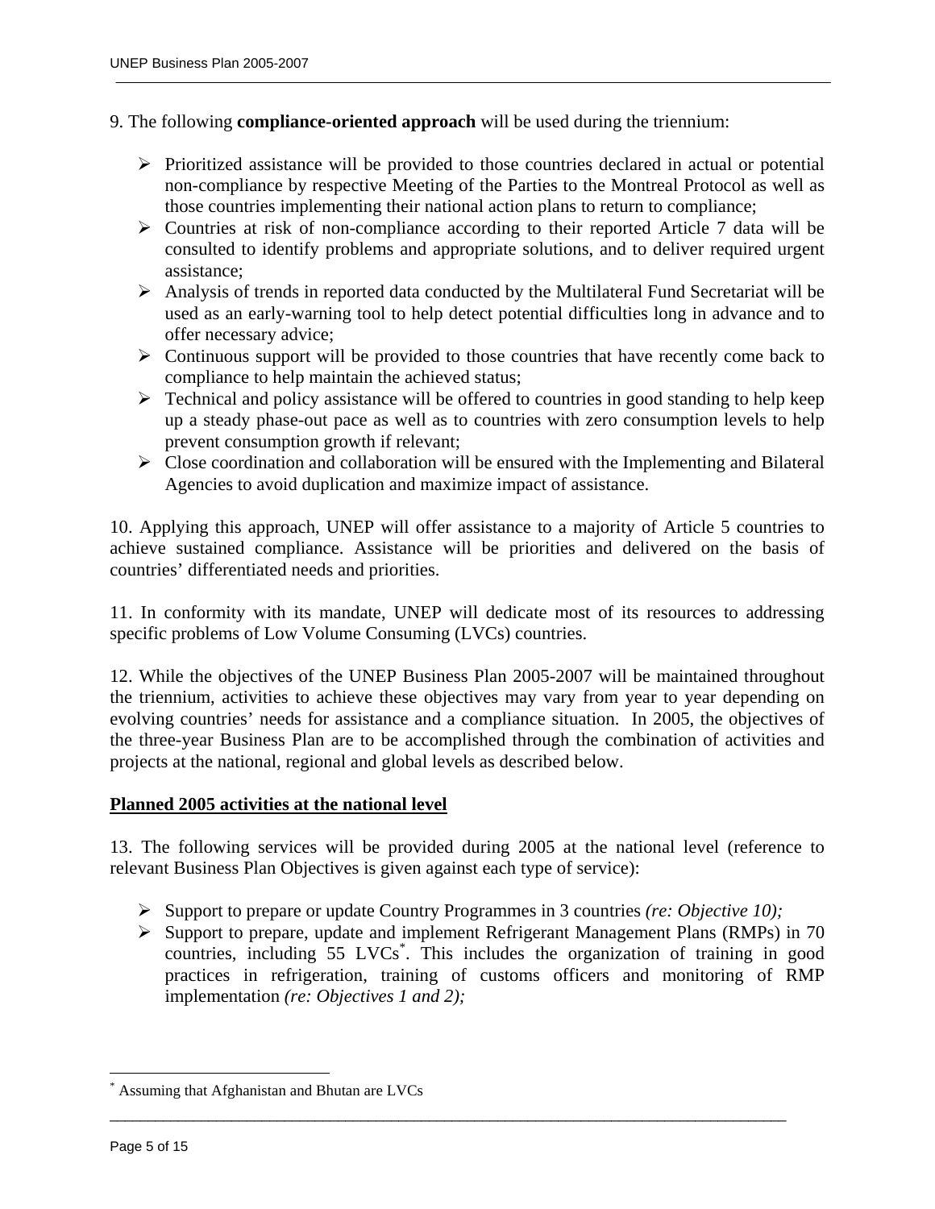9. The following **compliance-oriented approach** will be used during the triennium:

- Prioritized assistance will be provided to those countries declared in actual or potential non-compliance by respective Meeting of the Parties to the Montreal Protocol as well as those countries implementing their national action plans to return to compliance;
- Countries at risk of non-compliance according to their reported Article 7 data will be consulted to identify problems and appropriate solutions, and to deliver required urgent assistance;
- Analysis of trends in reported data conducted by the Multilateral Fund Secretariat will be used as an early-warning tool to help detect potential difficulties long in advance and to offer necessary advice;
- Continuous support will be provided to those countries that have recently come back to compliance to help maintain the achieved status;
- Technical and policy assistance will be offered to countries in good standing to help keep up a steady phase-out pace as well as to countries with zero consumption levels to help prevent consumption growth if relevant;
- Close coordination and collaboration will be ensured with the Implementing and Bilateral Agencies to avoid duplication and maximize impact of assistance.

10. Applying this approach, UNEP will offer assistance to a majority of Article 5 countries to achieve sustained compliance. Assistance will be priorities and delivered on the basis of countries' differentiated needs and priorities.

11. In conformity with its mandate, UNEP will dedicate most of its resources to addressing specific problems of Low Volume Consuming (LVCs) countries.

12. While the objectives of the UNEP Business Plan 2005-2007 will be maintained throughout the triennium, activities to achieve these objectives may vary from year to year depending on evolving countries' needs for assistance and a compliance situation. In 2005, the objectives of the three-year Business Plan are to be accomplished through the combination of activities and projects at the national, regional and global levels as described below.

## Planned 2005 activities at the national level

13. The following services will be provided during 2005 at the national level (reference to relevant Business Plan Objectives is given against each type of service):

- Support to prepare or update Country Programmes in 3 countries *(re: Objective 10);*
- Support to prepare, update and implement Refrigerant Management Plans (RMPs) in 70 countries, including 55 LVCs[*]. This includes the organization of training in good practices in refrigeration, training of customs officers and monitoring of RMP implementation *(re: Objectives 1 and 2);*

[*] Assuming that Afghanistan and Bhutan are LVCs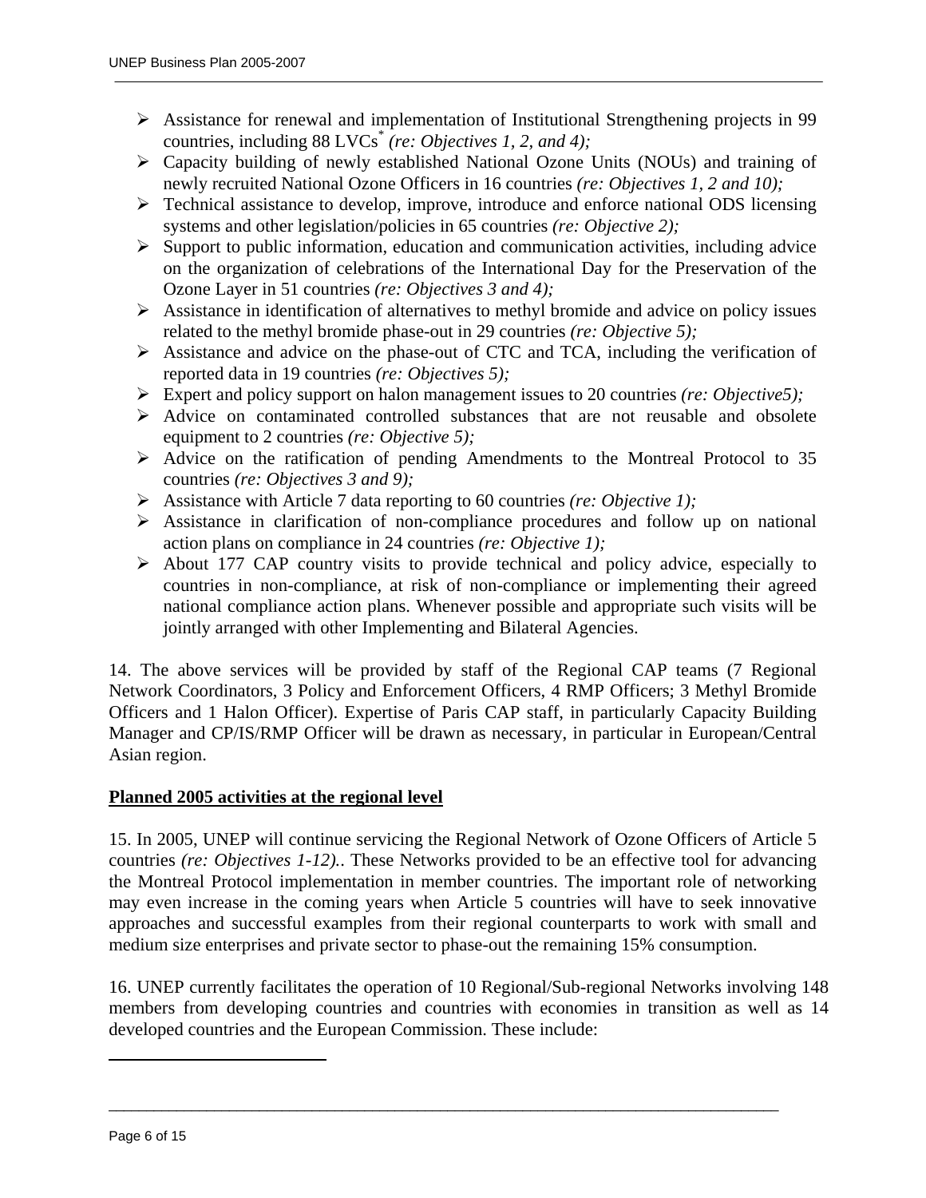- Assistance for renewal and implementation of Institutional Strengthening projects in 99 countries, including 88 LVCs[*] *(re: Objectives 1, 2, and 4);*
- Capacity building of newly established National Ozone Units (NOUs) and training of newly recruited National Ozone Officers in 16 countries *(re: Objectives 1, 2 and 10);*
- Technical assistance to develop, improve, introduce and enforce national ODS licensing systems and other legislation/policies in 65 countries *(re: Objective 2);*
- Support to public information, education and communication activities, including advice on the organization of celebrations of the International Day for the Preservation of the Ozone Layer in 51 countries *(re: Objectives 3 and 4);*
- Assistance in identification of alternatives to methyl bromide and advice on policy issues related to the methyl bromide phase-out in 29 countries *(re: Objective 5);*
- Assistance and advice on the phase-out of CTC and TCA, including the verification of reported data in 19 countries *(re: Objectives 5);*
- Expert and policy support on halon management issues to 20 countries *(re: Objective5);*
- Advice on contaminated controlled substances that are not reusable and obsolete equipment to 2 countries *(re: Objective 5);*
- Advice on the ratification of pending Amendments to the Montreal Protocol to 35 countries *(re: Objectives 3 and 9);*
- Assistance with Article 7 data reporting to 60 countries *(re: Objective 1);*
- Assistance in clarification of non-compliance procedures and follow up on national action plans on compliance in 24 countries *(re: Objective 1);*
- About 177 CAP country visits to provide technical and policy advice, especially to countries in non-compliance, at risk of non-compliance or implementing their agreed national compliance action plans. Whenever possible and appropriate such visits will be jointly arranged with other Implementing and Bilateral Agencies.

14. The above services will be provided by staff of the Regional CAP teams (7 Regional Network Coordinators, 3 Policy and Enforcement Officers, 4 RMP Officers; 3 Methyl Bromide Officers and 1 Halon Officer). Expertise of Paris CAP staff, in particularly Capacity Building Manager and CP/IS/RMP Officer will be drawn as necessary, in particular in European/Central Asian region.

**Planned 2005 activities at the regional level**

15. In 2005, UNEP will continue servicing the Regional Network of Ozone Officers of Article 5 countries *(re: Objectives 1-12).*. These Networks provided to be an effective tool for advancing the Montreal Protocol implementation in member countries. The important role of networking may even increase in the coming years when Article 5 countries will have to seek innovative approaches and successful examples from their regional counterparts to work with small and medium size enterprises and private sector to phase-out the remaining 15% consumption.

16. UNEP currently facilitates the operation of 10 Regional/Sub-regional Networks involving 148 members from developing countries and countries with economies in transition as well as 14 developed countries and the European Commission. These include: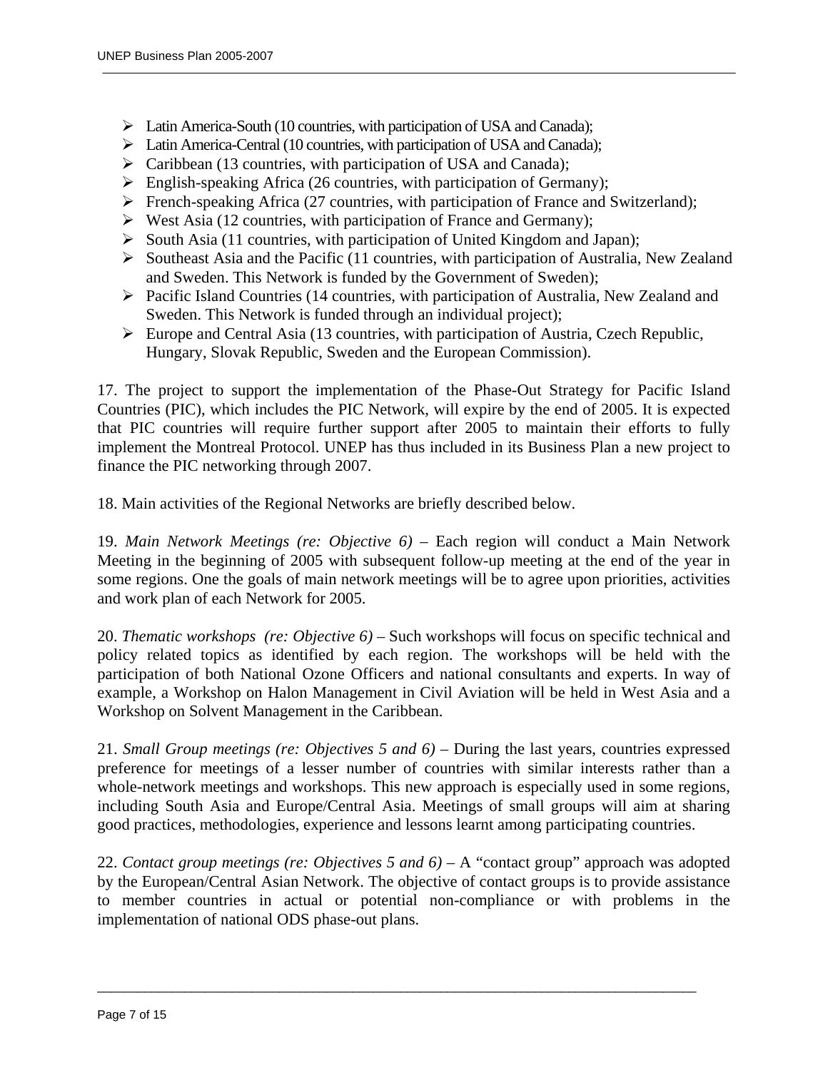- Latin America-South (10 countries, with participation of USA and Canada);
- Latin America-Central (10 countries, with participation of USA and Canada);
- Caribbean (13 countries, with participation of USA and Canada);
- English-speaking Africa (26 countries, with participation of Germany);
- French-speaking Africa (27 countries, with participation of France and Switzerland);
- West Asia (12 countries, with participation of France and Germany);
- South Asia (11 countries, with participation of United Kingdom and Japan);
- Southeast Asia and the Pacific (11 countries, with participation of Australia, New Zealand and Sweden. This Network is funded by the Government of Sweden);
- Pacific Island Countries (14 countries, with participation of Australia, New Zealand and Sweden. This Network is funded through an individual project);
- Europe and Central Asia (13 countries, with participation of Austria, Czech Republic, Hungary, Slovak Republic, Sweden and the European Commission).

17. The project to support the implementation of the Phase-Out Strategy for Pacific Island Countries (PIC), which includes the PIC Network, will expire by the end of 2005. It is expected that PIC countries will require further support after 2005 to maintain their efforts to fully implement the Montreal Protocol. UNEP has thus included in its Business Plan a new project to finance the PIC networking through 2007.

18. Main activities of the Regional Networks are briefly described below.

19. *Main Network Meetings (re: Objective 6)* – Each region will conduct a Main Network Meeting in the beginning of 2005 with subsequent follow-up meeting at the end of the year in some regions. One the goals of main network meetings will be to agree upon priorities, activities and work plan of each Network for 2005.

20. *Thematic workshops (re: Objective 6)* – Such workshops will focus on specific technical and policy related topics as identified by each region. The workshops will be held with the participation of both National Ozone Officers and national consultants and experts. In way of example, a Workshop on Halon Management in Civil Aviation will be held in West Asia and a Workshop on Solvent Management in the Caribbean.

21. *Small Group meetings (re: Objectives 5 and 6)* – During the last years, countries expressed preference for meetings of a lesser number of countries with similar interests rather than a whole-network meetings and workshops. This new approach is especially used in some regions, including South Asia and Europe/Central Asia. Meetings of small groups will aim at sharing good practices, methodologies, experience and lessons learnt among participating countries.

22. *Contact group meetings (re: Objectives 5 and 6)* – A "contact group" approach was adopted by the European/Central Asian Network. The objective of contact groups is to provide assistance to member countries in actual or potential non-compliance or with problems in the implementation of national ODS phase-out plans.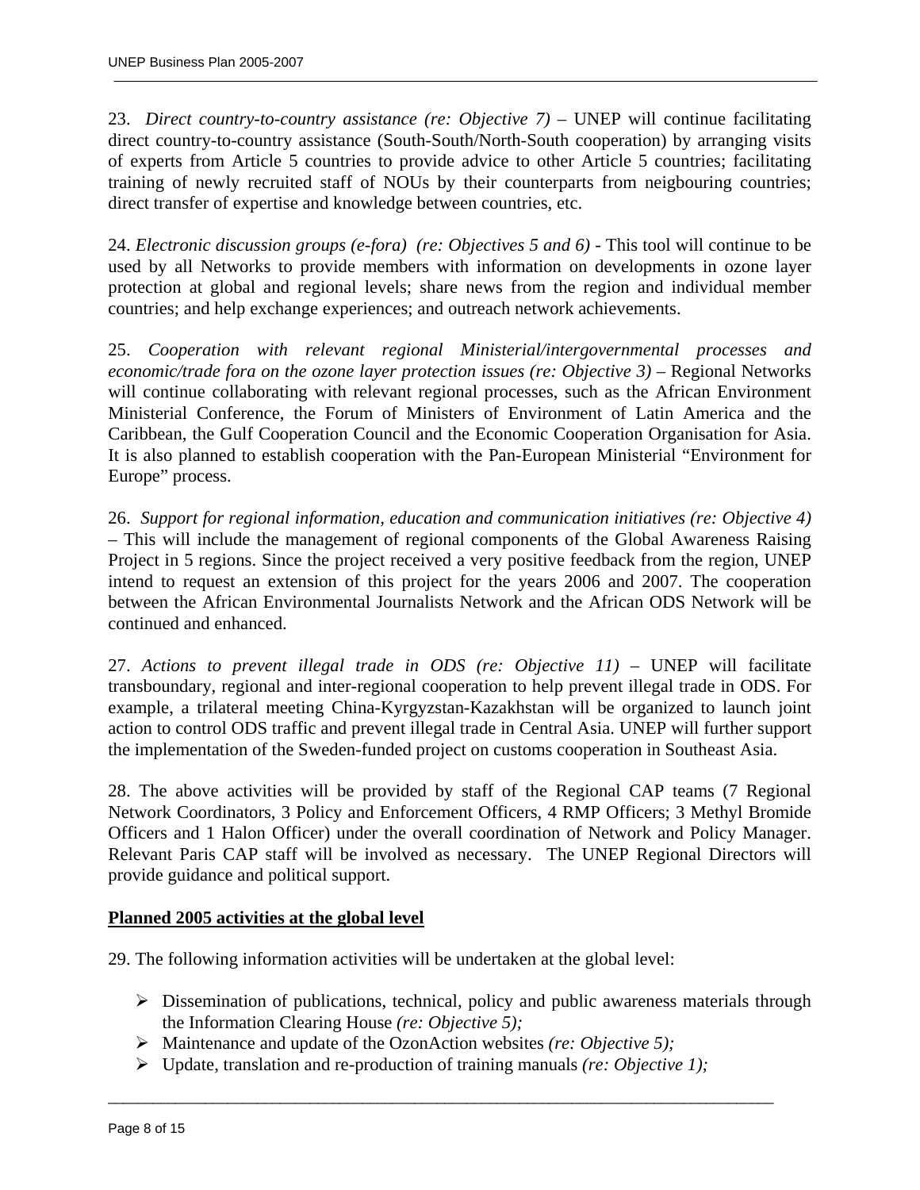23. *Direct country-to-country assistance (re: Objective 7)* – UNEP will continue facilitating direct country-to-country assistance (South-South/North-South cooperation) by arranging visits of experts from Article 5 countries to provide advice to other Article 5 countries; facilitating training of newly recruited staff of NOUs by their counterparts from neigbouring countries; direct transfer of expertise and knowledge between countries, etc.

24. *Electronic discussion groups (e-fora) (re: Objectives 5 and 6)* - This tool will continue to be used by all Networks to provide members with information on developments in ozone layer protection at global and regional levels; share news from the region and individual member countries; and help exchange experiences; and outreach network achievements.

25. *Cooperation with relevant regional Ministerial/intergovernmental processes and economic/trade fora on the ozone layer protection issues (re: Objective 3)* – Regional Networks will continue collaborating with relevant regional processes, such as the African Environment Ministerial Conference, the Forum of Ministers of Environment of Latin America and the Caribbean, the Gulf Cooperation Council and the Economic Cooperation Organisation for Asia. It is also planned to establish cooperation with the Pan-European Ministerial "Environment for Europe" process.

26. *Support for regional information, education and communication initiatives (re: Objective 4)* – This will include the management of regional components of the Global Awareness Raising Project in 5 regions. Since the project received a very positive feedback from the region, UNEP intend to request an extension of this project for the years 2006 and 2007. The cooperation between the African Environmental Journalists Network and the African ODS Network will be continued and enhanced.

27. *Actions to prevent illegal trade in ODS (re: Objective 11)* – UNEP will facilitate transboundary, regional and inter-regional cooperation to help prevent illegal trade in ODS. For example, a trilateral meeting China-Kyrgyzstan-Kazakhstan will be organized to launch joint action to control ODS traffic and prevent illegal trade in Central Asia. UNEP will further support the implementation of the Sweden-funded project on customs cooperation in Southeast Asia.

28. The above activities will be provided by staff of the Regional CAP teams (7 Regional Network Coordinators, 3 Policy and Enforcement Officers, 4 RMP Officers; 3 Methyl Bromide Officers and 1 Halon Officer) under the overall coordination of Network and Policy Manager. Relevant Paris CAP staff will be involved as necessary. The UNEP Regional Directors will provide guidance and political support.

**Planned 2005 activities at the global level**

29. The following information activities will be undertaken at the global level:

- Dissemination of publications, technical, policy and public awareness materials through the Information Clearing House *(re: Objective 5);*
- Maintenance and update of the OzonAction websites *(re: Objective 5);*
- Update, translation and re-production of training manuals *(re: Objective 1);*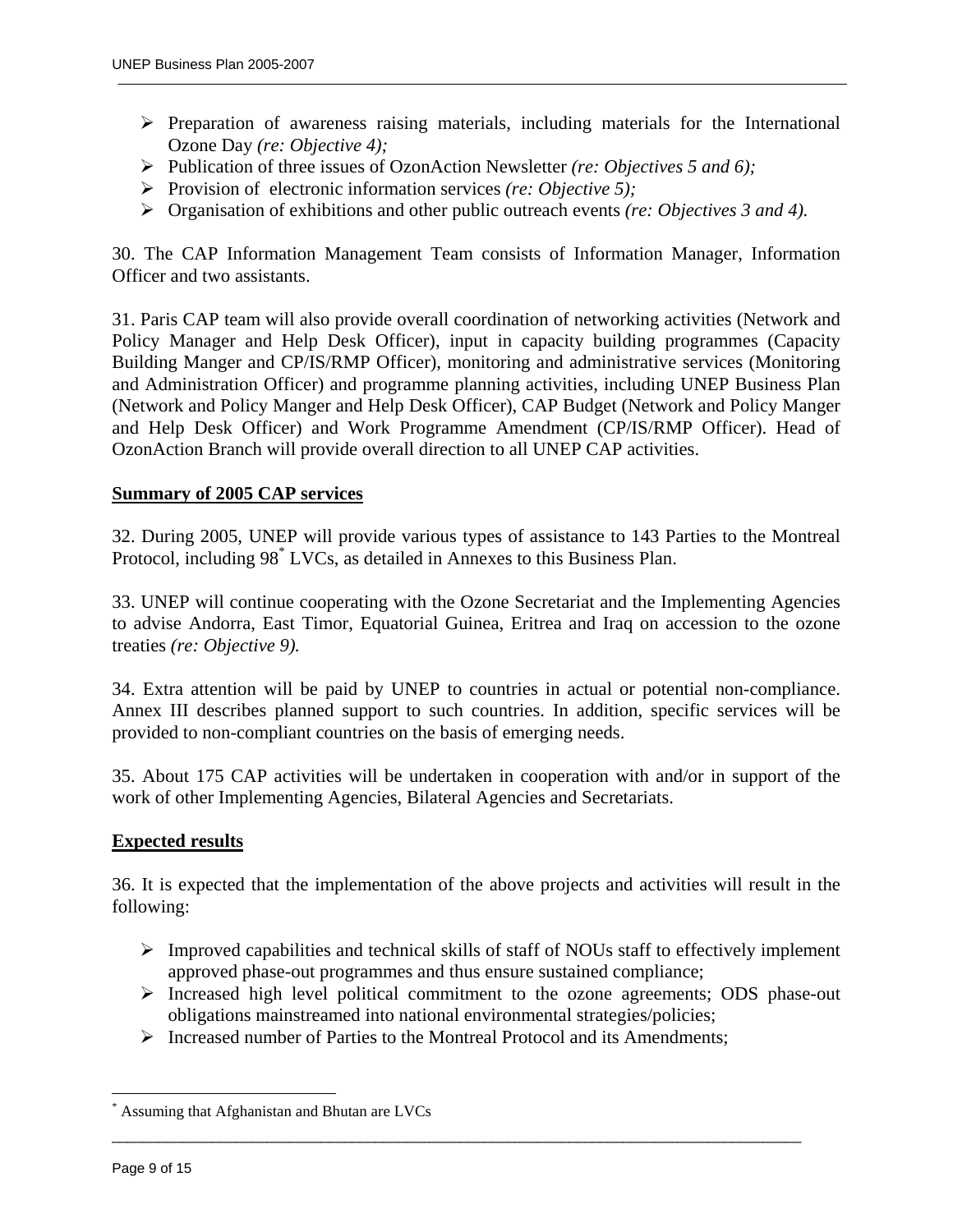- Preparation of awareness raising materials, including materials for the International Ozone Day *(re: Objective 4);*
- Publication of three issues of OzonAction Newsletter *(re: Objectives 5 and 6);*
- Provision of electronic information services *(re: Objective 5);*
- Organisation of exhibitions and other public outreach events *(re: Objectives 3 and 4).*

30. The CAP Information Management Team consists of Information Manager, Information Officer and two assistants.

31. Paris CAP team will also provide overall coordination of networking activities (Network and Policy Manager and Help Desk Officer), input in capacity building programmes (Capacity Building Manger and CP/IS/RMP Officer), monitoring and administrative services (Monitoring and Administration Officer) and programme planning activities, including UNEP Business Plan (Network and Policy Manger and Help Desk Officer), CAP Budget (Network and Policy Manger and Help Desk Officer) and Work Programme Amendment (CP/IS/RMP Officer). Head of OzonAction Branch will provide overall direction to all UNEP CAP activities.

**Summary of 2005 CAP services**

32. During 2005, UNEP will provide various types of assistance to 143 Parties to the Montreal Protocol, including 98* LVCs, as detailed in Annexes to this Business Plan.

33. UNEP will continue cooperating with the Ozone Secretariat and the Implementing Agencies to advise Andorra, East Timor, Equatorial Guinea, Eritrea and Iraq on accession to the ozone treaties *(re: Objective 9).*

34. Extra attention will be paid by UNEP to countries in actual or potential non-compliance. Annex III describes planned support to such countries. In addition, specific services will be provided to non-compliant countries on the basis of emerging needs.

35. About 175 CAP activities will be undertaken in cooperation with and/or in support of the work of other Implementing Agencies, Bilateral Agencies and Secretariats.

**Expected results**

36. It is expected that the implementation of the above projects and activities will result in the following:

- Improved capabilities and technical skills of staff of NOUs staff to effectively implement approved phase-out programmes and thus ensure sustained compliance;
- Increased high level political commitment to the ozone agreements; ODS phase-out obligations mainstreamed into national environmental strategies/policies;
- Increased number of Parties to the Montreal Protocol and its Amendments;

\* Assuming that Afghanistan and Bhutan are LVCs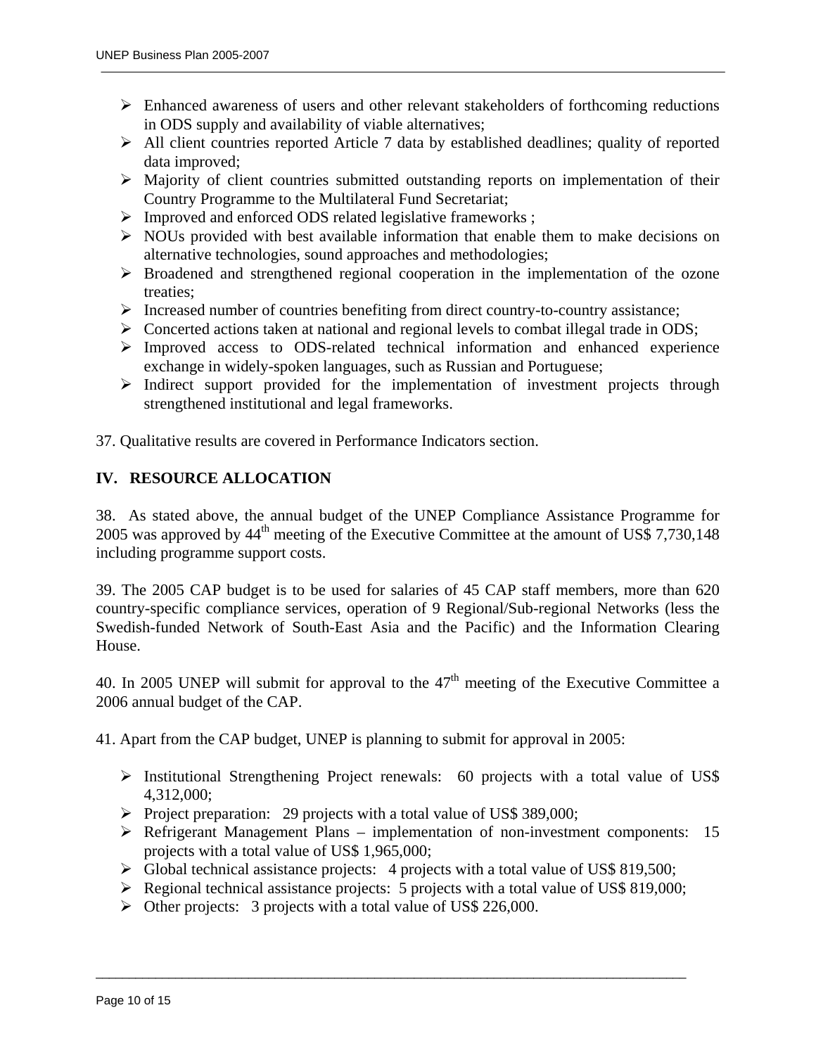- Enhanced awareness of users and other relevant stakeholders of forthcoming reductions in ODS supply and availability of viable alternatives;
- All client countries reported Article 7 data by established deadlines; quality of reported data improved;
- Majority of client countries submitted outstanding reports on implementation of their Country Programme to the Multilateral Fund Secretariat;
- Improved and enforced ODS related legislative frameworks ;
- NOUs provided with best available information that enable them to make decisions on alternative technologies, sound approaches and methodologies;
- Broadened and strengthened regional cooperation in the implementation of the ozone treaties;
- Increased number of countries benefiting from direct country-to-country assistance;
- Concerted actions taken at national and regional levels to combat illegal trade in ODS;
- Improved access to ODS-related technical information and enhanced experience exchange in widely-spoken languages, such as Russian and Portuguese;
- Indirect support provided for the implementation of investment projects through strengthened institutional and legal frameworks.

37. Qualitative results are covered in Performance Indicators section.

## IV. RESOURCE ALLOCATION

38. As stated above, the annual budget of the UNEP Compliance Assistance Programme for 2005 was approved by 44th meeting of the Executive Committee at the amount of US$ 7,730,148 including programme support costs.

39. The 2005 CAP budget is to be used for salaries of 45 CAP staff members, more than 620 country-specific compliance services, operation of 9 Regional/Sub-regional Networks (less the Swedish-funded Network of South-East Asia and the Pacific) and the Information Clearing House.

40. In 2005 UNEP will submit for approval to the 47th meeting of the Executive Committee a 2006 annual budget of the CAP.

41. Apart from the CAP budget, UNEP is planning to submit for approval in 2005:

- Institutional Strengthening Project renewals: 60 projects with a total value of US$ 4,312,000;
- Project preparation: 29 projects with a total value of US$ 389,000;
- Refrigerant Management Plans – implementation of non-investment components: 15 projects with a total value of US$ 1,965,000;
- Global technical assistance projects: 4 projects with a total value of US$ 819,500;
- Regional technical assistance projects: 5 projects with a total value of US$ 819,000;
- Other projects: 3 projects with a total value of US$ 226,000.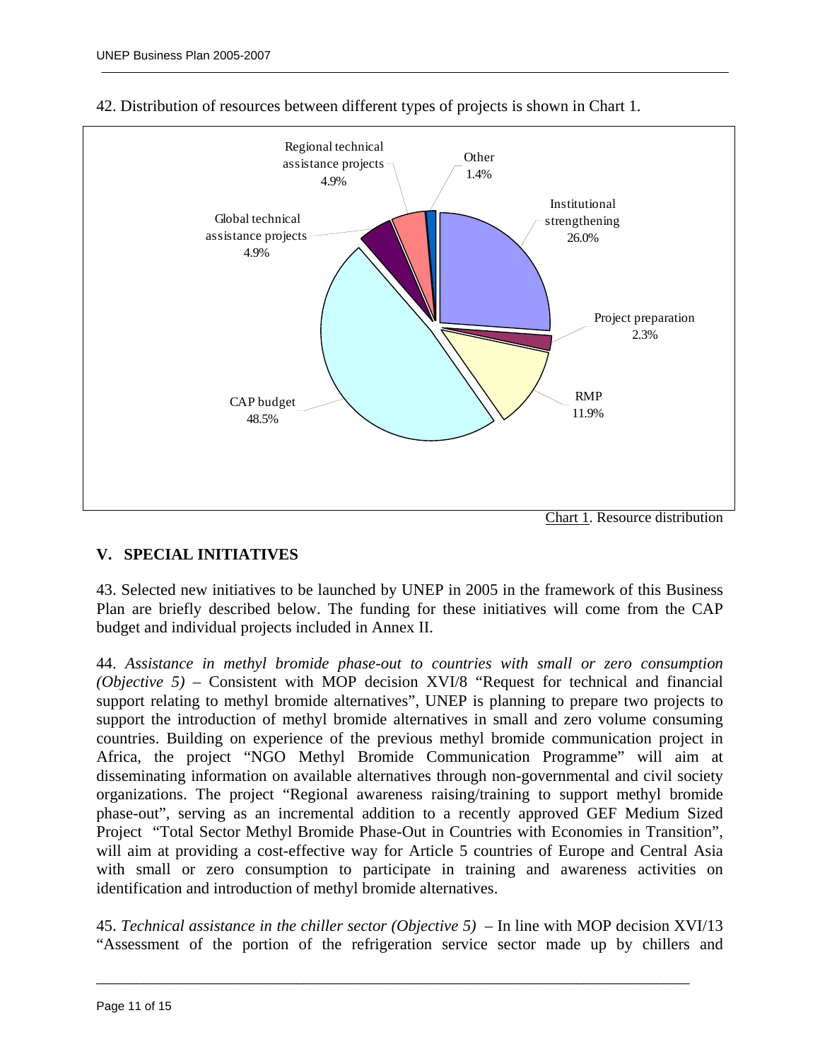42. Distribution of resources between different types of projects is shown in Chart 1.

| Type of project | Share |
|---|---|
| Institutional strengthening | 26.0% |
| Project preparation | 2.3% |
| RMP | 11.9% |
| CAP budget | 48.5% |
| Global technical assistance projects | 4.9% |
| Regional technical assistance projects | 4.9% |
| Other | 1.4% |

Chart 1. Resource distribution

## V. SPECIAL INITIATIVES

43. Selected new initiatives to be launched by UNEP in 2005 in the framework of this Business Plan are briefly described below. The funding for these initiatives will come from the CAP budget and individual projects included in Annex II.

44. *Assistance in methyl bromide phase-out to countries with small or zero consumption (Objective 5)* – Consistent with MOP decision XVI/8 "Request for technical and financial support relating to methyl bromide alternatives", UNEP is planning to prepare two projects to support the introduction of methyl bromide alternatives in small and zero volume consuming countries. Building on experience of the previous methyl bromide communication project in Africa, the project "NGO Methyl Bromide Communication Programme" will aim at disseminating information on available alternatives through non-governmental and civil society organizations. The project "Regional awareness raising/training to support methyl bromide phase-out", serving as an incremental addition to a recently approved GEF Medium Sized Project "Total Sector Methyl Bromide Phase-Out in Countries with Economies in Transition", will aim at providing a cost-effective way for Article 5 countries of Europe and Central Asia with small or zero consumption to participate in training and awareness activities on identification and introduction of methyl bromide alternatives.

45. *Technical assistance in the chiller sector (Objective 5)* – In line with MOP decision XVI/13 "Assessment of the portion of the refrigeration service sector made up by chillers and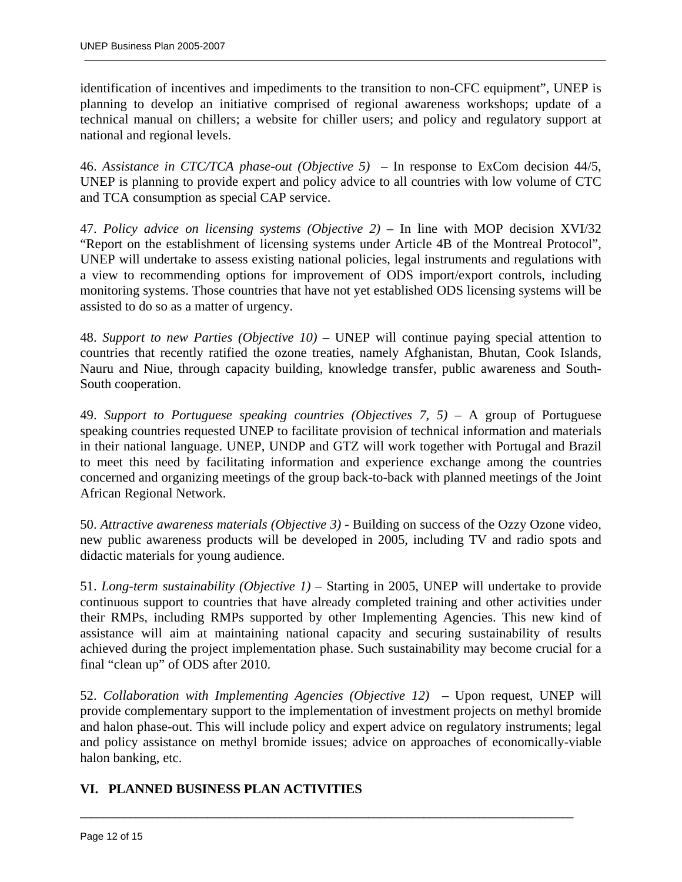identification of incentives and impediments to the transition to non-CFC equipment", UNEP is planning to develop an initiative comprised of regional awareness workshops; update of a technical manual on chillers; a website for chiller users; and policy and regulatory support at national and regional levels.

46. *Assistance in CTC/TCA phase-out (Objective 5)* – In response to ExCom decision 44/5, UNEP is planning to provide expert and policy advice to all countries with low volume of CTC and TCA consumption as special CAP service.

47. *Policy advice on licensing systems (Objective 2)* – In line with MOP decision XVI/32 "Report on the establishment of licensing systems under Article 4B of the Montreal Protocol", UNEP will undertake to assess existing national policies, legal instruments and regulations with a view to recommending options for improvement of ODS import/export controls, including monitoring systems. Those countries that have not yet established ODS licensing systems will be assisted to do so as a matter of urgency.

48. *Support to new Parties (Objective 10)* – UNEP will continue paying special attention to countries that recently ratified the ozone treaties, namely Afghanistan, Bhutan, Cook Islands, Nauru and Niue, through capacity building, knowledge transfer, public awareness and South-South cooperation.

49. *Support to Portuguese speaking countries (Objectives 7, 5)* – A group of Portuguese speaking countries requested UNEP to facilitate provision of technical information and materials in their national language. UNEP, UNDP and GTZ will work together with Portugal and Brazil to meet this need by facilitating information and experience exchange among the countries concerned and organizing meetings of the group back-to-back with planned meetings of the Joint African Regional Network.

50. *Attractive awareness materials (Objective 3)* - Building on success of the Ozzy Ozone video, new public awareness products will be developed in 2005, including TV and radio spots and didactic materials for young audience.

51. *Long-term sustainability (Objective 1)* – Starting in 2005, UNEP will undertake to provide continuous support to countries that have already completed training and other activities under their RMPs, including RMPs supported by other Implementing Agencies. This new kind of assistance will aim at maintaining national capacity and securing sustainability of results achieved during the project implementation phase. Such sustainability may become crucial for a final "clean up" of ODS after 2010.

52. *Collaboration with Implementing Agencies (Objective 12)* – Upon request, UNEP will provide complementary support to the implementation of investment projects on methyl bromide and halon phase-out. This will include policy and expert advice on regulatory instruments; legal and policy assistance on methyl bromide issues; advice on approaches of economically-viable halon banking, etc.

## VI. PLANNED BUSINESS PLAN ACTIVITIES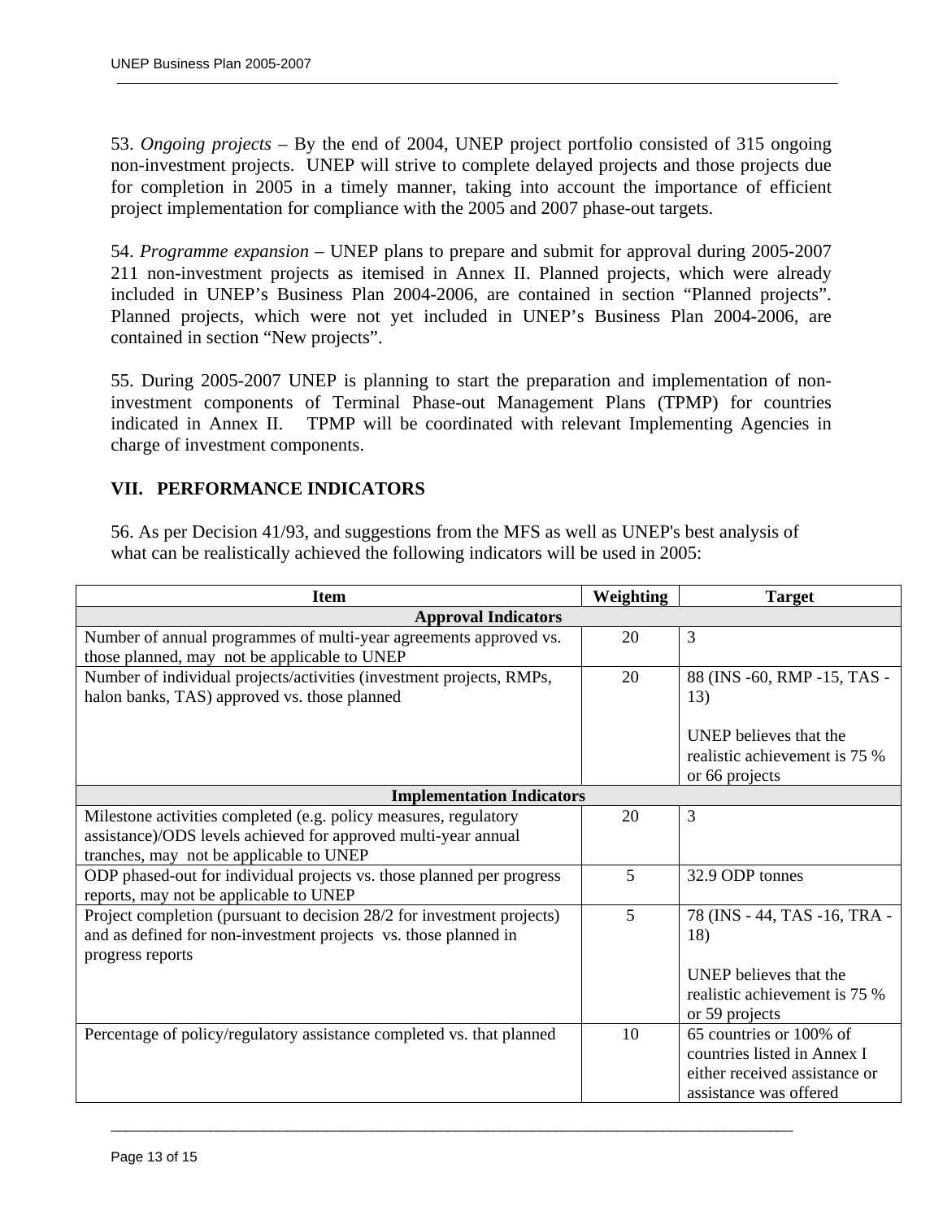53. *Ongoing projects* – By the end of 2004, UNEP project portfolio consisted of 315 ongoing non-investment projects. UNEP will strive to complete delayed projects and those projects due for completion in 2005 in a timely manner, taking into account the importance of efficient project implementation for compliance with the 2005 and 2007 phase-out targets.

54. *Programme expansion* – UNEP plans to prepare and submit for approval during 2005-2007 211 non-investment projects as itemised in Annex II. Planned projects, which were already included in UNEP's Business Plan 2004-2006, are contained in section "Planned projects". Planned projects, which were not yet included in UNEP's Business Plan 2004-2006, are contained in section "New projects".

55. During 2005-2007 UNEP is planning to start the preparation and implementation of non-investment components of Terminal Phase-out Management Plans (TPMP) for countries indicated in Annex II. TPMP will be coordinated with relevant Implementing Agencies in charge of investment components.

## VII. PERFORMANCE INDICATORS

56. As per Decision 41/93, and suggestions from the MFS as well as UNEP's best analysis of what can be realistically achieved the following indicators will be used in 2005:

| Item | Weighting | Target |
|---|---|---|
| **Approval Indicators** | | |
| Number of annual programmes of multi-year agreements approved vs. those planned, may not be applicable to UNEP | 20 | 3 |
| Number of individual projects/activities (investment projects, RMPs, halon banks, TAS) approved vs. those planned | 20 | 88 (INS -60, RMP -15, TAS -13)<br><br>UNEP believes that the realistic achievement is 75 % or 66 projects |
| **Implementation Indicators** | | |
| Milestone activities completed (e.g. policy measures, regulatory assistance)/ODS levels achieved for approved multi-year annual tranches, may not be applicable to UNEP | 20 | 3 |
| ODP phased-out for individual projects vs. those planned per progress reports, may not be applicable to UNEP | 5 | 32.9 ODP tonnes |
| Project completion (pursuant to decision 28/2 for investment projects) and as defined for non-investment projects vs. those planned in progress reports | 5 | 78 (INS - 44, TAS -16, TRA -18)<br><br>UNEP believes that the realistic achievement is 75 % or 59 projects |
| Percentage of policy/regulatory assistance completed vs. that planned | 10 | 65 countries or 100% of countries listed in Annex I either received assistance or assistance was offered |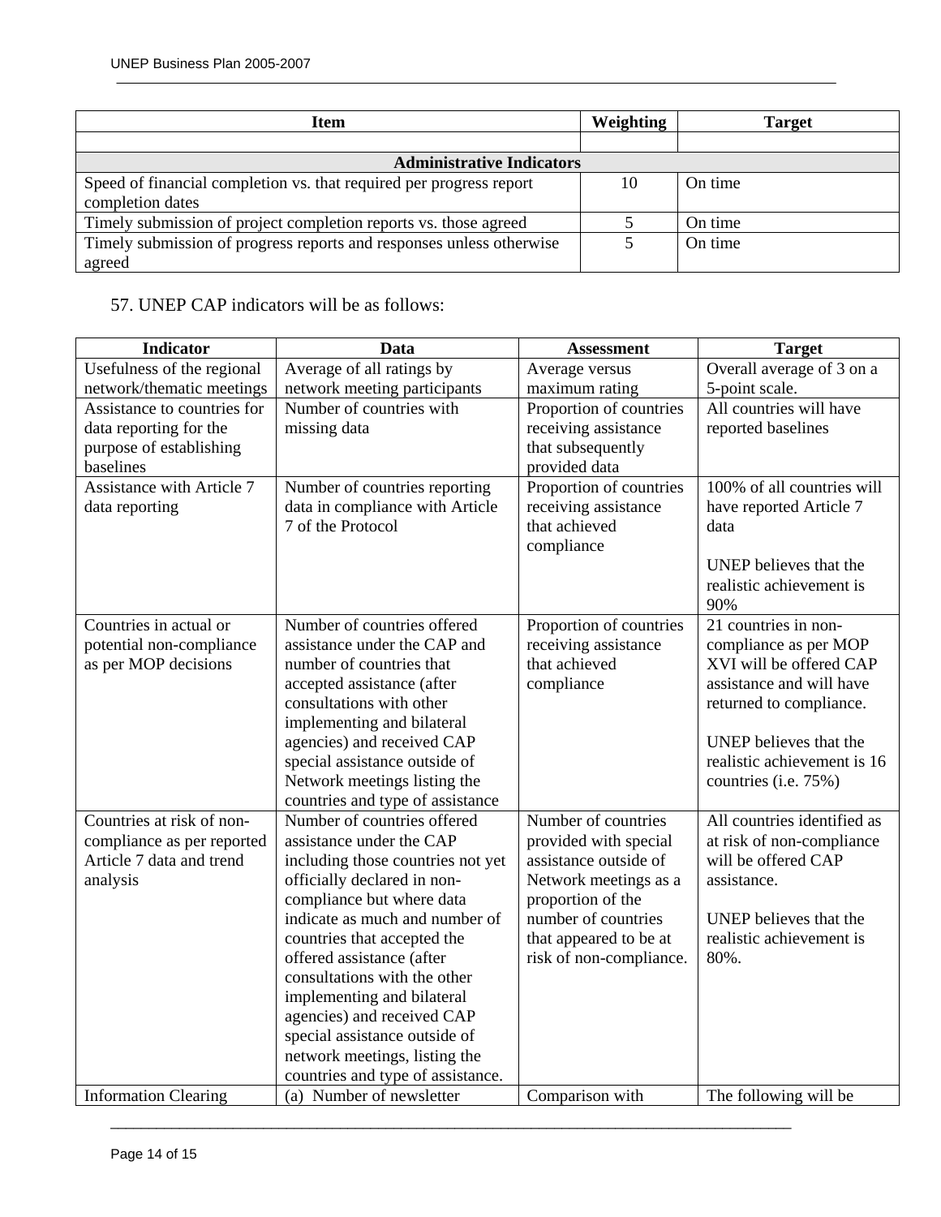| Item | Weighting | Target |
|---|---|---|
| | | |
| **Administrative Indicators** | | |
| Speed of financial completion vs. that required per progress report completion dates | 10 | On time |
| Timely submission of project completion reports vs. those agreed | 5 | On time |
| Timely submission of progress reports and responses unless otherwise agreed | 5 | On time |

57. UNEP CAP indicators will be as follows:

| Indicator | Data | Assessment | Target |
|---|---|---|---|
| Usefulness of the regional network/thematic meetings | Average of all ratings by network meeting participants | Average versus maximum rating | Overall average of 3 on a 5-point scale. |
| Assistance to countries for data reporting for the purpose of establishing baselines | Number of countries with missing data | Proportion of countries receiving assistance that subsequently provided data | All countries will have reported baselines |
| Assistance with Article 7 data reporting | Number of countries reporting data in compliance with Article 7 of the Protocol | Proportion of countries receiving assistance that achieved compliance | 100% of all countries will have reported Article 7 data<br><br>UNEP believes that the realistic achievement is 90% |
| Countries in actual or potential non-compliance as per MOP decisions | Number of countries offered assistance under the CAP and number of countries that accepted assistance (after consultations with other implementing and bilateral agencies) and received CAP special assistance outside of Network meetings listing the countries and type of assistance | Proportion of countries receiving assistance that achieved compliance | 21 countries in non-compliance as per MOP XVI will be offered CAP assistance and will have returned to compliance.<br><br>UNEP believes that the realistic achievement is 16 countries (i.e. 75%) |
| Countries at risk of non-compliance as per reported Article 7 data and trend analysis | Number of countries offered assistance under the CAP including those countries not yet officially declared in non-compliance but where data indicate as much and number of countries that accepted the offered assistance (after consultations with the other implementing and bilateral agencies) and received CAP special assistance outside of network meetings, listing the countries and type of assistance. | Number of countries provided with special assistance outside of Network meetings as a proportion of the number of countries that appeared to be at risk of non-compliance. | All countries identified as at risk of non-compliance will be offered CAP assistance.<br><br>UNEP believes that the realistic achievement is 80%. |
| Information Clearing | (a) Number of newsletter | Comparison with | The following will be |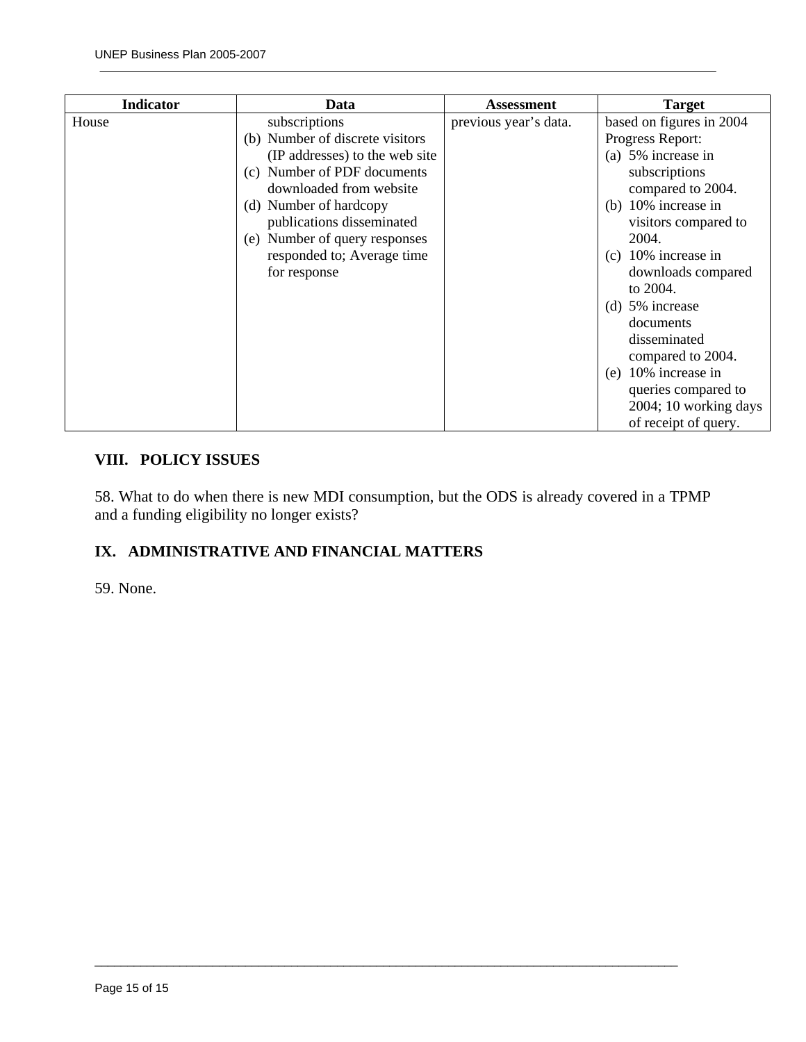| Indicator | Data | Assessment | Target |
|---|---|---|---|
| House | subscriptions<br>(b) Number of discrete visitors (IP addresses) to the web site<br>(c) Number of PDF documents downloaded from website<br>(d) Number of hardcopy publications disseminated<br>(e) Number of query responses responded to; Average time for response | previous year's data. | based on figures in 2004 Progress Report:<br>(a) 5% increase in subscriptions compared to 2004.<br>(b) 10% increase in visitors compared to 2004.<br>(c) 10% increase in downloads compared to 2004.<br>(d) 5% increase documents disseminated compared to 2004.<br>(e) 10% increase in queries compared to 2004; 10 working days of receipt of query. |

## VIII. POLICY ISSUES

58. What to do when there is new MDI consumption, but the ODS is already covered in a TPMP and a funding eligibility no longer exists?

## IX. ADMINISTRATIVE AND FINANCIAL MATTERS

59. None.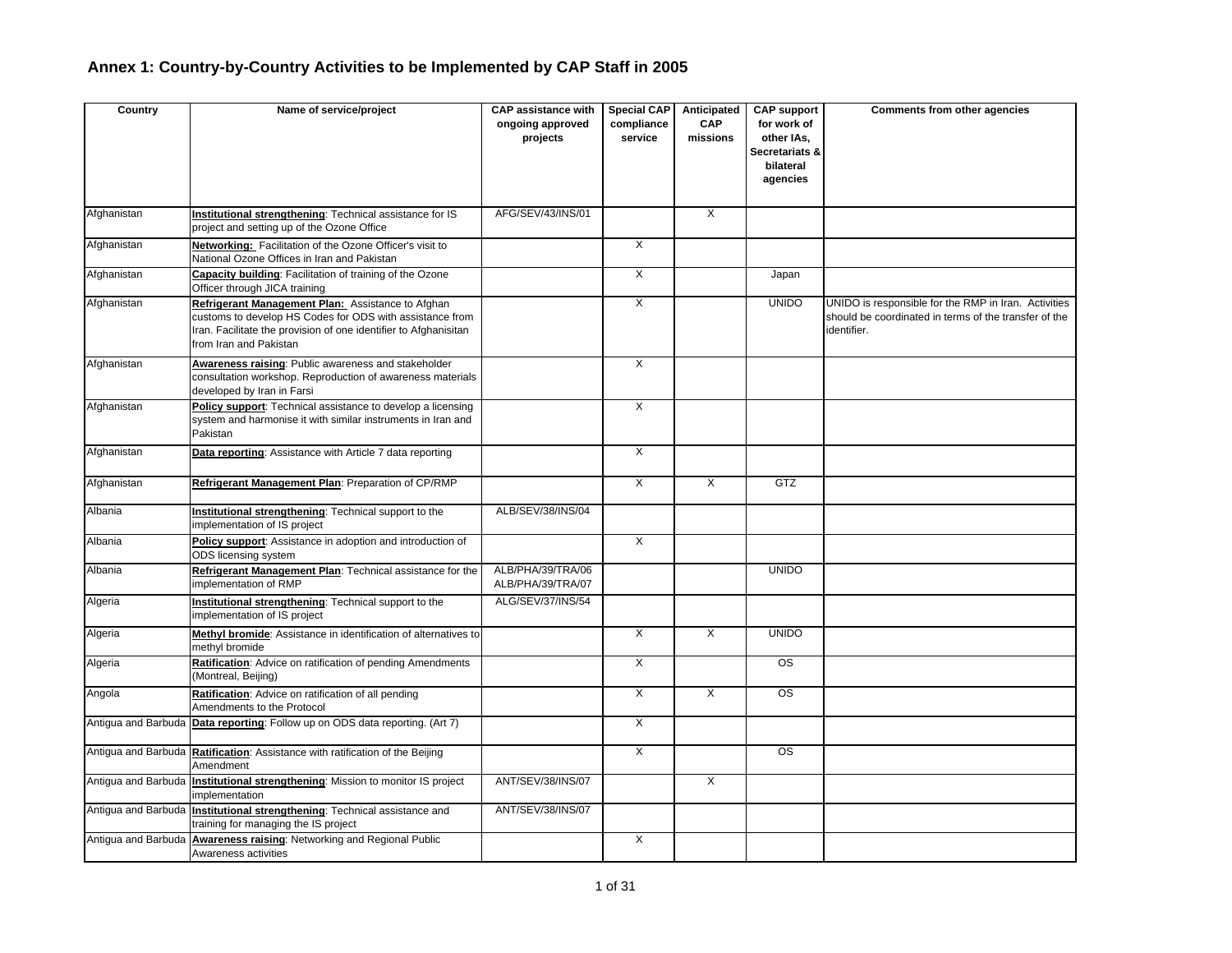## Annex 1: Country-by-Country Activities to be Implemented by CAP Staff in 2005

| Country | Name of service/project | CAP assistance with ongoing approved projects | Special CAP compliance service | Anticipated CAP missions | CAP support for work of other IAs, Secretariats & bilateral agencies | Comments from other agencies |
|---|---|---|---|---|---|---|
| Afghanistan | **Institutional strengthening**: Technical assistance for IS project and setting up of the Ozone Office | AFG/SEV/43/INS/01 | | X | | |
| Afghanistan | **Networking:** Facilitation of the Ozone Officer's visit to National Ozone Offices in Iran and Pakistan | | X | | | |
| Afghanistan | **Capacity building**: Facilitation of training of the Ozone Officer through JICA training | | X | | Japan | |
| Afghanistan | **Refrigerant Management Plan:** Assistance to Afghan customs to develop HS Codes for ODS with assistance from Iran. Facilitate the provision of one identifier to Afghanisitan from Iran and Pakistan | | X | | UNIDO | UNIDO is responsible for the RMP in Iran. Activities should be coordinated in terms of the transfer of the identifier. |
| Afghanistan | **Awareness raising**: Public awareness and stakeholder consultation workshop. Reproduction of awareness materials developed by Iran in Farsi | | X | | | |
| Afghanistan | **Policy support**: Technical assistance to develop a licensing system and harmonise it with similar instruments in Iran and Pakistan | | X | | | |
| Afghanistan | **Data reporting**: Assistance with Article 7 data reporting | | X | | | |
| Afghanistan | **Refrigerant Management Plan**: Preparation of CP/RMP | | X | X | GTZ | |
| Albania | **Institutional strengthening**: Technical support to the implementation of IS project | ALB/SEV/38/INS/04 | | | | |
| Albania | **Policy support**: Assistance in adoption and introduction of ODS licensing system | | X | | | |
| Albania | **Refrigerant Management Plan**: Technical assistance for the implementation of RMP | ALB/PHA/39/TRA/06 ALB/PHA/39/TRA/07 | | | UNIDO | |
| Algeria | **Institutional strengthening**: Technical support to the implementation of IS project | ALG/SEV/37/INS/54 | | | | |
| Algeria | **Methyl bromide**: Assistance in identification of alternatives to methyl bromide | | X | X | UNIDO | |
| Algeria | **Ratification**: Advice on ratification of pending Amendments (Montreal, Beijing) | | X | | OS | |
| Angola | **Ratification**: Advice on ratification of all pending Amendments to the Protocol | | X | X | OS | |
| Antigua and Barbuda | **Data reporting**: Follow up on ODS data reporting. (Art 7) | | X | | | |
| Antigua and Barbuda | **Ratification**: Assistance with ratification of the Beijing Amendment | | X | | OS | |
| Antigua and Barbuda | **Institutional strengthening**: Mission to monitor IS project implementation | ANT/SEV/38/INS/07 | | X | | |
| Antigua and Barbuda | **Institutional strengthening**: Technical assistance and training for managing the IS project | ANT/SEV/38/INS/07 | | | | |
| Antigua and Barbuda | **Awareness raising**: Networking and Regional Public Awareness activities | | X | | | |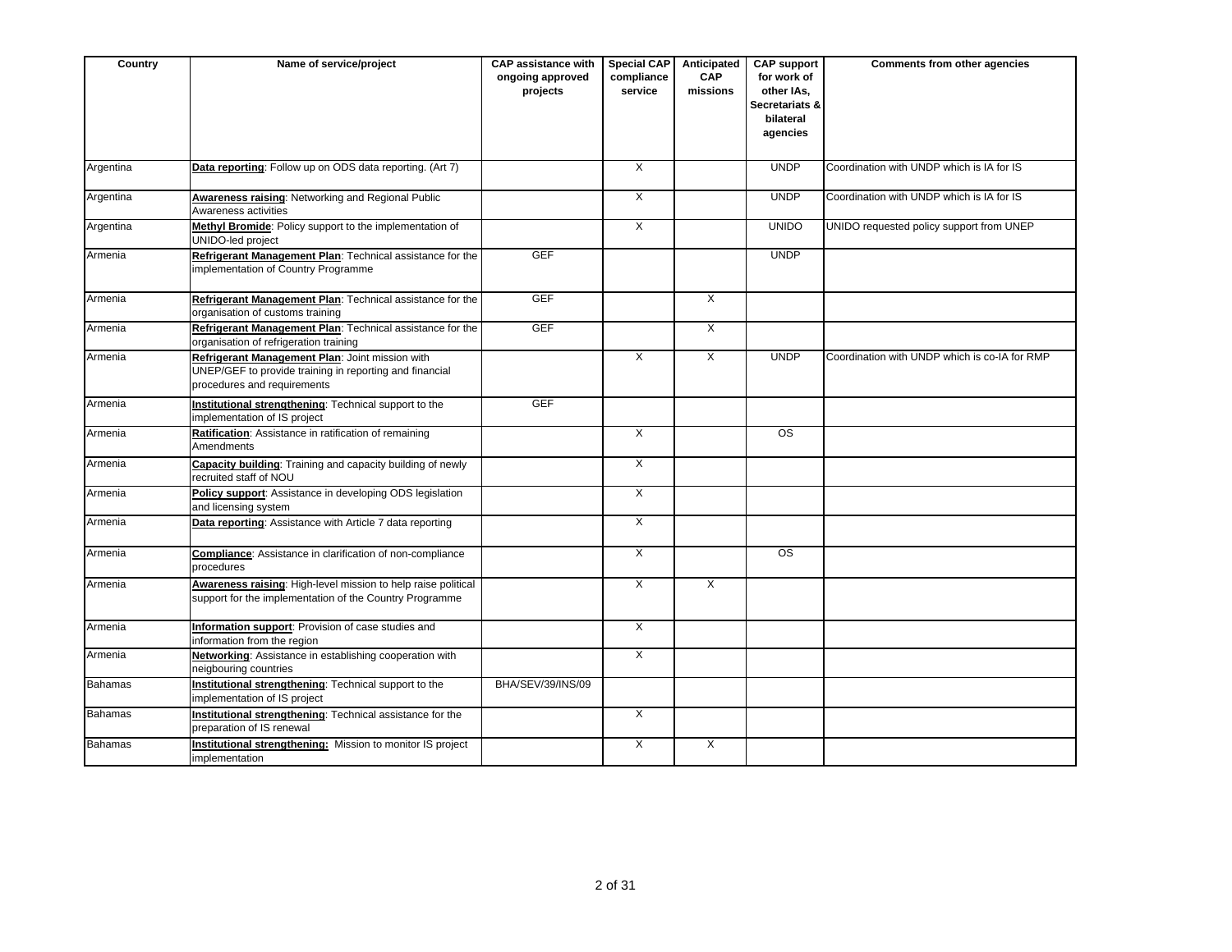| Country | Name of service/project | CAP assistance with ongoing approved projects | Special CAP compliance service | Anticipated CAP missions | CAP support for work of other IAs, Secretariats & bilateral agencies | Comments from other agencies |
|---|---|---|---|---|---|---|
| Argentina | **Data reporting**: Follow up on ODS data reporting. (Art 7) | | X | | UNDP | Coordination with UNDP which is IA for IS |
| Argentina | **Awareness raising**: Networking and Regional Public Awareness activities | | X | | UNDP | Coordination with UNDP which is IA for IS |
| Argentina | **Methyl Bromide**: Policy support to the implementation of UNIDO-led project | | X | | UNIDO | UNIDO requested policy support from UNEP |
| Armenia | **Refrigerant Management Plan**: Technical assistance for the implementation of Country Programme | GEF | | | UNDP | |
| Armenia | **Refrigerant Management Plan**: Technical assistance for the organisation of customs training | GEF | | X | | |
| Armenia | **Refrigerant Management Plan**: Technical assistance for the organisation of refrigeration training | GEF | | X | | |
| Armenia | **Refrigerant Management Plan**: Joint mission with UNEP/GEF to provide training in reporting and financial procedures and requirements | | X | X | UNDP | Coordination with UNDP which is co-IA for RMP |
| Armenia | **Institutional strengthening**: Technical support to the implementation of IS project | GEF | | | | |
| Armenia | **Ratification**: Assistance in ratification of remaining Amendments | | X | | OS | |
| Armenia | **Capacity building**: Training and capacity building of newly recruited staff of NOU | | X | | | |
| Armenia | **Policy support**: Assistance in developing ODS legislation and licensing system | | X | | | |
| Armenia | **Data reporting**: Assistance with Article 7 data reporting | | X | | | |
| Armenia | **Compliance**: Assistance in clarification of non-compliance procedures | | X | | OS | |
| Armenia | **Awareness raising**: High-level mission to help raise political support for the implementation of the Country Programme | | X | X | | |
| Armenia | **Information support**: Provision of case studies and information from the region | | X | | | |
| Armenia | **Networking**: Assistance in establishing cooperation with neigbouring countries | | X | | | |
| Bahamas | **Institutional strengthening**: Technical support to the implementation of IS project | BHA/SEV/39/INS/09 | | | | |
| Bahamas | **Institutional strengthening**: Technical assistance for the preparation of IS renewal | | X | | | |
| Bahamas | **Institutional strengthening:** Mission to monitor IS project implementation | | X | X | | |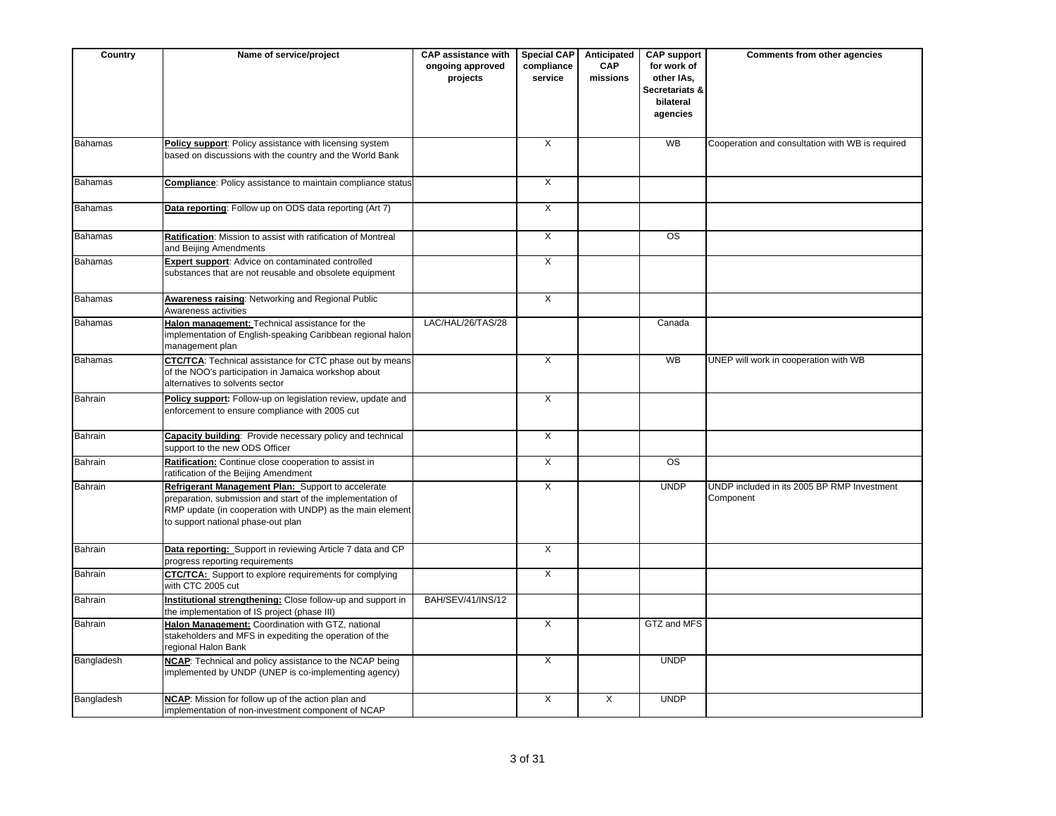| Country | Name of service/project | CAP assistance with ongoing approved projects | Special CAP compliance service | Anticipated CAP missions | CAP support for work of other IAs, Secretariats & bilateral agencies | Comments from other agencies |
|---|---|---|---|---|---|---|
| Bahamas | **Policy support**: Policy assistance with licensing system based on discussions with the country and the World Bank | | X | | WB | Cooperation and consultation with WB is required |
| Bahamas | **Compliance**: Policy assistance to maintain compliance status | | X | | | |
| Bahamas | **Data reporting**: Follow up on ODS data reporting (Art 7) | | X | | | |
| Bahamas | **Ratification**: Mission to assist with ratification of Montreal and Beijing Amendments | | X | | OS | |
| Bahamas | **Expert support**: Advice on contaminated controlled substances that are not reusable and obsolete equipment | | X | | | |
| Bahamas | **Awareness raising**: Networking and Regional Public Awareness activities | | X | | | |
| Bahamas | **Halon management:** Technical assistance for the implementation of English-speaking Caribbean regional halon management plan | LAC/HAL/26/TAS/28 | | | Canada | |
| Bahamas | **CTC/TCA**: Technical assistance for CTC phase out by means of the NOO's participation in Jamaica workshop about alternatives to solvents sector | | X | | WB | UNEP will work in cooperation with WB |
| Bahrain | **Policy support:** Follow-up on legislation review, update and enforcement to ensure compliance with 2005 cut | | X | | | |
| Bahrain | **Capacity building**: Provide necessary policy and technical support to the new ODS Officer | | X | | | |
| Bahrain | **Ratification:** Continue close cooperation to assist in ratification of the Beijing Amendment | | X | | OS | |
| Bahrain | **Refrigerant Management Plan:** Support to accelerate preparation, submission and start of the implementation of RMP update (in cooperation with UNDP) as the main element to support national phase-out plan | | X | | UNDP | UNDP included in its 2005 BP RMP Investment Component |
| Bahrain | **Data reporting:** Support in reviewing Article 7 data and CP progress reporting requirements | | X | | | |
| Bahrain | **CTC/TCA:** Support to explore requirements for complying with CTC 2005 cut | | X | | | |
| Bahrain | **Institutional strengthening:** Close follow-up and support in the implementation of IS project (phase III) | BAH/SEV/41/INS/12 | | | | |
| Bahrain | **Halon Management:** Coordination with GTZ, national stakeholders and MFS in expediting the operation of the regional Halon Bank | | X | | GTZ and MFS | |
| Bangladesh | **NCAP**: Technical and policy assistance to the NCAP being implemented by UNDP (UNEP is co-implementing agency) | | X | | UNDP | |
| Bangladesh | **NCAP**: Mission for follow up of the action plan and implementation of non-investment component of NCAP | | X | X | UNDP | |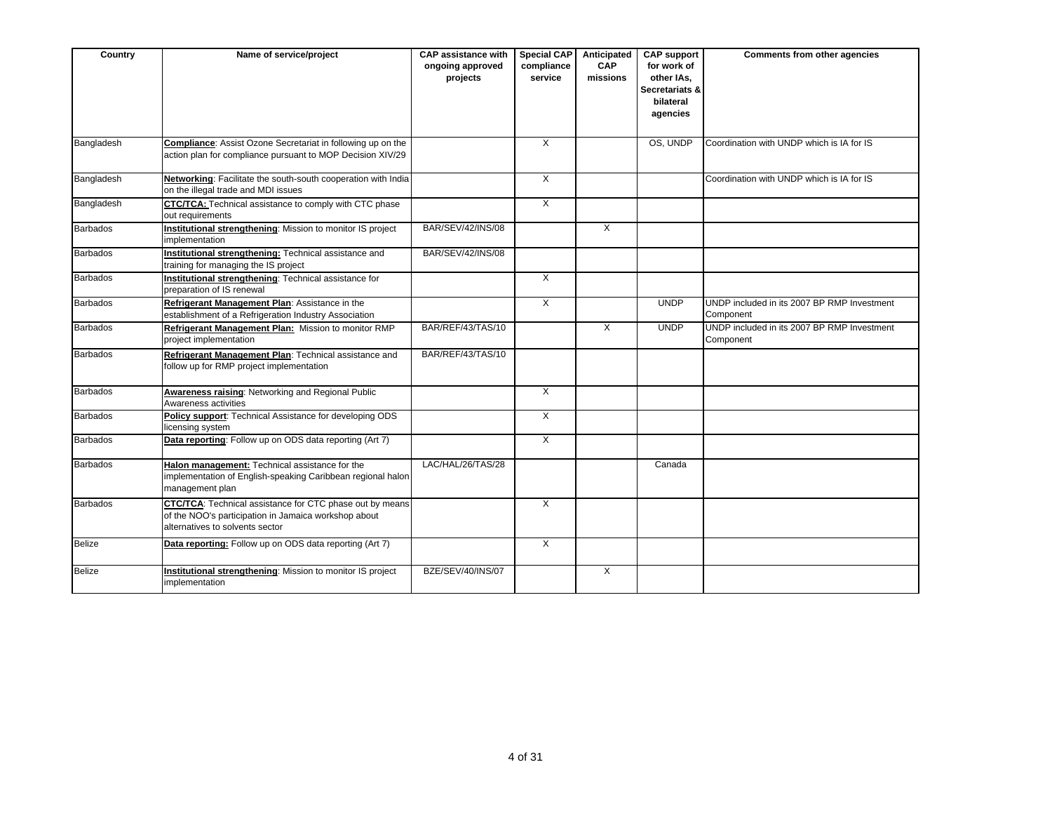| Country | Name of service/project | CAP assistance with ongoing approved projects | Special CAP compliance service | Anticipated CAP missions | CAP support for work of other IAs, Secretariats & bilateral agencies | Comments from other agencies |
|---|---|---|---|---|---|---|
| Bangladesh | **Compliance**: Assist Ozone Secretariat in following up on the action plan for compliance pursuant to MOP Decision XIV/29 | | X | | OS, UNDP | Coordination with UNDP which is IA for IS |
| Bangladesh | **Networking**: Facilitate the south-south cooperation with India on the illegal trade and MDI issues | | X | | | Coordination with UNDP which is IA for IS |
| Bangladesh | **CTC/TCA:** Technical assistance to comply with CTC phase out requirements | | X | | | |
| Barbados | **Institutional strengthening**: Mission to monitor IS project implementation | BAR/SEV/42/INS/08 | | X | | |
| Barbados | **Institutional strengthening:** Technical assistance and training for managing the IS project | BAR/SEV/42/INS/08 | | | | |
| Barbados | **Institutional strengthening**: Technical assistance for preparation of IS renewal | | X | | | |
| Barbados | **Refrigerant Management Plan**: Assistance in the establishment of a Refrigeration Industry Association | | X | | UNDP | UNDP included in its 2007 BP RMP Investment Component |
| Barbados | **Refrigerant Management Plan:** Mission to monitor RMP project implementation | BAR/REF/43/TAS/10 | | X | UNDP | UNDP included in its 2007 BP RMP Investment Component |
| Barbados | **Refrigerant Management Plan**: Technical assistance and follow up for RMP project implementation | BAR/REF/43/TAS/10 | | | | |
| Barbados | **Awareness raising**: Networking and Regional Public Awareness activities | | X | | | |
| Barbados | **Policy support**: Technical Assistance for developing ODS licensing system | | X | | | |
| Barbados | **Data reporting**: Follow up on ODS data reporting (Art 7) | | X | | | |
| Barbados | **Halon management:** Technical assistance for the implementation of English-speaking Caribbean regional halon management plan | LAC/HAL/26/TAS/28 | | | Canada | |
| Barbados | **CTC/TCA**: Technical assistance for CTC phase out by means of the NOO's participation in Jamaica workshop about alternatives to solvents sector | | X | | | |
| Belize | **Data reporting:** Follow up on ODS data reporting (Art 7) | | X | | | |
| Belize | **Institutional strengthening**: Mission to monitor IS project implementation | BZE/SEV/40/INS/07 | | X | | |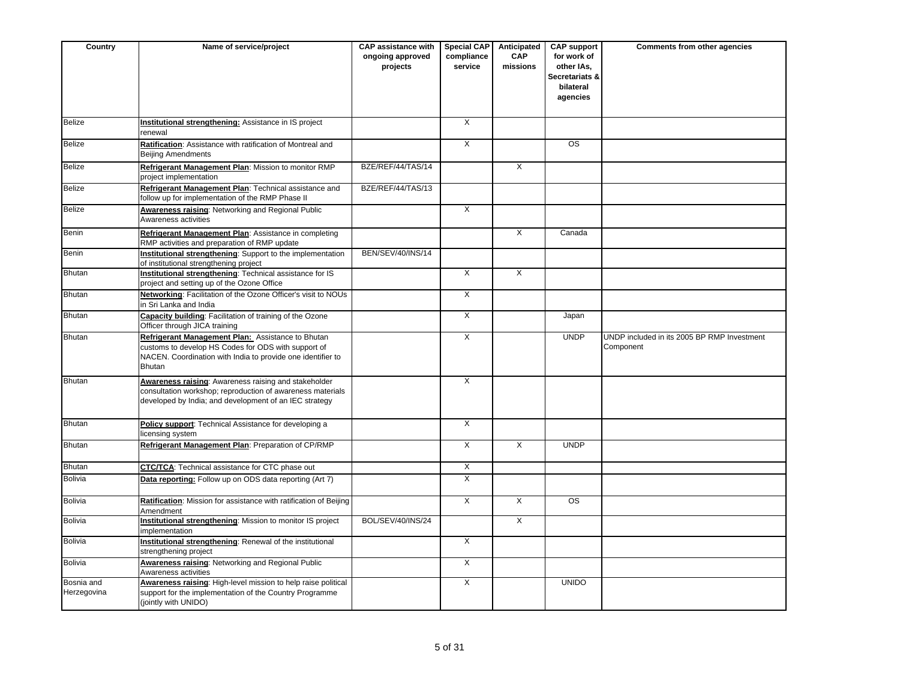| Country | Name of service/project | CAP assistance with ongoing approved projects | Special CAP compliance service | Anticipated CAP missions | CAP support for work of other IAs, Secretariats & bilateral agencies | Comments from other agencies |
|---|---|---|---|---|---|---|
| Belize | **Institutional strengthening:** Assistance in IS project renewal | | X | | | |
| Belize | **Ratification**: Assistance with ratification of Montreal and Beijing Amendments | | X | | OS | |
| Belize | **Refrigerant Management Plan**: Mission to monitor RMP project implementation | BZE/REF/44/TAS/14 | | X | | |
| Belize | **Refrigerant Management Plan**: Technical assistance and follow up for implementation of the RMP Phase II | BZE/REF/44/TAS/13 | | | | |
| Belize | **Awareness raising**: Networking and Regional Public Awareness activities | | X | | | |
| Benin | **Refrigerant Management Plan**: Assistance in completing RMP activities and preparation of RMP update | | | X | Canada | |
| Benin | **Institutional strengthening**: Support to the implementation of institutional strengthening project | BEN/SEV/40/INS/14 | | | | |
| Bhutan | **Institutional strengthening**: Technical assistance for IS project and setting up of the Ozone Office | | X | X | | |
| Bhutan | **Networking**: Facilitation of the Ozone Officer's visit to NOUs in Sri Lanka and India | | X | | | |
| Bhutan | **Capacity building**: Facilitation of training of the Ozone Officer through JICA training | | X | | Japan | |
| Bhutan | **Refrigerant Management Plan:** Assistance to Bhutan customs to develop HS Codes for ODS with support of NACEN. Coordination with India to provide one identifier to Bhutan | | X | | UNDP | UNDP included in its 2005 BP RMP Investment Component |
| Bhutan | **Awareness raising**: Awareness raising and stakeholder consultation workshop; reproduction of awareness materials developed by India; and development of an IEC strategy | | X | | | |
| Bhutan | **Policy support**: Technical Assistance for developing a licensing system | | X | | | |
| Bhutan | **Refrigerant Management Plan**: Preparation of CP/RMP | | X | X | UNDP | |
| Bhutan | **CTC/TCA**: Technical assistance for CTC phase out | | X | | | |
| Bolivia | **Data reporting:** Follow up on ODS data reporting (Art 7) | | X | | | |
| Bolivia | **Ratification**: Mission for assistance with ratification of Beijing Amendment | | X | X | OS | |
| Bolivia | **Institutional strengthening**: Mission to monitor IS project implementation | BOL/SEV/40/INS/24 | | X | | |
| Bolivia | **Institutional strengthening**: Renewal of the institutional strengthening project | | X | | | |
| Bolivia | **Awareness raising**: Networking and Regional Public Awareness activities | | X | | | |
| Bosnia and Herzegovina | **Awareness raising**: High-level mission to help raise political support for the implementation of the Country Programme (jointly with UNIDO) | | X | | UNIDO | |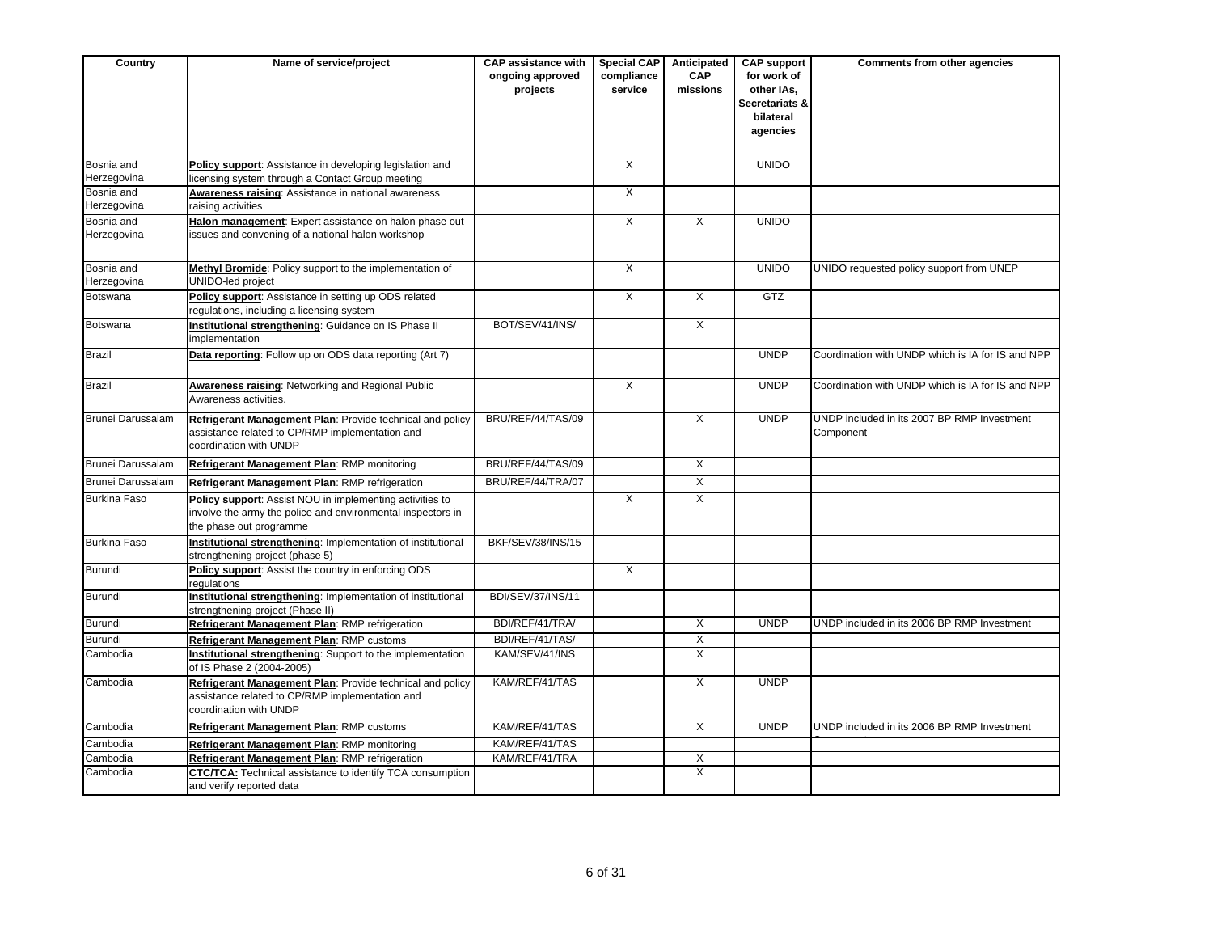| Country | Name of service/project | CAP assistance with ongoing approved projects | Special CAP compliance service | Anticipated CAP missions | CAP support for work of other IAs, Secretariats & bilateral agencies | Comments from other agencies |
|---|---|---|---|---|---|---|
| Bosnia and Herzegovina | **Policy support**: Assistance in developing legislation and licensing system through a Contact Group meeting | | X | | UNIDO | |
| Bosnia and Herzegovina | **Awareness raising**: Assistance in national awareness raising activities | | X | | | |
| Bosnia and Herzegovina | **Halon management**: Expert assistance on halon phase out issues and convening of a national halon workshop | | X | X | UNIDO | |
| Bosnia and Herzegovina | **Methyl Bromide**: Policy support to the implementation of UNIDO-led project | | X | | UNIDO | UNIDO requested policy support from UNEP |
| Botswana | **Policy support**: Assistance in setting up ODS related regulations, including a licensing system | | X | X | GTZ | |
| Botswana | **Institutional strengthening**: Guidance on IS Phase II implementation | BOT/SEV/41/INS/ | | X | | |
| Brazil | **Data reporting**: Follow up on ODS data reporting (Art 7) | | | | UNDP | Coordination with UNDP which is IA for IS and NPP |
| Brazil | **Awareness raising**: Networking and Regional Public Awareness activities. | | X | | UNDP | Coordination with UNDP which is IA for IS and NPP |
| Brunei Darussalam | **Refrigerant Management Plan**: Provide technical and policy assistance related to CP/RMP implementation and coordination with UNDP | BRU/REF/44/TAS/09 | | X | UNDP | UNDP included in its 2007 BP RMP Investment Component |
| Brunei Darussalam | **Refrigerant Management Plan**: RMP monitoring | BRU/REF/44/TAS/09 | | X | | |
| Brunei Darussalam | **Refrigerant Management Plan**: RMP refrigeration | BRU/REF/44/TRA/07 | | X | | |
| Burkina Faso | **Policy support**: Assist NOU in implementing activities to involve the army the police and environmental inspectors in the phase out programme | | X | X | | |
| Burkina Faso | **Institutional strengthening**: Implementation of institutional strengthening project (phase 5) | BKF/SEV/38/INS/15 | | | | |
| Burundi | **Policy support**: Assist the country in enforcing ODS regulations | | X | | | |
| Burundi | **Institutional strengthening**: Implementation of institutional strengthening project (Phase II) | BDI/SEV/37/INS/11 | | | | |
| Burundi | **Refrigerant Management Plan**: RMP refrigeration | BDI/REF/41/TRA/ | | X | UNDP | UNDP included in its 2006 BP RMP Investment |
| Burundi | **Refrigerant Management Plan**: RMP customs | BDI/REF/41/TAS/ | | X | | |
| Cambodia | **Institutional strengthening**: Support to the implementation of IS Phase 2 (2004-2005) | KAM/SEV/41/INS | | X | | |
| Cambodia | **Refrigerant Management Plan**: Provide technical and policy assistance related to CP/RMP implementation and coordination with UNDP | KAM/REF/41/TAS | | X | UNDP | |
| Cambodia | **Refrigerant Management Plan**: RMP customs | KAM/REF/41/TAS | | X | UNDP | UNDP included in its 2006 BP RMP Investment |
| Cambodia | **Refrigerant Management Plan**: RMP monitoring | KAM/REF/41/TAS | | | | |
| Cambodia | **Refrigerant Management Plan**: RMP refrigeration | KAM/REF/41/TRA | | X | | |
| Cambodia | **CTC/TCA:** Technical assistance to identify TCA consumption and verify reported data | | | X | | |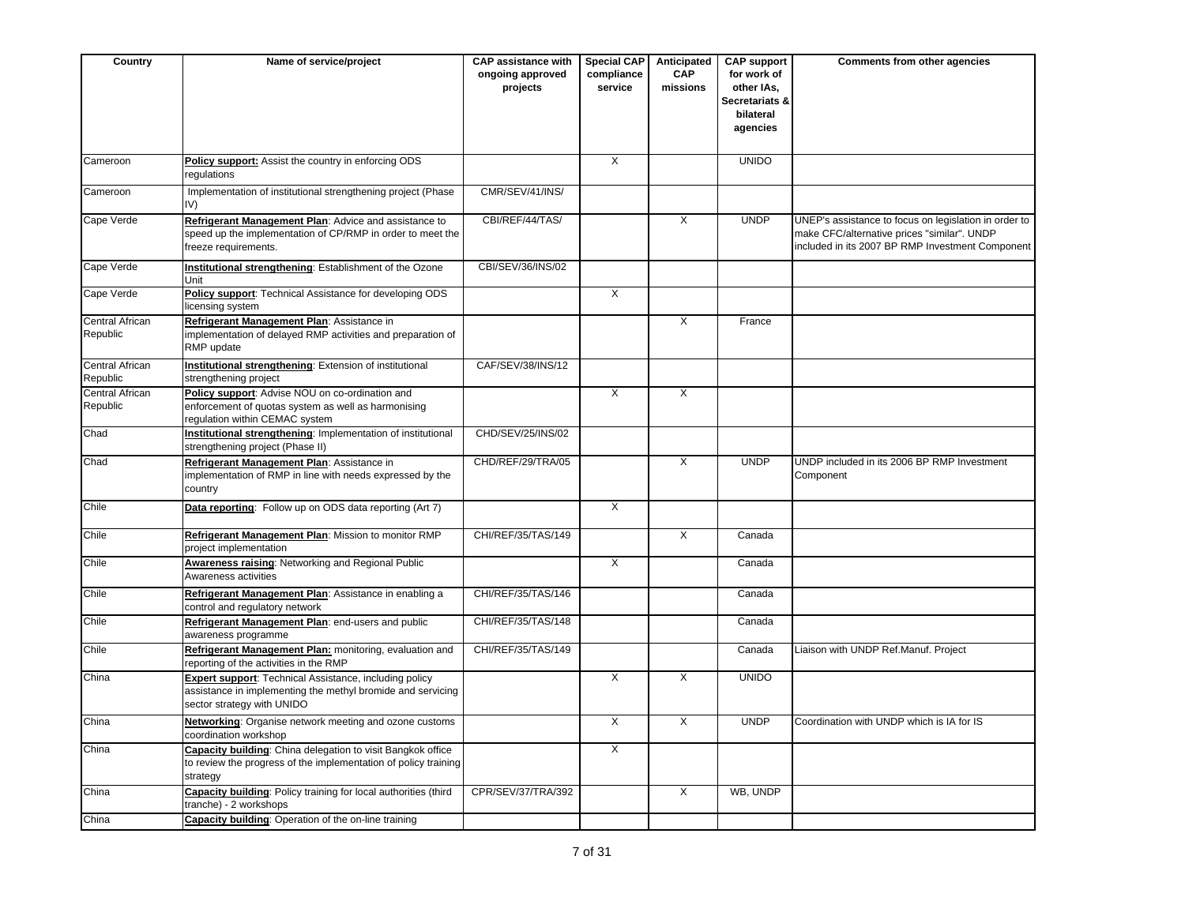| Country | Name of service/project | CAP assistance with ongoing approved projects | Special CAP compliance service | Anticipated CAP missions | CAP support for work of other IAs, Secretariats & bilateral agencies | Comments from other agencies |
|---|---|---|---|---|---|---|
| Cameroon | **Policy support:** Assist the country in enforcing ODS regulations | | X | | UNIDO | |
| Cameroon | Implementation of institutional strengthening project (Phase IV) | CMR/SEV/41/INS/ | | | | |
| Cape Verde | **Refrigerant Management Plan**: Advice and assistance to speed up the implementation of CP/RMP in order to meet the freeze requirements. | CBI/REF/44/TAS/ | | X | UNDP | UNEP's assistance to focus on legislation in order to make CFC/alternative prices "similar". UNDP included in its 2007 BP RMP Investment Component |
| Cape Verde | **Institutional strengthening**: Establishment of the Ozone Unit | CBI/SEV/36/INS/02 | | | | |
| Cape Verde | **Policy support**: Technical Assistance for developing ODS licensing system | | X | | | |
| Central African Republic | **Refrigerant Management Plan**: Assistance in implementation of delayed RMP activities and preparation of RMP update | | | X | France | |
| Central African Republic | **Institutional strengthening**: Extension of institutional strengthening project | CAF/SEV/38/INS/12 | | | | |
| Central African Republic | **Policy support**: Advise NOU on co-ordination and enforcement of quotas system as well as harmonising regulation within CEMAC system | | X | X | | |
| Chad | **Institutional strengthening**: Implementation of institutional strengthening project (Phase II) | CHD/SEV/25/INS/02 | | | | |
| Chad | **Refrigerant Management Plan**: Assistance in implementation of RMP in line with needs expressed by the country | CHD/REF/29/TRA/05 | | X | UNDP | UNDP included in its 2006 BP RMP Investment Component |
| Chile | **Data reporting**: Follow up on ODS data reporting (Art 7) | | X | | | |
| Chile | **Refrigerant Management Plan**: Mission to monitor RMP project implementation | CHI/REF/35/TAS/149 | | X | Canada | |
| Chile | **Awareness raising**: Networking and Regional Public Awareness activities | | X | | Canada | |
| Chile | **Refrigerant Management Plan**: Assistance in enabling a control and regulatory network | CHI/REF/35/TAS/146 | | | Canada | |
| Chile | **Refrigerant Management Plan**: end-users and public awareness programme | CHI/REF/35/TAS/148 | | | Canada | |
| Chile | **Refrigerant Management Plan:** monitoring, evaluation and reporting of the activities in the RMP | CHI/REF/35/TAS/149 | | | Canada | Liaison with UNDP Ref.Manuf. Project |
| China | **Expert support**: Technical Assistance, including policy assistance in implementing the methyl bromide and servicing sector strategy with UNIDO | | X | X | UNIDO | |
| China | **Networking**: Organise network meeting and ozone customs coordination workshop | | X | X | UNDP | Coordination with UNDP which is IA for IS |
| China | **Capacity building**: China delegation to visit Bangkok office to review the progress of the implementation of policy training strategy | | X | | | |
| China | **Capacity building**: Policy training for local authorities (third tranche) - 2 workshops | CPR/SEV/37/TRA/392 | | X | WB, UNDP | |
| China | **Capacity building**: Operation of the on-line training | | | | | |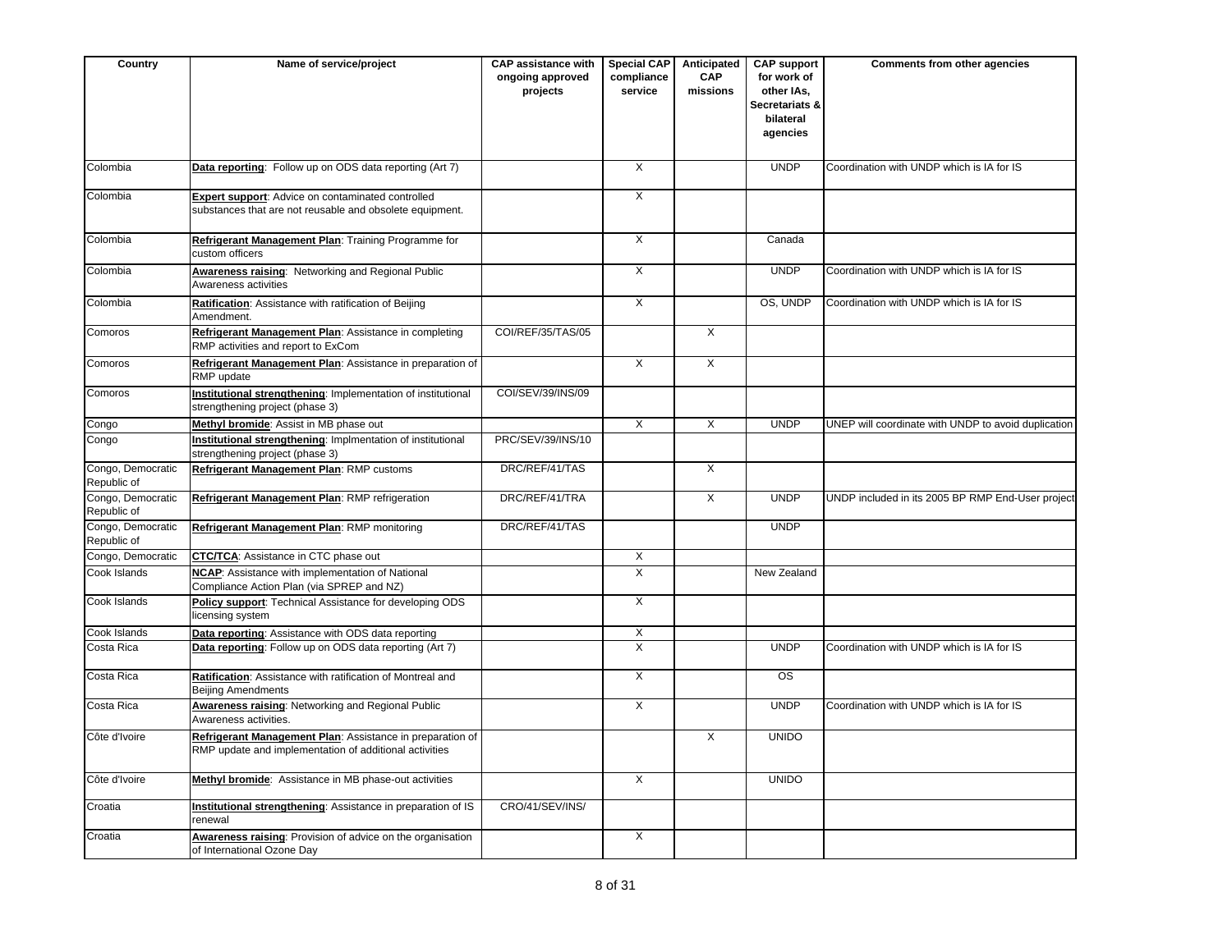| Country | Name of service/project | CAP assistance with ongoing approved projects | Special CAP compliance service | Anticipated CAP missions | CAP support for work of other IAs, Secretariats & bilateral agencies | Comments from other agencies |
|---|---|---|---|---|---|---|
| Colombia | **Data reporting**: Follow up on ODS data reporting (Art 7) | | X | | UNDP | Coordination with UNDP which is IA for IS |
| Colombia | **Expert support**: Advice on contaminated controlled substances that are not reusable and obsolete equipment. | | X | | | |
| Colombia | **Refrigerant Management Plan**: Training Programme for custom officers | | X | | Canada | |
| Colombia | **Awareness raising**: Networking and Regional Public Awareness activities | | X | | UNDP | Coordination with UNDP which is IA for IS |
| Colombia | **Ratification**: Assistance with ratification of Beijing Amendment. | | X | | OS, UNDP | Coordination with UNDP which is IA for IS |
| Comoros | **Refrigerant Management Plan**: Assistance in completing RMP activities and report to ExCom | COI/REF/35/TAS/05 | | X | | |
| Comoros | **Refrigerant Management Plan**: Assistance in preparation of RMP update | | X | X | | |
| Comoros | **Institutional strengthening**: Implementation of institutional strengthening project (phase 3) | COI/SEV/39/INS/09 | | | | |
| Congo | **Methyl bromide**: Assist in MB phase out | | X | X | UNDP | UNEP will coordinate with UNDP to avoid duplication |
| Congo | **Institutional strengthening**: Implmentation of institutional strengthening project (phase 3) | PRC/SEV/39/INS/10 | | | | |
| Congo, Democratic Republic of | **Refrigerant Management Plan**: RMP customs | DRC/REF/41/TAS | | X | | |
| Congo, Democratic Republic of | **Refrigerant Management Plan**: RMP refrigeration | DRC/REF/41/TRA | | X | UNDP | UNDP included in its 2005 BP RMP End-User project |
| Congo, Democratic Republic of | **Refrigerant Management Plan**: RMP monitoring | DRC/REF/41/TAS | | | UNDP | |
| Congo, Democratic | **CTC/TCA**: Assistance in CTC phase out | | X | | | |
| Cook Islands | **NCAP**: Assistance with implementation of National Compliance Action Plan (via SPREP and NZ) | | X | | New Zealand | |
| Cook Islands | **Policy support**: Technical Assistance for developing ODS licensing system | | X | | | |
| Cook Islands | **Data reporting**: Assistance with ODS data reporting | | X | | | |
| Costa Rica | **Data reporting**: Follow up on ODS data reporting (Art 7) | | X | | UNDP | Coordination with UNDP which is IA for IS |
| Costa Rica | **Ratification**: Assistance with ratification of Montreal and Beijing Amendments | | X | | OS | |
| Costa Rica | **Awareness raising**: Networking and Regional Public Awareness activities. | | X | | UNDP | Coordination with UNDP which is IA for IS |
| Côte d'Ivoire | **Refrigerant Management Plan**: Assistance in preparation of RMP update and implementation of additional activities | | | X | UNIDO | |
| Côte d'Ivoire | **Methyl bromide**: Assistance in MB phase-out activities | | X | | UNIDO | |
| Croatia | **Institutional strengthening**: Assistance in preparation of IS renewal | CRO/41/SEV/INS/ | | | | |
| Croatia | **Awareness raising**: Provision of advice on the organisation of International Ozone Day | | X | | | |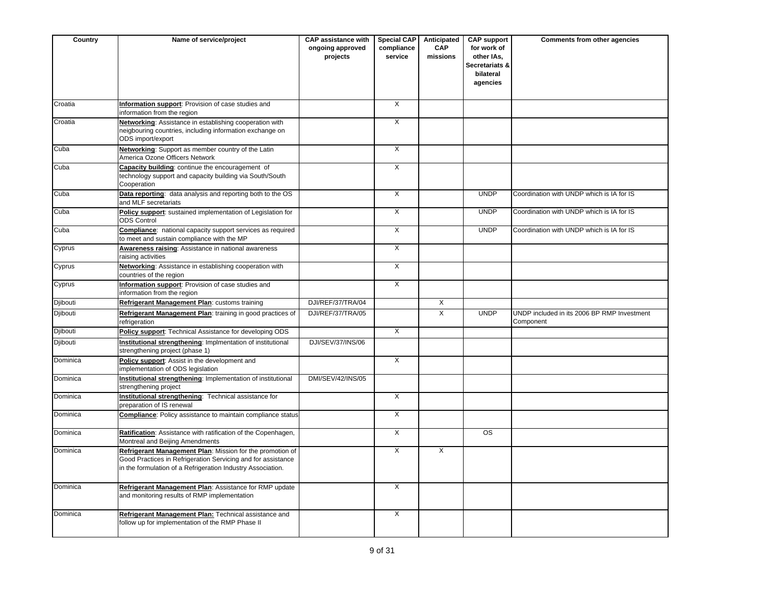| Country | Name of service/project | CAP assistance with ongoing approved projects | Special CAP compliance service | Anticipated CAP missions | CAP support for work of other IAs, Secretariats & bilateral agencies | Comments from other agencies |
|---|---|---|---|---|---|---|
| Croatia | **Information support**: Provision of case studies and information from the region | | X | | | |
| Croatia | **Networking**: Assistance in establishing cooperation with neigbouring countries, including information exchange on ODS import/export | | X | | | |
| Cuba | **Networking**: Support as member country of the Latin America Ozone Officers Network | | X | | | |
| Cuba | **Capacity building**: continue the encouragement of technology support and capacity building via South/South Cooperation | | X | | | |
| Cuba | **Data reporting**: data analysis and reporting both to the OS and MLF secretariats | | X | | UNDP | Coordination with UNDP which is IA for IS |
| Cuba | **Policy support**: sustained implementation of Legislation for ODS Control | | X | | UNDP | Coordination with UNDP which is IA for IS |
| Cuba | **Compliance**: national capacity support services as required to meet and sustain compliance with the MP | | X | | UNDP | Coordination with UNDP which is IA for IS |
| Cyprus | **Awareness raising**: Assistance in national awareness raising activities | | X | | | |
| Cyprus | **Networking**: Assistance in establishing cooperation with countries of the region | | X | | | |
| Cyprus | **Information support**: Provision of case studies and information from the region | | X | | | |
| Djibouti | **Refrigerant Management Plan**: customs training | DJI/REF/37/TRA/04 | | X | | |
| Djibouti | **Refrigerant Management Plan**: training in good practices of refrigeration | DJI/REF/37/TRA/05 | | X | UNDP | UNDP included in its 2006 BP RMP Investment Component |
| Djibouti | **Policy support**: Technical Assistance for developing ODS | | X | | | |
| Djibouti | **Institutional strengthening**: Implmentation of institutional strengthening project (phase 1) | DJI/SEV/37/INS/06 | | | | |
| Dominica | **Policy support**: Assist in the development and implementation of ODS legislation | | X | | | |
| Dominica | **Institutional strengthening**: Implementation of institutional strengthening project | DMI/SEV/42/INS/05 | | | | |
| Dominica | **Institutional strengthening**: Technical assistance for preparation of IS renewal | | X | | | |
| Dominica | **Compliance**: Policy assistance to maintain compliance status | | X | | | |
| Dominica | **Ratification**: Assistance with ratification of the Copenhagen, Montreal and Beijing Amendments | | X | | OS | |
| Dominica | **Refrigerant Management Plan**: Mission for the promotion of Good Practices in Refrigeration Servicing and for assistance in the formulation of a Refrigeration Industry Association. | | X | X | | |
| Dominica | **Refrigerant Management Plan**: Assistance for RMP update and monitoring results of RMP implementation | | X | | | |
| Dominica | **Refrigerant Management Plan:** Technical assistance and follow up for implementation of the RMP Phase II | | X | | | |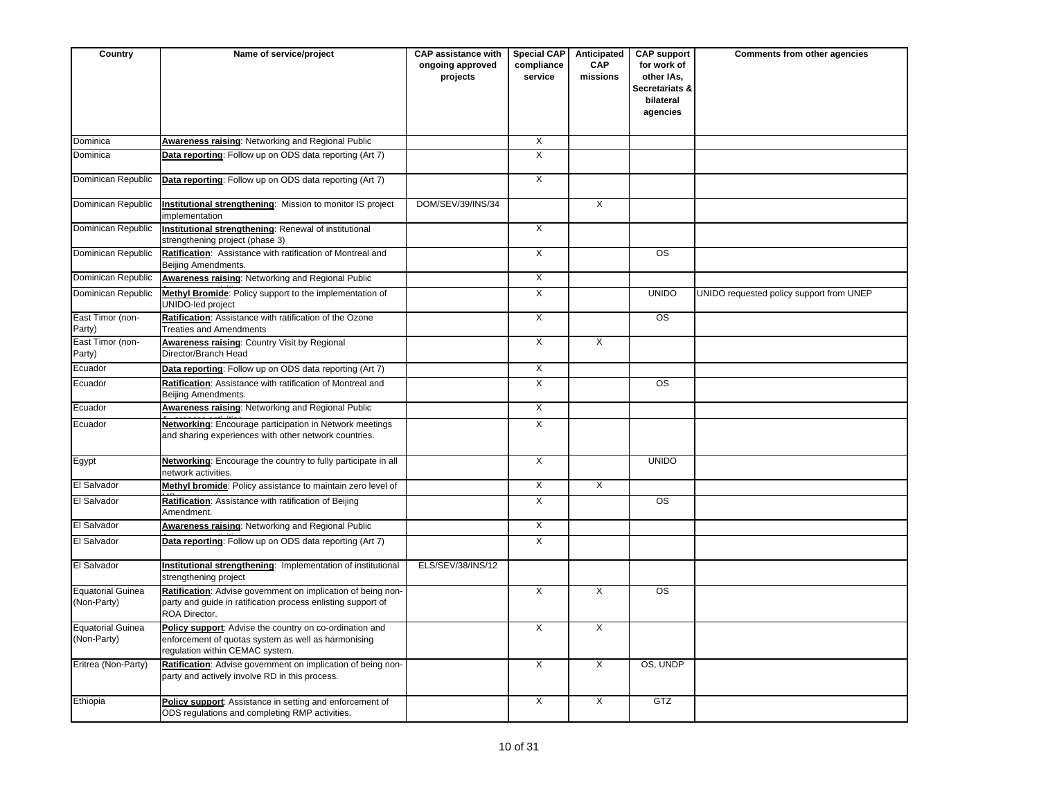| Country | Name of service/project | CAP assistance with ongoing approved projects | Special CAP compliance service | Anticipated CAP missions | CAP support for work of other IAs, Secretariats & bilateral agencies | Comments from other agencies |
|---|---|---|---|---|---|---|
| Dominica | **Awareness raising**: Networking and Regional Public | | X | | | |
| Dominica | **Data reporting**: Follow up on ODS data reporting (Art 7) | | X | | | |
| Dominican Republic | **Data reporting**: Follow up on ODS data reporting (Art 7) | | X | | | |
| Dominican Republic | **Institutional strengthening**: Mission to monitor IS project implementation | DOM/SEV/39/INS/34 | | X | | |
| Dominican Republic | **Institutional strengthening**: Renewal of institutional strengthening project (phase 3) | | X | | | |
| Dominican Republic | **Ratification**: Assistance with ratification of Montreal and Beijing Amendments. | | X | | OS | |
| Dominican Republic | **Awareness raising**: Networking and Regional Public | | X | | | |
| Dominican Republic | **Methyl Bromide**: Policy support to the implementation of UNIDO-led project | | X | | UNIDO | UNIDO requested policy support from UNEP |
| East Timor (non-Party) | **Ratification**: Assistance with ratification of the Ozone Treaties and Amendments | | X | | OS | |
| East Timor (non-Party) | **Awareness raising**: Country Visit by Regional Director/Branch Head | | X | X | | |
| Ecuador | **Data reporting**: Follow up on ODS data reporting (Art 7) | | X | | | |
| Ecuador | **Ratification**: Assistance with ratification of Montreal and Beijing Amendments. | | X | | OS | |
| Ecuador | **Awareness raising**: Networking and Regional Public | | X | | | |
| Ecuador | **Networking**: Encourage participation in Network meetings and sharing experiences with other network countries. | | X | | | |
| Egypt | **Networking**: Encourage the country to fully participate in all network activities. | | X | | UNIDO | |
| El Salvador | **Methyl bromide**: Policy assistance to maintain zero level of | | X | X | | |
| El Salvador | **Ratification**: Assistance with ratification of Beijing Amendment. | | X | | OS | |
| El Salvador | **Awareness raising**: Networking and Regional Public | | X | | | |
| El Salvador | **Data reporting**: Follow up on ODS data reporting (Art 7) | | X | | | |
| El Salvador | **Institutional strengthening**: Implementation of institutional strengthening project | ELS/SEV/38/INS/12 | | | | |
| Equatorial Guinea (Non-Party) | **Ratification**: Advise government on implication of being non-party and guide in ratification process enlisting support of ROA Director. | | X | X | OS | |
| Equatorial Guinea (Non-Party) | **Policy support**: Advise the country on co-ordination and enforcement of quotas system as well as harmonising regulation within CEMAC system. | | X | X | | |
| Eritrea (Non-Party) | **Ratification**: Advise government on implication of being non-party and actively involve RD in this process. | | X | X | OS, UNDP | |
| Ethiopia | **Policy support**: Assistance in setting and enforcement of ODS regulations and completing RMP activities. | | X | X | GTZ | |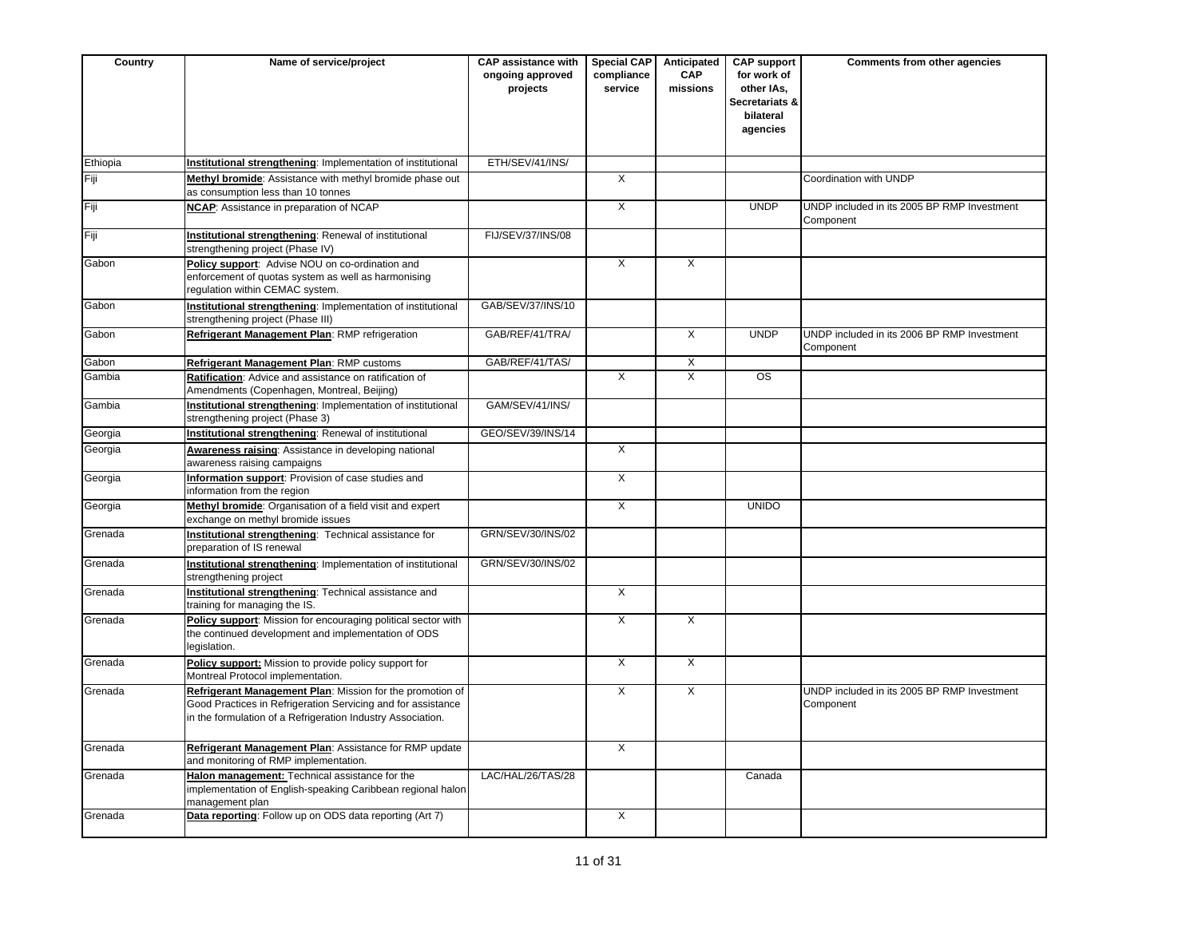| Country | Name of service/project | CAP assistance with ongoing approved projects | Special CAP compliance service | Anticipated CAP missions | CAP support for work of other IAs, Secretariats & bilateral agencies | Comments from other agencies |
|---|---|---|---|---|---|---|
| Ethiopia | **Institutional strengthening**: Implementation of institutional | ETH/SEV/41/INS/ | | | | |
| Fiji | **Methyl bromide**: Assistance with methyl bromide phase out as consumption less than 10 tonnes | | X | | | Coordination with UNDP |
| Fiji | **NCAP**: Assistance in preparation of NCAP | | X | | UNDP | UNDP included in its 2005 BP RMP Investment Component |
| Fiji | **Institutional strengthening**: Renewal of institutional strengthening project (Phase IV) | FIJ/SEV/37/INS/08 | | | | |
| Gabon | **Policy support**: Advise NOU on co-ordination and enforcement of quotas system as well as harmonising regulation within CEMAC system. | | X | X | | |
| Gabon | **Institutional strengthening**: Implementation of institutional strengthening project (Phase III) | GAB/SEV/37/INS/10 | | | | |
| Gabon | **Refrigerant Management Plan**: RMP refrigeration | GAB/REF/41/TRA/ | | X | UNDP | UNDP included in its 2006 BP RMP Investment Component |
| Gabon | **Refrigerant Management Plan**: RMP customs | GAB/REF/41/TAS/ | | X | | |
| Gambia | **Ratification**: Advice and assistance on ratification of Amendments (Copenhagen, Montreal, Beijing) | | X | X | OS | |
| Gambia | **Institutional strengthening**: Implementation of institutional strengthening project (Phase 3) | GAM/SEV/41/INS/ | | | | |
| Georgia | **Institutional strengthening**: Renewal of institutional | GEO/SEV/39/INS/14 | | | | |
| Georgia | **Awareness raising**: Assistance in developing national awareness raising campaigns | | X | | | |
| Georgia | **Information support**: Provision of case studies and information from the region | | X | | | |
| Georgia | **Methyl bromide**: Organisation of a field visit and expert exchange on methyl bromide issues | | X | | UNIDO | |
| Grenada | **Institutional strengthening**: Technical assistance for preparation of IS renewal | GRN/SEV/30/INS/02 | | | | |
| Grenada | **Institutional strengthening**: Implementation of institutional strengthening project | GRN/SEV/30/INS/02 | | | | |
| Grenada | **Institutional strengthening**: Technical assistance and training for managing the IS. | | X | | | |
| Grenada | **Policy support**: Mission for encouraging political sector with the continued development and implementation of ODS legislation. | | X | X | | |
| Grenada | **Policy support:** Mission to provide policy support for Montreal Protocol implementation. | | X | X | | |
| Grenada | **Refrigerant Management Plan**: Mission for the promotion of Good Practices in Refrigeration Servicing and for assistance in the formulation of a Refrigeration Industry Association. | | X | X | | UNDP included in its 2005 BP RMP Investment Component |
| Grenada | **Refrigerant Management Plan**: Assistance for RMP update and monitoring of RMP implementation. | | X | | | |
| Grenada | **Halon management:** Technical assistance for the implementation of English-speaking Caribbean regional halon management plan | LAC/HAL/26/TAS/28 | | | Canada | |
| Grenada | **Data reporting**: Follow up on ODS data reporting (Art 7) | | X | | | |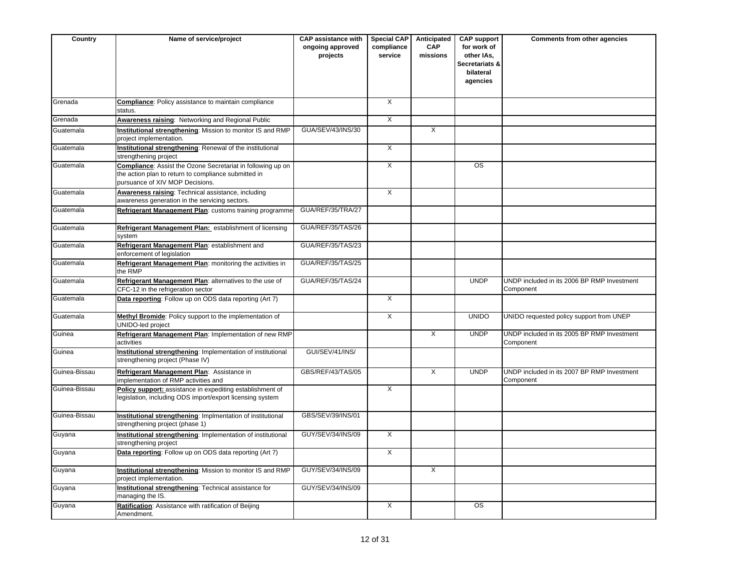| Country | Name of service/project | CAP assistance with ongoing approved projects | Special CAP compliance service | Anticipated CAP missions | CAP support for work of other IAs, Secretariats & bilateral agencies | Comments from other agencies |
|---|---|---|---|---|---|---|
| Grenada | **Compliance**: Policy assistance to maintain compliance status. | | X | | | |
| Grenada | **Awareness raising**: Networking and Regional Public | | X | | | |
| Guatemala | **Institutional strengthening**: Mission to monitor IS and RMP project implementation. | GUA/SEV/43/INS/30 | | X | | |
| Guatemala | **Institutional strengthening**: Renewal of the institutional strengthening project | | X | | | |
| Guatemala | **Compliance**: Assist the Ozone Secretariat in following up on the action plan to return to compliance submitted in pursuance of XIV MOP Decisions. | | X | | OS | |
| Guatemala | **Awareness raising**: Technical assistance, including awareness generation in the servicing sectors. | | X | | | |
| Guatemala | **Refrigerant Management Plan**: customs training programme | GUA/REF/35/TRA/27 | | | | |
| Guatemala | **Refrigerant Management Plan:** establishment of licensing system | GUA/REF/35/TAS/26 | | | | |
| Guatemala | **Refrigerant Management Plan**: establishment and enforcement of legislation | GUA/REF/35/TAS/23 | | | | |
| Guatemala | **Refrigerant Management Plan**: monitoring the activities in the RMP | GUA/REF/35/TAS/25 | | | | |
| Guatemala | **Refrigerant Management Plan**: alternatives to the use of CFC-12 in the refrigeration sector | GUA/REF/35/TAS/24 | | | UNDP | UNDP included in its 2006 BP RMP Investment Component |
| Guatemala | **Data reporting**: Follow up on ODS data reporting (Art 7) | | X | | | |
| Guatemala | **Methyl Bromide**: Policy support to the implementation of UNIDO-led project | | X | | UNIDO | UNIDO requested policy support from UNEP |
| Guinea | **Refrigerant Management Plan**: Implementation of new RMP activities | | | X | UNDP | UNDP included in its 2005 BP RMP Investment Component |
| Guinea | **Institutional strengthening**: Implementation of institutional strengthening project (Phase IV) | GUI/SEV/41/INS/ | | | | |
| Guinea-Bissau | **Refrigerant Management Plan**: Assistance in implementation of RMP activities and | GBS/REF/43/TAS/05 | | X | UNDP | UNDP included in its 2007 BP RMP Investment Component |
| Guinea-Bissau | **Policy support:** assistance in expediting establishment of legislation, including ODS import/export licensing system | | X | | | |
| Guinea-Bissau | **Institutional strengthening**: Implmentation of institutional strengthening project (phase 1) | GBS/SEV/39/INS/01 | | | | |
| Guyana | **Institutional strengthening**: Implementation of institutional strengthening project | GUY/SEV/34/INS/09 | X | | | |
| Guyana | **Data reporting**: Follow up on ODS data reporting (Art 7) | | X | | | |
| Guyana | **Institutional strengthening**: Mission to monitor IS and RMP project implementation. | GUY/SEV/34/INS/09 | | X | | |
| Guyana | **Institutional strengthening**: Technical assistance for managing the IS. | GUY/SEV/34/INS/09 | | | | |
| Guyana | **Ratification**: Assistance with ratification of Beijing Amendment. | | X | | OS | |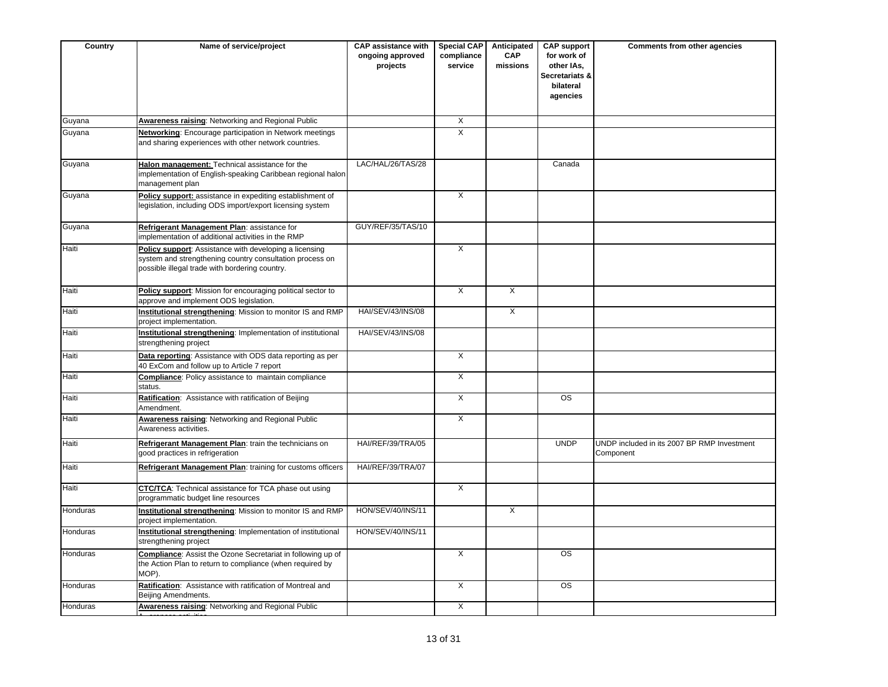| Country | Name of service/project | CAP assistance with ongoing approved projects | Special CAP compliance service | Anticipated CAP missions | CAP support for work of other IAs, Secretariats & bilateral agencies | Comments from other agencies |
|---|---|---|---|---|---|---|
| Guyana | **Awareness raising**: Networking and Regional Public | | X | | | |
| Guyana | **Networking**: Encourage participation in Network meetings and sharing experiences with other network countries. | | X | | | |
| Guyana | **Halon management:** Technical assistance for the implementation of English-speaking Caribbean regional halon management plan | LAC/HAL/26/TAS/28 | | | Canada | |
| Guyana | **Policy support:** assistance in expediting establishment of legislation, including ODS import/export licensing system | | X | | | |
| Guyana | **Refrigerant Management Plan**: assistance for implementation of additional activities in the RMP | GUY/REF/35/TAS/10 | | | | |
| Haiti | **Policy support**: Assistance with developing a licensing system and strengthening country consultation process on possible illegal trade with bordering country. | | X | | | |
| Haiti | **Policy support**: Mission for encouraging political sector to approve and implement ODS legislation. | | X | X | | |
| Haiti | **Institutional strengthening**: Mission to monitor IS and RMP project implementation. | HAI/SEV/43/INS/08 | | X | | |
| Haiti | **Institutional strengthening**: Implementation of institutional strengthening project | HAI/SEV/43/INS/08 | | | | |
| Haiti | **Data reporting**: Assistance with ODS data reporting as per 40 ExCom and follow up to Article 7 report | | X | | | |
| Haiti | **Compliance**: Policy assistance to maintain compliance status. | | X | | | |
| Haiti | **Ratification**: Assistance with ratification of Beijing Amendment. | | X | | OS | |
| Haiti | **Awareness raising**: Networking and Regional Public Awareness activities. | | X | | | |
| Haiti | **Refrigerant Management Plan**: train the technicians on good practices in refrigeration | HAI/REF/39/TRA/05 | | | UNDP | UNDP included in its 2007 BP RMP Investment Component |
| Haiti | **Refrigerant Management Plan**: training for customs officers | HAI/REF/39/TRA/07 | | | | |
| Haiti | **CTC/TCA**: Technical assistance for TCA phase out using programmatic budget line resources | | X | | | |
| Honduras | **Institutional strengthening**: Mission to monitor IS and RMP project implementation. | HON/SEV/40/INS/11 | | X | | |
| Honduras | **Institutional strengthening**: Implementation of institutional strengthening project | HON/SEV/40/INS/11 | | | | |
| Honduras | **Compliance**: Assist the Ozone Secretariat in following up of the Action Plan to return to compliance (when required by MOP). | | X | | OS | |
| Honduras | **Ratification**: Assistance with ratification of Montreal and Beijing Amendments. | | X | | OS | |
| Honduras | **Awareness raising**: Networking and Regional Public Awareness activities | | X | | | |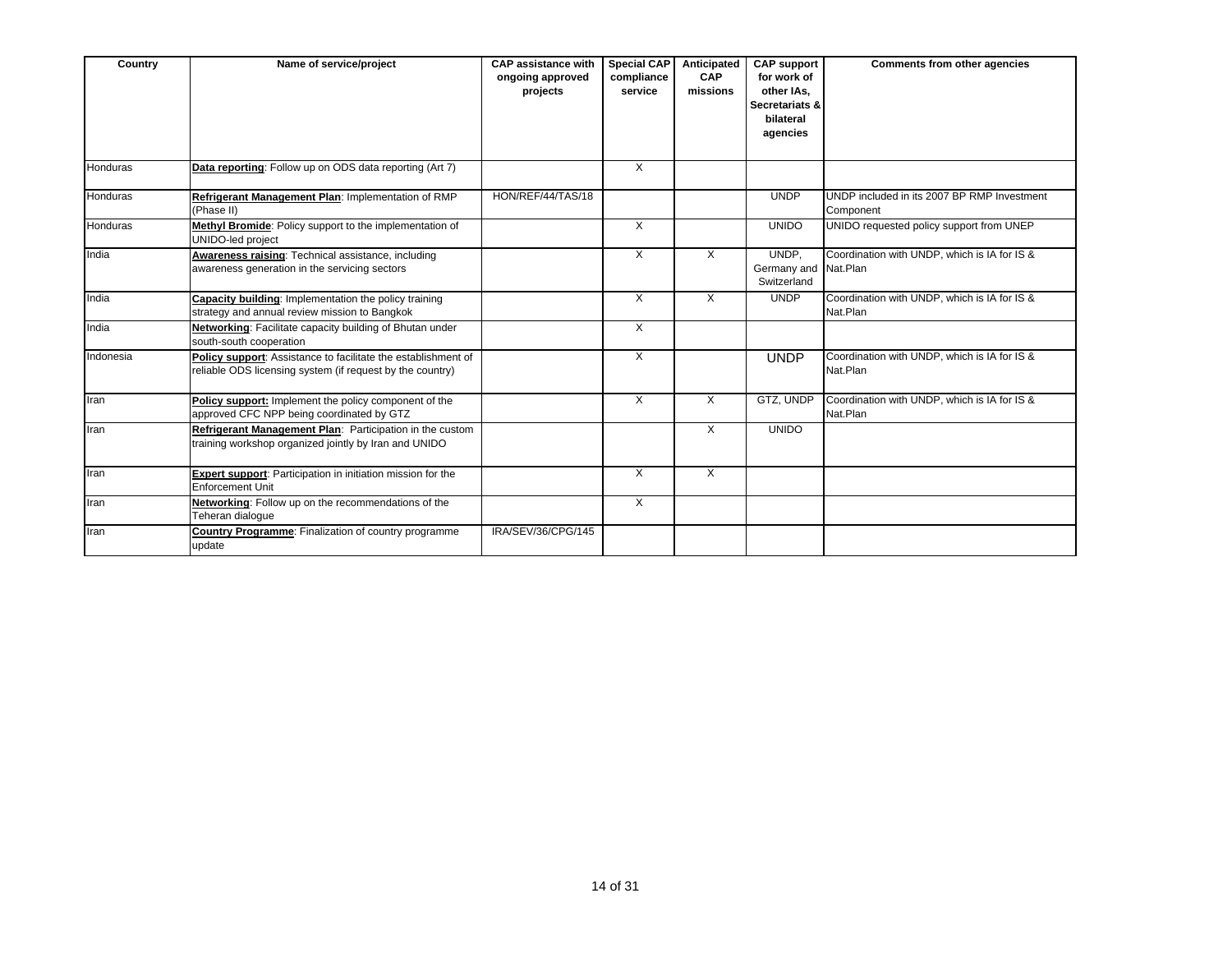| Country | Name of service/project | CAP assistance with ongoing approved projects | Special CAP compliance service | Anticipated CAP missions | CAP support for work of other IAs, Secretariats & bilateral agencies | Comments from other agencies |
|---|---|---|---|---|---|---|
| Honduras | **Data reporting**: Follow up on ODS data reporting (Art 7) | | X | | | |
| Honduras | **Refrigerant Management Plan**: Implementation of RMP (Phase II) | HON/REF/44/TAS/18 | | | UNDP | UNDP included in its 2007 BP RMP Investment Component |
| Honduras | **Methyl Bromide**: Policy support to the implementation of UNIDO-led project | | X | | UNIDO | UNIDO requested policy support from UNEP |
| India | **Awareness raising**: Technical assistance, including awareness generation in the servicing sectors | | X | X | UNDP, Germany and Switzerland | Coordination with UNDP, which is IA for IS & Nat.Plan |
| India | **Capacity building**: Implementation the policy training strategy and annual review mission to Bangkok | | X | X | UNDP | Coordination with UNDP, which is IA for IS & Nat.Plan |
| India | **Networking**: Facilitate capacity building of Bhutan under south-south cooperation | | X | | | |
| Indonesia | **Policy support**: Assistance to facilitate the establishment of reliable ODS licensing system (if request by the country) | | X | | UNDP | Coordination with UNDP, which is IA for IS & Nat.Plan |
| Iran | **Policy support:** Implement the policy component of the approved CFC NPP being coordinated by GTZ | | X | X | GTZ, UNDP | Coordination with UNDP, which is IA for IS & Nat.Plan |
| Iran | **Refrigerant Management Plan**: Participation in the custom training workshop organized jointly by Iran and UNIDO | | | X | UNIDO | |
| Iran | **Expert support**: Participation in initiation mission for the Enforcement Unit | | X | X | | |
| Iran | **Networking**: Follow up on the recommendations of the Teheran dialogue | | X | | | |
| Iran | **Country Programme**: Finalization of country programme update | IRA/SEV/36/CPG/145 | | | | |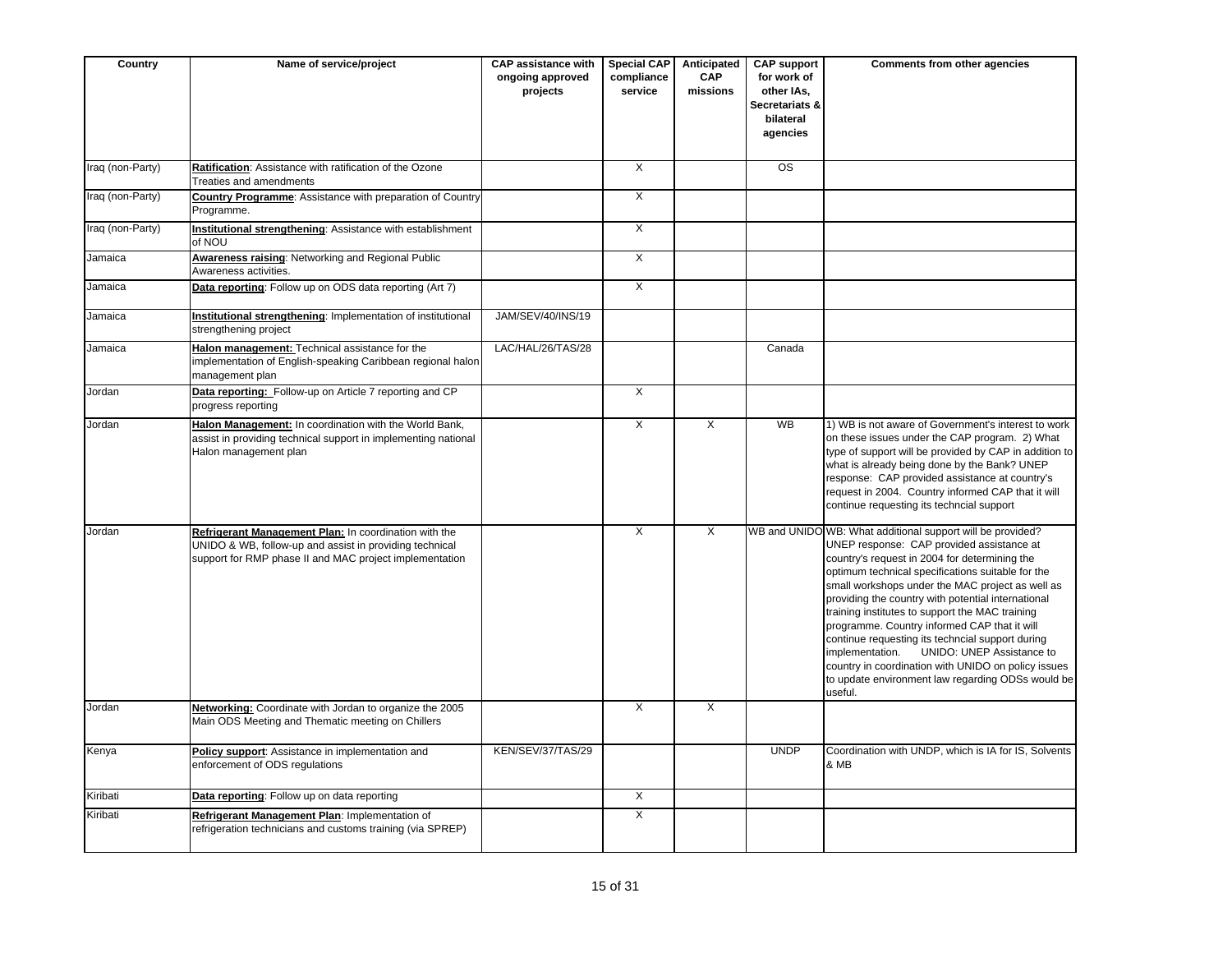| Country | Name of service/project | CAP assistance with ongoing approved projects | Special CAP compliance service | Anticipated CAP missions | CAP support for work of other IAs, Secretariats & bilateral agencies | Comments from other agencies |
|---|---|---|---|---|---|---|
| Iraq (non-Party) | **Ratification**: Assistance with ratification of the Ozone Treaties and amendments | | X | | OS | |
| Iraq (non-Party) | **Country Programme**: Assistance with preparation of Country Programme. | | X | | | |
| Iraq (non-Party) | **Institutional strengthening**: Assistance with establishment of NOU | | X | | | |
| Jamaica | **Awareness raising**: Networking and Regional Public Awareness activities. | | X | | | |
| Jamaica | **Data reporting**: Follow up on ODS data reporting (Art 7) | | X | | | |
| Jamaica | **Institutional strengthening**: Implementation of institutional strengthening project | JAM/SEV/40/INS/19 | | | | |
| Jamaica | **Halon management:** Technical assistance for the implementation of English-speaking Caribbean regional halon management plan | LAC/HAL/26/TAS/28 | | | Canada | |
| Jordan | **Data reporting:** Follow-up on Article 7 reporting and CP progress reporting | | X | | | |
| Jordan | **Halon Management:** In coordination with the World Bank, assist in providing technical support in implementing national Halon management plan | | X | X | WB | 1) WB is not aware of Government's interest to work on these issues under the CAP program. 2) What type of support will be provided by CAP in addition to what is already being done by the Bank? UNEP response: CAP provided assistance at country's request in 2004. Country informed CAP that it will continue requesting its techncial support |
| Jordan | **Refrigerant Management Plan:** In coordination with the UNIDO & WB, follow-up and assist in providing technical support for RMP phase II and MAC project implementation | | X | X | WB and UNIDO | WB: What additional support will be provided? UNEP response: CAP provided assistance at country's request in 2004 for determining the optimum technical specifications suitable for the small workshops under the MAC project as well as providing the country with potential international training institutes to support the MAC training programme. Country informed CAP that it will continue requesting its techncial support during implementation. UNIDO: UNEP Assistance to country in coordination with UNIDO on policy issues to update environment law regarding ODSs would be useful. |
| Jordan | **Networking:** Coordinate with Jordan to organize the 2005 Main ODS Meeting and Thematic meeting on Chillers | | X | X | | |
| Kenya | **Policy support**: Assistance in implementation and enforcement of ODS regulations | KEN/SEV/37/TAS/29 | | | UNDP | Coordination with UNDP, which is IA for IS, Solvents & MB |
| Kiribati | **Data reporting**: Follow up on data reporting | | X | | | |
| Kiribati | **Refrigerant Management Plan**: Implementation of refrigeration technicians and customs training (via SPREP) | | X | | | |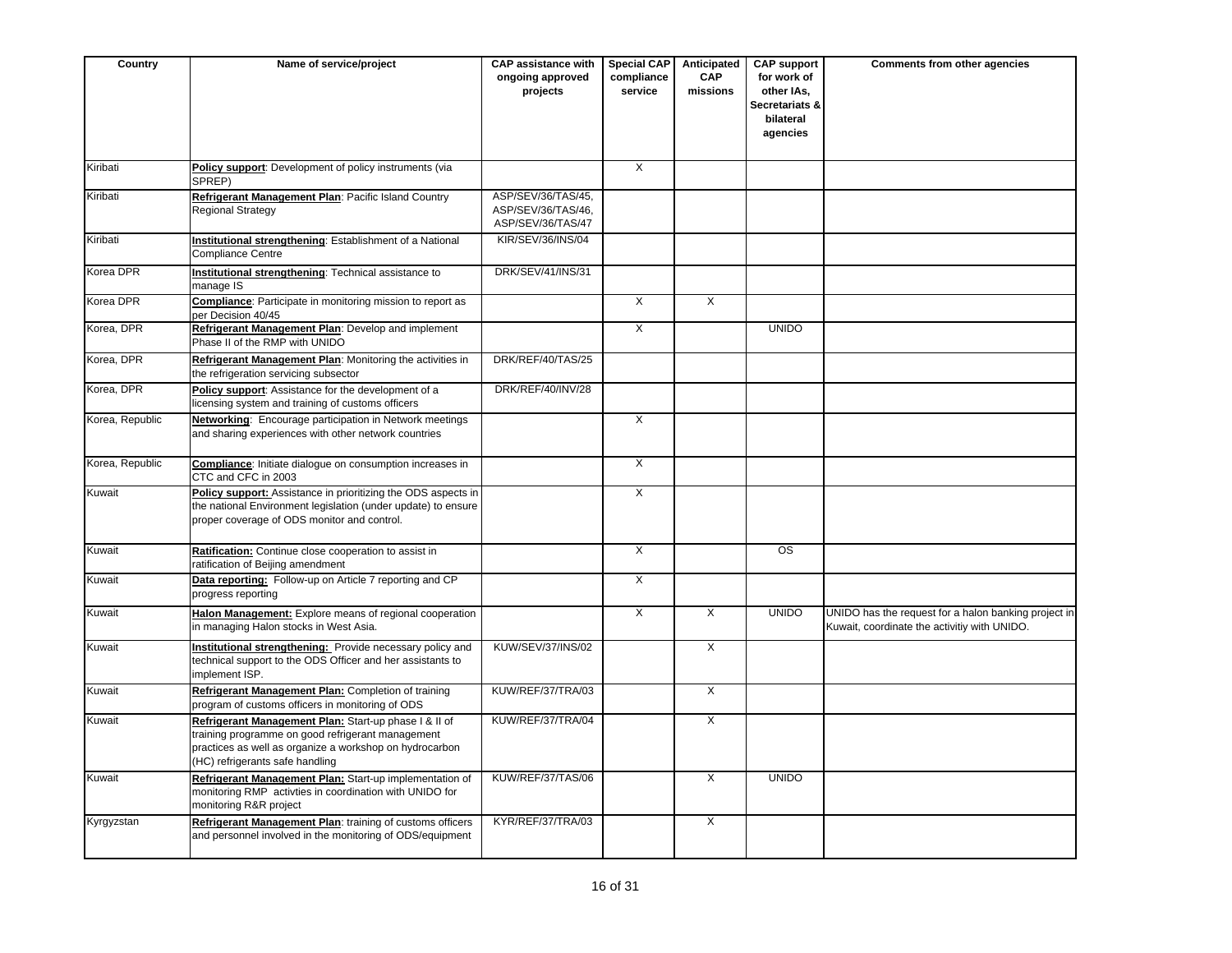| Country | Name of service/project | CAP assistance with ongoing approved projects | Special CAP compliance service | Anticipated CAP missions | CAP support for work of other IAs, Secretariats & bilateral agencies | Comments from other agencies |
|---|---|---|---|---|---|---|
| Kiribati | **Policy support**: Development of policy instruments (via SPREP) | | X | | | |
| Kiribati | **Refrigerant Management Plan**: Pacific Island Country Regional Strategy | ASP/SEV/36/TAS/45, ASP/SEV/36/TAS/46, ASP/SEV/36/TAS/47 | | | | |
| Kiribati | **Institutional strengthening**: Establishment of a National Compliance Centre | KIR/SEV/36/INS/04 | | | | |
| Korea DPR | **Institutional strengthening**: Technical assistance to manage IS | DRK/SEV/41/INS/31 | | | | |
| Korea DPR | **Compliance**: Participate in monitoring mission to report as per Decision 40/45 | | X | X | | |
| Korea, DPR | **Refrigerant Management Plan**: Develop and implement Phase II of the RMP with UNIDO | | X | | UNIDO | |
| Korea, DPR | **Refrigerant Management Plan**: Monitoring the activities in the refrigeration servicing subsector | DRK/REF/40/TAS/25 | | | | |
| Korea, DPR | **Policy support**: Assistance for the development of a licensing system and training of customs officers | DRK/REF/40/INV/28 | | | | |
| Korea, Republic | **Networking**: Encourage participation in Network meetings and sharing experiences with other network countries | | X | | | |
| Korea, Republic | **Compliance**: Initiate dialogue on consumption increases in CTC and CFC in 2003 | | X | | | |
| Kuwait | **Policy support:** Assistance in prioritizing the ODS aspects in the national Environment legislation (under update) to ensure proper coverage of ODS monitor and control. | | X | | | |
| Kuwait | **Ratification:** Continue close cooperation to assist in ratification of Beijing amendment | | X | | OS | |
| Kuwait | **Data reporting:** Follow-up on Article 7 reporting and CP progress reporting | | X | | | |
| Kuwait | **Halon Management:** Explore means of regional cooperation in managing Halon stocks in West Asia. | | X | X | UNIDO | UNIDO has the request for a halon banking project in Kuwait, coordinate the activitiy with UNIDO. |
| Kuwait | **Institutional strengthening:** Provide necessary policy and technical support to the ODS Officer and her assistants to implement ISP. | KUW/SEV/37/INS/02 | | X | | |
| Kuwait | **Refrigerant Management Plan:** Completion of training program of customs officers in monitoring of ODS | KUW/REF/37/TRA/03 | | X | | |
| Kuwait | **Refrigerant Management Plan:** Start-up phase I & II of training programme on good refrigerant management practices as well as organize a workshop on hydrocarbon (HC) refrigerants safe handling | KUW/REF/37/TRA/04 | | X | | |
| Kuwait | **Refrigerant Management Plan:** Start-up implementation of monitoring RMP activties in coordination with UNIDO for monitoring R&R project | KUW/REF/37/TAS/06 | | X | UNIDO | |
| Kyrgyzstan | **Refrigerant Management Plan**: training of customs officers and personnel involved in the monitoring of ODS/equipment | KYR/REF/37/TRA/03 | | X | | |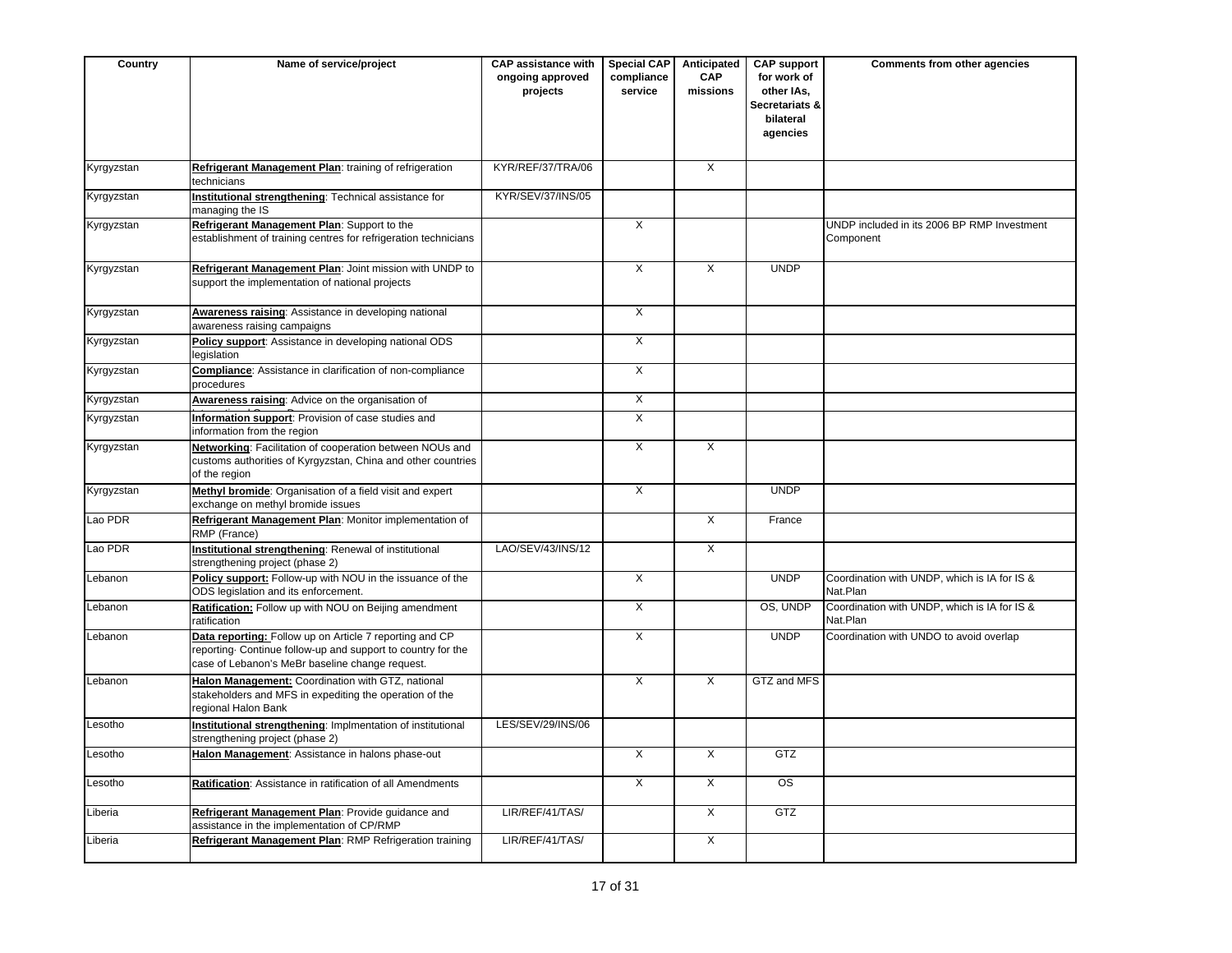| Country | Name of service/project | CAP assistance with ongoing approved projects | Special CAP compliance service | Anticipated CAP missions | CAP support for work of other IAs, Secretariats & bilateral agencies | Comments from other agencies |
|---|---|---|---|---|---|---|
| Kyrgyzstan | **Refrigerant Management Plan**: training of refrigeration technicians | KYR/REF/37/TRA/06 | | X | | |
| Kyrgyzstan | **Institutional strengthening**: Technical assistance for managing the IS | KYR/SEV/37/INS/05 | | | | |
| Kyrgyzstan | **Refrigerant Management Plan**: Support to the establishment of training centres for refrigeration technicians | | X | | | UNDP included in its 2006 BP RMP Investment Component |
| Kyrgyzstan | **Refrigerant Management Plan**: Joint mission with UNDP to support the implementation of national projects | | X | X | UNDP | |
| Kyrgyzstan | **Awareness raising**: Assistance in developing national awareness raising campaigns | | X | | | |
| Kyrgyzstan | **Policy support**: Assistance in developing national ODS legislation | | X | | | |
| Kyrgyzstan | **Compliance**: Assistance in clarification of non-compliance procedures | | X | | | |
| Kyrgyzstan | **Awareness raising**: Advice on the organisation of International Ozone Day | | X | | | |
| Kyrgyzstan | **Information support**: Provision of case studies and information from the region | | X | | | |
| Kyrgyzstan | **Networking**: Facilitation of cooperation between NOUs and customs authorities of Kyrgyzstan, China and other countries of the region | | X | X | | |
| Kyrgyzstan | **Methyl bromide**: Organisation of a field visit and expert exchange on methyl bromide issues | | X | | UNDP | |
| Lao PDR | **Refrigerant Management Plan**: Monitor implementation of RMP (France) | | | X | France | |
| Lao PDR | **Institutional strengthening**: Renewal of institutional strengthening project (phase 2) | LAO/SEV/43/INS/12 | | X | | |
| Lebanon | **Policy support:** Follow-up with NOU in the issuance of the ODS legislation and its enforcement. | | X | | UNDP | Coordination with UNDP, which is IA for IS & Nat.Plan |
| Lebanon | **Ratification:** Follow up with NOU on Beijing amendment ratification | | X | | OS, UNDP | Coordination with UNDP, which is IA for IS & Nat.Plan |
| Lebanon | **Data reporting:** Follow up on Article 7 reporting and CP reporting· Continue follow-up and support to country for the case of Lebanon's MeBr baseline change request. | | X | | UNDP | Coordination with UNDO to avoid overlap |
| Lebanon | **Halon Management:** Coordination with GTZ, national stakeholders and MFS in expediting the operation of the regional Halon Bank | | X | X | GTZ and MFS | |
| Lesotho | **Institutional strengthening**: Implmentation of institutional strengthening project (phase 2) | LES/SEV/29/INS/06 | | | | |
| Lesotho | **Halon Management**: Assistance in halons phase-out | | X | X | GTZ | |
| Lesotho | **Ratification**: Assistance in ratification of all Amendments | | X | X | OS | |
| Liberia | **Refrigerant Management Plan**: Provide guidance and assistance in the implementation of CP/RMP | LIR/REF/41/TAS/ | | X | GTZ | |
| Liberia | **Refrigerant Management Plan**: RMP Refrigeration training | LIR/REF/41/TAS/ | | X | | |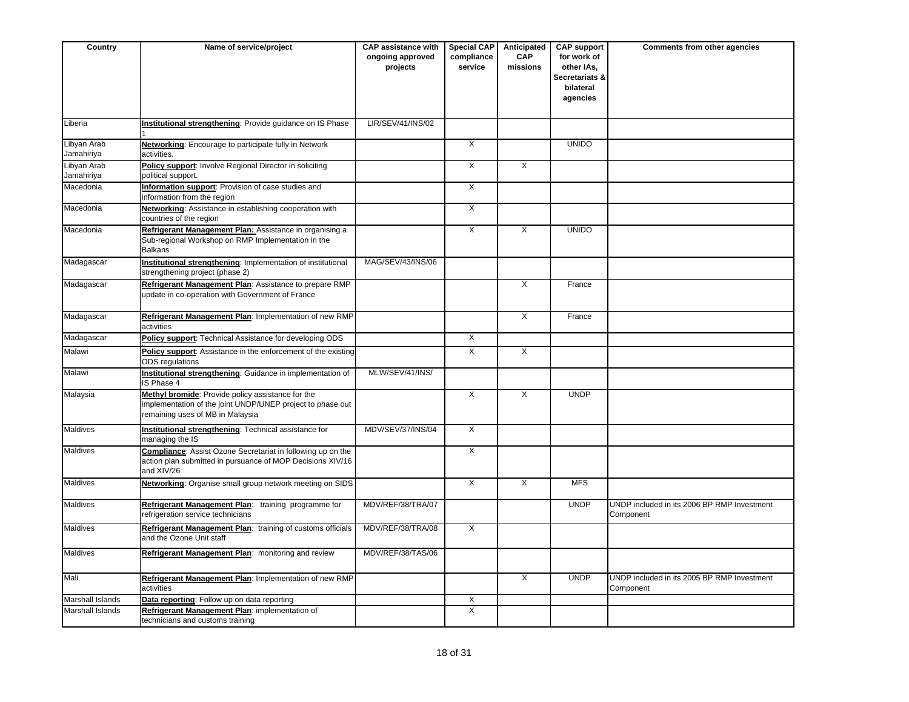| Country | Name of service/project | CAP assistance with ongoing approved projects | Special CAP compliance service | Anticipated CAP missions | CAP support for work of other IAs, Secretariats & bilateral agencies | Comments from other agencies |
|---|---|---|---|---|---|---|
| Liberia | **Institutional strengthening**: Provide guidance on IS Phase 1 | LIR/SEV/41/INS/02 | | | | |
| Libyan Arab Jamahiriya | **Networking**: Encourage to participate fully in Network activities. | | X | | UNIDO | |
| Libyan Arab Jamahiriya | **Policy support**: Involve Regional Director in soliciting political support. | | X | X | | |
| Macedonia | **Information support**: Provision of case studies and information from the region | | X | | | |
| Macedonia | **Networking**: Assistance in establishing cooperation with countries of the region | | X | | | |
| Macedonia | **Refrigerant Management Plan:** Assistance in organising a Sub-regional Workshop on RMP Implementation in the Balkans | | X | X | UNIDO | |
| Madagascar | **Institutional strengthening**: Implementation of institutional strengthening project (phase 2) | MAG/SEV/43/INS/06 | | | | |
| Madagascar | **Refrigerant Management Plan**: Assistance to prepare RMP update in co-operation with Government of France | | | X | France | |
| Madagascar | **Refrigerant Management Plan**: Implementation of new RMP activities | | | X | France | |
| Madagascar | **Policy support**: Technical Assistance for developing ODS | | X | | | |
| Malawi | **Policy support**: Assistance in the enforcement of the existing ODS regulations | | X | X | | |
| Malawi | **Institutional strengthening**: Guidance in implementation of IS Phase 4 | MLW/SEV/41/INS/ | | | | |
| Malaysia | **Methyl bromide**: Provide policy assistance for the implementation of the joint UNDP/UNEP project to phase out remaining uses of MB in Malaysia | | X | X | UNDP | |
| Maldives | **Institutional strengthening**: Technical assistance for managing the IS | MDV/SEV/37/INS/04 | X | | | |
| Maldives | **Compliance**: Assist Ozone Secretariat in following up on the action plan submitted in pursuance of MOP Decisions XIV/16 and XIV/26 | | X | | | |
| Maldives | **Networking**: Organise small group network meeting on SIDS | | X | X | MFS | |
| Maldives | **Refrigerant Management Plan**: training programme for refrigeration service technicians | MDV/REF/38/TRA/07 | | | UNDP | UNDP included in its 2006 BP RMP Investment Component |
| Maldives | **Refrigerant Management Plan**: training of customs officials and the Ozone Unit staff | MDV/REF/38/TRA/08 | X | | | |
| Maldives | **Refrigerant Management Plan**: monitoring and review | MDV/REF/38/TAS/06 | | | | |
| Mali | **Refrigerant Management Plan**: Implementation of new RMP activities | | | X | UNDP | UNDP included in its 2005 BP RMP Investment Component |
| Marshall Islands | **Data reporting**: Follow up on data reporting | | X | | | |
| Marshall Islands | **Refrigerant Management Plan**: implementation of technicians and customs training | | X | | | |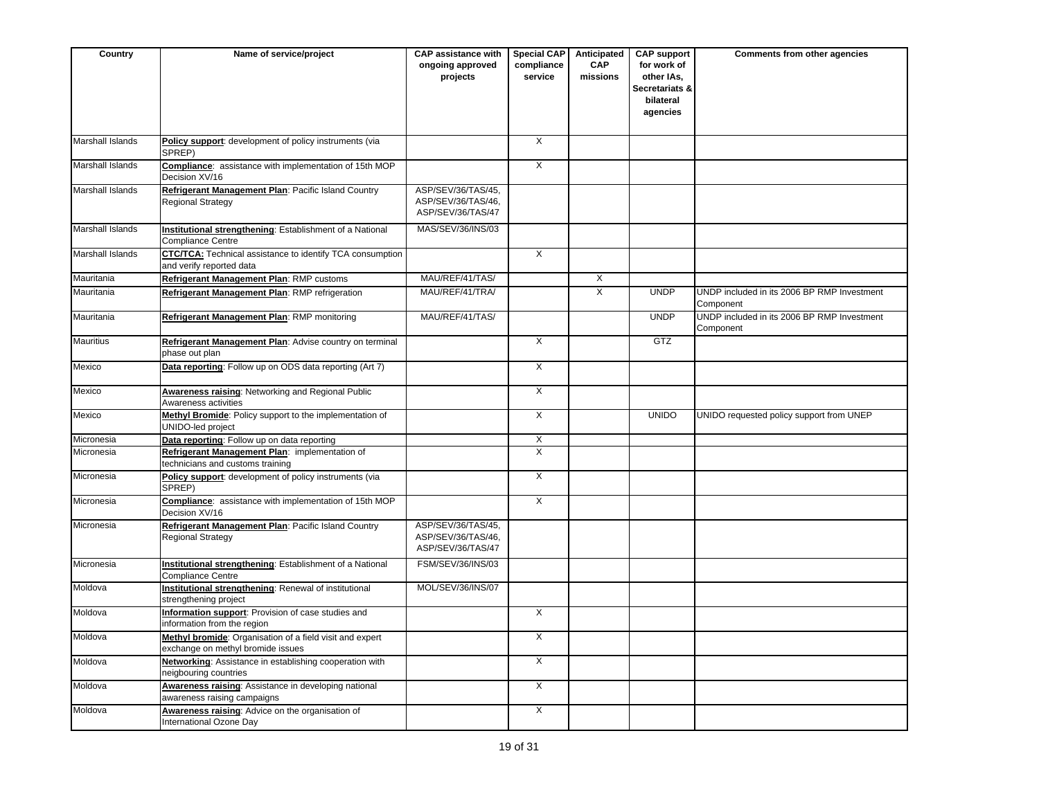| Country | Name of service/project | CAP assistance with ongoing approved projects | Special CAP compliance service | Anticipated CAP missions | CAP support for work of other IAs, Secretariats & bilateral agencies | Comments from other agencies |
|---|---|---|---|---|---|---|
| Marshall Islands | **Policy support**: development of policy instruments (via SPREP) | | X | | | |
| Marshall Islands | **Compliance**: assistance with implementation of 15th MOP Decision XV/16 | | X | | | |
| Marshall Islands | **Refrigerant Management Plan**: Pacific Island Country Regional Strategy | ASP/SEV/36/TAS/45, ASP/SEV/36/TAS/46, ASP/SEV/36/TAS/47 | | | | |
| Marshall Islands | **Institutional strengthening**: Establishment of a National Compliance Centre | MAS/SEV/36/INS/03 | | | | |
| Marshall Islands | **CTC/TCA:** Technical assistance to identify TCA consumption and verify reported data | | X | | | |
| Mauritania | **Refrigerant Management Plan**: RMP customs | MAU/REF/41/TAS/ | | X | | |
| Mauritania | **Refrigerant Management Plan**: RMP refrigeration | MAU/REF/41/TRA/ | | X | UNDP | UNDP included in its 2006 BP RMP Investment Component |
| Mauritania | **Refrigerant Management Plan**: RMP monitoring | MAU/REF/41/TAS/ | | | UNDP | UNDP included in its 2006 BP RMP Investment Component |
| Mauritius | **Refrigerant Management Plan**: Advise country on terminal phase out plan | | X | | GTZ | |
| Mexico | **Data reporting**: Follow up on ODS data reporting (Art 7) | | X | | | |
| Mexico | **Awareness raising**: Networking and Regional Public Awareness activities | | X | | | |
| Mexico | **Methyl Bromide**: Policy support to the implementation of UNIDO-led project | | X | | UNIDO | UNIDO requested policy support from UNEP |
| Micronesia | **Data reporting**: Follow up on data reporting | | X | | | |
| Micronesia | **Refrigerant Management Plan**: implementation of technicians and customs training | | X | | | |
| Micronesia | **Policy support**: development of policy instruments (via SPREP) | | X | | | |
| Micronesia | **Compliance**: assistance with implementation of 15th MOP Decision XV/16 | | X | | | |
| Micronesia | **Refrigerant Management Plan**: Pacific Island Country Regional Strategy | ASP/SEV/36/TAS/45, ASP/SEV/36/TAS/46, ASP/SEV/36/TAS/47 | | | | |
| Micronesia | **Institutional strengthening**: Establishment of a National Compliance Centre | FSM/SEV/36/INS/03 | | | | |
| Moldova | **Institutional strengthening**: Renewal of institutional strengthening project | MOL/SEV/36/INS/07 | | | | |
| Moldova | **Information support**: Provision of case studies and information from the region | | X | | | |
| Moldova | **Methyl bromide**: Organisation of a field visit and expert exchange on methyl bromide issues | | X | | | |
| Moldova | **Networking**: Assistance in establishing cooperation with neigbouring countries | | X | | | |
| Moldova | **Awareness raising**: Assistance in developing national awareness raising campaigns | | X | | | |
| Moldova | **Awareness raising**: Advice on the organisation of International Ozone Day | | X | | | |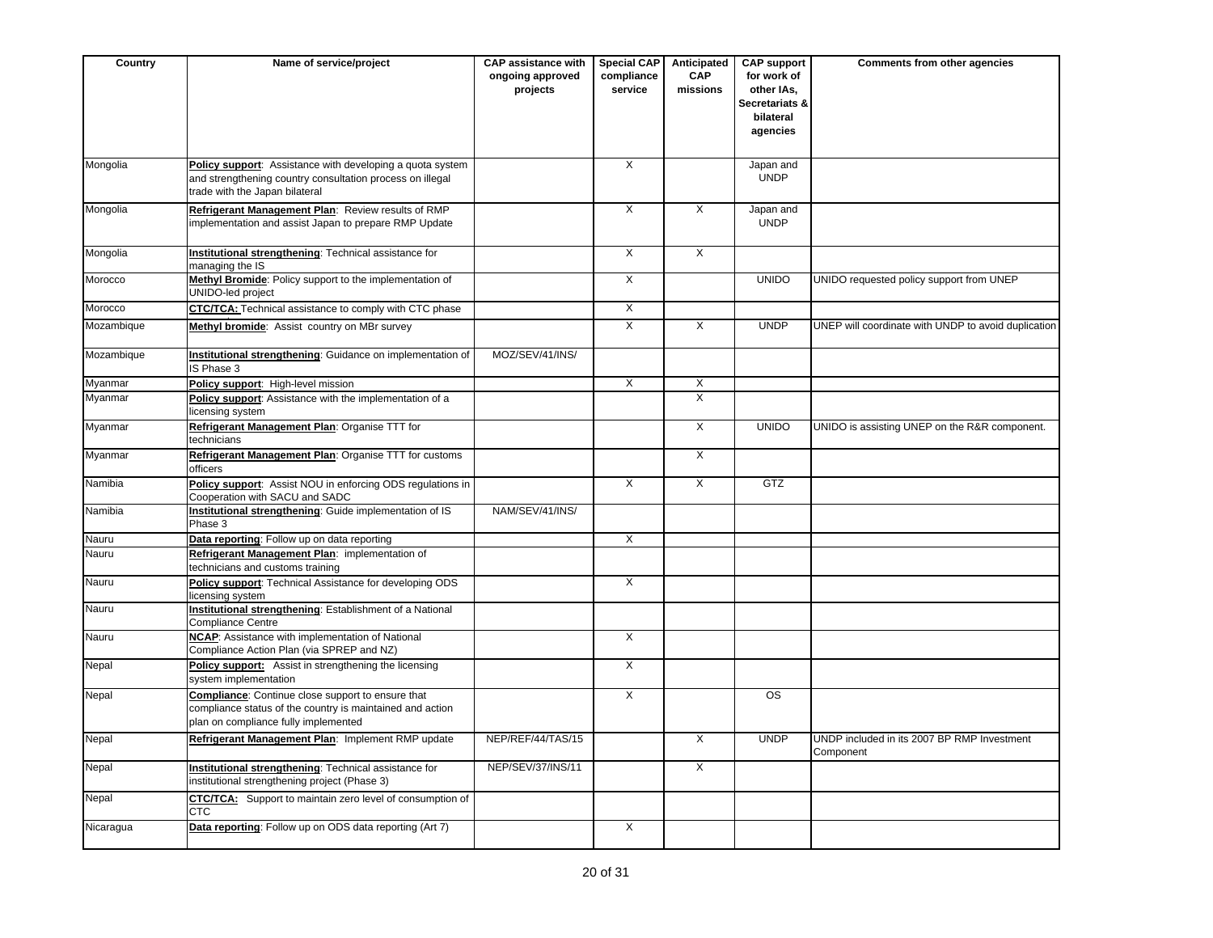| Country | Name of service/project | CAP assistance with ongoing approved projects | Special CAP compliance service | Anticipated CAP missions | CAP support for work of other IAs, Secretariats & bilateral agencies | Comments from other agencies |
|---|---|---|---|---|---|---|
| Mongolia | **Policy support**: Assistance with developing a quota system and strengthening country consultation process on illegal trade with the Japan bilateral | | X | | Japan and UNDP | |
| Mongolia | **Refrigerant Management Plan**: Review results of RMP implementation and assist Japan to prepare RMP Update | | X | X | Japan and UNDP | |
| Mongolia | **Institutional strengthening**: Technical assistance for managing the IS | | X | X | | |
| Morocco | **Methyl Bromide**: Policy support to the implementation of UNIDO-led project | | X | | UNIDO | UNIDO requested policy support from UNEP |
| Morocco | **CTC/TCA:** Technical assistance to comply with CTC phase | | X | | | |
| Mozambique | **Methyl bromide**: Assist country on MBr survey | | X | X | UNDP | UNEP will coordinate with UNDP to avoid duplication |
| Mozambique | **Institutional strengthening**: Guidance on implementation of IS Phase 3 | MOZ/SEV/41/INS/ | | | | |
| Myanmar | **Policy support**: High-level mission | | X | X | | |
| Myanmar | **Policy support**: Assistance with the implementation of a licensing system | | | X | | |
| Myanmar | **Refrigerant Management Plan**: Organise TTT for technicians | | | X | UNIDO | UNIDO is assisting UNEP on the R&R component. |
| Myanmar | **Refrigerant Management Plan**: Organise TTT for customs officers | | | X | | |
| Namibia | **Policy support**: Assist NOU in enforcing ODS regulations in Cooperation with SACU and SADC | | X | X | GTZ | |
| Namibia | **Institutional strengthening**: Guide implementation of IS Phase 3 | NAM/SEV/41/INS/ | | | | |
| Nauru | **Data reporting**: Follow up on data reporting | | X | | | |
| Nauru | **Refrigerant Management Plan**: implementation of technicians and customs training | | | | | |
| Nauru | **Policy support**: Technical Assistance for developing ODS licensing system | | X | | | |
| Nauru | **Institutional strengthening**: Establishment of a National Compliance Centre | | | | | |
| Nauru | **NCAP**: Assistance with implementation of National Compliance Action Plan (via SPREP and NZ) | | X | | | |
| Nepal | **Policy support:** Assist in strengthening the licensing system implementation | | X | | | |
| Nepal | **Compliance**: Continue close support to ensure that compliance status of the country is maintained and action plan on compliance fully implemented | | X | | OS | |
| Nepal | **Refrigerant Management Plan**: Implement RMP update | NEP/REF/44/TAS/15 | | X | UNDP | UNDP included in its 2007 BP RMP Investment Component |
| Nepal | **Institutional strengthening**: Technical assistance for institutional strengthening project (Phase 3) | NEP/SEV/37/INS/11 | | X | | |
| Nepal | **CTC/TCA:** Support to maintain zero level of consumption of CTC | | | | | |
| Nicaragua | **Data reporting**: Follow up on ODS data reporting (Art 7) | | X | | | |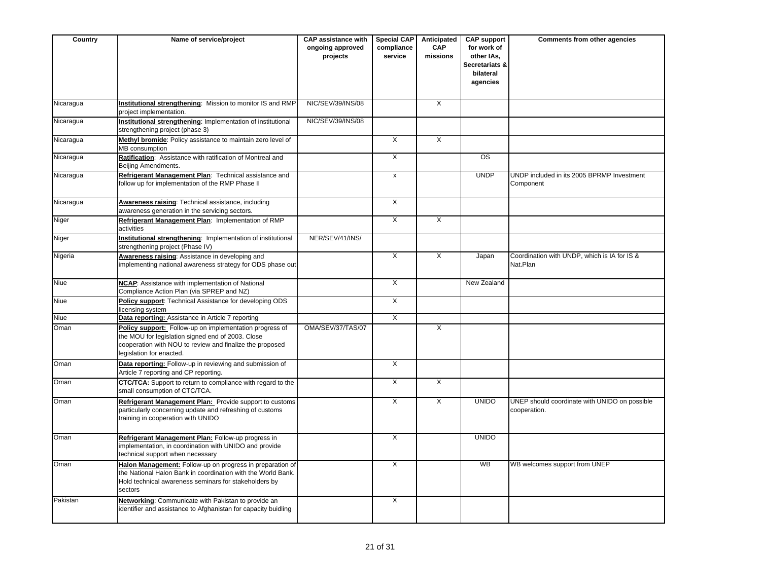| Country | Name of service/project | CAP assistance with ongoing approved projects | Special CAP compliance service | Anticipated CAP missions | CAP support for work of other IAs, Secretariats & bilateral agencies | Comments from other agencies |
|---|---|---|---|---|---|---|
| Nicaragua | **Institutional strengthening**: Mission to monitor IS and RMP project implementation. | NIC/SEV/39/INS/08 | | X | | |
| Nicaragua | **Institutional strengthening**: Implementation of institutional strengthening project (phase 3) | NIC/SEV/39/INS/08 | | | | |
| Nicaragua | **Methyl bromide**: Policy assistance to maintain zero level of MB consumption | | X | X | | |
| Nicaragua | **Ratification**: Assistance with ratification of Montreal and Beijing Amendments. | | X | | OS | |
| Nicaragua | **Refrigerant Management Plan**: Technical assistance and follow up for implementation of the RMP Phase II | | x | | UNDP | UNDP included in its 2005 BPRMP Investment Component |
| Nicaragua | **Awareness raising**: Technical assistance, including awareness generation in the servicing sectors. | | X | | | |
| Niger | **Refrigerant Management Plan**: Implementation of RMP activities | | X | X | | |
| Niger | **Institutional strengthening**: Implementation of institutional strengthening project (Phase IV) | NER/SEV/41/INS/ | | | | |
| Nigeria | **Awareness raising**: Assistance in developing and implementing national awareness strategy for ODS phase out | | X | X | Japan | Coordination with UNDP, which is IA for IS & Nat.Plan |
| Niue | **NCAP**: Assistance with implementation of National Compliance Action Plan (via SPREP and NZ) | | X | | New Zealand | |
| Niue | **Policy support**: Technical Assistance for developing ODS licensing system | | X | | | |
| Niue | **Data reporting:** Assistance in Article 7 reporting | | X | | | |
| Oman | **Policy support:** Follow-up on implementation progress of the MOU for legislation signed end of 2003. Close cooperation with NOU to review and finalize the proposed legislation for enacted. | OMA/SEV/37/TAS/07 | | X | | |
| Oman | **Data reporting:** Follow-up in reviewing and submission of Article 7 reporting and CP reporting. | | X | | | |
| Oman | **CTC/TCA:** Support to return to compliance with regard to the small consumption of CTC/TCA. | | X | X | | |
| Oman | **Refrigerant Management Plan:** Provide support to customs particularly concerning update and refreshing of customs training in cooperation with UNIDO | | X | X | UNIDO | UNEP should coordinate with UNIDO on possible cooperation. |
| Oman | **Refrigerant Management Plan:** Follow-up progress in implementation, in coordination with UNIDO and provide technical support when necessary | | X | | UNIDO | |
| Oman | **Halon Management:** Follow-up on progress in preparation of the National Halon Bank in coordination with the World Bank. Hold technical awareness seminars for stakeholders by sectors | | X | | WB | WB welcomes support from UNEP |
| Pakistan | **Networking**: Communicate with Pakistan to provide an identifier and assistance to Afghanistan for capacity buidling | | X | | | |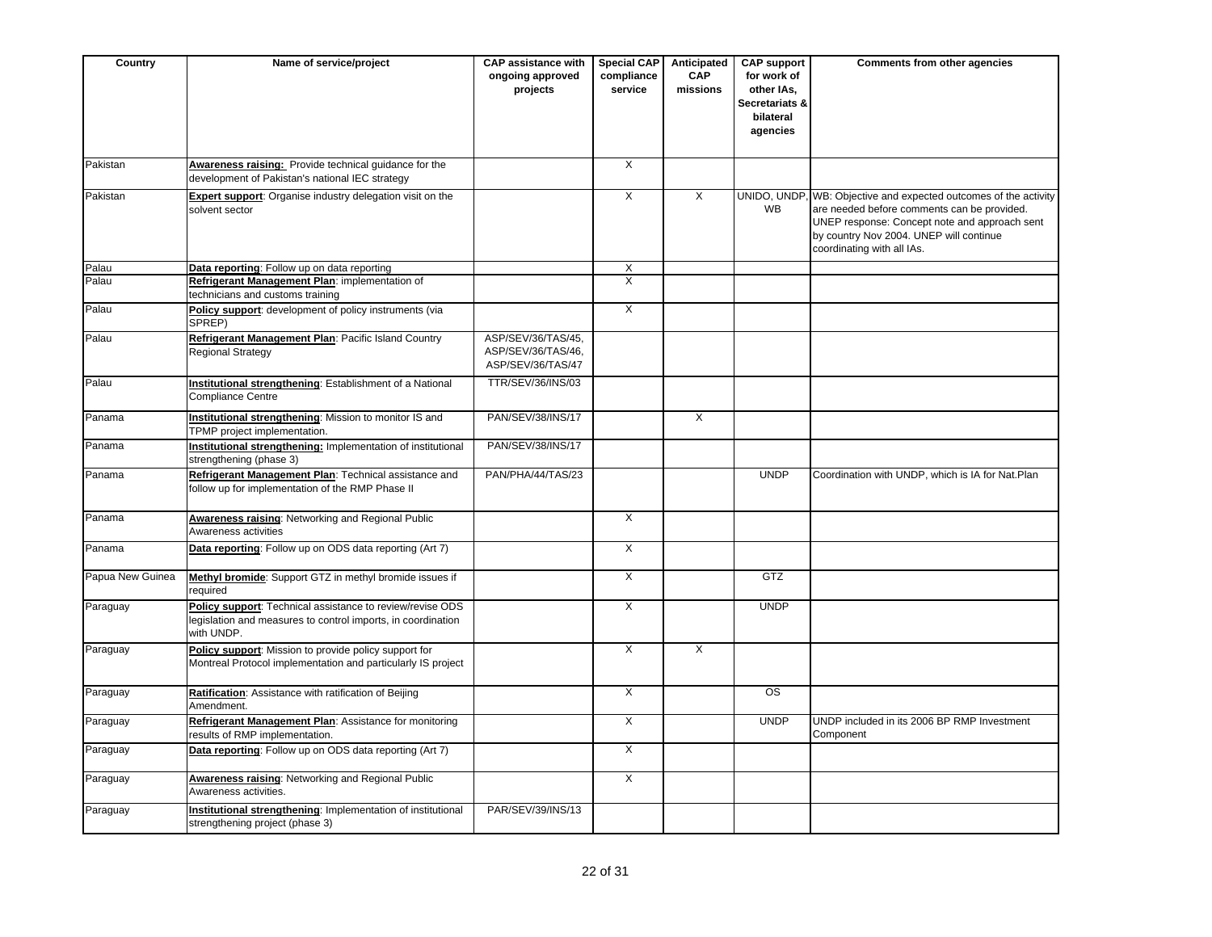| Country | Name of service/project | CAP assistance with ongoing approved projects | Special CAP compliance service | Anticipated CAP missions | CAP support for work of other IAs, Secretariats & bilateral agencies | Comments from other agencies |
|---|---|---|---|---|---|---|
| Pakistan | **Awareness raising:** Provide technical guidance for the development of Pakistan's national IEC strategy | | X | | | |
| Pakistan | **Expert support**: Organise industry delegation visit on the solvent sector | | X | X | UNIDO, UNDP, WB | WB: Objective and expected outcomes of the activity are needed before comments can be provided. UNEP response: Concept note and approach sent by country Nov 2004. UNEP will continue coordinating with all IAs. |
| Palau | **Data reporting**: Follow up on data reporting | | X | | | |
| Palau | **Refrigerant Management Plan**: implementation of technicians and customs training | | X | | | |
| Palau | **Policy support**: development of policy instruments (via SPREP) | | X | | | |
| Palau | **Refrigerant Management Plan**: Pacific Island Country Regional Strategy | ASP/SEV/36/TAS/45, ASP/SEV/36/TAS/46, ASP/SEV/36/TAS/47 | | | | |
| Palau | **Institutional strengthening**: Establishment of a National Compliance Centre | TTR/SEV/36/INS/03 | | | | |
| Panama | **Institutional strengthening**: Mission to monitor IS and TPMP project implementation. | PAN/SEV/38/INS/17 | | X | | |
| Panama | **Institutional strengthening:** Implementation of institutional strengthening (phase 3) | PAN/SEV/38/INS/17 | | | | |
| Panama | **Refrigerant Management Plan**: Technical assistance and follow up for implementation of the RMP Phase II | PAN/PHA/44/TAS/23 | | | UNDP | Coordination with UNDP, which is IA for Nat.Plan |
| Panama | **Awareness raising**: Networking and Regional Public Awareness activities | | X | | | |
| Panama | **Data reporting**: Follow up on ODS data reporting (Art 7) | | X | | | |
| Papua New Guinea | **Methyl bromide**: Support GTZ in methyl bromide issues if required | | X | | GTZ | |
| Paraguay | **Policy support**: Technical assistance to review/revise ODS legislation and measures to control imports, in coordination with UNDP. | | X | | UNDP | |
| Paraguay | **Policy support**: Mission to provide policy support for Montreal Protocol implementation and particularly IS project | | X | X | | |
| Paraguay | **Ratification**: Assistance with ratification of Beijing Amendment. | | X | | OS | |
| Paraguay | **Refrigerant Management Plan**: Assistance for monitoring results of RMP implementation. | | X | | UNDP | UNDP included in its 2006 BP RMP Investment Component |
| Paraguay | **Data reporting**: Follow up on ODS data reporting (Art 7) | | X | | | |
| Paraguay | **Awareness raising**: Networking and Regional Public Awareness activities. | | X | | | |
| Paraguay | **Institutional strengthening**: Implementation of institutional strengthening project (phase 3) | PAR/SEV/39/INS/13 | | | | |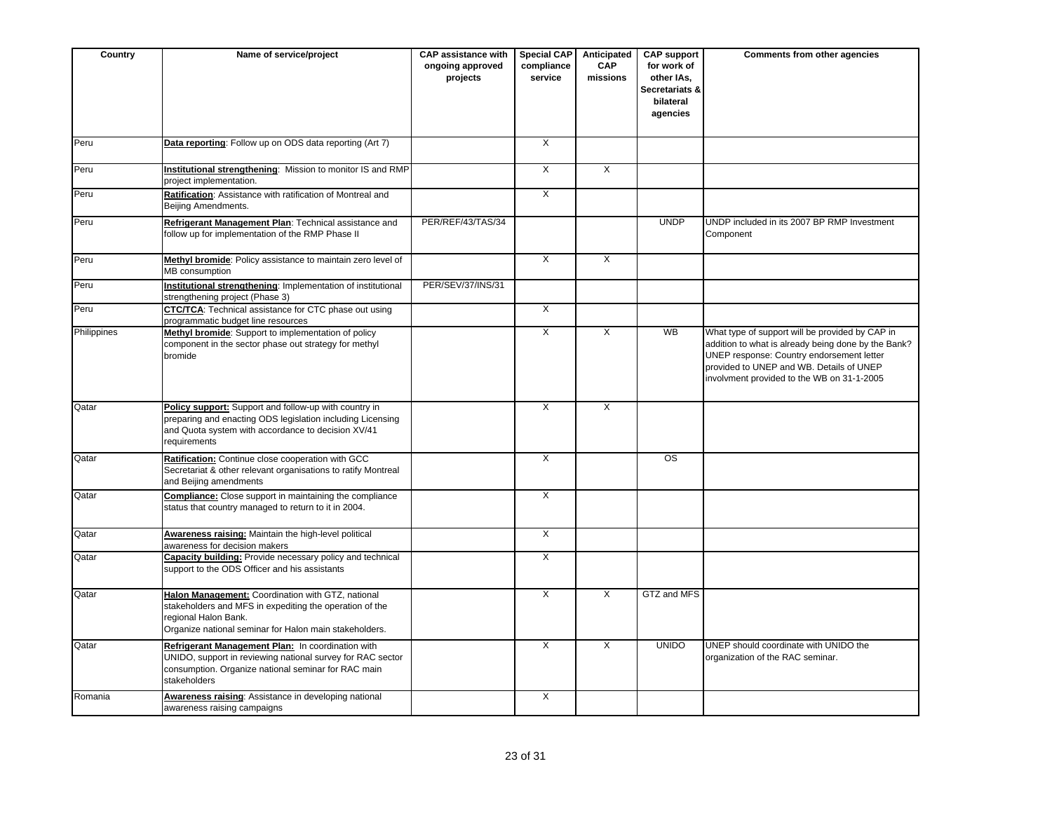| Country | Name of service/project | CAP assistance with ongoing approved projects | Special CAP compliance service | Anticipated CAP missions | CAP support for work of other IAs, Secretariats & bilateral agencies | Comments from other agencies |
|---|---|---|---|---|---|---|
| Peru | **Data reporting**: Follow up on ODS data reporting (Art 7) | | X | | | |
| Peru | **Institutional strengthening**: Mission to monitor IS and RMP project implementation. | | X | X | | |
| Peru | **Ratification**: Assistance with ratification of Montreal and Beijing Amendments. | | X | | | |
| Peru | **Refrigerant Management Plan**: Technical assistance and follow up for implementation of the RMP Phase II | PER/REF/43/TAS/34 | | | UNDP | UNDP included in its 2007 BP RMP Investment Component |
| Peru | **Methyl bromide**: Policy assistance to maintain zero level of MB consumption | | X | X | | |
| Peru | **Institutional strengthening**: Implementation of institutional strengthening project (Phase 3) | PER/SEV/37/INS/31 | | | | |
| Peru | **CTC/TCA**: Technical assistance for CTC phase out using programmatic budget line resources | | X | | | |
| Philippines | **Methyl bromide**: Support to implementation of policy component in the sector phase out strategy for methyl bromide | | X | X | WB | What type of support will be provided by CAP in addition to what is already being done by the Bank? UNEP response: Country endorsement letter provided to UNEP and WB. Details of UNEP involvment provided to the WB on 31-1-2005 |
| Qatar | **Policy support:** Support and follow-up with country in preparing and enacting ODS legislation including Licensing and Quota system with accordance to decision XV/41 requirements | | X | X | | |
| Qatar | **Ratification:** Continue close cooperation with GCC Secretariat & other relevant organisations to ratify Montreal and Beijing amendments | | X | | OS | |
| Qatar | **Compliance:** Close support in maintaining the compliance status that country managed to return to it in 2004. | | X | | | |
| Qatar | **Awareness raising:** Maintain the high-level political awareness for decision makers | | X | | | |
| Qatar | **Capacity building:** Provide necessary policy and technical support to the ODS Officer and his assistants | | X | | | |
| Qatar | **Halon Management:** Coordination with GTZ, national stakeholders and MFS in expediting the operation of the regional Halon Bank. Organize national seminar for Halon main stakeholders. | | X | X | GTZ and MFS | |
| Qatar | **Refrigerant Management Plan:** In coordination with UNIDO, support in reviewing national survey for RAC sector consumption. Organize national seminar for RAC main stakeholders | | X | X | UNIDO | UNEP should coordinate with UNIDO the organization of the RAC seminar. |
| Romania | **Awareness raising**: Assistance in developing national awareness raising campaigns | | X | | | |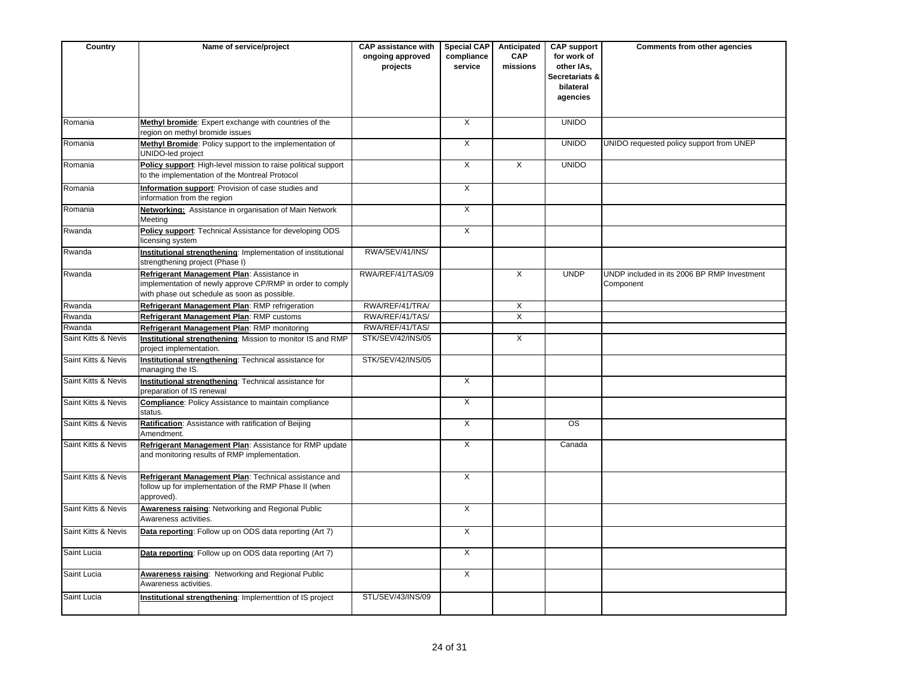| Country | Name of service/project | CAP assistance with ongoing approved projects | Special CAP compliance service | Anticipated CAP missions | CAP support for work of other IAs, Secretariats & bilateral agencies | Comments from other agencies |
|---|---|---|---|---|---|---|
| Romania | **Methyl bromide**: Expert exchange with countries of the region on methyl bromide issues | | X | | UNIDO | |
| Romania | **Methyl Bromide**: Policy support to the implementation of UNIDO-led project | | X | | UNIDO | UNIDO requested policy support from UNEP |
| Romania | **Policy support**: High-level mission to raise political support to the implementation of the Montreal Protocol | | X | X | UNIDO | |
| Romania | **Information support**: Provision of case studies and information from the region | | X | | | |
| Romania | **Networking:** Assistance in organisation of Main Network Meeting | | X | | | |
| Rwanda | **Policy support**: Technical Assistance for developing ODS licensing system | | X | | | |
| Rwanda | **Institutional strengthening**: Implementation of institutional strengthening project (Phase I) | RWA/SEV/41/INS/ | | | | |
| Rwanda | **Refrigerant Management Plan**: Assistance in implementation of newly approve CP/RMP in order to comply with phase out schedule as soon as possible. | RWA/REF/41/TAS/09 | | X | UNDP | UNDP included in its 2006 BP RMP Investment Component |
| Rwanda | **Refrigerant Management Plan**: RMP refrigeration | RWA/REF/41/TRA/ | | X | | |
| Rwanda | **Refrigerant Management Plan**: RMP customs | RWA/REF/41/TAS/ | | X | | |
| Rwanda | **Refrigerant Management Plan**: RMP monitoring | RWA/REF/41/TAS/ | | | | |
| Saint Kitts & Nevis | **Institutional strengthening**: Mission to monitor IS and RMP project implementation. | STK/SEV/42/INS/05 | | X | | |
| Saint Kitts & Nevis | **Institutional strengthening**: Technical assistance for managing the IS. | STK/SEV/42/INS/05 | | | | |
| Saint Kitts & Nevis | **Institutional strengthening**: Technical assistance for preparation of IS renewal | | X | | | |
| Saint Kitts & Nevis | **Compliance**: Policy Assistance to maintain compliance status. | | X | | | |
| Saint Kitts & Nevis | **Ratification**: Assistance with ratification of Beijing Amendment. | | X | | OS | |
| Saint Kitts & Nevis | **Refrigerant Management Plan**: Assistance for RMP update and monitoring results of RMP implementation. | | X | | Canada | |
| Saint Kitts & Nevis | **Refrigerant Management Plan**: Technical assistance and follow up for implementation of the RMP Phase II (when approved). | | X | | | |
| Saint Kitts & Nevis | **Awareness raising**: Networking and Regional Public Awareness activities. | | X | | | |
| Saint Kitts & Nevis | **Data reporting**: Follow up on ODS data reporting (Art 7) | | X | | | |
| Saint Lucia | **Data reporting**: Follow up on ODS data reporting (Art 7) | | X | | | |
| Saint Lucia | **Awareness raising**: Networking and Regional Public Awareness activities. | | X | | | |
| Saint Lucia | **Institutional strengthening**: Implementtion of IS project | STL/SEV/43/INS/09 | | | | |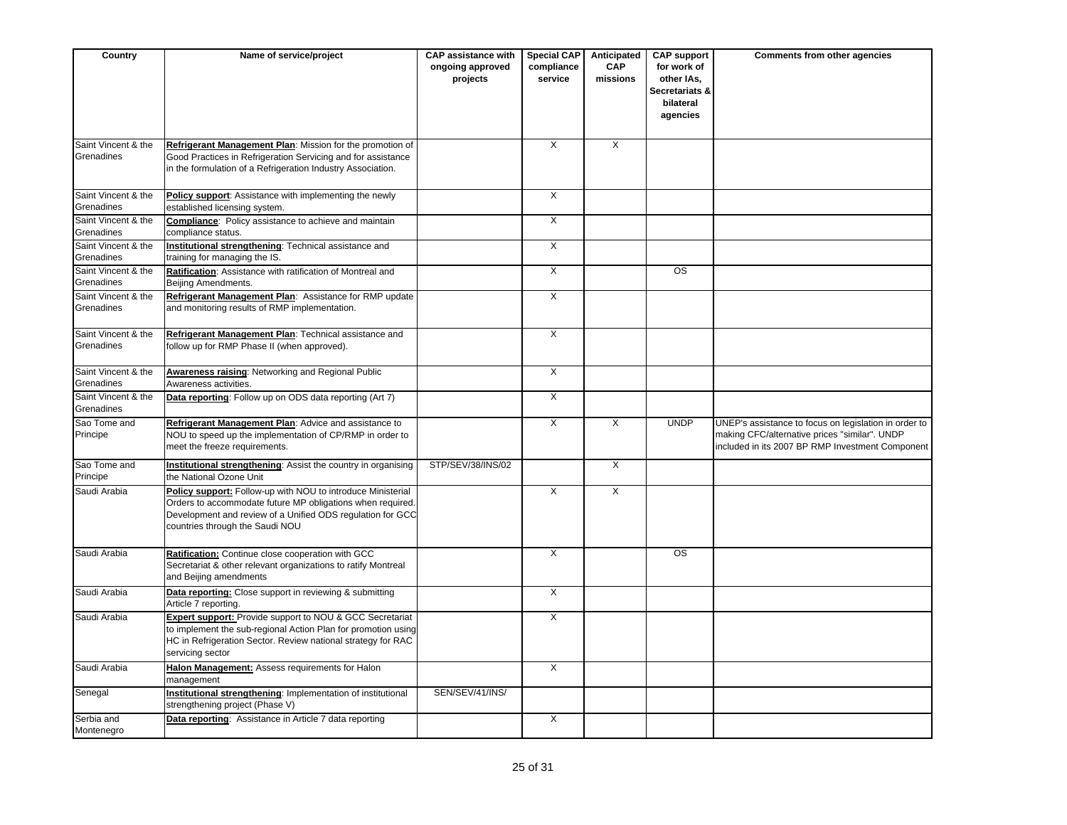| Country | Name of service/project | CAP assistance with ongoing approved projects | Special CAP compliance service | Anticipated CAP missions | CAP support for work of other IAs, Secretariats & bilateral agencies | Comments from other agencies |
|---|---|---|---|---|---|---|
| Saint Vincent & the Grenadines | **Refrigerant Management Plan**: Mission for the promotion of Good Practices in Refrigeration Servicing and for assistance in the formulation of a Refrigeration Industry Association. | | X | X | | |
| Saint Vincent & the Grenadines | **Policy support**: Assistance with implementing the newly established licensing system. | | X | | | |
| Saint Vincent & the Grenadines | **Compliance**: Policy assistance to achieve and maintain compliance status. | | X | | | |
| Saint Vincent & the Grenadines | **Institutional strengthening**: Technical assistance and training for managing the IS. | | X | | | |
| Saint Vincent & the Grenadines | **Ratification**: Assistance with ratification of Montreal and Beijing Amendments. | | X | | OS | |
| Saint Vincent & the Grenadines | **Refrigerant Management Plan**: Assistance for RMP update and monitoring results of RMP implementation. | | X | | | |
| Saint Vincent & the Grenadines | **Refrigerant Management Plan**: Technical assistance and follow up for RMP Phase II (when approved). | | X | | | |
| Saint Vincent & the Grenadines | **Awareness raising**: Networking and Regional Public Awareness activities. | | X | | | |
| Saint Vincent & the Grenadines | **Data reporting**: Follow up on ODS data reporting (Art 7) | | X | | | |
| Sao Tome and Principe | **Refrigerant Management Plan**: Advice and assistance to NOU to speed up the implementation of CP/RMP in order to meet the freeze requirements. | | X | X | UNDP | UNEP's assistance to focus on legislation in order to making CFC/alternative prices "similar". UNDP included in its 2007 BP RMP Investment Component |
| Sao Tome and Principe | **Institutional strengthening**: Assist the country in organising the National Ozone Unit | STP/SEV/38/INS/02 | | X | | |
| Saudi Arabia | **Policy support:** Follow-up with NOU to introduce Ministerial Orders to accommodate future MP obligations when required. Development and review of a Unified ODS regulation for GCC countries through the Saudi NOU | | X | X | | |
| Saudi Arabia | **Ratification:** Continue close cooperation with GCC Secretariat & other relevant organizations to ratify Montreal and Beijing amendments | | X | | OS | |
| Saudi Arabia | **Data reporting:** Close support in reviewing & submitting Article 7 reporting. | | X | | | |
| Saudi Arabia | **Expert support:** Provide support to NOU & GCC Secretariat to implement the sub-regional Action Plan for promotion using HC in Refrigeration Sector. Review national strategy for RAC servicing sector | | X | | | |
| Saudi Arabia | **Halon Management:** Assess requirements for Halon management | | X | | | |
| Senegal | **Institutional strengthening**: Implementation of institutional strengthening project (Phase V) | SEN/SEV/41/INS/ | | | | |
| Serbia and Montenegro | **Data reporting**: Assistance in Article 7 data reporting | | X | | | |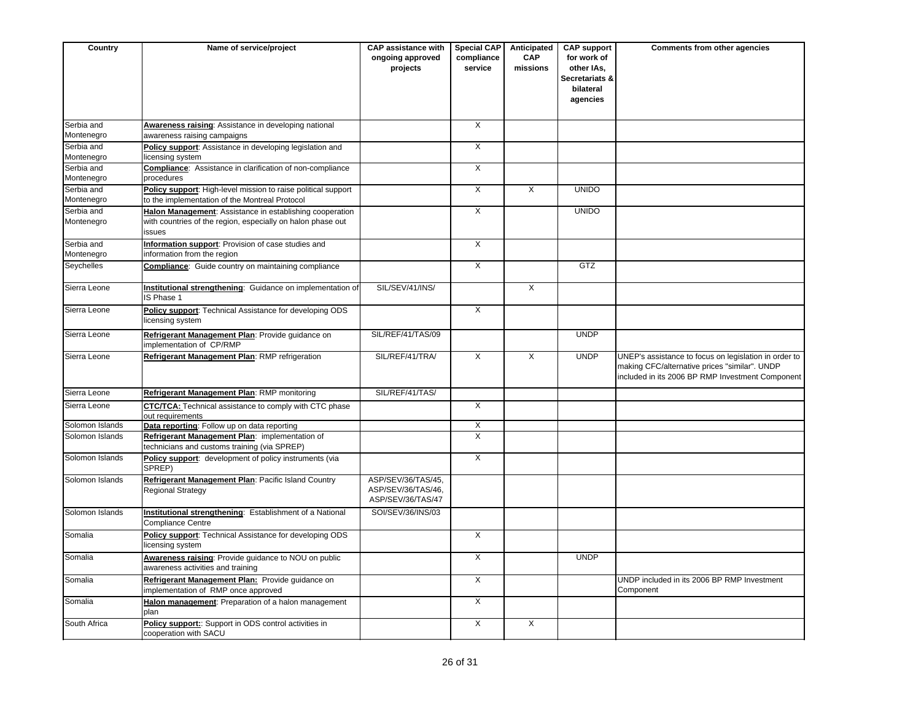| Country | Name of service/project | CAP assistance with ongoing approved projects | Special CAP compliance service | Anticipated CAP missions | CAP support for work of other IAs, Secretariats & bilateral agencies | Comments from other agencies |
|---|---|---|---|---|---|---|
| Serbia and Montenegro | **Awareness raising**: Assistance in developing national awareness raising campaigns | | X | | | |
| Serbia and Montenegro | **Policy support**: Assistance in developing legislation and licensing system | | X | | | |
| Serbia and Montenegro | **Compliance**: Assistance in clarification of non-compliance procedures | | X | | | |
| Serbia and Montenegro | **Policy support**: High-level mission to raise political support to the implementation of the Montreal Protocol | | X | X | UNIDO | |
| Serbia and Montenegro | **Halon Management**: Assistance in establishing cooperation with countries of the region, especially on halon phase out issues | | X | | UNIDO | |
| Serbia and Montenegro | **Information support**: Provision of case studies and information from the region | | X | | | |
| Seychelles | **Compliance**: Guide country on maintaining compliance | | X | | GTZ | |
| Sierra Leone | **Institutional strengthening**: Guidance on implementation of IS Phase 1 | SIL/SEV/41/INS/ | | X | | |
| Sierra Leone | **Policy support**: Technical Assistance for developing ODS licensing system | | X | | | |
| Sierra Leone | **Refrigerant Management Plan**: Provide guidance on implementation of CP/RMP | SIL/REF/41/TAS/09 | | | UNDP | |
| Sierra Leone | **Refrigerant Management Plan**: RMP refrigeration | SIL/REF/41/TRA/ | X | X | UNDP | UNEP's assistance to focus on legislation in order to making CFC/alternative prices "similar". UNDP included in its 2006 BP RMP Investment Component |
| Sierra Leone | **Refrigerant Management Plan**: RMP monitoring | SIL/REF/41/TAS/ | | | | |
| Sierra Leone | **CTC/TCA:** Technical assistance to comply with CTC phase out requirements | | X | | | |
| Solomon Islands | **Data reporting**: Follow up on data reporting | | X | | | |
| Solomon Islands | **Refrigerant Management Plan**: implementation of technicians and customs training (via SPREP) | | X | | | |
| Solomon Islands | **Policy support**: development of policy instruments (via SPREP) | | X | | | |
| Solomon Islands | **Refrigerant Management Plan**: Pacific Island Country Regional Strategy | ASP/SEV/36/TAS/45, ASP/SEV/36/TAS/46, ASP/SEV/36/TAS/47 | | | | |
| Solomon Islands | **Institutional strengthening**: Establishment of a National Compliance Centre | SOI/SEV/36/INS/03 | | | | |
| Somalia | **Policy support**: Technical Assistance for developing ODS licensing system | | X | | | |
| Somalia | **Awareness raising**: Provide guidance to NOU on public awareness activities and training | | X | | UNDP | |
| Somalia | **Refrigerant Management Plan:** Provide guidance on implementation of RMP once approved | | X | | | UNDP included in its 2006 BP RMP Investment Component |
| Somalia | **Halon management**: Preparation of a halon management plan | | X | | | |
| South Africa | **Policy support:**: Support in ODS control activities in cooperation with SACU | | X | X | | |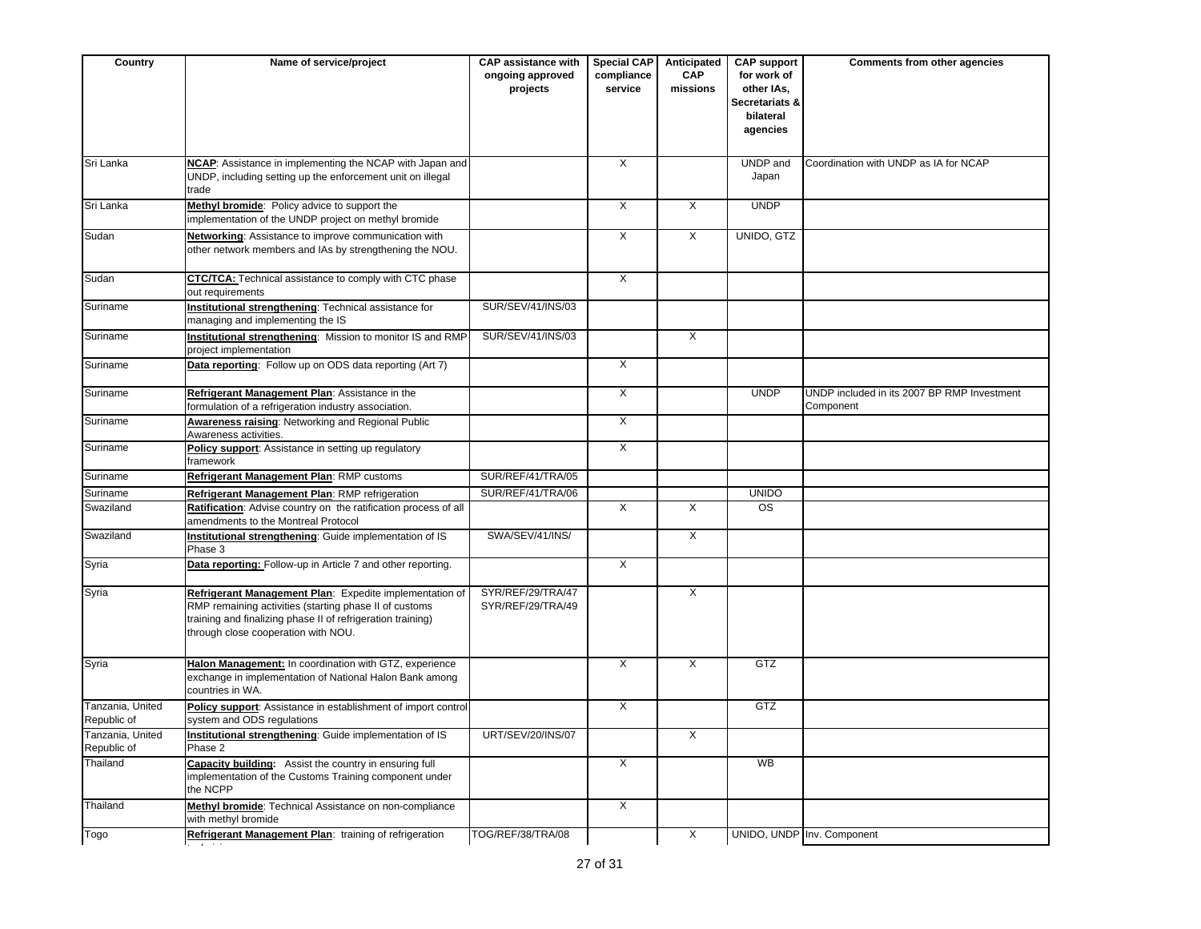| Country | Name of service/project | CAP assistance with ongoing approved projects | Special CAP compliance service | Anticipated CAP missions | CAP support for work of other IAs, Secretariats & bilateral agencies | Comments from other agencies |
|---|---|---|---|---|---|---|
| Sri Lanka | **NCAP**: Assistance in implementing the NCAP with Japan and UNDP, including setting up the enforcement unit on illegal trade | | X | | UNDP and Japan | Coordination with UNDP as IA for NCAP |
| Sri Lanka | **Methyl bromide**: Policy advice to support the implementation of the UNDP project on methyl bromide | | X | X | UNDP | |
| Sudan | **Networking**: Assistance to improve communication with other network members and IAs by strengthening the NOU. | | X | X | UNIDO, GTZ | |
| Sudan | **CTC/TCA:** Technical assistance to comply with CTC phase out requirements | | X | | | |
| Suriname | **Institutional strengthening**: Technical assistance for managing and implementing the IS | SUR/SEV/41/INS/03 | | | | |
| Suriname | **Institutional strengthening**: Mission to monitor IS and RMP project implementation | SUR/SEV/41/INS/03 | | X | | |
| Suriname | **Data reporting**: Follow up on ODS data reporting (Art 7) | | X | | | |
| Suriname | **Refrigerant Management Plan**: Assistance in the formulation of a refrigeration industry association. | | X | | UNDP | UNDP included in its 2007 BP RMP Investment Component |
| Suriname | **Awareness raising**: Networking and Regional Public Awareness activities. | | X | | | |
| Suriname | **Policy support**: Assistance in setting up regulatory framework | | X | | | |
| Suriname | **Refrigerant Management Plan**: RMP customs | SUR/REF/41/TRA/05 | | | | |
| Suriname | **Refrigerant Management Plan**: RMP refrigeration | SUR/REF/41/TRA/06 | | | UNIDO | |
| Swaziland | **Ratification**: Advise country on the ratification process of all amendments to the Montreal Protocol | | X | X | OS | |
| Swaziland | **Institutional strengthening**: Guide implementation of IS Phase 3 | SWA/SEV/41/INS/ | | X | | |
| Syria | **Data reporting:** Follow-up in Article 7 and other reporting. | | X | | | |
| Syria | **Refrigerant Management Plan**: Expedite implementation of RMP remaining activities (starting phase II of customs training and finalizing phase II of refrigeration training) through close cooperation with NOU. | SYR/REF/29/TRA/47 SYR/REF/29/TRA/49 | | X | | |
| Syria | **Halon Management:** In coordination with GTZ, experience exchange in implementation of National Halon Bank among countries in WA. | | X | X | GTZ | |
| Tanzania, United Republic of | **Policy support**: Assistance in establishment of import control system and ODS regulations | | X | | GTZ | |
| Tanzania, United Republic of | **Institutional strengthening**: Guide implementation of IS Phase 2 | URT/SEV/20/INS/07 | | X | | |
| Thailand | **Capacity building:** Assist the country in ensuring full implementation of the Customs Training component under the NCPP | | X | | WB | |
| Thailand | **Methyl bromide**: Technical Assistance on non-compliance with methyl bromide | | X | | | |
| Togo | **Refrigerant Management Plan**: training of refrigeration technicians | TOG/REF/38/TRA/08 | | X | UNIDO, UNDP | Inv. Component |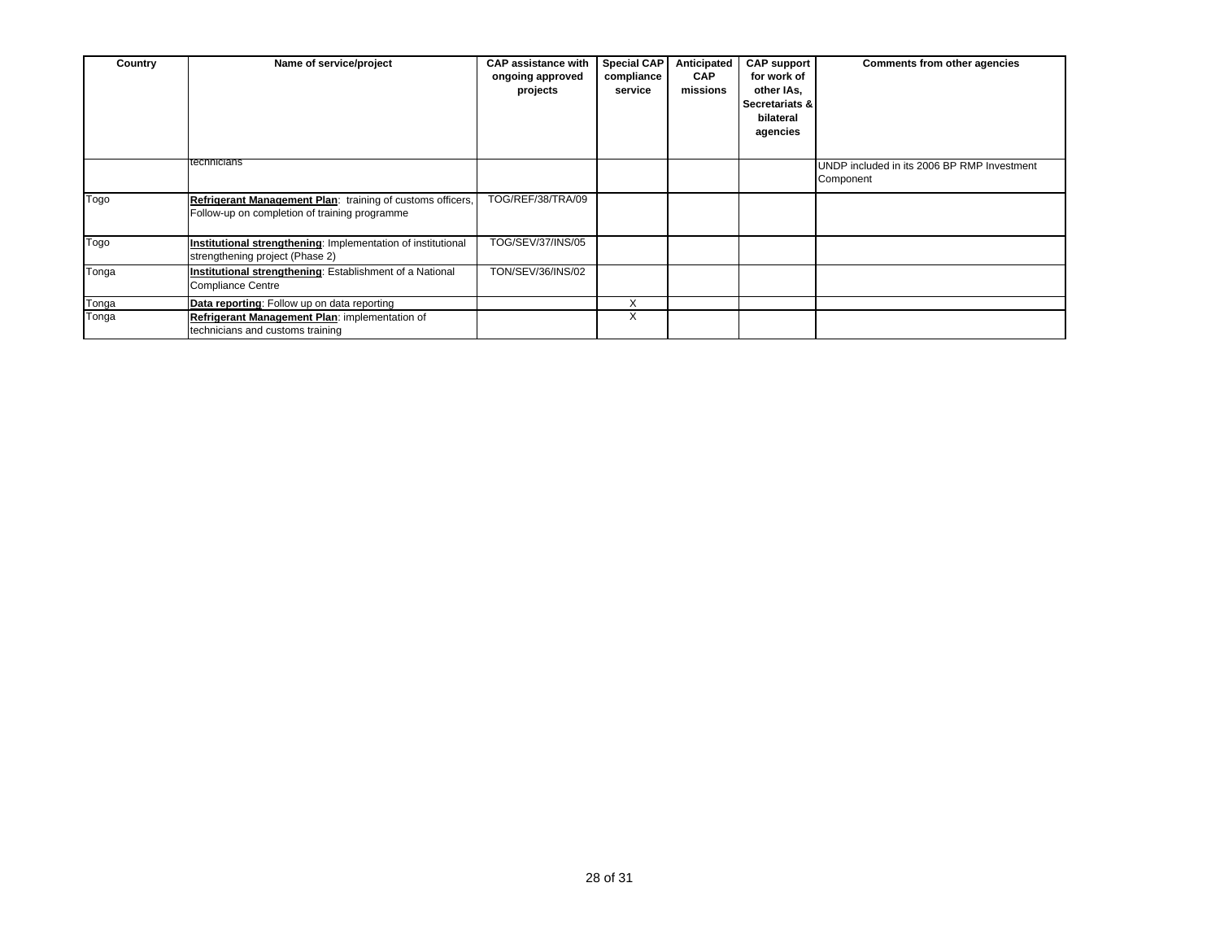| Country | Name of service/project | CAP assistance with ongoing approved projects | Special CAP compliance service | Anticipated CAP missions | CAP support for work of other IAs, Secretariats & bilateral agencies | Comments from other agencies |
|---|---|---|---|---|---|---|
| | technicians | | | | | UNDP included in its 2006 BP RMP Investment Component |
| Togo | **Refrigerant Management Plan**: training of customs officers, Follow-up on completion of training programme | TOG/REF/38/TRA/09 | | | | |
| Togo | **Institutional strengthening**: Implementation of institutional strengthening project (Phase 2) | TOG/SEV/37/INS/05 | | | | |
| Tonga | **Institutional strengthening**: Establishment of a National Compliance Centre | TON/SEV/36/INS/02 | | | | |
| Tonga | **Data reporting**: Follow up on data reporting | | X | | | |
| Tonga | **Refrigerant Management Plan**: implementation of technicians and customs training | | X | | | |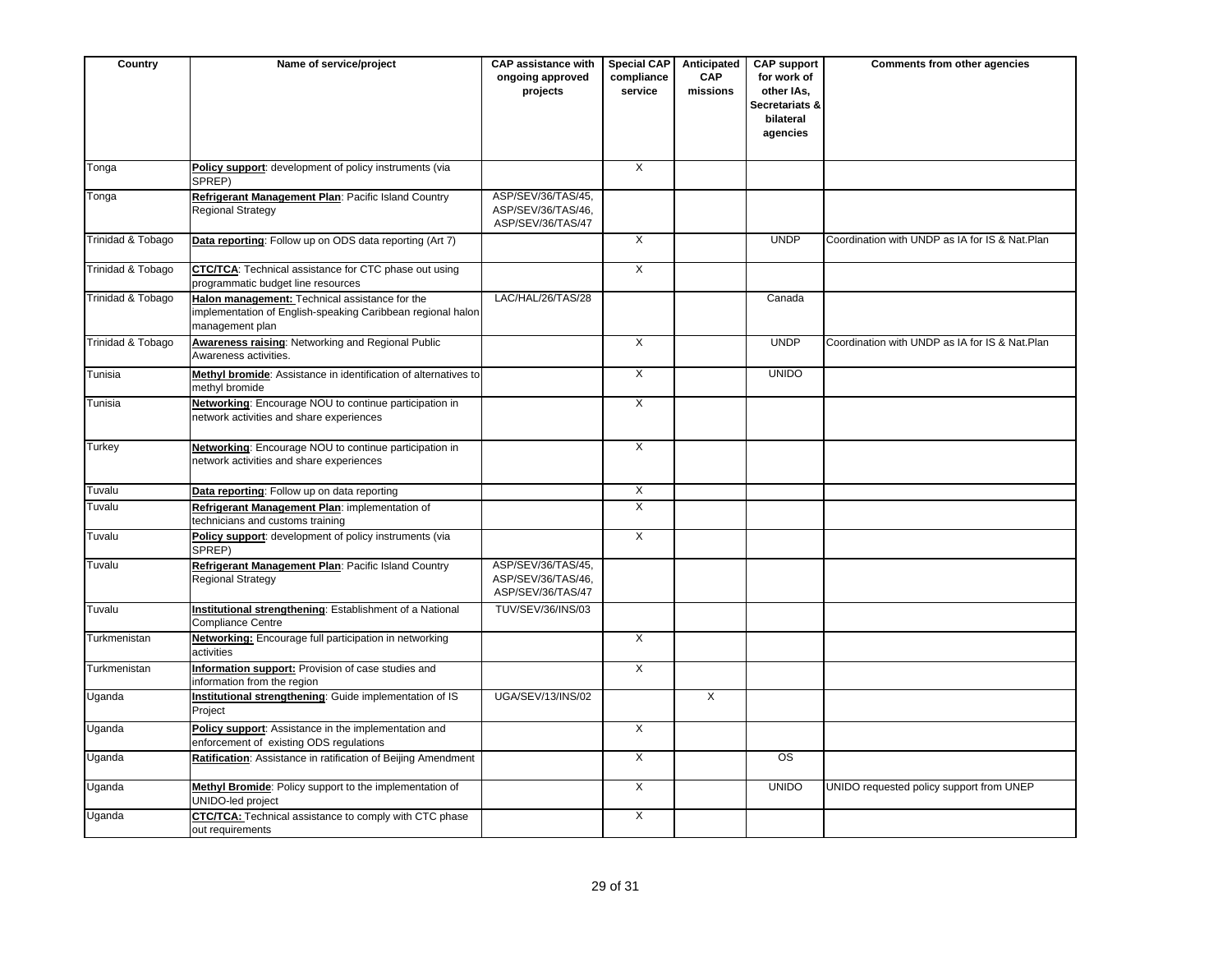| Country | Name of service/project | CAP assistance with ongoing approved projects | Special CAP compliance service | Anticipated CAP missions | CAP support for work of other IAs, Secretariats & bilateral agencies | Comments from other agencies |
|---|---|---|---|---|---|---|
| Tonga | **Policy support**: development of policy instruments (via SPREP) | | X | | | |
| Tonga | **Refrigerant Management Plan**: Pacific Island Country Regional Strategy | ASP/SEV/36/TAS/45, ASP/SEV/36/TAS/46, ASP/SEV/36/TAS/47 | | | | |
| Trinidad & Tobago | **Data reporting**: Follow up on ODS data reporting (Art 7) | | X | | UNDP | Coordination with UNDP as IA for IS & Nat.Plan |
| Trinidad & Tobago | **CTC/TCA**: Technical assistance for CTC phase out using programmatic budget line resources | | X | | | |
| Trinidad & Tobago | **Halon management:** Technical assistance for the implementation of English-speaking Caribbean regional halon management plan | LAC/HAL/26/TAS/28 | | | Canada | |
| Trinidad & Tobago | **Awareness raising**: Networking and Regional Public Awareness activities. | | X | | UNDP | Coordination with UNDP as IA for IS & Nat.Plan |
| Tunisia | **Methyl bromide**: Assistance in identification of alternatives to methyl bromide | | X | | UNIDO | |
| Tunisia | **Networking**: Encourage NOU to continue participation in network activities and share experiences | | X | | | |
| Turkey | **Networking**: Encourage NOU to continue participation in network activities and share experiences | | X | | | |
| Tuvalu | **Data reporting**: Follow up on data reporting | | X | | | |
| Tuvalu | **Refrigerant Management Plan**: implementation of technicians and customs training | | X | | | |
| Tuvalu | **Policy support**: development of policy instruments (via SPREP) | | X | | | |
| Tuvalu | **Refrigerant Management Plan**: Pacific Island Country Regional Strategy | ASP/SEV/36/TAS/45, ASP/SEV/36/TAS/46, ASP/SEV/36/TAS/47 | | | | |
| Tuvalu | **Institutional strengthening**: Establishment of a National Compliance Centre | TUV/SEV/36/INS/03 | | | | |
| Turkmenistan | **Networking:** Encourage full participation in networking activities | | X | | | |
| Turkmenistan | **Information support:** Provision of case studies and information from the region | | X | | | |
| Uganda | **Institutional strengthening**: Guide implementation of IS Project | UGA/SEV/13/INS/02 | | X | | |
| Uganda | **Policy support**: Assistance in the implementation and enforcement of existing ODS regulations | | X | | | |
| Uganda | **Ratification**: Assistance in ratification of Beijing Amendment | | X | | OS | |
| Uganda | **Methyl Bromide**: Policy support to the implementation of UNIDO-led project | | X | | UNIDO | UNIDO requested policy support from UNEP |
| Uganda | **CTC/TCA:** Technical assistance to comply with CTC phase out requirements | | X | | | |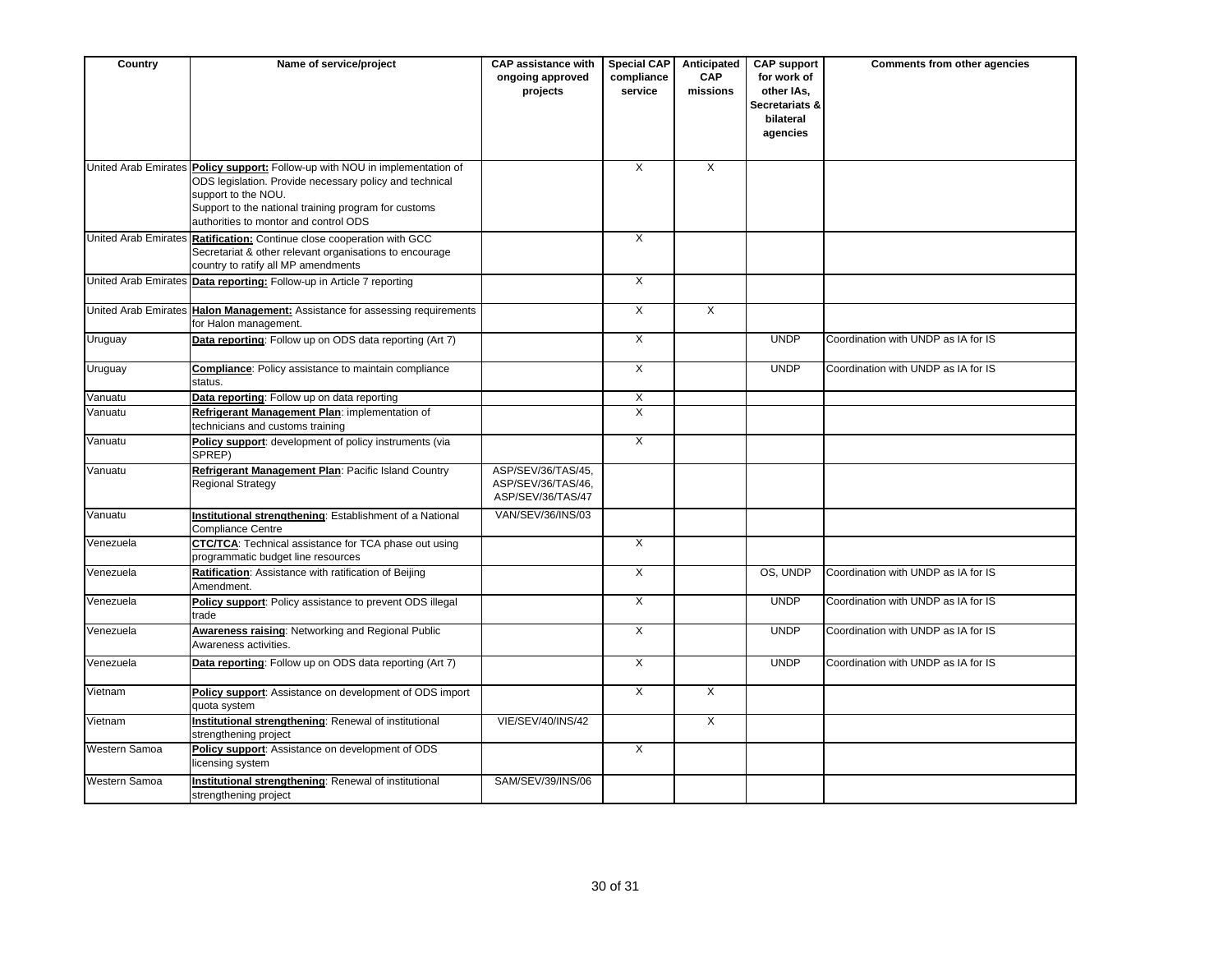| Country | Name of service/project | CAP assistance with ongoing approved projects | Special CAP compliance service | Anticipated CAP missions | CAP support for work of other IAs, Secretariats & bilateral agencies | Comments from other agencies |
|---|---|---|---|---|---|---|
| United Arab Emirates | **Policy support:** Follow-up with NOU in implementation of ODS legislation. Provide necessary policy and technical support to the NOU.<br>Support to the national training program for customs authorities to montor and control ODS | | X | X | | |
| United Arab Emirates | **Ratification:** Continue close cooperation with GCC Secretariat & other relevant organisations to encourage country to ratify all MP amendments | | X | | | |
| United Arab Emirates | **Data reporting:** Follow-up in Article 7 reporting | | X | | | |
| United Arab Emirates | **Halon Management:** Assistance for assessing requirements for Halon management. | | X | X | | |
| Uruguay | **Data reporting**: Follow up on ODS data reporting (Art 7) | | X | | UNDP | Coordination with UNDP as IA for IS |
| Uruguay | **Compliance**: Policy assistance to maintain compliance status. | | X | | UNDP | Coordination with UNDP as IA for IS |
| Vanuatu | **Data reporting**: Follow up on data reporting | | X | | | |
| Vanuatu | **Refrigerant Management Plan**: implementation of technicians and customs training | | X | | | |
| Vanuatu | **Policy support**: development of policy instruments (via SPREP) | | X | | | |
| Vanuatu | **Refrigerant Management Plan**: Pacific Island Country Regional Strategy | ASP/SEV/36/TAS/45, ASP/SEV/36/TAS/46, ASP/SEV/36/TAS/47 | | | | |
| Vanuatu | **Institutional strengthening**: Establishment of a National Compliance Centre | VAN/SEV/36/INS/03 | | | | |
| Venezuela | **CTC/TCA**: Technical assistance for TCA phase out using programmatic budget line resources | | X | | | |
| Venezuela | **Ratification**: Assistance with ratification of Beijing Amendment. | | X | | OS, UNDP | Coordination with UNDP as IA for IS |
| Venezuela | **Policy support**: Policy assistance to prevent ODS illegal trade | | X | | UNDP | Coordination with UNDP as IA for IS |
| Venezuela | **Awareness raising**: Networking and Regional Public Awareness activities. | | X | | UNDP | Coordination with UNDP as IA for IS |
| Venezuela | **Data reporting**: Follow up on ODS data reporting (Art 7) | | X | | UNDP | Coordination with UNDP as IA for IS |
| Vietnam | **Policy support**: Assistance on development of ODS import quota system | | X | X | | |
| Vietnam | **Institutional strengthening**: Renewal of institutional strengthening project | VIE/SEV/40/INS/42 | | X | | |
| Western Samoa | **Policy support**: Assistance on development of ODS licensing system | | X | | | |
| Western Samoa | **Institutional strengthening**: Renewal of institutional strengthening project | SAM/SEV/39/INS/06 | | | | |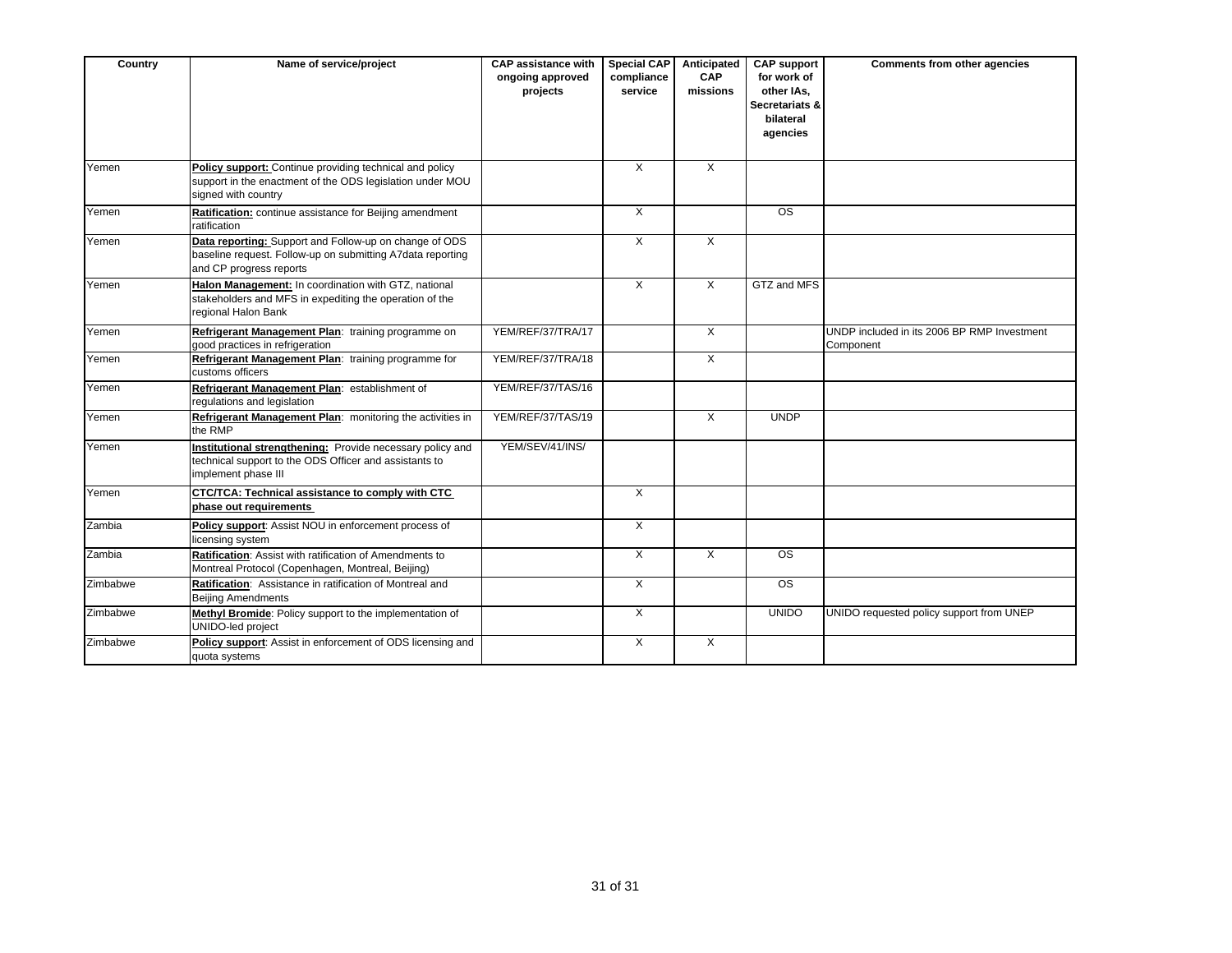| Country | Name of service/project | CAP assistance with ongoing approved projects | Special CAP compliance service | Anticipated CAP missions | CAP support for work of other IAs, Secretariats & bilateral agencies | Comments from other agencies |
|---|---|---|---|---|---|---|
| Yemen | **Policy support:** Continue providing technical and policy support in the enactment of the ODS legislation under MOU signed with country | | X | X | | |
| Yemen | **Ratification:** continue assistance for Beijing amendment ratification | | X | | OS | |
| Yemen | **Data reporting:** Support and Follow-up on change of ODS baseline request. Follow-up on submitting A7data reporting and CP progress reports | | X | X | | |
| Yemen | **Halon Management:** In coordination with GTZ, national stakeholders and MFS in expediting the operation of the regional Halon Bank | | X | X | GTZ and MFS | |
| Yemen | **Refrigerant Management Plan**: training programme on good practices in refrigeration | YEM/REF/37/TRA/17 | | X | | UNDP included in its 2006 BP RMP Investment Component |
| Yemen | **Refrigerant Management Plan**: training programme for customs officers | YEM/REF/37/TRA/18 | | X | | |
| Yemen | **Refrigerant Management Plan**: establishment of regulations and legislation | YEM/REF/37/TAS/16 | | | | |
| Yemen | **Refrigerant Management Plan**: monitoring the activities in the RMP | YEM/REF/37/TAS/19 | | X | UNDP | |
| Yemen | **Institutional strengthening:** Provide necessary policy and technical support to the ODS Officer and assistants to implement phase III | YEM/SEV/41/INS/ | | | | |
| Yemen | **CTC/TCA: Technical assistance to comply with CTC phase out requirements** | | X | | | |
| Zambia | **Policy support**: Assist NOU in enforcement process of licensing system | | X | | | |
| Zambia | **Ratification**: Assist with ratification of Amendments to Montreal Protocol (Copenhagen, Montreal, Beijing) | | X | X | OS | |
| Zimbabwe | **Ratification**: Assistance in ratification of Montreal and Beijing Amendments | | X | | OS | |
| Zimbabwe | **Methyl Bromide**: Policy support to the implementation of UNIDO-led project | | X | | UNIDO | UNIDO requested policy support from UNEP |
| Zimbabwe | **Policy support**: Assist in enforcement of ODS licensing and quota systems | | X | X | | |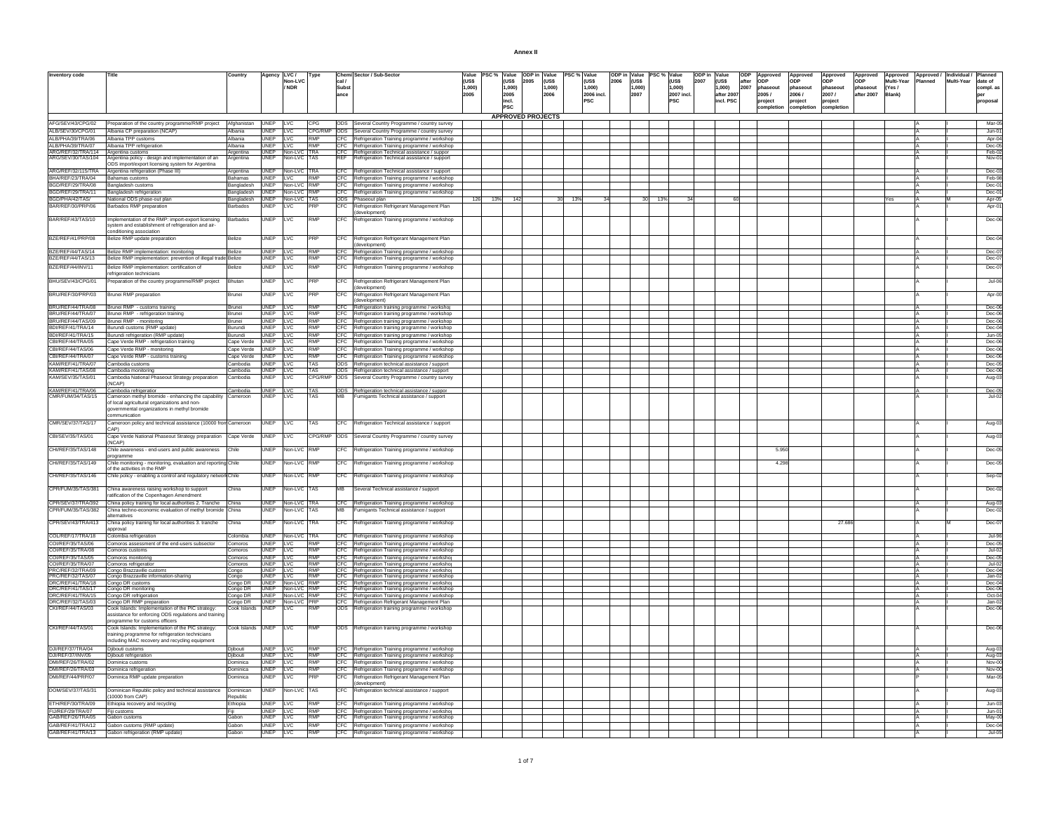# Annex II

| Inventory code | Title | Country | Agency | LVC / Non-LVC / NDR | Type | Chemical / Substance | Sector / Sub-Sector | Value (US$ 1,000) 2005 | PSC % | Value (US$ 1,000) 2005 incl. PSC | ODP in 2005 | Value (US$ 1,000) 2006 | PSC % | Value (US$ 1,000) 2006 incl. PSC | ODP in 2006 | Value (US$ 1,000) 2007 | PSC % | Value (US$ 1,000) 2007 incl. PSC | ODP in 2007 | Value (US$ 1,000) after 2007 incl. PSC | ODP after 2007 | Approved ODP phaseout 2005 / project completion | Approved ODP phaseout 2006 / project completion | Approved ODP phaseout 2007 / project completion | Approved ODP phaseout after 2007 | Approved Multi-Year (Yes / Blank) | Approved / Planned | Individual / Multi-Year | Planned date of compl. as per proposal |
|---|---|---|---|---|---|---|---|---|---|---|---|---|---|---|---|---|---|---|---|---|---|---|---|---|---|---|---|---|---|
| APPROVED PROJECTS | | | | | | | | | | | | | | | | | | | | | | | | | | | | | |
| AFG/SEV/43/CPG/02 | Preparation of the country programme/RMP project | Afghanistan | UNEP | LVC | CPG | ODS | Several Country Programme / country survey | | | | | | | | | | | | | | | | | | | | A | I | Mar-05 |
| ALB/SEV/30/CPG/01 | Albania CP preparation (NCAP) | Albania | UNEP | LVC | CPG/RMP | ODS | Several Country Programme / country survey | | | | | | | | | | | | | | | | | | | | A | I | Jun-01 |
| ALB/PHA/39/TRA/06 | Albania TPP customs | Albania | UNEP | LVC | RMP | CFC | Refrigeration Training programme / workshop | | | | | | | | | | | | | | | | | | | | A | I | Apr-04 |
| ALB/PHA/39/TRA/07 | Albania TPP refrigeration | Albania | UNEP | LVC | RMP | CFC | Refrigeration Training programme / workshop | | | | | | | | | | | | | | | | | | | | A | I | Dec-05 |
| ARG/REF/32/TRA/114 | Argentina customs | Argentina | UNEP | Non-LVC | TRA | CFC | Refrigeration Technical assistance / support | | | | | | | | | | | | | | | | | | | | A | I | Feb-02 |
| ARG/SEV/30/TAS/104 | Argentina policy - design and implementation of an ODS import/export licensing system for Argentina | Argentina | UNEP | Non-LVC | TAS | REF | Refrigeration Technical assistance / support | | | | | | | | | | | | | | | | | | | | A | I | Nov-01 |
| ARG/REF/32/115/TRA | Argentina refrigeration (Phase III) | Argentina | UNEP | Non-LVC | TRA | CFC | Refrigeration Technical assistance / support | | | | | | | | | | | | | | | | | | | | A | I | Dec-03 |
| BHA/REF/23/TRA/04 | Bahamas customs | Bahamas | UNEP | LVC | RMP | CFC | Refrigeration Training programme / workshop | | | | | | | | | | | | | | | | | | | | A | I | Feb-98 |
| BGD/REF/29/TRA/08 | Bangladesh customs | Bangladesh | UNEP | Non-LVC | RMP | CFC | Refrigeration Training programme / workshop | | | | | | | | | | | | | | | | | | | | A | I | Dec-01 |
| BGD/REF/29/TRA/11 | Bangladesh refrigeration | Bangladesh | UNEP | Non-LVC | RMP | CFC | Refrigeration Training programme / workshop | | | | | | | | | | | | | | | | | | | | A | I | Dec-01 |
| BGD/PHA/42/TAS/ | National ODS phase-out plan | Bangladesh | UNEP | Non-LVC | TAS | ODS | Phaseout plan | 126 | 13% | 142 | | 30 | 13% | 34 | | 30 | 13% | 34 | | 60 | | | | | | Yes | A | M | Apr-05 |
| BAR/REF/30/PRP/06 | Barbados RMP preparation | Barbados | UNEP | LVC | PRP | CFC | Refrigeration Refrigerant Management Plan (development) | | | | | | | | | | | | | | | | | | | | A | I | Apr-01 |
| BAR/REF/43/TAS/10 | Implementation of the RMP: import-export licensing system and establishment of refrigeration and air-conditioning association | Barbados | UNEP | LVC | RMP | CFC | Refrigeration Training programme / workshop | | | | | | | | | | | | | | | | | | | | A | I | Dec-06 |
| BZE/REF/41/PRP/08 | Belize RMP update preparation | Belize | UNEP | LVC | PRP | CFC | Refrigeration Refrigerant Management Plan (development) | | | | | | | | | | | | | | | | | | | | A | I | Dec-04 |
| BZE/REF/44/TAS/14 | Belize RMP implementation: monitoring | Belize | UNEP | LVC | RMP | CFC | Refrigeration Training programme / workshop | | | | | | | | | | | | | | | | | | | | A | I | Dec-07 |
| BZE/REF/44/TAS/13 | Belize RMP implementation: prevention of illegal trade | Belize | UNEP | LVC | RMP | CFC | Refrigeration Training programme / workshop | | | | | | | | | | | | | | | | | | | | A | I | Dec-07 |
| BZE/REF/44/INV/11 | Belize RMP implementation: certification of refrigeration technicians | Belize | UNEP | LVC | RMP | CFC | Refrigeration Training programme / workshop | | | | | | | | | | | | | | | | | | | | A | I | Dec-07 |
| BHU/SEV/43/CPG/01 | Preparation of the country programme/RMP project | Bhutan | UNEP | LVC | PRP | CFC | Refrigeration Refrigerant Management Plan (development) | | | | | | | | | | | | | | | | | | | | A | I | Jul-06 |
| BRU/REF/30/PRP/03 | Brunei RMP preparation | Brunei | UNEP | LVC | PRP | CFC | Refrigeration Refrigerant Management Plan (development) | | | | | | | | | | | | | | | | | | | | A | I | Apr-00 |
| BRU/REF/44/TRA/08 | Brunei RMP - customs training | Brunei | UNEP | LVC | RMP | CFC | Refrigeration training programme / workshop | | | | | | | | | | | | | | | | | | | | A | I | Dec-06 |
| BRU/REF/44/TRA/07 | Brunei RMP - refrigeration training | Brunei | UNEP | LVC | RMP | CFC | Refrigeration training programme / workshop | | | | | | | | | | | | | | | | | | | | A | I | Dec-06 |
| BRU/REF/44/TAS/09 | Brunei RMP - monitoring | Brunei | UNEP | LVC | RMP | CFC | Refrigeration training programme / workshop | | | | | | | | | | | | | | | | | | | | A | I | Dec-06 |
| BDI/REF/41/TRA/14 | Burundi customs (RMP update) | Burundi | UNEP | LVC | RMP | CFC | Refrigeration training programme / workshop | | | | | | | | | | | | | | | | | | | | A | I | Dec-04 |
| BDI/REF/41/TRA/15 | Burundi refrigeration (RMP update) | Burundi | UNEP | LVC | RMP | CFC | Refrigeration training programme / workshop | | | | | | | | | | | | | | | | | | | | A | I | Jun-05 |
| CBI/REF/44/TRA/05 | Cape Verde RMP - refrigeration training | Cape Verde | UNEP | LVC | RMP | CFC | Refrigeration Training programme / workshop | | | | | | | | | | | | | | | | | | | | A | I | Dec-06 |
| CBI/REF/44/TAS/06 | Cape Verde RMP - monitoring | Cape Verde | UNEP | LVC | RMP | CFC | Refrigeration Training programme / workshop | | | | | | | | | | | | | | | | | | | | A | I | Dec-06 |
| CBI/REF/44/TRA/07 | Cape Verde RMP - customs training | Cape Verde | UNEP | LVC | RMP | CFC | Refrigeration Training programme / workshop | | | | | | | | | | | | | | | | | | | | A | I | Dec-06 |
| KAM/REF/41/TRA/07 | Cambodia customs | Cambodia | UNEP | LVC | TAS | ODS | Refrigeration technical assistance / support | | | | | | | | | | | | | | | | | | | | A | I | Dec-05 |
| KAM/REF/41/TAS/08 | Cambodia monitoring | Cambodia | UNEP | LVC | TAS | ODS | Refrigeration technical assistance / support | | | | | | | | | | | | | | | | | | | | A | I | Dec-06 |
| KAM/SEV/35/TAS/01 | Cambodia National Phaseout Strategy preparation (NCAP) | Cambodia | UNEP | LVC | CPG/RMP | ODS | Several Country Programme / country survey | | | | | | | | | | | | | | | | | | | | A | I | Aug-03 |
| KAM/REF/41/TRA/06 | Cambodia refrigeration | Cambodia | UNEP | LVC | TAS | ODS | Refrigeration technical assistance / support | | | | | | | | | | | | | | | | | | | | A | I | Dec-05 |
| CMR/FUM/34/TAS/15 | Cameroon methyl bromide - enhancing the capability of local agricultural organizations and non-governmental organizations in methyl bromide communication | Cameroon | UNEP | LVC | TAS | MB | Fumigants Technical assistance / support | | | | | | | | | | | | | | | | | | | | A | I | Jul-02 |
| CMR/SEV/37/TAS/17 | Cameroon policy and technical assistance (10000 from CAP) | Cameroon | UNEP | LVC | TAS | CFC | Refrigeration Technical assistance / support | | | | | | | | | | | | | | | | | | | | A | I | Aug-03 |
| CBI/SEV/35/TAS/01 | Cape Verde National Phaseout Strategy preparation (NCAP) | Cape Verde | UNEP | LVC | CPG/RMP | ODS | Several Country Programme / country survey | | | | | | | | | | | | | | | | | | | | A | I | Aug-03 |
| CHI/REF/35/TAS/148 | Chile awareness - end-users and public awareness programme | Chile | UNEP | Non-LVC | RMP | CFC | Refrigeration Training programme / workshop | | | | | | | | | | | | | | | 5.950 | | | | | A | I | Dec-05 |
| CHI/REF/35/TAS/149 | Chile monitoring - monitoring, evaluation and reporting of the activities in the RMP | Chile | UNEP | Non-LVC | RMP | CFC | Refrigeration Training programme / workshop | | | | | | | | | | | | | | | 4.298 | | | | | A | I | Dec-05 |
| CHI/REF/35/TAS/146 | Chile policy - enabling a control and regulatory network | Chile | UNEP | Non-LVC | RMP | CFC | Refrigeration Training programme / workshop | | | | | | | | | | | | | | | | | | | | A | I | Sep-02 |
| CPR/FUM/35/TAS/381 | China awareness raising workshop to support ratification of the Copenhagen Amendment | China | UNEP | Non-LVC | TAS | MB | Several Technical assistance / support | | | | | | | | | | | | | | | | | | | | A | I | Dec-02 |
| CPR/SEV/37/TRA/392 | China policy training for local authorities 2. Tranche | China | UNEP | Non-LVC | TRA | CFC | Refrigeration Training programme / workshop | | | | | | | | | | | | | | | | | | | | A | I | Aug-03 |
| CPR/FUM/35/TAS/382 | China techno-economic evaluation of methyl bromide alternatives | China | UNEP | Non-LVC | TAS | MB | Fumigants Technical assistance / support | | | | | | | | | | | | | | | | | | | | A | I | Dec-02 |
| CPR/SEV/43/TRA/413 | China policy training for local authorities 3. tranche approval | China | UNEP | Non-LVC | TRA | CFC | Refrigeration Training programme / workshop | | | | | | | | | | | | | | | | | 27.686 | | | A | M | Dec-07 |
| COL/REF/17/TRA/18 | Colombia refrigeration | Colombia | UNEP | Non-LVC | TRA | CFC | Refrigeration Training programme / workshop | | | | | | | | | | | | | | | | | | | | A | I | Jul-96 |
| COI/REF/35/TAS/06 | Comoros assessment of the end-users subsector | Comoros | UNEP | LVC | RMP | CFC | Refrigeration Training programme / workshop | | | | | | | | | | | | | | | | | | | | A | I | Dec-05 |
| COI/REF/35/TRA/08 | Comoros customs | Comoros | UNEP | LVC | RMP | CFC | Refrigeration Training programme / workshop | | | | | | | | | | | | | | | | | | | | A | I | Jul-02 |
| COI/REF/35/TAS/05 | Comoros monitoring | Comoros | UNEP | LVC | RMP | CFC | Refrigeration Training programme / workshop | | | | | | | | | | | | | | | | | | | | A | I | Dec-05 |
| COI/REF/35/TRA/07 | Comoros refrigeration | Comoros | UNEP | LVC | RMP | CFC | Refrigeration Training programme / workshop | | | | | | | | | | | | | | | | | | | | A | I | Jul-02 |
| PRC/REF/32/TRA/09 | Congo Brazzaville customs | Congo | UNEP | LVC | RMP | CFC | Refrigeration Training programme / workshop | | | | | | | | | | | | | | | | | | | | A | I | Dec-04 |
| PRC/REF/32/TAS/07 | Congo Brazzaville information-sharing | Congo | UNEP | LVC | RMP | CFC | Refrigeration Training programme / workshop | | | | | | | | | | | | | | | | | | | | A | I | Jan-02 |
| DRC/REF/41/TRA/18 | Congo DR customs | Congo DR | UNEP | Non-LVC | RMP | CFC | Refrigeration Training programme / workshop | | | | | | | | | | | | | | | | | | | | A | I | Dec-04 |
| DRC/REF/41/TAS/17 | Congo DR monitoring | Congo DR | UNEP | Non-LVC | RMP | CFC | Refrigeration Training programme / workshop | | | | | | | | | | | | | | | | | | | | A | I | Dec-06 |
| DRC/REF/41/TRA/15 | Congo DR refrigeration | Congo DR | UNEP | Non-LVC | RMP | CFC | Refrigeration Training programme / workshop | | | | | | | | | | | | | | | | | | | | A | I | Oct-04 |
| DRC/REF/32/TAS/03 | Congo DR RMP preparation | Congo DR | UNEP | Non-LVC | PRP | CFC | Refrigeration Refrigerant Management Plan | | | | | | | | | | | | | | | | | | | | A | I | Jan-02 |
| CKI/REF/44/TAS/03 | Cook Islands: Implementation of the PIC strategy: assistance for enforcing ODS regulations and training programme for customs officers | Cook Islands | UNEP | LVC | RMP | ODS | Refrigeration training programme / workshop | | | | | | | | | | | | | | | | | | | | A | I | Dec-06 |
| CKI/REF/44/TAS/01 | Cook Islands: Implementation of the PIC strategy: training programme for refrigeration technicians including MAC recovery and recycling equipment | Cook Islands | UNEP | LVC | RMP | ODS | Refrigeration Training programme / workshop | | | | | | | | | | | | | | | | | | | | A | I | Dec-06 |
| DJI/REF/37/TRA/04 | Djibouti customs | Djibouti | UNEP | LVC | RMP | CFC | Refrigeration Training programme / workshop | | | | | | | | | | | | | | | | | | | | A | I | Aug-03 |
| DJI/REF/37/INV/05 | Djibouti refrigeration | Djibouti | UNEP | LVC | RMP | CFC | Refrigeration Training programme / workshop | | | | | | | | | | | | | | | | | | | | A | I | Aug-03 |
| DMI/REF/26/TRA/02 | Dominica customs | Dominica | UNEP | LVC | RMP | CFC | Refrigeration Training programme / workshop | | | | | | | | | | | | | | | | | | | | A | I | Nov-00 |
| DMI/REF/26/TRA/03 | Dominica refrigeration | Dominica | UNEP | LVC | RMP | CFC | Refrigeration Training programme / workshop | | | | | | | | | | | | | | | | | | | | A | I | Nov-00 |
| DMI/REF/44/PRP/07 | Dominica RMP update preparation | Dominica | UNEP | LVC | PRP | CFC | Refrigeration Refrigerant Management Plan (development) | | | | | | | | | | | | | | | | | | | | P | I | Mar-05 |
| DOM/SEV/37/TAS/31 | Dominican Republic policy and technical assistance (10000 from CAP) | Dominican Republic | UNEP | Non-LVC | TAS | CFC | Refrigeration technical assistance / support | | | | | | | | | | | | | | | | | | | | A | I | Aug-03 |
| ETH/REF/30/TRA/09 | Ethiopia recovery and recycling | Ethiopia | UNEP | LVC | RMP | CFC | Refrigeration Training programme / workshop | | | | | | | | | | | | | | | | | | | | A | I | Jun-03 |
| FIJ/REF/29/TRA/07 | Fiji customs | Fiji | UNEP | LVC | RMP | CFC | Refrigeration Training programme / workshop | | | | | | | | | | | | | | | | | | | | A | I | Jun-01 |
| GAB/REF/26/TRA/05 | Gabon customs | Gabon | UNEP | LVC | RMP | CFC | Refrigeration Training programme / workshop | | | | | | | | | | | | | | | | | | | | A | I | May-00 |
| GAB/REF/41/TRA/12 | Gabon customs (RMP update) | Gabon | UNEP | LVC | RMP | CFC | Refrigeration Training programme / workshop | | | | | | | | | | | | | | | | | | | | A | I | Dec-04 |
| GAB/REF/41/TRA/13 | Gabon refrigeration (RMP update) | Gabon | UNEP | LVC | RMP | CFC | Refrigeration Training programme / workshop | | | | | | | | | | | | | | | | | | | | A | I | Jul-05 |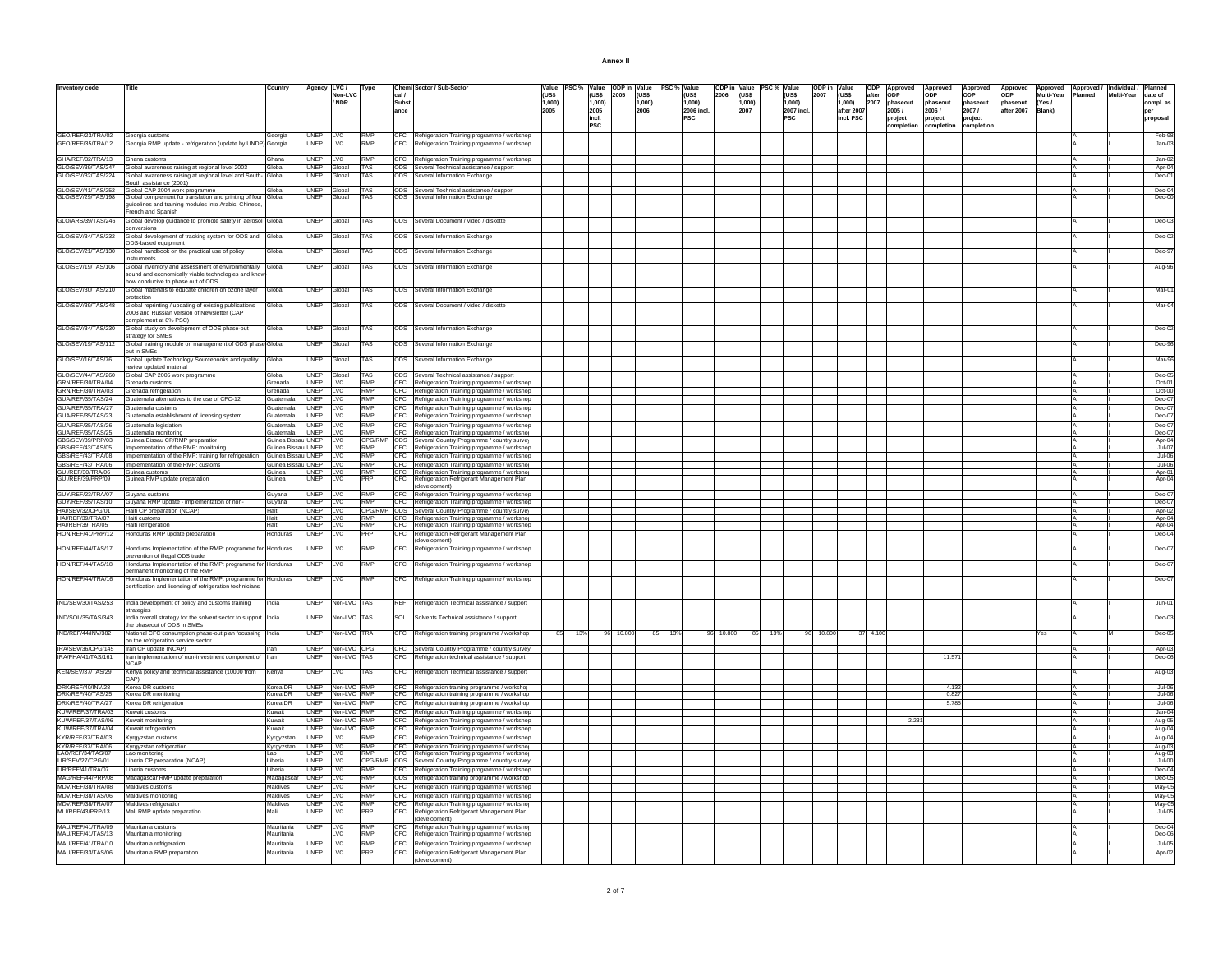# Annex II

| Inventory code | Title | Country | Agency | LVC / Non-LVC / NDR | Type | Chemical / Substance | Sector / Sub-Sector | Value (US$ 1,000) 2005 | PSC % | Value (US$ 1,000) 2005 incl. PSC | ODP in 2005 | Value (US$ 1,000) 2006 | PSC % | Value (US$ 1,000) 2006 incl. PSC | ODP in 2006 | Value (US$ 1,000) 2007 | PSC % | Value (US$ 1,000) 2007 incl. PSC | ODP in 2007 | Value (US$ 1,000) after 2007 incl. PSC | ODP after 2007 | Approved ODP phaseout 2005 / project completion | Approved ODP phaseout 2006 / project completion | Approved ODP phaseout 2007 / project completion | Approved ODP phaseout after 2007 | Approved Multi-Year (Yes / Blank) | Approved / Planned | Individual / Multi-Year | Planned date of compl. as per proposal |
|---|---|---|---|---|---|---|---|---|---|---|---|---|---|---|---|---|---|---|---|---|---|---|---|---|---|---|---|---|---|
| GEO/REF/23/TRA/02 | Georgia customs | Georgia | UNEP | LVC | RMP | CFC | Refrigeration Training programme / workshop | | | | | | | | | | | | | | | | | | | | A | I | Feb-98 |
| GEO/REF/35/TRA/12 | Georgia RMP update - refrigeration (update by UNDP) | Georgia | UNEP | LVC | RMP | CFC | Refrigeration Training programme / workshop | | | | | | | | | | | | | | | | | | | | A | I | Jan-03 |
| GHA/REF/32/TRA/13 | Ghana customs | Ghana | UNEP | LVC | RMP | CFC | Refrigeration Training programme / workshop | | | | | | | | | | | | | | | | | | | | A | I | Jan-02 |
| GLO/SEV/39/TAS/247 | Global awareness raising at regional level 2003 | Global | UNEP | Global | TAS | ODS | Several Technical assistance / support | | | | | | | | | | | | | | | | | | | | A | I | Apr-04 |
| GLO/SEV/32/TAS/224 | Global awareness raising at regional level and South-South assistance (2001) | Global | UNEP | Global | TAS | ODS | Several Information Exchange | | | | | | | | | | | | | | | | | | | | A | I | Dec-01 |
| GLO/SEV/41/TAS/252 | Global CAP 2004 work programme | Global | UNEP | Global | TAS | ODS | Several Technical assistance / suppor | | | | | | | | | | | | | | | | | | | | A | I | Dec-04 |
| GLO/SEV/29/TAS/198 | Global complement for translation and printing of four guidelines and training modules into Arabic, Chinese, French and Spanish | Global | UNEP | Global | TAS | ODS | Several Information Exchange | | | | | | | | | | | | | | | | | | | | A | I | Dec-00 |
| GLO/ARS/39/TAS/246 | Global develop guidance to promote safety in aerosol conversions | Global | UNEP | Global | TAS | ODS | Several Document / video / diskette | | | | | | | | | | | | | | | | | | | | A | I | Dec-03 |
| GLO/SEV/34/TAS/232 | Global development of tracking system for ODS and ODS-based equipment | Global | UNEP | Global | TAS | ODS | Several Information Exchange | | | | | | | | | | | | | | | | | | | | A | I | Dec-02 |
| GLO/SEV/21/TAS/130 | Global handbook on the practical use of policy instruments | Global | UNEP | Global | TAS | ODS | Several Information Exchange | | | | | | | | | | | | | | | | | | | | A | I | Dec-97 |
| GLO/SEV/19/TAS/106 | Global inventory and assessment of environmentally sound and economically viable technologies and know how conducive to phase out of ODS | Global | UNEP | Global | TAS | ODS | Several Information Exchange | | | | | | | | | | | | | | | | | | | | A | I | Aug-96 |
| GLO/SEV/30/TAS/210 | Global materials to educate children on ozone layer protection | Global | UNEP | Global | TAS | ODS | Several Information Exchange | | | | | | | | | | | | | | | | | | | | A | I | Mar-01 |
| GLO/SEV/39/TAS/248 | Global reprinting / updating of existing publications 2003 and Russian version of Newsletter (CAP complement at 8% PSC) | Global | UNEP | Global | TAS | ODS | Several Document / video / diskette | | | | | | | | | | | | | | | | | | | | A | I | Mar-04 |
| GLO/SEV/34/TAS/230 | Global study on development of ODS phase-out strategy for SMEs | Global | UNEP | Global | TAS | ODS | Several Information Exchange | | | | | | | | | | | | | | | | | | | | A | I | Dec-02 |
| GLO/SEV/19/TAS/112 | Global training module on management of ODS phase out in SMEs | Global | UNEP | Global | TAS | ODS | Several Information Exchange | | | | | | | | | | | | | | | | | | | | A | I | Dec-96 |
| GLO/SEV/16/TAS/76 | Global update Technology Sourcebooks and quality review updated material | Global | UNEP | Global | TAS | ODS | Several Information Exchange | | | | | | | | | | | | | | | | | | | | A | I | Mar-96 |
| GLO/SEV/44/TAS/260 | Global CAP 2005 work programme | Global | UNEP | Global | TAS | ODS | Several Technical assistance / support | | | | | | | | | | | | | | | | | | | | A | I | Dec-05 |
| GRN/REF/30/TRA/04 | Grenada customs | Grenada | UNEP | LVC | RMP | CFC | Refrigeration Training programme / workshop | | | | | | | | | | | | | | | | | | | | A | I | Oct-01 |
| GRN/REF/30/TRA/03 | Grenada refrigeration | Grenada | UNEP | LVC | RMP | CFC | Refrigeration Training programme / workshop | | | | | | | | | | | | | | | | | | | | A | I | Oct-00 |
| GUA/REF/35/TAS/24 | Guatemala alternatives to the use of CFC-12 | Guatemala | UNEP | LVC | RMP | CFC | Refrigeration Training programme / workshop | | | | | | | | | | | | | | | | | | | | A | I | Dec-07 |
| GUA/REF/35/TRA/27 | Guatemala customs | Guatemala | UNEP | LVC | RMP | CFC | Refrigeration Training programme / workshop | | | | | | | | | | | | | | | | | | | | A | I | Dec-07 |
| GUA/REF/35/TAS/23 | Guatemala establishment of licensing system | Guatemala | UNEP | LVC | RMP | CFC | Refrigeration Training programme / workshop | | | | | | | | | | | | | | | | | | | | A | I | Dec-07 |
| GUA/REF/35/TAS/26 | Guatemala legislation | Guatemala | UNEP | LVC | RMP | CFC | Refrigeration Training programme / workshop | | | | | | | | | | | | | | | | | | | | A | I | Dec-07 |
| GUA/REF/35/TAS/25 | Guatemala monitoring | Guatemala | UNEP | LVC | RMP | CFC | Refrigeration Training programme / worksho | | | | | | | | | | | | | | | | | | | | A | I | Dec-07 |
| GBS/SEV/39/PRP/03 | Guinea Bissau CP/RMP preparation | Guinea Bissau | UNEP | LVC | CPG/RMP | ODS | Several Country Programme / country survey | | | | | | | | | | | | | | | | | | | | A | I | Apr-04 |
| GBS/REF/43/TAS/05 | Implementation of the RMP: monitoring | Guinea Bissau | UNEP | LVC | RMP | CFC | Refrigeration Training programme / workshop | | | | | | | | | | | | | | | | | | | | A | I | Jul-07 |
| GBS/REF/43/TRA/08 | Implementation of the RMP: training for refrigeration | Guinea Bissau | UNEP | LVC | RMP | CFC | Refrigeration Training programme / workshop | | | | | | | | | | | | | | | | | | | | A | I | Jul-06 |
| GBS/REF/43/TRA/06 | Implementation of the RMP: customs | Guinea Bissau | UNEP | LVC | RMP | CFC | Refrigeration Training programme / worksho | | | | | | | | | | | | | | | | | | | | A | I | Jul-06 |
| GUI/REF/30/TRA/06 | Guinea customs | Guinea | UNEP | LVC | RMP | CFC | Refrigeration Training programme / worksho | | | | | | | | | | | | | | | | | | | | A | I | Apr-01 |
| GUI/REF/39/PRP/09 | Guinea RMP update preparation | Guinea | UNEP | LVC | PRP | CFC | Refrigeration Refrigerant Management Plan (development) | | | | | | | | | | | | | | | | | | | | A | I | Apr-04 |
| GUY/REF/23/TRA/07 | Guyana customs | Guyana | UNEP | LVC | RMP | CFC | Refrigeration Training programme / workshop | | | | | | | | | | | | | | | | | | | | A | I | Dec-07 |
| GUY/REF/35/TAS/10 | Guyana RMP update - implementation of non- | Guyana | UNEP | LVC | RMP | CFC | Refrigeration Training programme / workshop | | | | | | | | | | | | | | | | | | | | A | I | Dec-07 |
| HAI/SEV/32/CPG/01 | Haiti CP preparation (NCAP) | Haiti | UNEP | LVC | CPG/RMP | ODS | Several Country Programme / country survey | | | | | | | | | | | | | | | | | | | | A | I | Apr-02 |
| HAI/REF/39/TRA/07 | Haiti customs | Haiti | UNEP | LVC | RMP | CFC | Refrigeration Training programme / worksho | | | | | | | | | | | | | | | | | | | | A | I | Apr-04 |
| HAI/REF/39/TRA/05 | Haiti refrigeration | Haiti | UNEP | LVC | RMP | CFC | Refrigeration Training programme / workshop | | | | | | | | | | | | | | | | | | | | A | I | Apr-04 |
| HON/REF/41/PRP/12 | Honduras RMP update preparation | Honduras | UNEP | LVC | PRP | CFC | Refrigeration Refrigerant Management Plan (development) | | | | | | | | | | | | | | | | | | | | A | I | Dec-04 |
| HON/REF/44/TAS/17 | Honduras Implementation of the RMP: programme for prevention of illegal ODS trade | Honduras | UNEP | LVC | RMP | CFC | Refrigeration Training programme / workshop | | | | | | | | | | | | | | | | | | | | A | I | Dec-07 |
| HON/REF/44/TAS/18 | Honduras Implementation of the RMP: programme for permanent monitoring of the RMP | Honduras | UNEP | LVC | RMP | CFC | Refrigeration Training programme / workshop | | | | | | | | | | | | | | | | | | | | A | I | Dec-07 |
| HON/REF/44/TRA/16 | Honduras Implementation of the RMP: programme for certification and licensing of refrigeration technicians | Honduras | UNEP | LVC | RMP | CFC | Refrigeration Training programme / workshop | | | | | | | | | | | | | | | | | | | | A | I | Dec-07 |
| IND/SEV/30/TAS/253 | India development of policy and customs training strategies | India | UNEP | Non-LVC | TAS | REF | Refrigeration Technical assistance / support | | | | | | | | | | | | | | | | | | | | A | I | Jun-01 |
| IND/SOL/35/TAS/343 | India overall strategy for the solvent sector to support the phaseout of ODS in SMEs | India | UNEP | Non-LVC | TAS | SOL | Solvents Technical assistance / support | | | | | | | | | | | | | | | | | | | | A | I | Dec-03 |
| IND/REF/44/INV/382 | National CFC consumption phase-out plan focussing on the refrigeration service sector | India | UNEP | Non-LVC | TRA | CFC | Refrigeration training programme / workshop | 85 | 13% | 96 | 10.800 | 85 | 13% | 96 | 10.800 | 85 | 13% | 96 | 10.800 | 37 | 4.100 | | | | | Yes | A | M | Dec-05 |
| IRA/SEV/36/CPG/145 | Iran CP update (NCAP) | Iran | UNEP | Non-LVC | CPG | ODS | Several Country Programme / country survey | | | | | | | | | | | | | | | | | | | | A | I | Apr-03 |
| IRA/PHA/41/TAS/161 | Iran implementation of non-investment component of NCAP | Iran | UNEP | Non-LVC | TAS | CFC | Refrigeration technical assistance / support | | | | | | | | | | | | | | | | 11.571 | | | | A | I | Dec-06 |
| KEN/SEV/37/TAS/29 | Kenya policy and technical assistance (10000 from CAP) | Kenya | UNEP | LVC | TAS | CFC | Refrigeration Technical assistance / support | | | | | | | | | | | | | | | | | | | | A | I | Aug-03 |
| DRK/REF/40/INV/28 | Korea DR customs | Korea DR | UNEP | Non-LVC | RMP | CFC | Refrigeration training programme / worksho | | | | | | | | | | | | | | | | 4.132 | | | | A | I | Jul-06 |
| DRK/REF/40/TAS/25 | Korea DR monitoring | Korea DR | UNEP | Non-LVC | RMP | CFC | Refrigeration training programme / workshop | | | | | | | | | | | | | | | | 0.827 | | | | A | I | Jul-06 |
| DRK/REF/40/TRA/27 | Korea DR refrigeration | Korea DR | UNEP | Non-LVC | RMP | CFC | Refrigeration training programme / workshop | | | | | | | | | | | | | | | | 5.785 | | | | A | I | Jul-06 |
| KUW/REF/37/TRA/03 | Kuwait customs | Kuwait | UNEP | Non-LVC | RMP | CFC | Refrigeration Training programme / workshop | | | | | | | | | | | | | | | | | | | | A | I | Jan-04 |
| KUW/REF/37/TAS/06 | Kuwait monitoring | Kuwait | UNEP | Non-LVC | RMP | CFC | Refrigeration Training programme / workshop | | | | | | | | | | | | | | | 2.231 | | | | | A | I | Aug-05 |
| KUW/REF/37/TRA/04 | Kuwait refrigeration | Kuwait | UNEP | Non-LVC | RMP | CFC | Refrigeration Training programme / workshop | | | | | | | | | | | | | | | | | | | | A | I | Aug-04 |
| KYR/REF/37/TRA/03 | Kyrgyzstan customs | Kyrgyzstan | UNEP | LVC | RMP | CFC | Refrigeration Training programme / workshop | | | | | | | | | | | | | | | | | | | | A | I | Aug-04 |
| KYR/REF/37/TRA/06 | Kyrgyzstan refrigeration | Kyrgyzstan | UNEP | LVC | RMP | CFC | Refrigeration Training programme / worksho | | | | | | | | | | | | | | | | | | | | A | I | Aug-03 |
| LAO/REF/34/TAS/07 | Lao monitoring | Lao | UNEP | LVC | RMP | CFC | Refrigeration Training programme / worksho | | | | | | | | | | | | | | | | | | | | A | I | Aug-03 |
| LIR/SEV/27/CPG/01 | Liberia CP preparation (NCAP) | Liberia | UNEP | LVC | CPG/RMP | ODS | Several Country Programme / country survey | | | | | | | | | | | | | | | | | | | | A | I | Jul-00 |
| LIR/REF/41/TRA/07 | Liberia customs | Liberia | UNEP | LVC | RMP | CFC | Refrigeration Training programme / workshop | | | | | | | | | | | | | | | | | | | | A | I | Dec-04 |
| MAG/REF/44/PRP/08 | Madagascar RMP update preparation | Madagascar | UNEP | LVC | RMP | ODS | Refrigeration training programme / workshop | | | | | | | | | | | | | | | | | | | | A | I | Dec-05 |
| MDV/REF/38/TRA/08 | Maldives customs | Maldives | UNEP | LVC | RMP | CFC | Refrigeration Training programme / workshop | | | | | | | | | | | | | | | | | | | | A | I | May-05 |
| MDV/REF/38/TAS/06 | Maldives monitoring | Maldives | UNEP | LVC | RMP | CFC | Refrigeration Training programme / workshop | | | | | | | | | | | | | | | | | | | | A | I | May-05 |
| MDV/REF/38/TRA/07 | Maldives refrigeration | Maldives | UNEP | LVC | RMP | CFC | Refrigeration Training programme / worksho | | | | | | | | | | | | | | | | | | | | A | I | May-05 |
| MLI/REF/43/PRP/13 | Mali RMP update preparation | Mali | UNEP | LVC | PRP | CFC | Refrigeration Refrigerant Management Plan (development) | | | | | | | | | | | | | | | | | | | | A | I | Jul-05 |
| MAU/REF/41/TRA/09 | Mauritania customs | Mauritania | UNEP | LVC | RMP | CFC | Refrigeration Training programme / worksho | | | | | | | | | | | | | | | | | | | | A | I | Dec-04 |
| MAU/REF/41/TAS/13 | Mauritania monitoring | Mauritania | | LVC | RMP | CFC | Refrigeration Training programme / workshop | | | | | | | | | | | | | | | | | | | | A | I | Dec-06 |
| MAU/REF/41/TRA/10 | Mauritania refrigeration | Mauritania | UNEP | LVC | RMP | CFC | Refrigeration Training programme / workshop | | | | | | | | | | | | | | | | | | | | A | I | Jul-05 |
| MAU/REF/33/TAS/06 | Mauritania RMP preparation | Mauritania | UNEP | LVC | PRP | CFC | Refrigeration Refrigerant Management Plan (development) | | | | | | | | | | | | | | | | | | | | A | I | Apr-02 |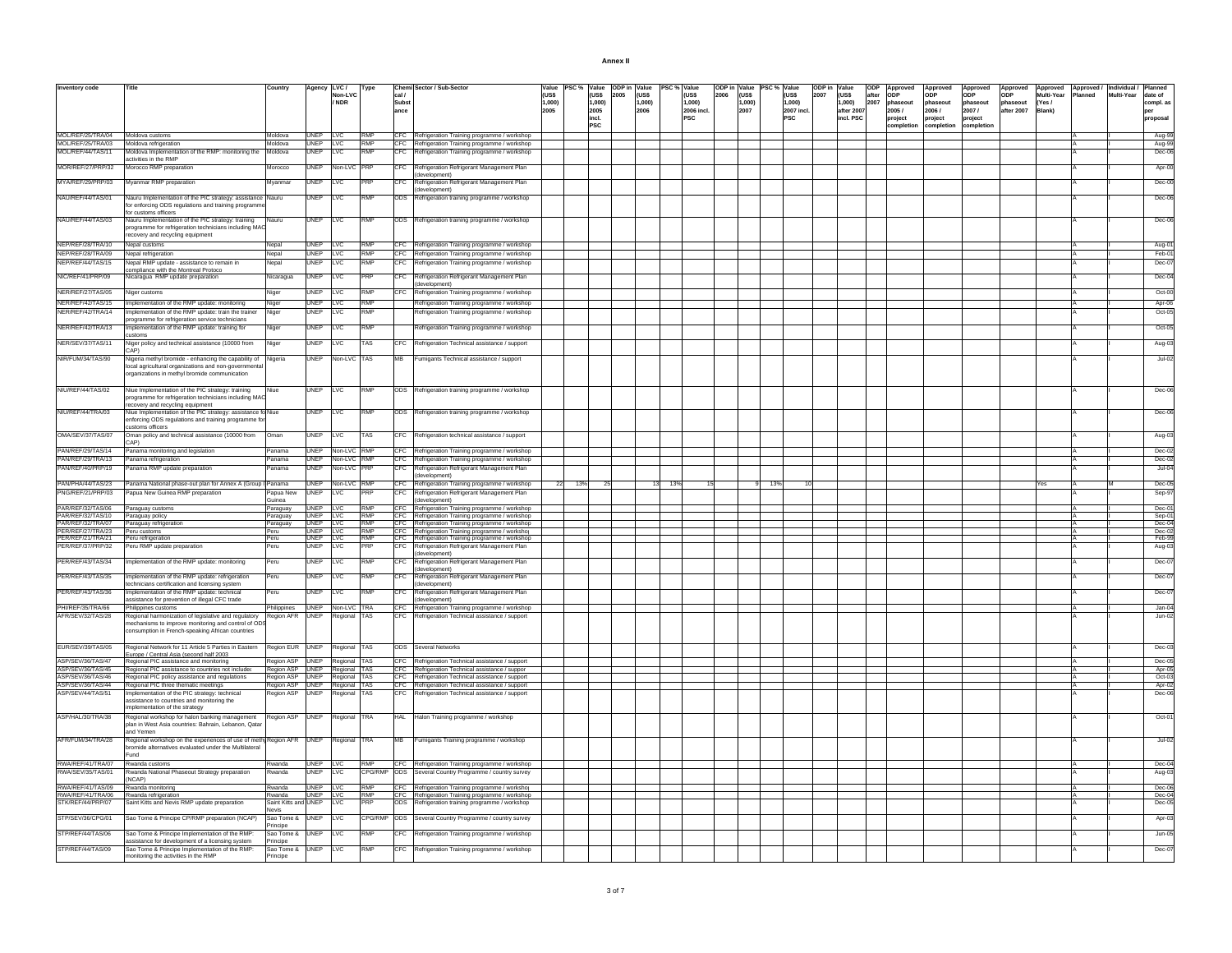**Annex II**

| Inventory code | Title | Country | Agency | LVC / Non-LVC / NDR | Type | Chemical Substance | Sector / Sub-Sector | Value (US$ 1,000) 2005 | PSC % | Value (US$ 1,000) 2005 incl. PSC | ODP in 2005 | Value (US$ 1,000) 2006 | PSC % | Value (US$ 1,000) 2006 incl. PSC | ODP in 2006 | Value (US$ 1,000) 2007 | PSC % | Value (US$ 1,000) 2007 incl. PSC | ODP in 2007 | Value (US$ 1,000) after 2007 incl. PSC | ODP after 2007 | Approved ODP phaseout 2005 / project completion | Approved ODP phaseout 2006 / project completion | Approved ODP phaseout 2007 / project completion | Approved ODP phaseout after 2007 | Approved Multi-Year (Yes / Blank) | Approved / Planned | Individual / Multi-Year | Planned date of compl. as per proposal |
|---|---|---|---|---|---|---|---|---|---|---|---|---|---|---|---|---|---|---|---|---|---|---|---|---|---|---|---|---|---|
| MOL/REF/25/TRA/04 | Moldova customs | Moldova | UNEP | LVC | RMP | CFC | Refrigeration Training programme / workshop | | | | | | | | | | | | | | | | | | | | A | I | Aug-99 |
| MOL/REF/25/TRA/03 | Moldova refrigeration | Moldova | UNEP | LVC | RMP | CFC | Refrigeration Training programme / workshop | | | | | | | | | | | | | | | | | | | | A | I | Aug-99 |
| MOL/REF/44/TAS/11 | Moldova Implementation of the RMP: monitoring the activities in the RMP | Moldova | UNEP | LVC | RMP | CFC | Refrigeration Training programme / workshop | | | | | | | | | | | | | | | | | | | | A | I | Dec-06 |
| MOR/REF/27/PRP/32 | Morocco RMP preparation | Morocco | UNEP | Non-LVC | PRP | CFC | Refrigeration Refrigerant Management Plan (development) | | | | | | | | | | | | | | | | | | | | A | I | Apr-00 |
| MYA/REF/29/PRP/03 | Myanmar RMP preparation | Myanmar | UNEP | LVC | PRP | CFC | Refrigeration Refrigerant Management Plan (development) | | | | | | | | | | | | | | | | | | | | A | I | Dec-00 |
| NAU/REF/44/TAS/01 | Nauru Implementation of the PIC strategy: assistance for enforcing ODS regulations and training programme for customs officers | Nauru | UNEP | LVC | RMP | ODS | Refrigeration training programme / workshop | | | | | | | | | | | | | | | | | | | | A | I | Dec-06 |
| NAU/REF/44/TAS/03 | Nauru Implementation of the PIC strategy: training programme for refrigeration technicians including MAC recovery and recycling equipment | Nauru | UNEP | LVC | RMP | ODS | Refrigeration training programme / workshop | | | | | | | | | | | | | | | | | | | | A | I | Dec-06 |
| NEP/REF/28/TRA/10 | Nepal customs | Nepal | UNEP | LVC | RMP | CFC | Refrigeration Training programme / workshop | | | | | | | | | | | | | | | | | | | | A | I | Aug-01 |
| NEP/REF/28/TRA/09 | Nepal refrigeration | Nepal | UNEP | LVC | RMP | CFC | Refrigeration Training programme / workshop | | | | | | | | | | | | | | | | | | | | A | I | Feb-01 |
| NEP/REF/44/TAS/15 | Nepal RMP update - assistance to remain in compliance with the Montreal Protoco | Nepal | UNEP | LVC | RMP | CFC | Refrigeration Training programme / workshop | | | | | | | | | | | | | | | | | | | | A | I | Dec-07 |
| NIC/REF/41/PRP/09 | Nicaragua RMP update preparation | Nicaragua | UNEP | LVC | PRP | CFC | Refrigeration Refrigerant Management Plan (development) | | | | | | | | | | | | | | | | | | | | A | I | Dec-04 |
| NER/REF/27/TAS/05 | Niger customs | Niger | UNEP | LVC | RMP | CFC | Refrigeration Training programme / workshop | | | | | | | | | | | | | | | | | | | | A | I | Oct-00 |
| NER/REF/42/TAS/15 | Implementation of the RMP update: monitoring | Niger | UNEP | LVC | RMP | | Refrigeration Training programme / workshop | | | | | | | | | | | | | | | | | | | | A | I | Apr-06 |
| NER/REF/42/TRA/14 | Implementation of the RMP update: train the trainer programme for refrigeration service technicians | Niger | UNEP | LVC | RMP | | Refrigeration Training programme / workshop | | | | | | | | | | | | | | | | | | | | A | I | Oct-05 |
| NER/REF/42/TRA/13 | Implementation of the RMP update: training for customs | Niger | UNEP | LVC | RMP | | Refrigeration Training programme / workshop | | | | | | | | | | | | | | | | | | | | A | I | Oct-05 |
| NER/SEV/37/TAS/11 | Niger policy and technical assistance (10000 from CAP) | Niger | UNEP | LVC | TAS | CFC | Refrigeration Technical assistance / support | | | | | | | | | | | | | | | | | | | | A | I | Aug-03 |
| NIR/FUM/34/TAS/90 | Nigeria methyl bromide - enhancing the capability of local agricultural organizations and non-governmental organizations in methyl bromide communication | Nigeria | UNEP | Non-LVC | TAS | MB | Fumigants Technical assistance / support | | | | | | | | | | | | | | | | | | | | A | I | Jul-02 |
| NIU/REF/44/TAS/02 | Niue Implementation of the PIC strategy: training programme for refrigeration technicians including MAC recovery and recycling equipment | Niue | UNEP | LVC | RMP | ODS | Refrigeration training programme / workshop | | | | | | | | | | | | | | | | | | | | A | I | Dec-06 |
| NIU/REF/44/TRA/03 | Niue Implementation of the PIC strategy: assistance for enforcing ODS regulations and training programme for customs officers | Niue | UNEP | LVC | RMP | ODS | Refrigeration training programme / workshop | | | | | | | | | | | | | | | | | | | | A | I | Dec-06 |
| OMA/SEV/37/TAS/07 | Oman policy and technical assistance (10000 from CAP) | Oman | UNEP | LVC | TAS | CFC | Refrigeration technical assistance / support | | | | | | | | | | | | | | | | | | | | A | I | Aug-03 |
| PAN/REF/29/TAS/14 | Panama monitoring and legislation | Panama | UNEP | Non-LVC | RMP | CFC | Refrigeration Training programme / workshop | | | | | | | | | | | | | | | | | | | | A | I | Dec-02 |
| PAN/REF/29/TRA/13 | Panama refrigeration | Panama | UNEP | Non-LVC | RMP | CFC | Refrigeration Training programme / workshop | | | | | | | | | | | | | | | | | | | | A | I | Dec-02 |
| PAN/REF/40/PRP/19 | Panama RMP update preparation | Panama | UNEP | Non-LVC | PRP | CFC | Refrigeration Refrigerant Management Plan (development) | | | | | | | | | | | | | | | | | | | | A | I | Jul-04 |
| PAN/PHA/44/TAS/23 | Panama National phase-out plan for Annex A (Group I) | Panama | UNEP | Non-LVC | RMP | CFC | Refrigeration Training programme / workshop | 22 | 13% | 25 | | 13 | 13% | 15 | | 9 | 13% | 10 | | | | | | | | Yes | A | M | Dec-05 |
| PNG/REF/21/PRP/03 | Papua New Guinea RMP preparation | Papua New Guinea | UNEP | LVC | PRP | CFC | Refrigeration Refrigerant Management Plan (development) | | | | | | | | | | | | | | | | | | | | A | I | Sep-97 |
| PAR/REF/32/TAS/06 | Paraguay customs | Paraguay | UNEP | LVC | RMP | CFC | Refrigeration Training programme / workshop | | | | | | | | | | | | | | | | | | | | A | I | Dec-01 |
| PAR/REF/32/TAS/10 | Paraguay policy | Paraguay | UNEP | LVC | RMP | CFC | Refrigeration Training programme / workshop | | | | | | | | | | | | | | | | | | | | A | I | Sep-01 |
| PAR/REF/32/TRA/07 | Paraguay refrigeration | Paraguay | UNEP | LVC | RMP | CFC | Refrigeration Training programme / workshop | | | | | | | | | | | | | | | | | | | | A | I | Dec-04 |
| PER/REF/27/TRA/23 | Peru customs | Peru | UNEP | LVC | RMP | CFC | Refrigeration Training programme / workshop | | | | | | | | | | | | | | | | | | | | A | I | Dec-02 |
| PER/REF/21/TRA/21 | Peru refrigeration | Peru | UNEP | LVC | RMP | CFC | Refrigeration Training programme / workshop | | | | | | | | | | | | | | | | | | | | A | I | Feb-99 |
| PER/REF/37/PRP/32 | Peru RMP update preparation | Peru | UNEP | LVC | PRP | CFC | Refrigeration Refrigerant Management Plan (development) | | | | | | | | | | | | | | | | | | | | A | I | Aug-03 |
| PER/REF/43/TAS/34 | Implementation of the RMP update: monitoring | Peru | UNEP | LVC | RMP | CFC | Refrigeration Refrigerant Management Plan (development) | | | | | | | | | | | | | | | | | | | | A | I | Dec-07 |
| PER/REF/43/TAS/35 | Implementation of the RMP update: refrigeration technicians certification and licensing system | Peru | UNEP | LVC | RMP | CFC | Refrigeration Refrigerant Management Plan (development) | | | | | | | | | | | | | | | | | | | | A | I | Dec-07 |
| PER/REF/43/TAS/36 | Implementation of the RMP update: technical assistance for prevention of illegal CFC trade | Peru | UNEP | LVC | RMP | CFC | Refrigeration Refrigerant Management Plan (development) | | | | | | | | | | | | | | | | | | | | A | I | Dec-07 |
| PHI/REF/35/TRA/66 | Philippines customs | Philippines | UNEP | Non-LVC | TRA | CFC | Refrigeration Training programme / workshop | | | | | | | | | | | | | | | | | | | | A | I | Jan-04 |
| AFR/SEV/32/TAS/28 | Regional harmonization of legislative and regulatory mechanisms to improve monitoring and control of ODS consumption in French-speaking African countries | Region AFR | UNEP | Regional | TAS | CFC | Refrigeration Technical assistance / support | | | | | | | | | | | | | | | | | | | | A | I | Jun-02 |
| EUR/SEV/39/TAS/05 | Regional Network for 11 Article 5 Parties in Eastern Europe / Central Asia (second half 2003 | Region EUR | UNEP | Regional | TAS | ODS | Several Networks | | | | | | | | | | | | | | | | | | | | A | I | Dec-03 |
| ASP/SEV/36/TAS/47 | Regional PIC assistance and monitoring | Region ASP | UNEP | Regional | TAS | CFC | Refrigeration Technical assistance / support | | | | | | | | | | | | | | | | | | | | A | I | Dec-05 |
| ASP/SEV/36/TAS/45 | Regional PIC assistance to countries not included | Region ASP | UNEP | Regional | TAS | CFC | Refrigeration Technical assistance / suppor | | | | | | | | | | | | | | | | | | | | A | I | Apr-05 |
| ASP/SEV/36/TAS/46 | Regional PIC policy assistance and regulations | Region ASP | UNEP | Regional | TAS | CFC | Refrigeration Technical assistance / support | | | | | | | | | | | | | | | | | | | | A | I | Oct-03 |
| ASP/SEV/36/TAS/44 | Regional PIC three thematic meetings | Region ASP | UNEP | Regional | TAS | CFC | Refrigeration Technical assistance / support | | | | | | | | | | | | | | | | | | | | A | I | Apr-02 |
| ASP/SEV/44/TAS/51 | Implementation of the PIC strategy: technical assistance to countries and monitoring the implementation of the strategy | Region ASP | UNEP | Regional | TAS | CFC | Refrigeration Technical assistance / support | | | | | | | | | | | | | | | | | | | | A | I | Dec-06 |
| ASP/HAL/30/TRA/38 | Regional workshop for halon banking management plan in West Asia countries: Bahrain, Lebanon, Qatar and Yemen | Region ASP | UNEP | Regional | TRA | HAL | Halon Training programme / workshop | | | | | | | | | | | | | | | | | | | | A | I | Oct-01 |
| AFR/FUM/34/TRA/28 | Regional workshop on the experiences of use of methyl bromide alternatives evaluated under the Multilateral Fund | Region AFR | UNEP | Regional | TRA | MB | Fumigants Training programme / workshop | | | | | | | | | | | | | | | | | | | | A | I | Jul-02 |
| RWA/REF/41/TRA/07 | Rwanda customs | Rwanda | UNEP | LVC | RMP | CFC | Refrigeration Training programme / workshop | | | | | | | | | | | | | | | | | | | | A | I | Dec-04 |
| RWA/SEV/35/TAS/01 | Rwanda National Phaseout Strategy preparation (NCAP) | Rwanda | UNEP | LVC | CPG/RMP | ODS | Several Country Programme / country survey | | | | | | | | | | | | | | | | | | | | A | I | Aug-03 |
| RWA/REF/41/TAS/09 | Rwanda monitoring | Rwanda | UNEP | LVC | RMP | CFC | Refrigeration Training programme / workshop | | | | | | | | | | | | | | | | | | | | A | I | Dec-06 |
| RWA/REF/41/TRA/06 | Rwanda refrigeration | Rwanda | UNEP | LVC | RMP | CFC | Refrigeration Training programme / workshop | | | | | | | | | | | | | | | | | | | | A | I | Dec-04 |
| STK/REF/44/PRP/07 | Saint Kitts and Nevis RMP update preparation | Saint Kitts and Nevis | UNEP | LVC | PRP | ODS | Refrigeration training programme / workshop | | | | | | | | | | | | | | | | | | | | A | I | Dec-05 |
| STP/SEV/36/CPG/01 | Sao Tome & Principe CP/RMP preparation (NCAP) | Sao Tome & Principe | UNEP | LVC | CPG/RMP | ODS | Several Country Programme / country survey | | | | | | | | | | | | | | | | | | | | A | I | Apr-03 |
| STP/REF/44/TAS/06 | Sao Tome & Principe Implementation of the RMP: assistance for development of a licensing system | Sao Tome & Principe | UNEP | LVC | RMP | CFC | Refrigeration Training programme / workshop | | | | | | | | | | | | | | | | | | | | A | I | Jun-05 |
| STP/REF/44/TAS/09 | Sao Tome & Principe Implementation of the RMP: monitoring the activities in the RMP | Sao Tome & Principe | UNEP | LVC | RMP | CFC | Refrigeration Training programme / workshop | | | | | | | | | | | | | | | | | | | | A | I | Dec-07 |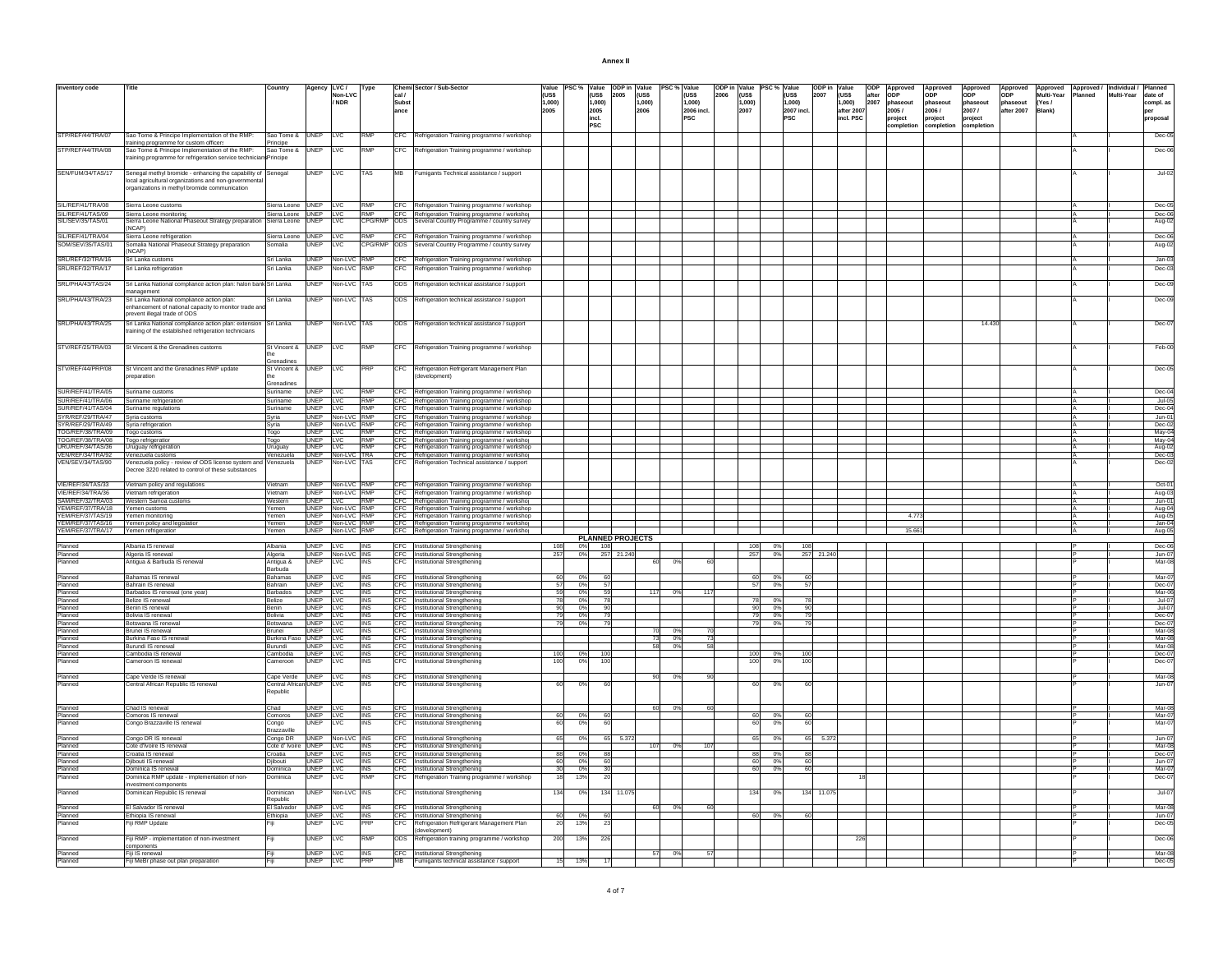# Annex II

| Inventory code | Title | Country | Agency | LVC / Non-LVC / NDR | Type | Chemical / Substance | Sector / Sub-Sector | Value (US$ 1,000) 2005 | PSC % | Value (US$ 1,000) 2005 incl. PSC | ODP in 2005 | Value (US$ 1,000) 2006 | PSC % | Value (US$ 1,000) 2006 incl. PSC | ODP in 2006 | Value (US$ 1,000) 2007 | PSC % | Value (US$ 1,000) 2007 incl. PSC | ODP in 2007 | Value (US$ 1,000) after 2007 incl. PSC | ODP after 2007 | Approved ODP phaseout 2005 / project completion | Approved ODP phaseout 2006 / project completion | Approved ODP phaseout 2007 / project completion | Approved ODP phaseout after 2007 | Approved Multi-Year (Yes / Blank) | Approved / Planned | Individual / Multi-Year | Planned date of compl. as per proposal |
|---|---|---|---|---|---|---|---|---|---|---|---|---|---|---|---|---|---|---|---|---|---|---|---|---|---|---|---|---|---|
| STP/REF/44/TRA/07 | Sao Tome & Principe Implementation of the RMP: training programme for custom officers | Sao Tome & Principe | UNEP | LVC | RMP | CFC | Refrigeration Training programme / workshop | | | | | | | | | | | | | | | | | | | | A | I | Dec-05 |
| STP/REF/44/TRA/08 | Sao Tome & Principe Implementation of the RMP: training programme for refrigeration service technicians | Sao Tome & Principe | UNEP | LVC | RMP | CFC | Refrigeration Training programme / workshop | | | | | | | | | | | | | | | | | | | | A | I | Dec-06 |
| SEN/FUM/34/TAS/17 | Senegal methyl bromide - enhancing the capability of local agricultural organizations and non-governmental organizations in methyl bromide communication | Senegal | UNEP | LVC | TAS | MB | Fumigants Technical assistance / support | | | | | | | | | | | | | | | | | | | | A | I | Jul-02 |
| SIL/REF/41/TRA/08 | Sierra Leone customs | Sierra Leone | UNEP | LVC | RMP | CFC | Refrigeration Training programme / workshop | | | | | | | | | | | | | | | | | | | | A | I | Dec-05 |
| SIL/REF/41/TAS/09 | Sierra Leone monitoring | Sierra Leone | UNEP | LVC | RMP | CFC | Refrigeration Training programme / workshop | | | | | | | | | | | | | | | | | | | | A | I | Dec-06 |
| SIL/SEV/35/TAS/01 | Sierra Leone National Phaseout Strategy preparation (NCAP) | Sierra Leone | UNEP | LVC | CPG/RMP | ODS | Several Country Programme / country survey | | | | | | | | | | | | | | | | | | | | A | I | Aug-02 |
| SIL/REF/41/TRA/04 | Sierra Leone refrigeration | Sierra Leone | UNEP | LVC | RMP | CFC | Refrigeration Training programme / workshop | | | | | | | | | | | | | | | | | | | | A | I | Dec-06 |
| SOM/SEV/35/TAS/01 | Somalia National Phaseout Strategy preparation (NCAP) | Somalia | UNEP | LVC | CPG/RMP | ODS | Several Country Programme / country survey | | | | | | | | | | | | | | | | | | | | A | I | Aug-02 |
| SRL/REF/32/TRA/16 | Sri Lanka customs | Sri Lanka | UNEP | Non-LVC | RMP | CFC | Refrigeration Training programme / workshop | | | | | | | | | | | | | | | | | | | | A | I | Jan-03 |
| SRL/REF/32/TRA/17 | Sri Lanka refrigeration | Sri Lanka | UNEP | Non-LVC | RMP | CFC | Refrigeration Training programme / workshop | | | | | | | | | | | | | | | | | | | | A | I | Dec-03 |
| SRL/PHA/43/TAS/24 | Sri Lanka National compliance action plan: halon bank management | Sri Lanka | UNEP | Non-LVC | TAS | ODS | Refrigeration technical assistance / support | | | | | | | | | | | | | | | | | | | | A | I | Dec-09 |
| SRL/PHA/43/TAS/23 | Sri Lanka National compliance action plan: enhancement of national capacity to monitor trade and prevent illegal trade of ODS | Sri Lanka | UNEP | Non-LVC | TAS | ODS | Refrigeration technical assistance / support | | | | | | | | | | | | | | | | | | | | A | I | Dec-09 |
| SRL/PHA/43/TAS/25 | Sri Lanka National compliance action plan: extension training of the established refrigeration technicians | Sri Lanka | UNEP | Non-LVC | TAS | ODS | Refrigeration technical assistance / support | | | | | | | | | | | | | | | | | 14.430 | | | A | I | Dec-07 |
| STV/REF/25/TRA/03 | St Vincent & the Grenadines customs | St Vincent & the Grenadines | UNEP | LVC | RMP | CFC | Refrigeration Training programme / workshop | | | | | | | | | | | | | | | | | | | | A | I | Feb-00 |
| STV/REF/44/PRP/08 | St Vincent and the Grenadines RMP update preparation | St Vincent & the Grenadines | UNEP | LVC | PRP | CFC | Refrigeration Refrigerant Management Plan (development) | | | | | | | | | | | | | | | | | | | | A | I | Dec-05 |
| SUR/REF/41/TRA/05 | Suriname customs | Suriname | UNEP | LVC | RMP | CFC | Refrigeration Training programme / workshop | | | | | | | | | | | | | | | | | | | | A | I | Dec-04 |
| SUR/REF/41/TRA/06 | Suriname refrigeration | Suriname | UNEP | LVC | RMP | CFC | Refrigeration Training programme / workshop | | | | | | | | | | | | | | | | | | | | A | I | Jul-05 |
| SUR/REF/41/TAS/04 | Suriname regulations | Suriname | UNEP | LVC | RMP | CFC | Refrigeration Training programme / workshop | | | | | | | | | | | | | | | | | | | | A | I | Dec-04 |
| SYR/REF/29/TRA/47 | Syria customs | Syria | UNEP | Non-LVC | RMP | CFC | Refrigeration Training programme / workshop | | | | | | | | | | | | | | | | | | | | A | I | Jun-01 |
| SYR/REF/29/TRA/49 | Syria refrigeration | Syria | UNEP | Non-LVC | RMP | CFC | Refrigeration Training programme / workshop | | | | | | | | | | | | | | | | | | | | A | I | Dec-02 |
| TOG/REF/38/TRA/09 | Togo customs | Togo | UNEP | LVC | RMP | CFC | Refrigeration Training programme / workshop | | | | | | | | | | | | | | | | | | | | A | I | May-04 |
| TOG/REF/38/TRA/08 | Togo refrigeration | Togo | UNEP | LVC | RMP | CFC | Refrigeration Training programme / workshop | | | | | | | | | | | | | | | | | | | | A | I | May-04 |
| URU/REF/34/TAS/36 | Uruguay refrigeration | Uruguay | UNEP | LVC | RMP | CFC | Refrigeration Training programme / workshop | | | | | | | | | | | | | | | | | | | | A | I | Aug-02 |
| VEN/REF/34/TRA/92 | Venezuela customs | Venezuela | UNEP | Non-LVC | TRA | CFC | Refrigeration Training programme / workshop | | | | | | | | | | | | | | | | | | | | A | I | Dec-03 |
| VEN/SEV/34/TAS/90 | Venezuela policy - review of ODS license system and Decree 3220 related to control of these substances | Venezuela | UNEP | Non-LVC | TAS | CFC | Refrigeration Technical assistance / support | | | | | | | | | | | | | | | | | | | | A | I | Dec-02 |
| VIE/REF/34/TAS/33 | Vietnam policy and regulations | Vietnam | UNEP | Non-LVC | RMP | CFC | Refrigeration Training programme / workshop | | | | | | | | | | | | | | | | | | | | A | I | Oct-01 |
| VIE/REF/34/TRA/36 | Vietnam refrigeration | Vietnam | UNEP | Non-LVC | RMP | CFC | Refrigeration Training programme / workshop | | | | | | | | | | | | | | | | | | | | A | I | Aug-03 |
| SAM/REF/32/TRA/03 | Western Samoa customs | Western | UNEP | LVC | RMP | CFC | Refrigeration Training programme / workshop | | | | | | | | | | | | | | | | | | | | A | I | Jun-01 |
| YEM/REF/37/TRA/18 | Yemen customs | Yemen | UNEP | Non-LVC | RMP | CFC | Refrigeration Training programme / workshop | | | | | | | | | | | | | | | | | | | | A | I | Aug-04 |
| YEM/REF/37/TAS/19 | Yemen monitoring | Yemen | UNEP | Non-LVC | RMP | CFC | Refrigeration Training programme / workshop | | | | | | | | | | | | | | | 4.773 | | | | | A | I | Aug-05 |
| YEM/REF/37/TAS/16 | Yemen policy and legislation | Yemen | UNEP | Non-LVC | RMP | CFC | Refrigeration Training programme / workshop | | | | | | | | | | | | | | | | | | | | A | I | Jan-04 |
| YEM/REF/37/TRA/17 | Yemen refrigeration | Yemen | UNEP | Non-LVC | RMP | CFC | Refrigeration Training programme / workshop | | | | | | | | | | | | | | | 15.661 | | | | | A | I | Aug-05 |
| | | | | | | | | | | | **PLANNED PROJECTS** | | | | | | | | | | | | | | | | | | |
| Planned | Albania IS renewal | Albania | UNEP | LVC | INS | CFC | Institutional Strengthening | 108 | 0% | 108 | | | | | | 108 | 0% | 108 | | | | | | | | | P | I | Dec-06 |
| Planned | Algeria IS renewal | Algeria | UNEP | Non-LVC | INS | CFC | Institutional Strengthening | 257 | 0% | 257 | 21.240 | | | | | 257 | 0% | 257 | 21.240 | | | | | | | | P | I | Jun-07 |
| Planned | Antigua & Barbuda IS renewal | Antigua & Barbuda | UNEP | LVC | INS | CFC | Institutional Strengthening | | | | | 60 | 0% | 60 | | | | | | | | | | | | | P | I | Mar-08 |
| Planned | Bahamas IS renewal | Bahamas | UNEP | LVC | INS | CFC | Institutional Strengthening | 60 | 0% | 60 | | | | | | 60 | 0% | 60 | | | | | | | | | P | I | Mar-07 |
| Planned | Bahrain IS renewal | Bahrain | UNEP | LVC | INS | CFC | Institutional Strengthening | 57 | 0% | 57 | | | | | | 57 | 0% | 57 | | | | | | | | | P | I | Dec-07 |
| Planned | Barbados IS renewal (one year) | Barbados | UNEP | LVC | INS | CFC | Institutional Strengthening | 59 | 0% | 59 | | 117 | 0% | 117 | | | | | | | | | | | | | P | I | Mar-06 |
| Planned | Belize IS renewal | Belize | UNEP | LVC | INS | CFC | Institutional Strengthening | 78 | 0% | 78 | | | | | | 78 | 0% | 78 | | | | | | | | | P | I | Jul-07 |
| Planned | Benin IS renewal | Benin | UNEP | LVC | INS | CFC | Institutional Strengthening | 90 | 0% | 90 | | | | | | 90 | 0% | 90 | | | | | | | | | P | I | Jul-07 |
| Planned | Bolivia IS renewal | Bolivia | UNEP | LVC | INS | CFC | Institutional Strengthening | 79 | 0% | 79 | | | | | | 79 | 0% | 79 | | | | | | | | | P | I | Dec-07 |
| Planned | Botswana IS renewal | Botswana | UNEP | LVC | INS | CFC | Institutional Strengthening | 79 | 0% | 79 | | | | | | 79 | 0% | 79 | | | | | | | | | P | I | Dec-07 |
| Planned | Brunei IS renewal | Brunei | UNEP | LVC | INS | CFC | Institutional Strengthening | | | | | 70 | 0% | 70 | | | | | | | | | | | | | P | I | Mar-08 |
| Planned | Burkina Faso IS renewal | Burkina Faso | UNEP | LVC | INS | CFC | Institutional Strengthening | | | | | 73 | 0% | 73 | | | | | | | | | | | | | P | I | Mar-08 |
| Planned | Burundi IS renewal | Burundi | UNEP | LVC | INS | CFC | Institutional Strengthening | | | | | 58 | 0% | 58 | | | | | | | | | | | | | P | I | Mar-08 |
| Planned | Cambodia IS renewal | Cambodia | UNEP | LVC | INS | CFC | Institutional Strengthening | 100 | 0% | 100 | | | | | | 100 | 0% | 100 | | | | | | | | | P | I | Dec-07 |
| Planned | Cameroon IS renewal | Cameroon | UNEP | LVC | INS | CFC | Institutional Strengthening | 100 | 0% | 100 | | | | | | 100 | 0% | 100 | | | | | | | | | P | I | Dec-07 |
| Planned | Cape Verde IS renewal | Cape Verde | UNEP | LVC | INS | CFC | Institutional Strengthening | | | | | 90 | 0% | 90 | | | | | | | | | | | | | P | I | Mar-08 |
| Planned | Central African Republic IS renewal | Central African Republic | UNEP | LVC | INS | CFC | Institutional Strengthening | 60 | 0% | 60 | | | | | | 60 | 0% | 60 | | | | | | | | | P | I | Jun-07 |
| Planned | Chad IS renewal | Chad | UNEP | LVC | INS | CFC | Institutional Strengthening | | | | | 60 | 0% | 60 | | | | | | | | | | | | | P | I | Mar-08 |
| Planned | Comoros IS renewal | Comoros | UNEP | LVC | INS | CFC | Institutional Strengthening | 60 | 0% | 60 | | | | | | 60 | 0% | 60 | | | | | | | | | P | I | Mar-07 |
| Planned | Congo Brazzaville IS renewal | Congo Brazzaville | UNEP | LVC | INS | CFC | Institutional Strengthening | 60 | 0% | 60 | | | | | | 60 | 0% | 60 | | | | | | | | | P | I | Mar-07 |
| Planned | Congo DR IS renewal | Congo DR | UNEP | Non-LVC | INS | CFC | Institutional Strengthening | 65 | 0% | 65 | 5.372 | | | | | 65 | 0% | 65 | 5.372 | | | | | | | | P | I | Jun-07 |
| Planned | Cote d'Ivoire IS renewal | Cote d' Ivoire | UNEP | LVC | INS | CFC | Institutional Strengthening | | | | | 107 | 0% | 107 | | | | | | | | | | | | | P | I | Mar-08 |
| Planned | Croatia IS renewal | Croatia | UNEP | LVC | INS | CFC | Institutional Strengthening | 88 | 0% | 88 | | | | | | 88 | 0% | 88 | | | | | | | | | P | I | Dec-07 |
| Planned | Djibouti IS renewal | Djibouti | UNEP | LVC | INS | CFC | Institutional Strengthening | 60 | 0% | 60 | | | | | | 60 | 0% | 60 | | | | | | | | | P | I | Jun-07 |
| Planned | Dominica IS renewal | Dominica | UNEP | LVC | INS | CFC | Institutional Strengthening | 30 | 0% | 30 | | | | | | 60 | 0% | 60 | | | | | | | | | P | I | Mar-07 |
| Planned | Dominica RMP update - implementation of non-investment components | Dominica | UNEP | LVC | RMP | CFC | Refrigeration Training programme / workshop | 18 | 13% | 20 | | | | | | | | | 18 | | | | | | | | P | I | Dec-07 |
| Planned | Dominican Republic IS renewal | Dominican Republic | UNEP | Non-LVC | INS | CFC | Institutional Strengthening | 134 | 0% | 134 | 11.075 | | | | | 134 | 0% | 134 | 11.075 | | | | | | | | P | I | Jul-07 |
| Planned | El Salvador IS renewal | El Salvador | UNEP | LVC | INS | CFC | Institutional Strengthening | | | | | 60 | 0% | 60 | | | | | | | | | | | | | P | I | Mar-08 |
| Planned | Ethiopia IS renewal | Ethiopia | UNEP | LVC | INS | CFC | Institutional Strengthening | 60 | 0% | 60 | | | | | | 60 | 0% | 60 | | | | | | | | | P | I | Jun-07 |
| Planned | Fiji RMP Update | Fiji | UNEP | LVC | PRP | CFC | Refrigeration Refrigerant Management Plan (development) | 20 | 13% | 23 | | | | | | | | | | | | | | | | | P | I | Dec-05 |
| Planned | Fiji RMP - implementation of non-investment components | Fiji | UNEP | LVC | RMP | ODS | Refrigeration training programme / workshop | 200 | 13% | 226 | | | | | | | | | 226 | | | | | | | | P | I | Dec-06 |
| Planned | Fiji IS renewal | Fiji | UNEP | LVC | INS | CFC | Institutional Strengthening | | | | | 57 | 0% | 57 | | | | | | | | | | | | | P | I | Mar-08 |
| Planned | Fiji MeBr phase out plan preparation | Fiji | UNEP | LVC | PRP | MB | Fumigants technical assistance / support | 15 | 13% | 17 | | | | | | | | | | | | | | | | | P | I | Dec-05 |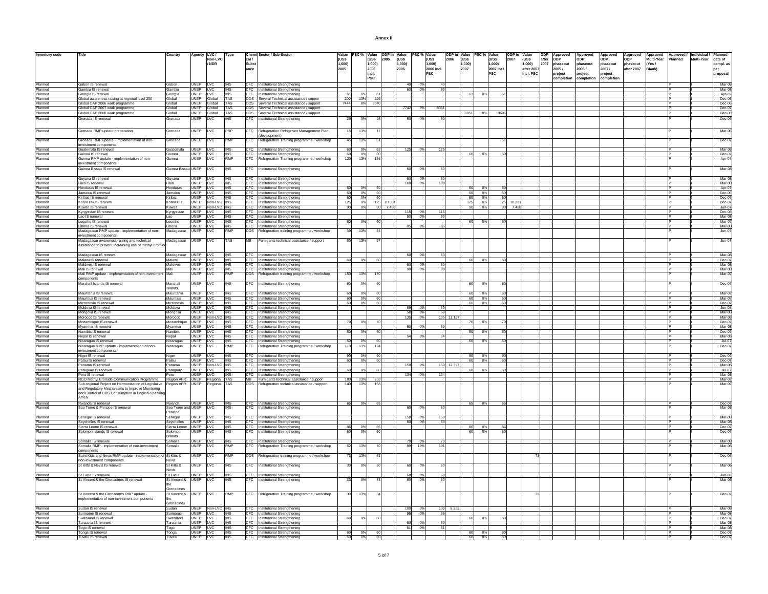# Annex II

| Inventory code | Title | Country | Agency | LVC / Non-LVC / NDR | Type | Chemical / Substance | Sector / Sub-Sector | Value (US$ 1,000) 2005 | PSC % | Value (US$ 1,000) 2005 incl. PSC | ODP in 2005 | Value (US$ 1,000) 2006 | PSC % | Value (US$ 1,000) 2006 incl. PSC | ODP in 2006 | Value (US$ 1,000) 2007 | PSC % | Value (US$ 1,000) 2007 incl. PSC | ODP in 2007 | Value (US$ 1,000) after 2007 incl. PSC | ODP after 2007 | Approved ODP phaseout 2005 / project completion | Approved ODP phaseout 2006 / project completion | Approved ODP phaseout 2007 / project completion | Approved ODP phaseout after 2007 | Approved Multi-Year (Yes / Blank) | Approved / Planned | Individual / Multi-Year | Planned date of compl. as per proposal |
|---|---|---|---|---|---|---|---|---|---|---|---|---|---|---|---|---|---|---|---|---|---|---|---|---|---|---|---|---|---|
| Planned | Gabon IS renewal | Gabon | UNEP | LVC | INS | CFC | Institutional Strengthening | | | | | 40 | 0% | 40 | | | | | | | | | | | | | P | I | Mar-08 |
| Planned | Gambia IS renewal | Gambia | UNEP | LVC | INS | CFC | Institutional Strengthening | | | | | 60 | 0% | 60 | | | | | | | | | | | | | P | I | Mar-08 |
| Planned | Georgia IS renewal | Georgia | UNEP | LVC | INS | CFC | Institutional Strengthening | 61 | 0% | 61 | | | | | | 61 | 0% | 61 | | | | | | | | | P | I | Apr-07 |
| Planned | Global awareness raising at regional level 200 | Global | UNEP | Global | TAS | ODS | Several Technical assistance / suppor | 200 | 13% | 226 | | | | | | | | | | | | | | | | | P | I | Dec-05 |
| Planned | Global CAP 2006 work programme | Global | UNEP | Global | TAS | ODS | Several Technical assistance / support | 7444 | 8% | 8040 | | | | | | | | | | | | | | | | | P | I | Dec-06 |
| Planned | Global CAP 2007 work programme | Global | UNEP | Global | TAS | ODS | Several Technical assistance / support | | | | | 7742 | 8% | 8361 | | | | | | | | | | | | | P | I | Dec-07 |
| Planned | Global CAP 2008 work programme | Global | UNEP | Global | TAS | ODS | Several Technical assistance / support | | | | | | | | | 8051 | 8% | 8695 | | | | | | | | | P | I | Dec-08 |
| Planned | Grenada IS renewal | Grenada | UNEP | LVC | INS | CFC | Institutional Strengthening | 26 | 0% | 26 | | 60 | 0% | 60 | | | | | | | | | | | | | P | I | Dec-06 |
| Planned | Grenada RMP update preparation | Grenada | UNEP | LVC | PRP | CFC | Refrigeration Refrigerant Management Plan (development) | 15 | 13% | 17 | | | | | | | | | | | | | | | | | P | I | Mar-06 |
| Planned | Grenada RMP update - implementation of non-investment components | Grenada | UNEP | LVC | RMP | CFC | Refrigeration Training programme / workshop | 45 | 13% | 51 | | | | | | | | 51 | | | | | | | | | P | I | Dec-07 |
| Planned | Guatemala IS renewal | Guatemala | UNEP | LVC | INS | CFC | Institutional Strengthening | 63 | 0% | 63 | | 125 | 0% | 125 | | | | | | | | | | | | | P | I | Mar-08 |
| Planned | Guinea IS renewal | Guinea | UNEP | LVC | INS | CFC | Institutional Strengthening | 60 | 0% | 60 | | | | | | 60 | 0% | 60 | | | | | | | | | P | I | Dec-07 |
| Planned | Guinea RMP update - implementation of non-investment components | Guinea | UNEP | LVC | RMP | CFC | Refrigeration Training programme / workshop | 120 | 13% | 136 | | | | | | | | | | | | | | | | | P | I | Apr-07 |
| Planned | Guinea Bissau IS renewal | Guinea Bissau | UNEP | LVC | INS | CFC | Institutional Strengthening | | | | | 60 | 0% | 60 | | | | | | | | | | | | | P | I | Mar-08 |
| Planned | Guyana IS renewal | Guyana | UNEP | LVC | INS | CFC | Institutional Strengthening | | | | | 60 | 0% | 60 | | | | | | | | | | | | | P | I | Mar-08 |
| Planned | Haiti IS renewal | Haiti | UNEP | LVC | INS | CFC | Institutional Strengthening | | | | | 100 | 0% | 100 | | | | | | | | | | | | | P | I | Mar-08 |
| Planned | Honduras IS renewal | Honduras | UNEP | LVC | INS | CFC | Institutional Strengthening | 60 | 0% | 60 | | | | | | 60 | 0% | 60 | | | | | | | | | P | I | Apr-07 |
| Planned | Jamaica IS renewal | Jamaica | UNEP | LVC | INS | CFC | Institutional Strengthening | 60 | 0% | 60 | | | | | | 60 | 0% | 60 | | | | | | | | | P | I | Dec-06 |
| Planned | Kiribati IS renewal | Kiribati | UNEP | LVC | INS | CFC | Institutional Strengthening | 60 | 0% | 60 | | | | | | 60 | 0% | 60 | | | | | | | | | P | I | Dec-07 |
| Planned | Korea DR IS renewal | Korea DR | UNEP | Non-LVC | INS | CFC | Institutional Strengthening | 125 | 0% | 125 | 10.331 | | | | | 125 | 0% | 125 | 10.331 | | | | | | | | P | I | Dec-07 |
| Planned | Kuwait IS renewal | Kuwait | UNEP | Non-LVC | INS | CFC | Institutional Strengthening | 90 | 0% | 90 | 7.438 | | | | | 90 | 0% | 90 | 7.438 | | | | | | | | P | I | Jun-07 |
| Planned | Kyrgyzstan IS renewal | Kyrgyzstan | UNEP | LVC | INS | CFC | Institutional Strengthening | | | | | 115 | 0% | 115 | | | | | | | | | | | | | P | I | Dec-08 |
| Planned | Lao IS renewal | Lao | UNEP | LVC | INS | CFC | Institutional Strengthening | | | | | 50 | 0% | 50 | | | | | | | | | | | | | P | I | Mar-08 |
| Planned | Lesotho IS renewal | Lesotho | UNEP | LVC | INS | CFC | Institutional Strengthening | 60 | 0% | 60 | | | | | | 60 | 0% | 60 | | | | | | | | | P | I | Mar-07 |
| Planned | Liberia IS renewal | Liberia | UNEP | LVC | INS | CFC | Institutional Strengthening | | | | | 85 | 0% | 85 | | | | | | | | | | | | | P | I | Mar-08 |
| Planned | Madagascar RMP update - implementation of non-investment components | Madagascar | UNEP | LVC | RMP | ODS | Refrigeration training programme / workshop | 39 | 13% | 44 | | | | | | | | | | | | | | | | | P | I | Jun-07 |
| Planned | Madagascar awareness raising and technical assistance to prevent increasing use of methyl bromide | Madagascar | UNEP | LVC | TAS | MB | Fumigants technical assistance / support | 50 | 13% | 57 | | | | | | | | | | | | | | | | | P | I | Jun-07 |
| Planned | Madagascar IS renewal | Madagascar | UNEP | LVC | INS | CFC | Institutional Strengthening | | | | | 60 | 0% | 60 | | | | | | | | | | | | | P | I | Mar-08 |
| Planned | Malawi IS renewal | Malawi | UNEP | LVC | INS | CFC | Institutional Strengthening | 60 | 0% | 60 | | | | | | 60 | 0% | 60 | | | | | | | | | P | I | Dec-07 |
| Planned | Maldives IS renewal | Maldives | UNEP | LVC | INS | CFC | Institutional Strengthening | | | | | 60 | 0% | 60 | | | | | | | | | | | | | P | I | Mar-08 |
| Planned | Mali IS renewal | Mali | UNEP | LVC | INS | CFC | Institutional Strengthening | | | | | 90 | 0% | 90 | | | | | | | | | | | | | P | I | Mar-08 |
| Planned | Mali RMP update - implementation of non-investment components | Mali | UNEP | LVC | RMP | ODS | Refrigeration training programme / workshop | 150 | 13% | 170 | | | | | | | | | | | | | | | | | P | I | Mar-07 |
| Planned | Marshall Islands IS renewal | Marshall Islands | UNEP | LVC | INS | CFC | Institutional Strengthening | 60 | 0% | 60 | | | | | | 60 | 0% | 60 | | | | | | | | | P | I | Dec-07 |
| Planned | Mauritania IS renewal | Mauritania | UNEP | LVC | INS | CFC | Institutional Strengthening | 60 | 0% | 60 | | | | | | 60 | 0% | 60 | | | | | | | | | P | I | Mar-07 |
| Planned | Mauritius IS renewal | Mauritius | UNEP | LVC | INS | CFC | Institutional Strengthening | 60 | 0% | 60 | | | | | | 60 | 0% | 60 | | | | | | | | | P | I | Mar-07 |
| Planned | Micronesia IS renewal | Micronesia | UNEP | LVC | INS | CFC | Institutional Strengthening | 60 | 0% | 60 | | | | | | 60 | 0% | 60 | | | | | | | | | P | I | Dec-07 |
| Planned | Moldova IS renewal | Moldova | UNEP | LVC | INS | CFC | Institutional Strengthening | | | | | 69 | 0% | 69 | | | | | | | | | | | | | P | I | Jun-08 |
| Planned | Mongolia IS renewal | Mongolia | UNEP | LVC | INS | CFC | Institutional Strengthening | | | | | 58 | 0% | 58 | | | | | | | | | | | | | P | I | Mar-08 |
| Planned | Morocco IS renewal | Morocco | UNEP | Non-LVC | INS | CFC | Institutional Strengthening | | | | | 135 | 0% | 135 | 11.157 | | | | | | | | | | | | P | I | Mar-08 |
| Planned | Mozambique IS renewal | Mozambique | UNEP | LVC | INS | CFC | Institutional Strengthening | 70 | 0% | 70 | | | | | | 70 | 0% | 70 | | | | | | | | | P | I | Dec-07 |
| Planned | Myanmar IS renewal | Myanmar | UNEP | LVC | INS | CFC | Institutional Strengthening | | | | | 60 | 0% | 60 | | | | | | | | | | | | | P | I | Mar-08 |
| Planned | Namibia IS renewal | Namibia | UNEP | LVC | INS | CFC | Institutional Strengthening | 50 | 0% | 50 | | | | | | 50 | 0% | 50 | | | | | | | | | P | I | Dec-07 |
| Planned | Nepal IS renewal | Nepal | UNEP | LVC | INS | CFC | Institutional Strengthening | | | | | 54 | 0% | 54 | | | | | | | | | | | | | P | I | Mar-08 |
| Planned | Nicaragua IS renewal | Nicaragua | UNEP | LVC | INS | CFC | Institutional Strengthening | 60 | 0% | 60 | | | | | | 60 | 0% | 60 | | | | | | | | | P | I | Jul-07 |
| Planned | Nicaragua RMP update - implementation of non-investment components | Nicaragua | UNEP | LVC | RMP | CFC | Refrigeration Training programme / workshop | 110 | 13% | 124 | | | | | | | | | | | | | | | | | P | I | Dec-07 |
| Planned | Niger IS renewal | Niger | UNEP | LVC | INS | CFC | Institutional Strengthening | 90 | 0% | 90 | | | | | | 90 | 0% | 90 | | | | | | | | | P | I | Dec-07 |
| Planned | Palau IS renewal | Palau | UNEP | LVC | INS | CFC | Institutional Strengthening | 60 | 0% | 60 | | | | | | 60 | 0% | 60 | | | | | | | | | P | I | Dec-07 |
| Planned | Panama IS renewal | Panama | UNEP | Non-LVC | INS | CFC | Institutional Strengthening | | | | | 150 | 0% | 150 | 12.397 | | | | | | | | | | | | P | I | Mar-08 |
| Planned | Paraguay IS renewal | Paraguay | UNEP | LVC | INS | CFC | Institutional Strengthening | 60 | 0% | 60 | | | | | | 60 | 0% | 60 | | | | | | | | | P | I | Jul-07 |
| Planned | Peru IS renewal | Peru | UNEP | LVC | INS | CFC | Institutional Strengthening | | | | | 134 | 0% | 134 | | | | | | | | | | | | | P | I | Mar-08 |
| Planned | NGO Methyl Bromide Communication Programme | Region AFR | UNEP | Regional | TAS | MB | Fumigants technical assistance / suppor | 180 | 13% | 203 | | | | | | | | | | | | | | | | | P | I | Mar-07 |
| Planned | Sub-regional Project on Harmonisation of Legislative and Regulatory Mechanisms to Improve Monitoring and Control of ODS Consumption in English-Speaking Africa | Region AFR | UNEP | Regional | TAS | ODS | Refrigeration technical assistance / support | 140 | 13% | 158 | | | | | | | | | | | | | | | | | P | I | Mar-07 |
| Planned | Rwanda IS renewal | Rwanda | UNEP | LVC | INS | CFC | Institutional Strengthening | 65 | 0% | 65 | | | | | | 65 | 0% | 65 | | | | | | | | | P | I | Dec-07 |
| Planned | Sao Tome & Principe IS renewal | Sao Tome and Principe | UNEP | LVC | INS | CFC | Institutional Strengthening | | | | | 60 | 0% | 60 | | | | | | | | | | | | | P | I | Mar-08 |
| Planned | Senegal IS renewal | Senegal | UNEP | LVC | INS | CFC | Institutional Strengthening | | | | | 150 | 0% | 150 | | | | | | | | | | | | | P | I | Mar-08 |
| Planned | Seychelles IS renewal | Seychelles | UNEP | LVC | INS | CFC | Institutional Strengthening | | | | | 60 | 0% | 60 | | | | | | | | | | | | | P | I | Mar-08 |
| Planned | Sierra Leone IS renewal | Sierra Leone | UNEP | LVC | INS | CFC | Institutional Strengthening | 86 | 0% | 86 | | | | | | 86 | 0% | 86 | | | | | | | | | P | I | Dec-07 |
| Planned | Solomon Islands IS renewal | Solomon Islands | UNEP | LVC | INS | CFC | Institutional Strengthening | 60 | 0% | 60 | | | | | | 60 | 0% | 60 | | | | | | | | | P | I | Dec-07 |
| Planned | Somalia IS renewal | Somalia | UNEP | LVC | INS | CFC | Institutional Strengthening | | | | | 70 | 0% | 70 | | | | | | | | | | | | | P | I | Mar-08 |
| Planned | Somalia RMP - implementation of non-investment components | Somalia | UNEP | LVC | RMP | CFC | Refrigeration Training programme / workshop | 62 | 13% | 70 | | 89 | 13% | 101 | | | | | | | | | | | | | P | I | Mar-06 |
| Planned | Saint Kitts and Nevis RMP update - implementation of non-investment components | St Kitts & Nevis | UNEP | LVC | RMP | ODS | Refrigeration training programme / workshop | 73 | 13% | 82 | | | | | | | | | | 73 | | | | | | | P | I | Dec-06 |
| Planned | St Kitts & Nevis IS renewal | St Kitts & Nevis | UNEP | LVC | INS | CFC | Institutional Strengthening | 30 | 0% | 30 | | 60 | 0% | 60 | | | | | | | | | | | | | P | I | Mar-06 |
| Planned | St Lucia IS renewal | St Lucia | UNEP | LVC | INS | CFC | Institutional Strengthening | | | | | 60 | 0% | 60 | | | | | | | | | | | | | P | I | Jun-08 |
| Planned | St Vincent & the Grenadines IS renewal | St Vincent & the Grenadines | UNEP | LVC | INS | CFC | Institutional Strengthening | 33 | 0% | 33 | | 60 | 0% | 60 | | | | | | | | | | | | | P | I | Mar-06 |
| Planned | St Vincent & the Grenadines RMP update - implementation of non-investment components | St Vincent & the Grenadines | UNEP | LVC | RMP | CFC | Refrigeration Training programme / workshop | 30 | 13% | 34 | | | | | | | | | | 30 | | | | | | | P | I | Dec-07 |
| Planned | Sudan IS renewal | Sudan | UNEP | Non-LVC | INS | CFC | Institutional Strengthening | | | | | 100 | 0% | 100 | 8.265 | | | | | | | | | | | | P | I | Mar-08 |
| Planned | Suriname IS renewal | Suriname | UNEP | LVC | INS | CFC | Institutional Strengthening | | | | | 95 | 0% | 95 | | | | | | | | | | | | | P | I | Mar-08 |
| Planned | Swaziland IS renewal | Swaziland | UNEP | LVC | INS | CFC | Institutional Strengthening | 60 | 0% | 60 | | | | | | 60 | 0% | 60 | | | | | | | | | P | I | Dec-07 |
| Planned | Tanzania IS renewal | Tanzania | UNEP | LVC | INS | CFC | Institutional Strengthening | | | | | 60 | 0% | 60 | | | | | | | | | | | | | P | I | Mar-08 |
| Planned | Togo IS renewal | Togo | UNEP | LVC | INS | CFC | Institutional Strengthening | | | | | 61 | 0% | 61 | | | | | | | | | | | | | P | I | Mar-08 |
| Planned | Tonga IS renewal | Tonga | UNEP | LVC | INS | CFC | Institutional Strengthening | 60 | 0% | 60 | | | | | | 60 | 0% | 60 | | | | | | | | | P | I | Dec-07 |
| Planned | Tuvalu IS renewal | Tuvalu | UNEP | LVC | INS | CFC | Institutional Strengthening | 60 | 0% | 60 | | | | | | 60 | 0% | 60 | | | | | | | | | P | I | Dec-07 |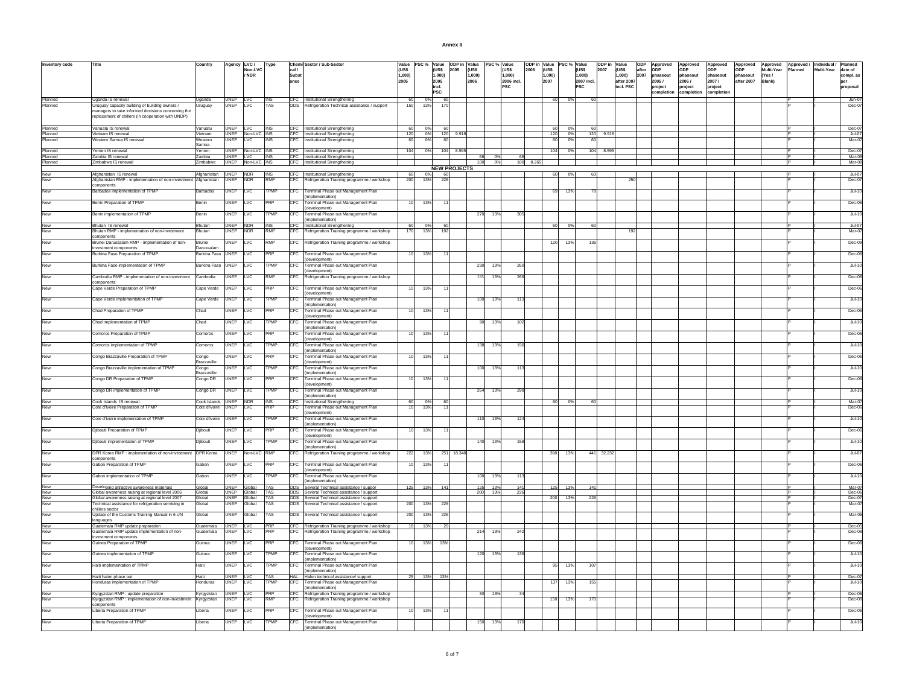**Annex II**

| Inventory code | Title | Country | Agency | LVC / Non-LVC / NDR | Type | Chemical / Substance | Sector / Sub-Sector | Value (US$ 1,000) 2005 | PSC % | Value (US$ 1,000) 2005 incl. PSC | ODP in 2005 | Value (US$ 1,000) 2006 | PSC % | Value (US$ 1,000) 2006 incl. PSC | ODP in 2006 | Value (US$ 1,000) 2007 | PSC % | Value (US$ 1,000) 2007 incl. PSC | ODP in 2007 | Value (US$ 1,000) after 2007 incl. PSC | ODP after 2007 | Approved ODP phaseout 2005 / project completion | Approved ODP phaseout 2006 / project completion | Approved ODP phaseout 2007 / project completion | Approved ODP phaseout after 2007 | Approved Multi-Year (Yes / Blank) | Approved / Planned | Individual / Multi-Year | Planned date of compl. as per proposal |
|---|---|---|---|---|---|---|---|---|---|---|---|---|---|---|---|---|---|---|---|---|---|---|---|---|---|---|---|---|---|
| Planned | Uganda IS renewal | Uganda | UNEP | LVC | INS | CFC | Institutional Strengthening | 60 | 0% | 60 | | | | | | 60 | 0% | 60 | | | | | | | | | P | I | Jun-07 |
| Planned | Uruguay capacity building of building owners / managers to take informed decisions concerning the replacement of chillers (in cooperation with UNDP) | Uruguay | UNEP | LVC | TAS | ODS | Refrigeration Technical assistance / support | 150 | 13% | 170 | | | | | | | | | | | | | | | | | P | I | Dec-07 |
| Planned | Vanuatu IS renewal | Vanuatu | UNEP | LVC | INS | CFC | Institutional Strengthening | 60 | 0% | 60 | | | | | | 60 | 0% | 60 | | | | | | | | | P | I | Dec-07 |
| Planned | Vietnam IS renewal | Vietnam | UNEP | Non-LVC | INS | CFC | Institutional Strengthening | 120 | 0% | 120 | 9.918 | | | | | 120 | 0% | 120 | 9.918 | | | | | | | | P | I | Jul-07 |
| Planned | Western Samoa IS renewal | Western Samoa | UNEP | LVC | INS | CFC | Institutional Strengthening | 60 | 0% | 60 | | | | | | 60 | 0% | 60 | | | | | | | | | P | I | Mar-07 |
| Planned | Yemen IS renewal | Yemen | UNEP | Non-LVC | INS | CFC | Institutional Strengthening | 104 | 0% | 104 | 8.595 | | | | | 104 | 0% | 104 | 8.595 | | | | | | | | P | I | Dec-07 |
| Planned | Zambia IS renewal | Zambia | UNEP | LVC | INS | CFC | Institutional Strengthening | | | | | 66 | 0% | 66 | | | | | | | | | | | | | P | I | Mar-08 |
| Planned | Zimbabwe IS renewal | Zimbabwe | UNEP | Non-LVC | INS | CFC | Institutional Strengthening | | | | | 100 | 0% | 100 | 8.265 | | | | | | | | | | | | P | I | Mar-08 |
| | | | | | | | **NEW PROJECTS** | | | | | | | | | | | | | | | | | | | | | | |
| New | Afghanistan IS renewal | Afghanistan | UNEP | NDR | INS | CFC | Institutional Strengthening | 60 | 0% | 60 | | | | | | 60 | 0% | 60 | | | | | | | | | P | I | Jul-07 |
| New | Afghanistan RMP - implementation of non-investment components | Afghanistan | UNEP | NDR | RMP | CFC | Refrigeration Training programme / workshop | 200 | 13% | 226 | | | | | | | | | | 250 | | | | | | | P | I | Dec-07 |
| New | Barbados implementation of TPMP | Barbados | UNEP | LVC | TPMP | CFC | Terminal Phase out Management Plan (implementation) | | | | | | | | | 69 | 13% | 78 | | | | | | | | | P | I | Jul-10 |
| New | Benin Preparation of TPMP | Benin | UNEP | LVC | PRP | CFC | Terminal Phase out Management Plan (development) | 10 | 13% | 11 | | | | | | | | | | | | | | | | | P | I | Dec-06 |
| New | Benin implementation of TPMP | Benin | UNEP | LVC | TPMP | CFC | Terminal Phase out Management Plan (implementation) | | | | | 270 | 13% | 305 | | | | | | | | | | | | | P | I | Jul-10 |
| New | Bhutan IS renewal | Bhutan | UNEP | NDR | INS | CFC | Institutional Strengthening | 60 | 0% | 60 | | | | | | 60 | 0% | 60 | | | | | | | | | P | I | Jul-07 |
| New | Bhutan RMP - implementation of non-investment components | Bhutan | UNEP | NDR | RMP | CFC | Refrigeration Training programme / workshop | 170 | 13% | 192 | | | | | | | | | | 192 | | | | | | | P | I | Mar-07 |
| New | Brunei Darussalam RMP - implementation of non-investment components | Brunei Darussalam | UNEP | LVC | RMP | CFC | Refrigeration Training programme / workshop | | | | | | | | | 120 | 13% | 136 | | | | | | | | | P | I | Dec-09 |
| New | Burkina Faso Preparation of TPMP | Burkina Faso | UNEP | LVC | PRP | CFC | Terminal Phase out Management Plan (development) | 10 | 13% | 11 | | | | | | | | | | | | | | | | | P | I | Dec-06 |
| New | Burkina Faso implementation of TPMP | Burkina Faso | UNEP | LVC | TPMP | CFC | Terminal Phase out Management Plan (development) | | | | | 230 | 13% | 260 | | | | | | | | | | | | | P | I | Jul-10 |
| New | Cambodia RMP - implementation of non-investment components | Cambodia | UNEP | LVC | RMP | CFC | Refrigeration Training programme / workshop | | | | | 235 | 13% | 266 | | | | | | | | | | | | | P | I | Dec-08 |
| New | Cape Verde Preparation of TPMP | Cape Verde | UNEP | LVC | PRP | CFC | Terminal Phase out Management Plan (development) | 10 | 13% | 11 | | | | | | | | | | | | | | | | | P | I | Dec-06 |
| New | Cape Verde implementation of TPMP | Cape Verde | UNEP | LVC | TPMP | CFC | Terminal Phase out Management Plan (implementation) | | | | | 100 | 13% | 113 | | | | | | | | | | | | | P | I | Jul-10 |
| New | Chad Preparation of TPMP | Chad | UNEP | LVC | PRP | CFC | Terminal Phase out Management Plan (development) | 10 | 13% | 11 | | | | | | | | | | | | | | | | | P | I | Dec-06 |
| New | Chad implementation of TPMP | Chad | UNEP | LVC | TPMP | CFC | Terminal Phase out Management Plan (implementation) | | | | | 90 | 13% | 102 | | | | | | | | | | | | | P | I | Jul-10 |
| New | Comoros Preparation of TPMP | Comoros | UNEP | LVC | PRP | CFC | Terminal Phase out Management Plan (development) | 10 | 13% | 11 | | | | | | | | | | | | | | | | | P | I | Dec-06 |
| New | Comoros implementation of TPMP | Comoros | UNEP | LVC | TPMP | CFC | Terminal Phase out Management Plan (implementation) | | | | | 138 | 13% | 156 | | | | | | | | | | | | | P | I | Jul-10 |
| New | Congo Brazzaville Preparation of TPMP | Congo Brazzaville | UNEP | LVC | PRP | CFC | Terminal Phase out Management Plan (development) | 10 | 13% | 11 | | | | | | | | | | | | | | | | | P | I | Dec-06 |
| New | Congo Brazzaville implementation of TPMP | Congo Brazzaville | UNEP | LVC | TPMP | CFC | Terminal Phase out Management Plan (implementation) | | | | | 100 | 13% | 113 | | | | | | | | | | | | | P | I | Jul-10 |
| New | Congo DR Preparation of TPMP | Congo DR | UNEP | LVC | PRP | CFC | Terminal Phase out Management Plan (development) | 10 | 13% | 11 | | | | | | | | | | | | | | | | | P | I | Dec-06 |
| New | Congo DR implementation of TPMP | Congo DR | UNEP | LVC | TPMP | CFC | Terminal Phase out Management Plan (implementation) | | | | | 264 | 13% | 298 | | | | | | | | | | | | | P | I | Jul-10 |
| New | Cook Islands IS renewal | Cook Islands | UNEP | NDR | INS | CFC | Institutional Strengthening | 60 | 0% | 60 | | | | | | 60 | 0% | 60 | | | | | | | | | P | I | Mar-07 |
| New | Cote d'Ivoire Preparation of TPMP | Cote d'Ivoire | UNEP | LVC | PRP | CFC | Terminal Phase out Management Plan (development) | 10 | 13% | 11 | | | | | | | | | | | | | | | | | P | I | Dec-06 |
| New | Cote d'Ivoire implementation of TPMP | Cote d'Ivoire | UNEP | LVC | TPMP | CFC | Terminal Phase out Management Plan (implementation) | | | | | 110 | 13% | 124 | | | | | | | | | | | | | P | I | Jul-10 |
| New | Djibouti Preparation of TPMP | Djibouti | UNEP | LVC | PRP | CFC | Terminal Phase out Management Plan (development) | 10 | 13% | 11 | | | | | | | | | | | | | | | | | P | I | Dec-06 |
| New | Djibouti implementation of TPMP | Djibouti | UNEP | LVC | TPMP | CFC | Terminal Phase out Management Plan (implementation) | | | | | 140 | 13% | 158 | | | | | | | | | | | | | P | I | Jul-10 |
| New | DPR Korea RMP : implementation of non-investment components | DPR Korea | UNEP | Non-LVC | RMP | CFC | Refrigeration Training programme / workshop | 222 | 13% | 251 | 18.348 | | | | | 390 | 13% | 441 | 32.232 | | | | | | | | P | I | Jul-07 |
| New | Gabon Preparation of TPMP | Gabon | UNEP | LVC | PRP | CFC | Terminal Phase out Management Plan (development) | 10 | 13% | 11 | | | | | | | | | | | | | | | | | P | I | Dec-06 |
| New | Gabon implementation of TPMP | Gabon | UNEP | LVC | TPMP | CFC | Terminal Phase out Management Plan (implementation) | | | | | 100 | 13% | 113 | | | | | | | | | | | | | P | I | Jul-10 |
| New | Developing attractive awareness materials | Global | UNEP | Global | TAS | ODS | Several Technical assistance / suppor | 125 | 13% | 141 | | 125 | 13% | 141 | | 125 | 13% | 141 | | | | | | | | | P | I | Mar-07 |
| New | Global awareness raising at regional level 2006 | Global | UNEP | Global | TAS | ODS | Several Technical assistance / support | | | | | 200 | 13% | 226 | | | | | | | | | | | | | P | I | Dec-06 |
| New | Global awareness raising at regional level 2007 | Global | UNEP | Global | TAS | ODS | Several Technical assistance / support | | | | | | | | | 200 | 13% | 226 | | | | | | | | | P | I | Dec-07 |
| New | Technical assistance for refrigeration servicing in chillers sector | Global | UNEP | Global | TAS | ODS | Several Technical assistance / support | 200 | 13% | 226 | | | | | | | | | | | | | | | | | P | I | Mar-07 |
| New | Update of the Customs Training Manual in 6 UN languages | Global | UNEP | Global | TAS | ODS | Several Technical assistance / support | 200 | 13% | 226 | | | | | | | | | | | | | | | | | P | I | Mar-06 |
| New | Guatemala RMP update preparation | Guatemala | UNEP | LVC | PRP | CFC | Refrigeration Training programme / workshop | 18 | 13% | 20 | | | | | | | | | | | | | | | | | P | I | Dec-05 |
| New | Guatemala RMP update implementation of non-investment components | Guatemala | UNEP | LVC | PRP | CFC | Refrigeration Training programme / workshop | | | | | 214 | 13% | 242 | | | | | | | | | | | | | P | I | Dec-08 |
| New | Guinea Preparation of TPMP | Guinea | UNEP | LVC | PRP | CFC | Terminal Phase out Management Plan (development) | 10 | 13% | 13% | | | | | | | | | | | | | | | | | P | I | Dec-06 |
| New | Guinea implementation of TPMP | Guinea | UNEP | LVC | TPMP | CFC | Terminal Phase out Management Plan (implementation) | | | | | 120 | 13% | 136 | | | | | | | | | | | | | P | I | Jul-10 |
| New | Haiti implementation of TPMP | Haiti | UNEP | LVC | TPMP | CFC | Terminal Phase out Management Plan (implementation) | | | | | | | | | 95 | 13% | 107 | | | | | | | | | P | I | Jul-10 |
| New | Haiti halon phase out | Haiti | UNEP | LVC | TAS | HAL | Halon technical assistance/ support | 25 | 13% | 13% | | | | | | | | | | | | | | | | | P | I | Dec-07 |
| New | Honduras implementation of TPMP | Honduras | UNEP | LVC | TPMP | CFC | Terminal Phase out Management Plan (implementation) | | | | | | | | | 137 | 13% | 155 | | | | | | | | | P | I | Jul-10 |
| New | Kyrgyzstan RMP : update preparation | Kyrgyzstan | UNEP | LVC | PRP | CFC | Refrigeration Training programme / workshop | | | | | 30 | 13% | 34 | | | | | | | | | | | | | P | I | Dec-06 |
| New | Kyrgyzstan RMP : implementation of non-investment components | Kyrgyzstan | UNEP | LVC | RMP | CFC | Refrigeration Training programme / workshop | | | | | | | | | 150 | 13% | 170 | | | | | | | | | P | I | Dec-08 |
| New | Liberia Preparation of TPMP | Liberia | UNEP | LVC | PRP | CFC | Terminal Phase out Management Plan (development) | 10 | 13% | 11 | | | | | | | | | | | | | | | | | P | I | Dec-06 |
| New | Liberia Preparation of TPMP | Liberia | UNEP | LVC | TPMP | CFC | Terminal Phase out Management Plan (implementation) | | | | | 150 | 13% | 170 | | | | | | | | | | | | | P | I | Jul-10 |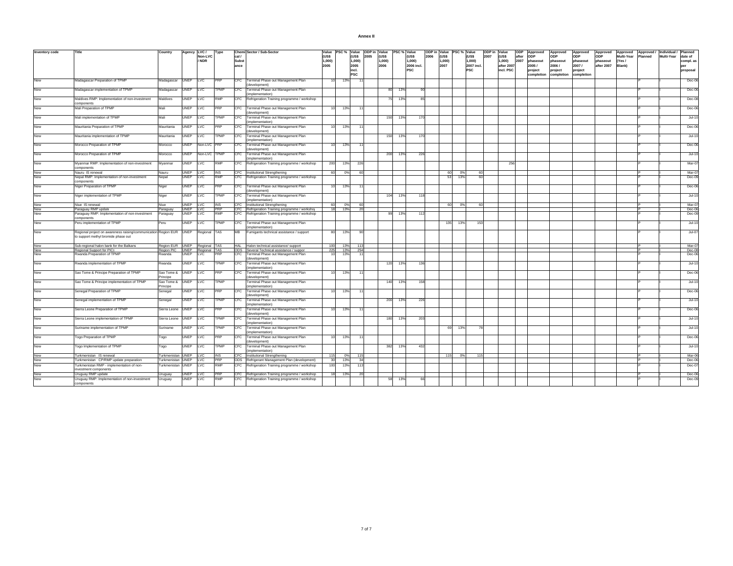**Annex II**

| Inventory code | Title | Country | Agency | LVC / Non-LVC / NDR | Type | Chemical / Substance | Sector / Sub-Sector | Value (US$ 1,000) 2005 | PSC % | Value (US$ 1,000) 2005 incl. PSC | ODP in 2005 | Value (US$ 1,000) 2006 | PSC % | Value (US$ 1,000) 2006 incl. PSC | ODP in 2006 | Value (US$ 1,000) 2007 | PSC % | Value (US$ 1,000) 2007 incl. PSC | ODP in 2007 | Value (US$ 1,000) after 2007 incl. PSC | ODP after 2007 | Approved ODP phaseout 2005 / project completion | Approved ODP phaseout 2006 / project completion | Approved ODP phaseout 2007 / project completion | Approved ODP phaseout after 2007 | Approved Multi-Year (Yes / Blank) | Approved / Planned | Individual / Multi-Year | Planned date of compl. as per proposal |
|---|---|---|---|---|---|---|---|---|---|---|---|---|---|---|---|---|---|---|---|---|---|---|---|---|---|---|---|---|---|
| New | Madagascar Preparation of TPMP | Madagascar | UNEP | LVC | PRP | CFC | Terminal Phase out Management Plan (development) | 10 | 13% | 11 | | | | | | | | | | | | | | | | | P | I | Dec-06 |
| New | Madagascar implementation of TPMP | Madagascar | UNEP | LVC | TPMP | CFC | Terminal Phase out Management Plan (implementation) | | | | | 80 | 13% | 90 | | | | | | | | | | | | | P | I | Dec-06 |
| New | Maldives RMP: Implementation of non-investment components | Maldives | UNEP | LVC | RMP | CFC | Refrigeration Training programme / workshop | | | | | 75 | 13% | 85 | | | | | | | | | | | | | P | I | Dec-08 |
| New | Mali Preparation of TPMP | Mali | UNEP | LVC | PRP | CFC | Terminal Phase out Management Plan (development) | 10 | 13% | 11 | | | | | | | | | | | | | | | | | P | I | Dec-06 |
| New | Mali implementation of TPMP | Mali | UNEP | LVC | TPMP | CFC | Terminal Phase out Management Plan (implementation) | | | | | 150 | 13% | 170 | | | | | | | | | | | | | P | I | Jul-10 |
| New | Mauritania Preparation of TPMP | Mauritania | UNEP | LVC | PRP | CFC | Terminal Phase out Management Plan (development) | 10 | 13% | 11 | | | | | | | | | | | | | | | | | P | I | Dec-06 |
| New | Mauritania implementation of TPMP | Mauritania | UNEP | LVC | TPMP | CFC | Terminal Phase out Management Plan (implementation) | | | | | 150 | 13% | 170 | | | | | | | | | | | | | P | I | Jul-10 |
| New | Morocco Preparation of TPMP | Morocco | UNEP | Non-LVC | PRP | CFC | Terminal Phase out Management Plan (development) | 10 | 13% | 11 | | | | | | | | | | | | | | | | | P | I | Dec-06 |
| New | Morocco Preparation of TPMP | Morocco | UNEP | Non-LVC | TPMP | CFC | Terminal Phase out Management Plan (implementation) | | | | | 200 | 13% | 226 | | | | | | | | | | | | | P | I | Jul-10 |
| New | Myanmar RMP: Implementation of non-investment components | Myanmar | UNEP | LVC | RMP | CFC | Refrigeration Training programme / workshop | 200 | 13% | 226 | | | | | | | | | | 256 | | | | | | | P | I | Mar-07 |
| New | Nauru IS renewal | Nauru | UNEP | LVC | INS | CFC | Institutional Strengthening | 60 | 0% | 60 | | | | | | 60 | 0% | 60 | | | | | | | | | P | I | Mar-07 |
| New | Nepal RMP: Implementation of non-investment components | Nepal | UNEP | LVC | RMP | CFC | Refrigeration Training programme / workshop | | | | | | | | | 53 | 13% | 60 | | | | | | | | | P | I | Dec-09 |
| New | Niger Preparation of TPMP | Niger | UNEP | LVC | PRP | CFC | Terminal Phase out Management Plan (development) | 10 | 13% | 11 | | | | | | | | | | | | | | | | | P | I | Dec-06 |
| New | Niger implementation of TPMP | Niger | UNEP | LVC | TPMP | CFC | Terminal Phase out Management Plan (implementation) | | | | | 104 | 13% | 118 | | | | | | | | | | | | | P | I | Jul-10 |
| New | Niue IS renewal | Niue | UNEP | LVC | INS | CFC | Institutional Strengthening | 60 | 0% | 60 | | | | | | 60 | 0% | 60 | | | | | | | | | P | I | Mar-07 |
| New | Paraguay RMP update | Paraguay | UNEP | LVC | PRP | CFC | Refrigeration Training programme / workshop | 18 | 13% | 20 | | | | | | | | | | | | | | | | | P | I | Dec-06 |
| New | Paraguay RMP: Implementation of non-investment components | Paraguay | UNEP | LVC | RMP | CFC | Refrigeration Training programme / workshop | | | | | 99 | 13% | 112 | | | | | | | | | | | | | P | I | Dec-09 |
| New | Peru implementation of TPMP | Peru | UNEP | LVC | TPMP | CFC | Terminal Phase out Management Plan (implementation) | | | | | | | | | 135 | 13% | 153 | | | | | | | | | P | I | Jul-10 |
| New | Regional project on awareness raising/communication to support methyl bromide phase out | Region EUR | UNEP | Regional | TAS | MB | Fumigants technical assistance / support | 80 | 13% | 90 | | | | | | | | | | | | | | | | | P | I | Jul-07 |
| New | Sub-regional halon bank for the Balkans | Region EUR | UNEP | Regional | TAS | HAL | Halon technical assistance/ support | 100 | 13% | 113 | | | | | | | | | | | | | | | | | P | I | Mar-07 |
| New | Regional Support for PICs | Region PIC | UNEP | Regional | TAS | ODS | Several Technical assistance / suppor | 225 | 13% | 254 | | | | | | | | | | | | | | | | | P | I | Dec-08 |
| New | Rwanda Preparation of TPMP | Rwanda | UNEP | LVC | PRP | CFC | Terminal Phase out Management Plan (development) | 10 | 13% | 11 | | | | | | | | | | | | | | | | | P | I | Dec-06 |
| New | Rwanda implementation of TPMP | Rwanda | UNEP | LVC | TPMP | CFC | Terminal Phase out Management Plan (implementation) | | | | | 120 | 13% | 136 | | | | | | | | | | | | | P | I | Jul-10 |
| New | Sao Tome & Principe Preparation of TPMP | Sao Tome & Principe | UNEP | LVC | PRP | CFC | Terminal Phase out Management Plan (development) | 10 | 13% | 11 | | | | | | | | | | | | | | | | | P | I | Dec-06 |
| New | Sao Tome & Principe implementation of TPMP | Sao Tome & Principe | UNEP | LVC | TPMP | | Terminal Phase out Management Plan (implementation) | | | | | 140 | 13% | 158 | | | | | | | | | | | | | P | I | Jul-10 |
| New | Senegal Preparation of TPMP | Senegal | UNEP | LVC | PRP | CFC | Terminal Phase out Management Plan (development) | 10 | 13% | 11 | | | | | | | | | | | | | | | | | P | I | Dec-06 |
| New | Senegal implementation of TPMP | Senegal | UNEP | LVC | TPMP | CFC | Terminal Phase out Management Plan (implementation) | | | | | 200 | 13% | 226 | | | | | | | | | | | | | P | I | Jul-10 |
| New | Sierra Leone Preparation of TPMP | Sierra Leone | UNEP | LVC | PRP | CFC | Terminal Phase out Management Plan (development) | 10 | 13% | 11 | | | | | | | | | | | | | | | | | P | I | Dec-06 |
| New | Sierra Leone implementation of TPMP | Sierra Leone | UNEP | LVC | TPMP | CFC | Terminal Phase out Management Plan (implementation) | | | | | 180 | 13% | 203 | | | | | | | | | | | | | P | I | Jul-10 |
| New | Suriname implementation of TPMP | Suriname | UNEP | LVC | TPMP | CFC | Terminal Phase out Management Plan (implementation) | | | | | | | | | 69 | 13% | 78 | | | | | | | | | P | I | Jul-10 |
| New | Togo Preparation of TPMP | Togo | UNEP | LVC | PRP | CFC | Terminal Phase out Management Plan (development) | 10 | 13% | 11 | | | | | | | | | | | | | | | | | P | I | Dec-06 |
| New | Togo Implementation of TPMP | Togo | UNEP | LVC | TPMP | CFC | Terminal Phase out Management Plan (implementation) | | | | | 382 | 13% | 432 | | | | | | | | | | | | | P | I | Jul-10 |
| New | Turkmenistan IS renewal | Turkmenistan | UNEP | LVC | INS | CFC | Institutional Strengthening | 115 | 0% | 115 | | | | | | 115 | 0% | 115 | | | | | | | | | P | I | Mar-06 |
| New | Turkmenistan CP/RMP update preparation | Turkmenistan | UNEP | LVC | PRP | ODS | Refrigerant Management Plan (development) | 30 | 13% | 34 | | | | | | | | | | | | | | | | | P | I | Dec-06 |
| New | Turkmenistan RMP - implementation of non-investment components | Turkmenistan | UNEP | LVC | RMP | CFC | Refrigeration Training programme / workshop | 100 | 13% | 113 | | | | | | | | | | | | | | | | | P | I | Dec-07 |
| New | Uruguay RMP update | Uruguay | UNEP | LVC | PRP | CFC | Refrigeration Training programme / workshop | 18 | 13% | 20 | | | | | | | | | | | | | | | | | P | I | Dec-06 |
| New | Uruguay RMP: Implementation of non-investment components | Uruguay | UNEP | LVC | RMP | CFC | Refrigeration Training programme / workshop | | | | | 58 | 13% | 66 | | | | | | | | | | | | | P | I | Dec-09 |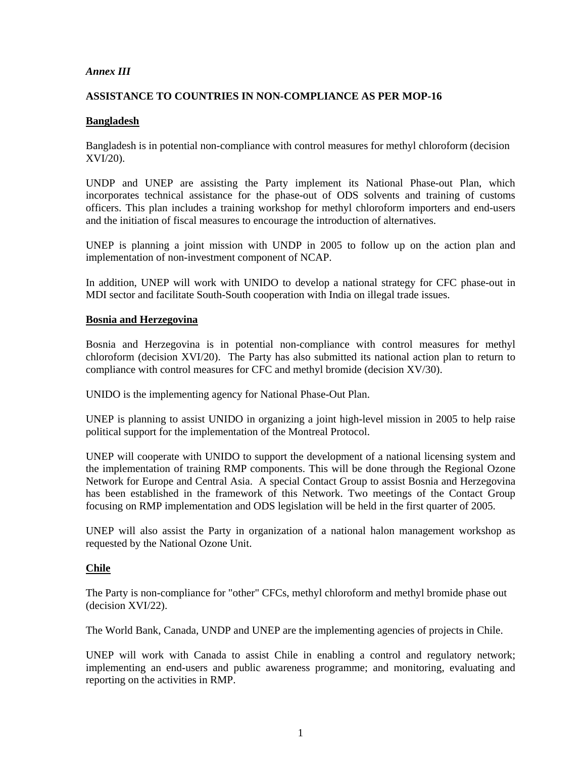*Annex III*

**ASSISTANCE TO COUNTRIES IN NON-COMPLIANCE AS PER MOP-16**

**Bangladesh**

Bangladesh is in potential non-compliance with control measures for methyl chloroform (decision XVI/20).

UNDP and UNEP are assisting the Party implement its National Phase-out Plan, which incorporates technical assistance for the phase-out of ODS solvents and training of customs officers. This plan includes a training workshop for methyl chloroform importers and end-users and the initiation of fiscal measures to encourage the introduction of alternatives.

UNEP is planning a joint mission with UNDP in 2005 to follow up on the action plan and implementation of non-investment component of NCAP.

In addition, UNEP will work with UNIDO to develop a national strategy for CFC phase-out in MDI sector and facilitate South-South cooperation with India on illegal trade issues.

**Bosnia and Herzegovina**

Bosnia and Herzegovina is in potential non-compliance with control measures for methyl chloroform (decision XVI/20). The Party has also submitted its national action plan to return to compliance with control measures for CFC and methyl bromide (decision XV/30).

UNIDO is the implementing agency for National Phase-Out Plan.

UNEP is planning to assist UNIDO in organizing a joint high-level mission in 2005 to help raise political support for the implementation of the Montreal Protocol.

UNEP will cooperate with UNIDO to support the development of a national licensing system and the implementation of training RMP components. This will be done through the Regional Ozone Network for Europe and Central Asia. A special Contact Group to assist Bosnia and Herzegovina has been established in the framework of this Network. Two meetings of the Contact Group focusing on RMP implementation and ODS legislation will be held in the first quarter of 2005.

UNEP will also assist the Party in organization of a national halon management workshop as requested by the National Ozone Unit.

**Chile**

The Party is non-compliance for "other" CFCs, methyl chloroform and methyl bromide phase out (decision XVI/22).

The World Bank, Canada, UNDP and UNEP are the implementing agencies of projects in Chile.

UNEP will work with Canada to assist Chile in enabling a control and regulatory network; implementing an end-users and public awareness programme; and monitoring, evaluating and reporting on the activities in RMP.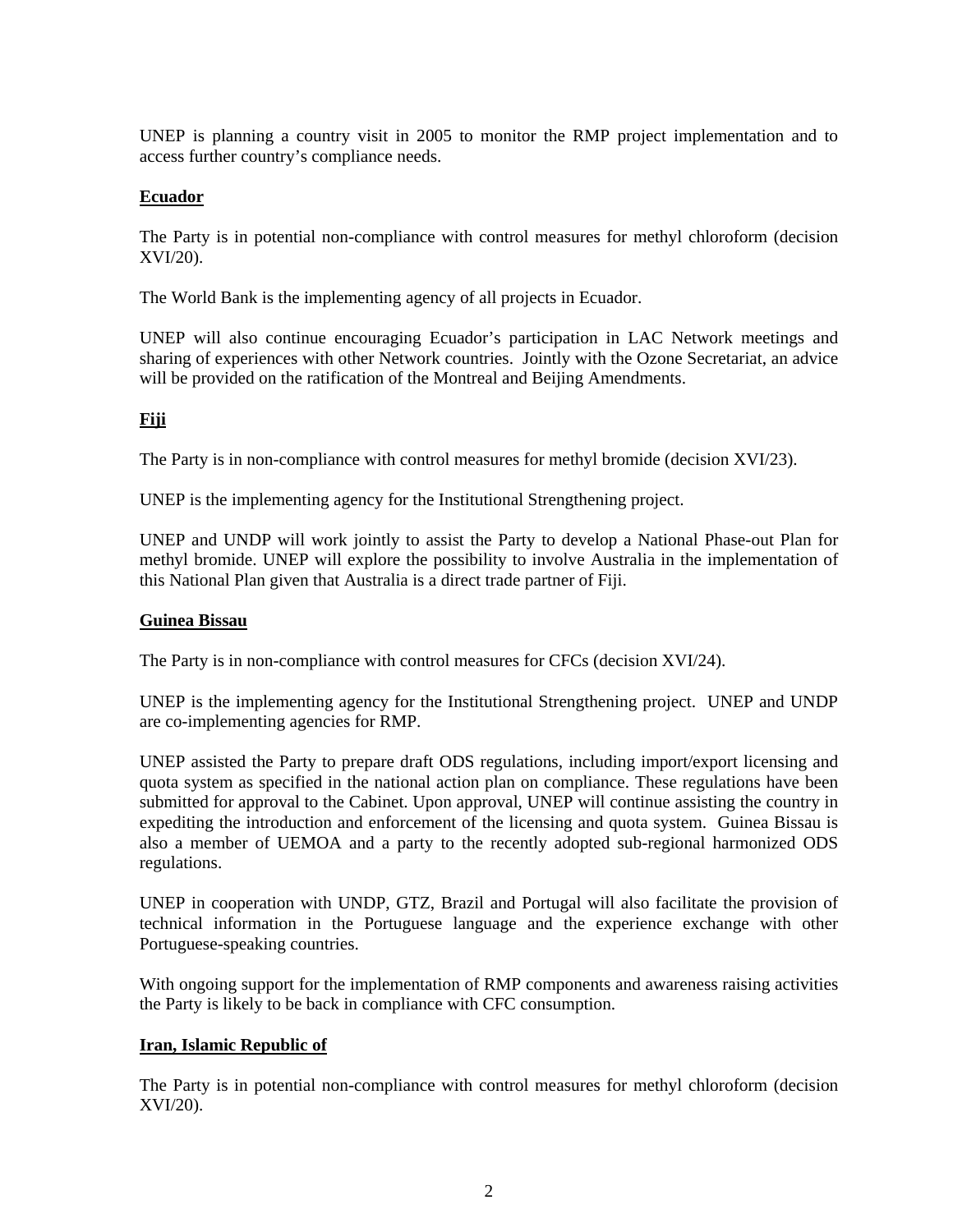UNEP is planning a country visit in 2005 to monitor the RMP project implementation and to access further country's compliance needs.

**Ecuador**

The Party is in potential non-compliance with control measures for methyl chloroform (decision XVI/20).

The World Bank is the implementing agency of all projects in Ecuador.

UNEP will also continue encouraging Ecuador's participation in LAC Network meetings and sharing of experiences with other Network countries. Jointly with the Ozone Secretariat, an advice will be provided on the ratification of the Montreal and Beijing Amendments.

**Fiji**

The Party is in non-compliance with control measures for methyl bromide (decision XVI/23).

UNEP is the implementing agency for the Institutional Strengthening project.

UNEP and UNDP will work jointly to assist the Party to develop a National Phase-out Plan for methyl bromide. UNEP will explore the possibility to involve Australia in the implementation of this National Plan given that Australia is a direct trade partner of Fiji.

**Guinea Bissau**

The Party is in non-compliance with control measures for CFCs (decision XVI/24).

UNEP is the implementing agency for the Institutional Strengthening project. UNEP and UNDP are co-implementing agencies for RMP.

UNEP assisted the Party to prepare draft ODS regulations, including import/export licensing and quota system as specified in the national action plan on compliance. These regulations have been submitted for approval to the Cabinet. Upon approval, UNEP will continue assisting the country in expediting the introduction and enforcement of the licensing and quota system. Guinea Bissau is also a member of UEMOA and a party to the recently adopted sub-regional harmonized ODS regulations.

UNEP in cooperation with UNDP, GTZ, Brazil and Portugal will also facilitate the provision of technical information in the Portuguese language and the experience exchange with other Portuguese-speaking countries.

With ongoing support for the implementation of RMP components and awareness raising activities the Party is likely to be back in compliance with CFC consumption.

**Iran, Islamic Republic of**

The Party is in potential non-compliance with control measures for methyl chloroform (decision XVI/20).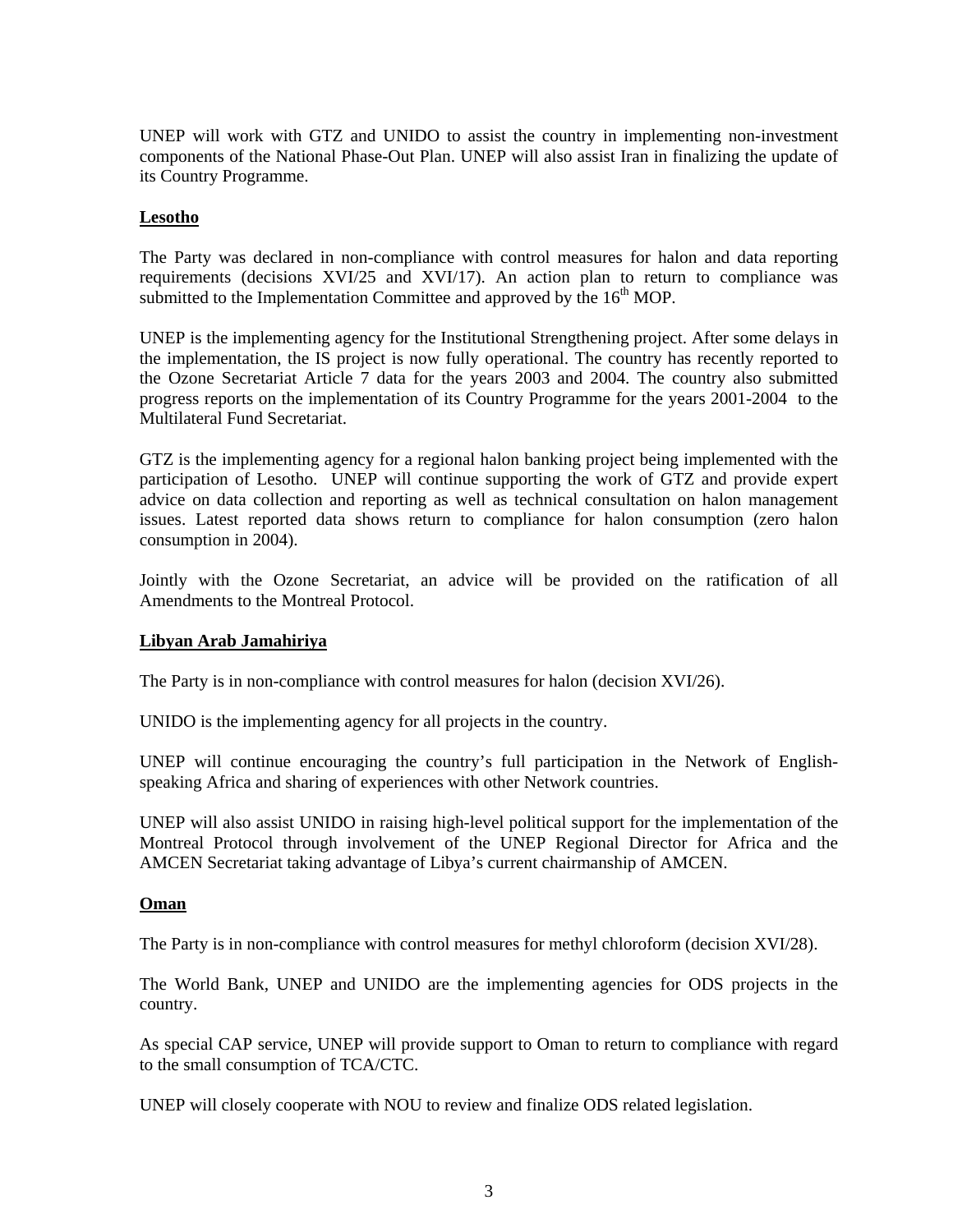UNEP will work with GTZ and UNIDO to assist the country in implementing non-investment components of the National Phase-Out Plan. UNEP will also assist Iran in finalizing the update of its Country Programme.

**Lesotho**

The Party was declared in non-compliance with control measures for halon and data reporting requirements (decisions XVI/25 and XVI/17). An action plan to return to compliance was submitted to the Implementation Committee and approved by the 16th MOP.

UNEP is the implementing agency for the Institutional Strengthening project. After some delays in the implementation, the IS project is now fully operational. The country has recently reported to the Ozone Secretariat Article 7 data for the years 2003 and 2004. The country also submitted progress reports on the implementation of its Country Programme for the years 2001-2004 to the Multilateral Fund Secretariat.

GTZ is the implementing agency for a regional halon banking project being implemented with the participation of Lesotho. UNEP will continue supporting the work of GTZ and provide expert advice on data collection and reporting as well as technical consultation on halon management issues. Latest reported data shows return to compliance for halon consumption (zero halon consumption in 2004).

Jointly with the Ozone Secretariat, an advice will be provided on the ratification of all Amendments to the Montreal Protocol.

**Libyan Arab Jamahiriya**

The Party is in non-compliance with control measures for halon (decision XVI/26).

UNIDO is the implementing agency for all projects in the country.

UNEP will continue encouraging the country's full participation in the Network of English-speaking Africa and sharing of experiences with other Network countries.

UNEP will also assist UNIDO in raising high-level political support for the implementation of the Montreal Protocol through involvement of the UNEP Regional Director for Africa and the AMCEN Secretariat taking advantage of Libya's current chairmanship of AMCEN.

**Oman**

The Party is in non-compliance with control measures for methyl chloroform (decision XVI/28).

The World Bank, UNEP and UNIDO are the implementing agencies for ODS projects in the country.

As special CAP service, UNEP will provide support to Oman to return to compliance with regard to the small consumption of TCA/CTC.

UNEP will closely cooperate with NOU to review and finalize ODS related legislation.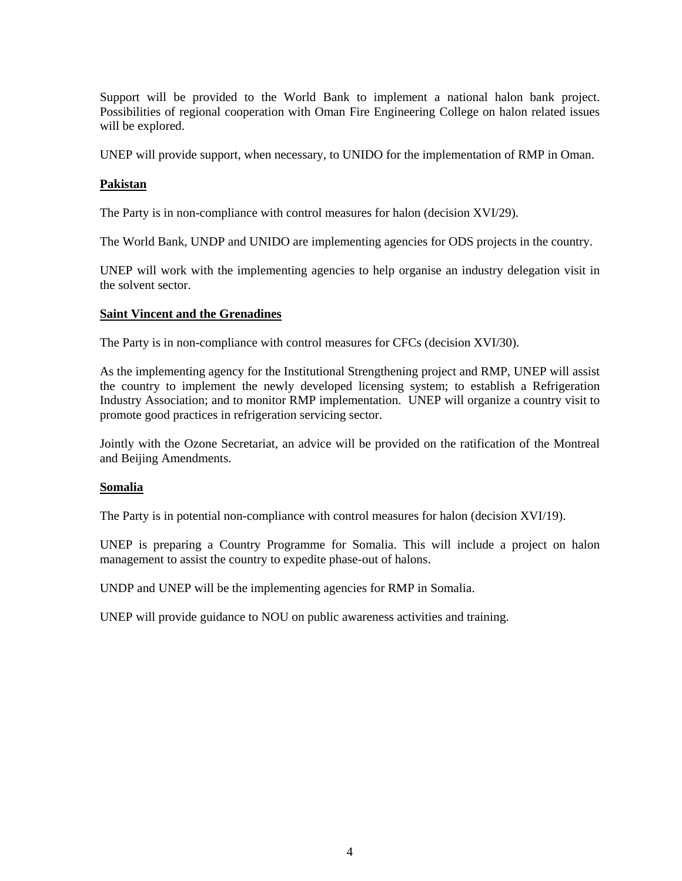Support will be provided to the World Bank to implement a national halon bank project. Possibilities of regional cooperation with Oman Fire Engineering College on halon related issues will be explored.

UNEP will provide support, when necessary, to UNIDO for the implementation of RMP in Oman.

**Pakistan**

The Party is in non-compliance with control measures for halon (decision XVI/29).

The World Bank, UNDP and UNIDO are implementing agencies for ODS projects in the country.

UNEP will work with the implementing agencies to help organise an industry delegation visit in the solvent sector.

**Saint Vincent and the Grenadines**

The Party is in non-compliance with control measures for CFCs (decision XVI/30).

As the implementing agency for the Institutional Strengthening project and RMP, UNEP will assist the country to implement the newly developed licensing system; to establish a Refrigeration Industry Association; and to monitor RMP implementation. UNEP will organize a country visit to promote good practices in refrigeration servicing sector.

Jointly with the Ozone Secretariat, an advice will be provided on the ratification of the Montreal and Beijing Amendments.

**Somalia**

The Party is in potential non-compliance with control measures for halon (decision XVI/19).

UNEP is preparing a Country Programme for Somalia. This will include a project on halon management to assist the country to expedite phase-out of halons.

UNDP and UNEP will be the implementing agencies for RMP in Somalia.

UNEP will provide guidance to NOU on public awareness activities and training.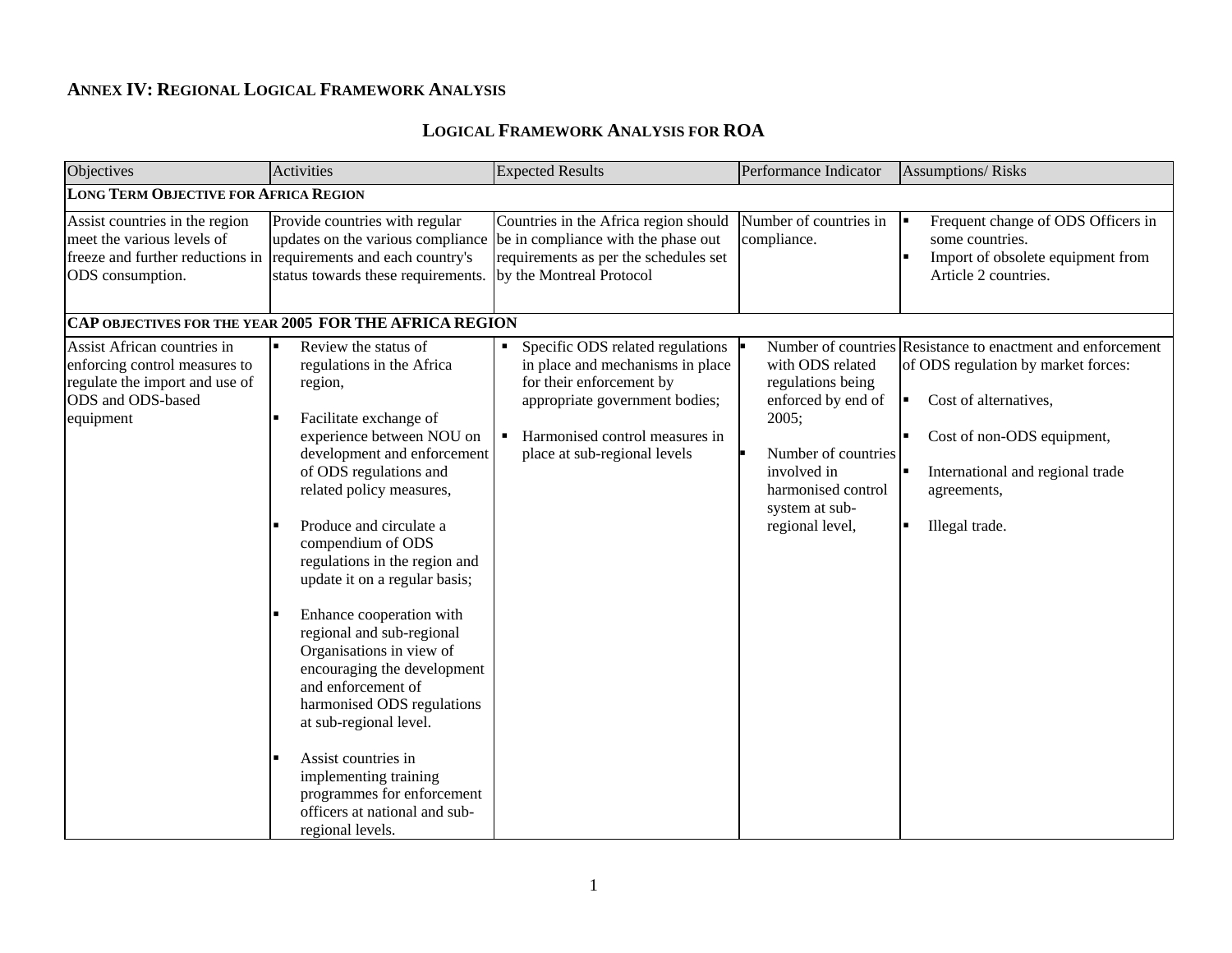## Annex IV: Regional Logical Framework Analysis

### Logical Framework Analysis for ROA

| Objectives | Activities | Expected Results | Performance Indicator | Assumptions/ Risks |
|---|---|---|---|---|
| **Long Term Objective for Africa Region** | | | | |
| Assist countries in the region meet the various levels of freeze and further reductions in ODS consumption. | Provide countries with regular updates on the various compliance requirements and each country's status towards these requirements. | Countries in the Africa region should be in compliance with the phase out requirements as per the schedules set by the Montreal Protocol | Number of countries in compliance. | ▪ Frequent change of ODS Officers in some countries.<br>▪ Import of obsolete equipment from Article 2 countries. |
| **CAP objectives for the year 2005 for the Africa Region** | | | | |
| Assist African countries in enforcing control measures to regulate the import and use of ODS and ODS-based equipment | ▪ Review the status of regulations in the Africa region,<br>▪ Facilitate exchange of experience between NOU on development and enforcement of ODS regulations and related policy measures,<br>▪ Produce and circulate a compendium of ODS regulations in the region and update it on a regular basis;<br>▪ Enhance cooperation with regional and sub-regional Organisations in view of encouraging the development and enforcement of harmonised ODS regulations at sub-regional level.<br>▪ Assist countries in implementing training programmes for enforcement officers at national and sub-regional levels. | ▪ Specific ODS related regulations in place and mechanisms in place for their enforcement by appropriate government bodies;<br>▪ Harmonised control measures in place at sub-regional levels | ▪ Number of countries with ODS related regulations being enforced by end of 2005;<br>▪ Number of countries involved in harmonised control system at sub-regional level, | Resistance to enactment and enforcement of ODS regulation by market forces:<br>▪ Cost of alternatives,<br>▪ Cost of non-ODS equipment,<br>▪ International and regional trade agreements,<br>▪ Illegal trade. |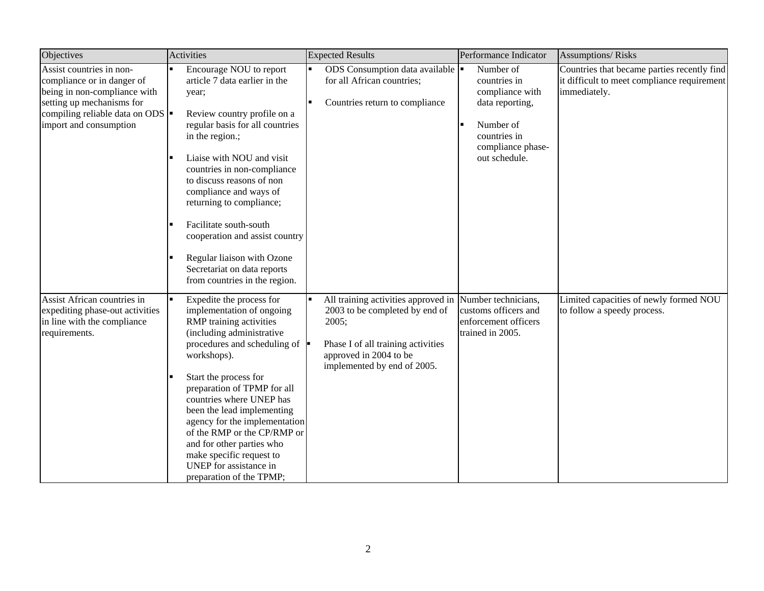| Objectives | Activities | Expected Results | Performance Indicator | Assumptions/ Risks |
|---|---|---|---|---|
| Assist countries in non-compliance or in danger of being in non-compliance with setting up mechanisms for compiling reliable data on ODS import and consumption | ▪ Encourage NOU to report article 7 data earlier in the year;<br><br>▪ Review country profile on a regular basis for all countries in the region.;<br><br>▪ Liaise with NOU and visit countries in non-compliance to discuss reasons of non compliance and ways of returning to compliance;<br><br>▪ Facilitate south-south cooperation and assist country<br><br>▪ Regular liaison with Ozone Secretariat on data reports from countries in the region. | ▪ ODS Consumption data available for all African countries;<br><br>▪ Countries return to compliance | ▪ Number of countries in compliance with data reporting,<br><br>▪ Number of countries in compliance phase-out schedule. | Countries that became parties recently find it difficult to meet compliance requirement immediately. |
| Assist African countries in expediting phase-out activities in line with the compliance requirements. | ▪ Expedite the process for implementation of ongoing RMP training activities (including administrative procedures and scheduling of workshops).<br><br>▪ Start the process for preparation of TPMP for all countries where UNEP has been the lead implementing agency for the implementation of the RMP or the CP/RMP or and for other parties who make specific request to UNEP for assistance in preparation of the TPMP; | ▪ All training activities approved in 2003 to be completed by end of 2005;<br><br>▪ Phase I of all training activities approved in 2004 to be implemented by end of 2005. | Number technicians, customs officers and enforcement officers trained in 2005. | Limited capacities of newly formed NOU to follow a speedy process. |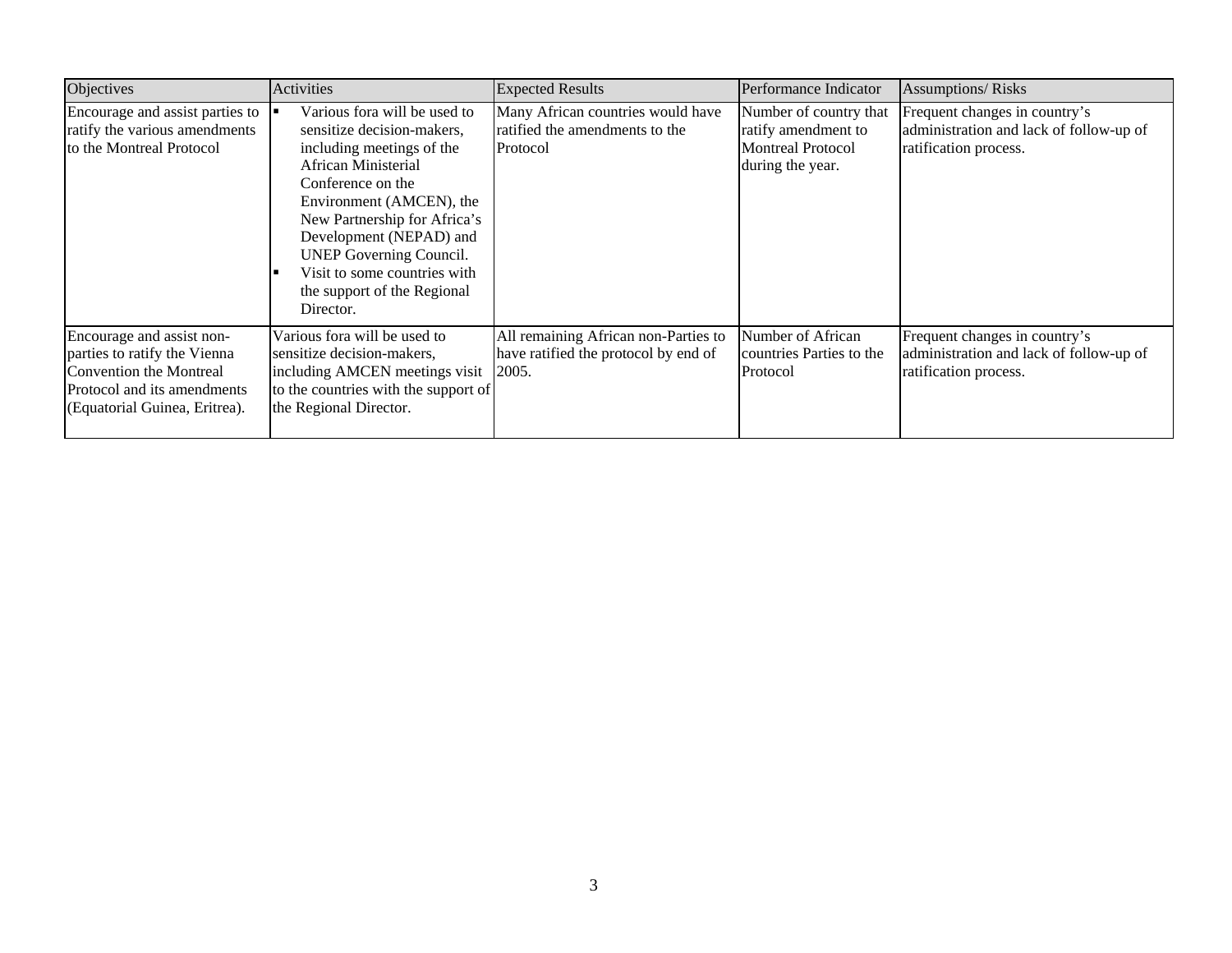| Objectives | Activities | Expected Results | Performance Indicator | Assumptions/ Risks |
|---|---|---|---|---|
| Encourage and assist parties to ratify the various amendments to the Montreal Protocol | ▪ Various fora will be used to sensitize decision-makers, including meetings of the African Ministerial Conference on the Environment (AMCEN), the New Partnership for Africa's Development (NEPAD) and UNEP Governing Council.<br>▪ Visit to some countries with the support of the Regional Director. | Many African countries would have ratified the amendments to the Protocol | Number of country that ratify amendment to Montreal Protocol during the year. | Frequent changes in country's administration and lack of follow-up of ratification process. |
| Encourage and assist non-parties to ratify the Vienna Convention the Montreal Protocol and its amendments (Equatorial Guinea, Eritrea). | Various fora will be used to sensitize decision-makers, including AMCEN meetings visit to the countries with the support of the Regional Director. | All remaining African non-Parties to have ratified the protocol by end of 2005. | Number of African countries Parties to the Protocol | Frequent changes in country's administration and lack of follow-up of ratification process. |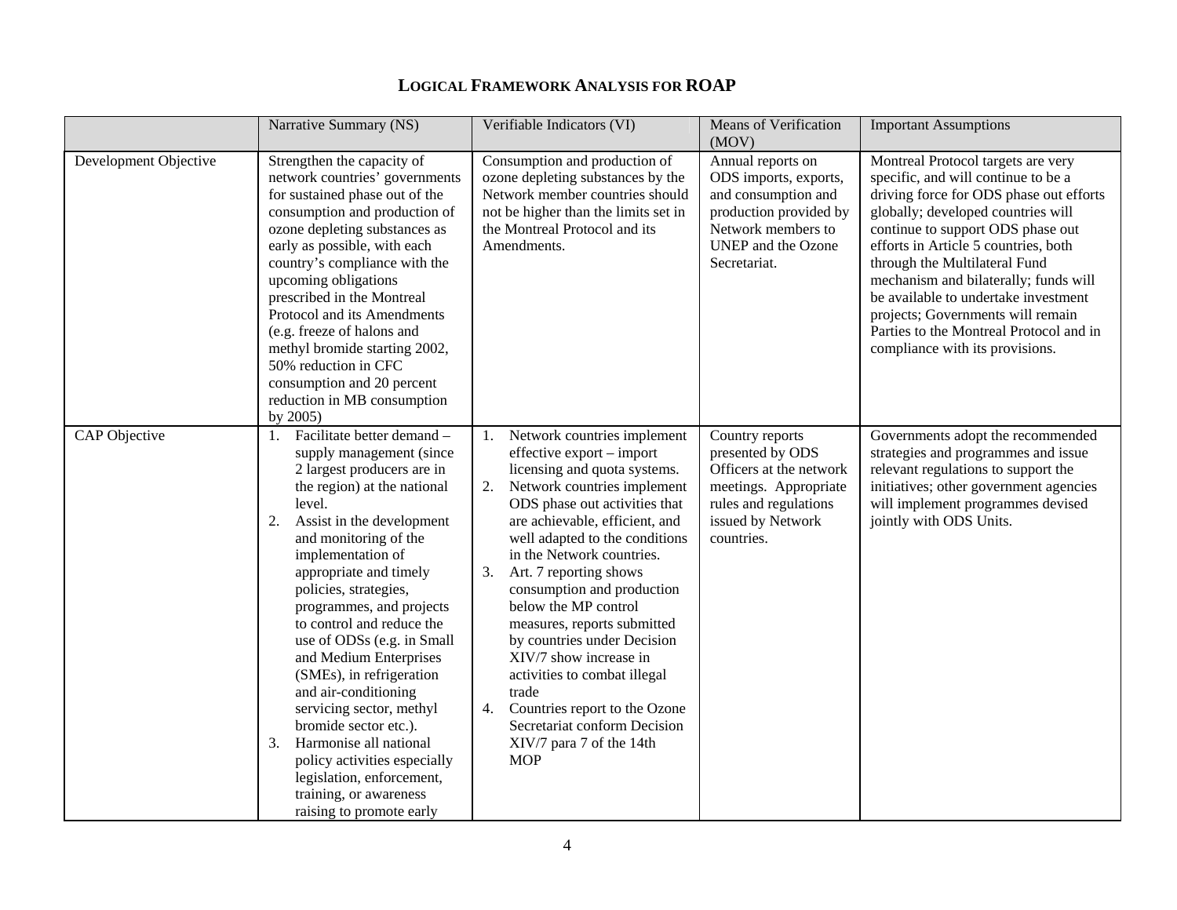# LOGICAL FRAMEWORK ANALYSIS FOR ROAP

| | Narrative Summary (NS) | Verifiable Indicators (VI) | Means of Verification (MOV) | Important Assumptions |
|---|---|---|---|---|
| Development Objective | Strengthen the capacity of network countries' governments for sustained phase out of the consumption and production of ozone depleting substances as early as possible, with each country's compliance with the upcoming obligations prescribed in the Montreal Protocol and its Amendments (e.g. freeze of halons and methyl bromide starting 2002, 50% reduction in CFC consumption and 20 percent reduction in MB consumption by 2005) | Consumption and production of ozone depleting substances by the Network member countries should not be higher than the limits set in the Montreal Protocol and its Amendments. | Annual reports on ODS imports, exports, and consumption and production provided by Network members to UNEP and the Ozone Secretariat. | Montreal Protocol targets are very specific, and will continue to be a driving force for ODS phase out efforts globally; developed countries will continue to support ODS phase out efforts in Article 5 countries, both through the Multilateral Fund mechanism and bilaterally; funds will be available to undertake investment projects; Governments will remain Parties to the Montreal Protocol and in compliance with its provisions. |
| CAP Objective | 1. Facilitate better demand – supply management (since 2 largest producers are in the region) at the national level.<br>2. Assist in the development and monitoring of the implementation of appropriate and timely policies, strategies, programmes, and projects to control and reduce the use of ODSs (e.g. in Small and Medium Enterprises (SMEs), in refrigeration and air-conditioning servicing sector, methyl bromide sector etc.).<br>3. Harmonise all national policy activities especially legislation, enforcement, training, or awareness raising to promote early | 1. Network countries implement effective export – import licensing and quota systems.<br>2. Network countries implement ODS phase out activities that are achievable, efficient, and well adapted to the conditions in the Network countries.<br>3. Art. 7 reporting shows consumption and production below the MP control measures, reports submitted by countries under Decision XIV/7 show increase in activities to combat illegal trade<br>4. Countries report to the Ozone Secretariat conform Decision XIV/7 para 7 of the 14th MOP | Country reports presented by ODS Officers at the network meetings. Appropriate rules and regulations issued by Network countries. | Governments adopt the recommended strategies and programmes and issue relevant regulations to support the initiatives; other government agencies will implement programmes devised jointly with ODS Units. |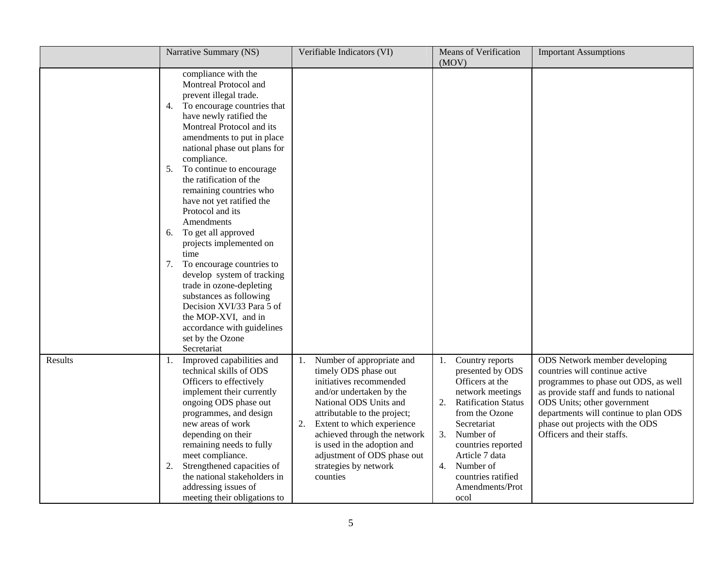| | Narrative Summary (NS) | Verifiable Indicators (VI) | Means of Verification (MOV) | Important Assumptions |
|---|---|---|---|---|
| | compliance with the Montreal Protocol and prevent illegal trade.<br>4. To encourage countries that have newly ratified the Montreal Protocol and its amendments to put in place national phase out plans for compliance.<br>5. To continue to encourage the ratification of the remaining countries who have not yet ratified the Protocol and its Amendments<br>6. To get all approved projects implemented on time<br>7. To encourage countries to develop system of tracking trade in ozone-depleting substances as following Decision XVI/33 Para 5 of the MOP-XVI, and in accordance with guidelines set by the Ozone Secretariat | | | |
| Results | 1. Improved capabilities and technical skills of ODS Officers to effectively implement their currently ongoing ODS phase out programmes, and design new areas of work depending on their remaining needs to fully meet compliance.<br>2. Strengthened capacities of the national stakeholders in addressing issues of meeting their obligations to | 1. Number of appropriate and timely ODS phase out initiatives recommended and/or undertaken by the National ODS Units and attributable to the project;<br>2. Extent to which experience achieved through the network is used in the adoption and adjustment of ODS phase out strategies by network counties | 1. Country reports presented by ODS Officers at the network meetings<br>2. Ratification Status from the Ozone Secretariat<br>3. Number of countries reported Article 7 data<br>4. Number of countries ratified Amendments/Protocol | ODS Network member developing countries will continue active programmes to phase out ODS, as well as provide staff and funds to national ODS Units; other government departments will continue to plan ODS phase out projects with the ODS Officers and their staffs. |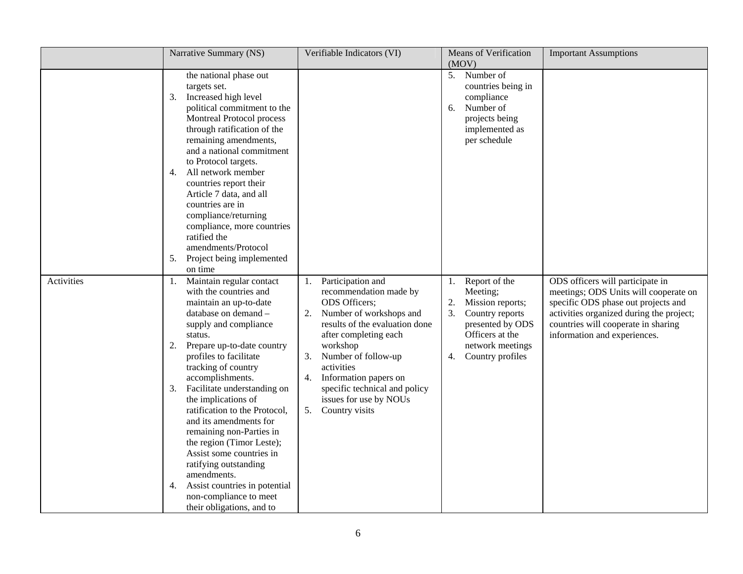| | Narrative Summary (NS) | Verifiable Indicators (VI) | Means of Verification (MOV) | Important Assumptions |
|---|---|---|---|---|
| | the national phase out targets set.<br>3. Increased high level political commitment to the Montreal Protocol process through ratification of the remaining amendments, and a national commitment to Protocol targets.<br>4. All network member countries report their Article 7 data, and all countries are in compliance/returning compliance, more countries ratified the amendments/Protocol<br>5. Project being implemented on time | | 5. Number of countries being in compliance<br>6. Number of projects being implemented as per schedule | |
| Activities | 1. Maintain regular contact with the countries and maintain an up-to-date database on demand – supply and compliance status.<br>2. Prepare up-to-date country profiles to facilitate tracking of country accomplishments.<br>3. Facilitate understanding on the implications of ratification to the Protocol, and its amendments for remaining non-Parties in the region (Timor Leste); Assist some countries in ratifying outstanding amendments.<br>4. Assist countries in potential non-compliance to meet their obligations, and to | 1. Participation and recommendation made by ODS Officers;<br>2. Number of workshops and results of the evaluation done after completing each workshop<br>3. Number of follow-up activities<br>4. Information papers on specific technical and policy issues for use by NOUs<br>5. Country visits | 1. Report of the Meeting;<br>2. Mission reports;<br>3. Country reports presented by ODS Officers at the network meetings<br>4. Country profiles | ODS officers will participate in meetings; ODS Units will cooperate on specific ODS phase out projects and activities organized during the project; countries will cooperate in sharing information and experiences. |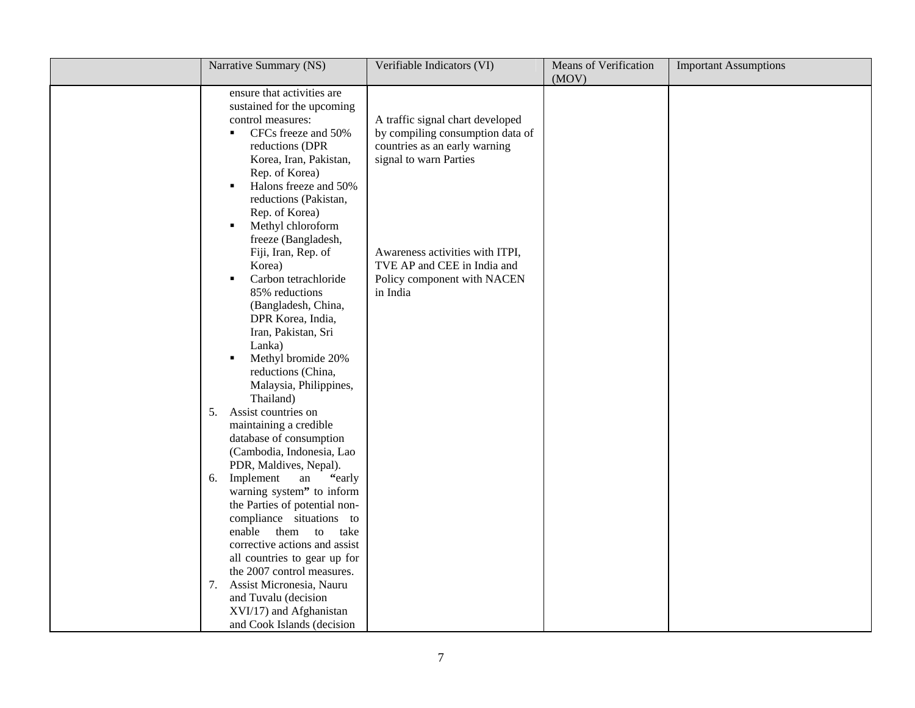| | Narrative Summary (NS) | Verifiable Indicators (VI) | Means of Verification (MOV) | Important Assumptions |
|---|---|---|---|---|
| | ensure that activities are sustained for the upcoming control measures:<br>▪ CFCs freeze and 50% reductions (DPR Korea, Iran, Pakistan, Rep. of Korea)<br>▪ Halons freeze and 50% reductions (Pakistan, Rep. of Korea)<br>▪ Methyl chloroform freeze (Bangladesh, Fiji, Iran, Rep. of Korea)<br>▪ Carbon tetrachloride 85% reductions (Bangladesh, China, DPR Korea, India, Iran, Pakistan, Sri Lanka)<br>▪ Methyl bromide 20% reductions (China, Malaysia, Philippines, Thailand)<br>5. Assist countries on maintaining a credible database of consumption (Cambodia, Indonesia, Lao PDR, Maldives, Nepal).<br>6. Implement an "early warning system" to inform the Parties of potential non-compliance situations to enable them to take corrective actions and assist all countries to gear up for the 2007 control measures.<br>7. Assist Micronesia, Nauru and Tuvalu (decision XVI/17) and Afghanistan and Cook Islands (decision | A traffic signal chart developed by compiling consumption data of countries as an early warning signal to warn Parties<br><br>Awareness activities with ITPI, TVE AP and CEE in India and Policy component with NACEN in India | | |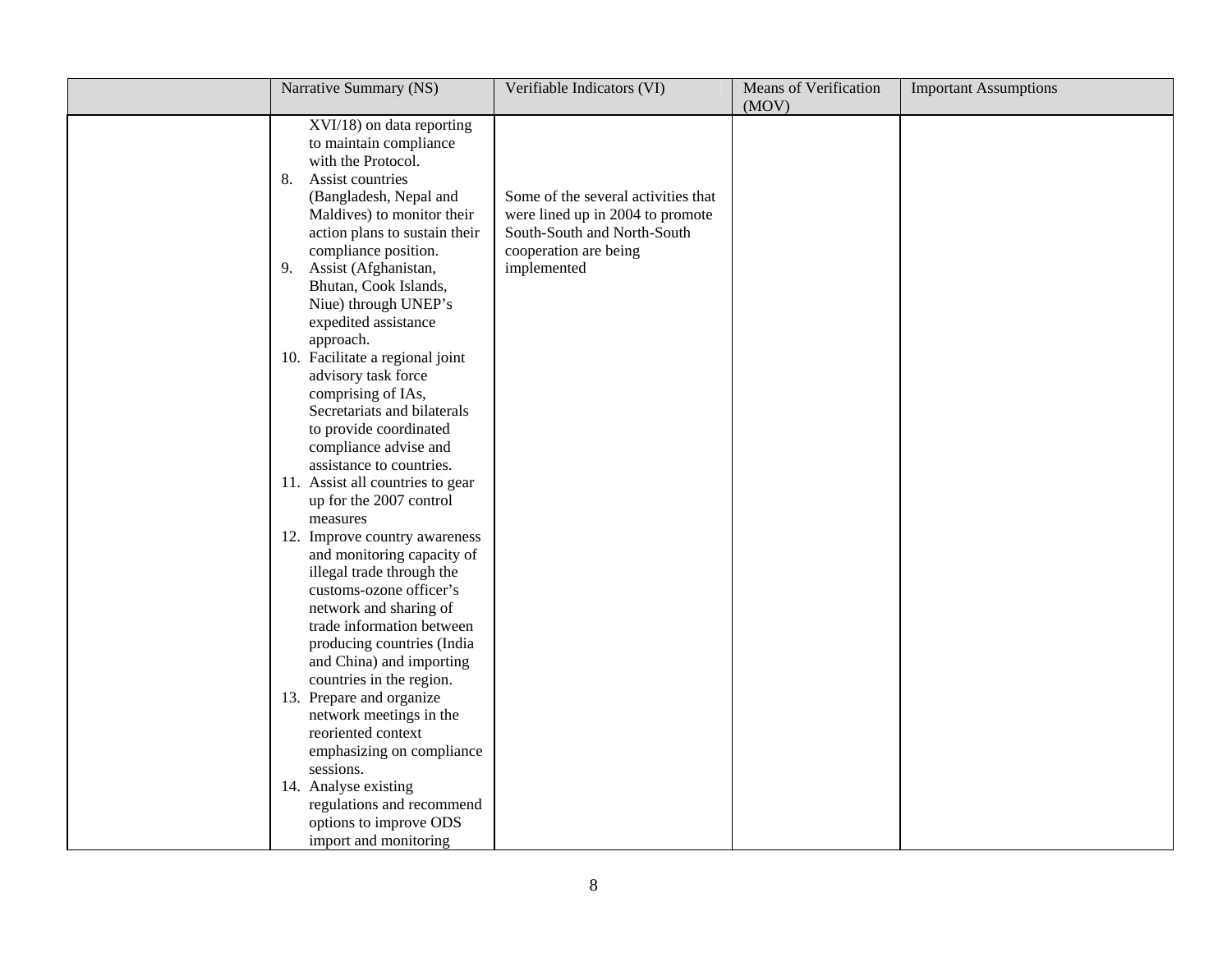| | Narrative Summary (NS) | Verifiable Indicators (VI) | Means of Verification (MOV) | Important Assumptions |
|---|---|---|---|---|
| | XVI/18) on data reporting to maintain compliance with the Protocol.<br>8. Assist countries (Bangladesh, Nepal and Maldives) to monitor their action plans to sustain their compliance position.<br>9. Assist (Afghanistan, Bhutan, Cook Islands, Niue) through UNEP's expedited assistance approach.<br>10. Facilitate a regional joint advisory task force comprising of IAs, Secretariats and bilaterals to provide coordinated compliance advise and assistance to countries.<br>11. Assist all countries to gear up for the 2007 control measures<br>12. Improve country awareness and monitoring capacity of illegal trade through the customs-ozone officer's network and sharing of trade information between producing countries (India and China) and importing countries in the region.<br>13. Prepare and organize network meetings in the reoriented context emphasizing on compliance sessions.<br>14. Analyse existing regulations and recommend options to improve ODS import and monitoring | Some of the several activities that were lined up in 2004 to promote South-South and North-South cooperation are being implemented | | |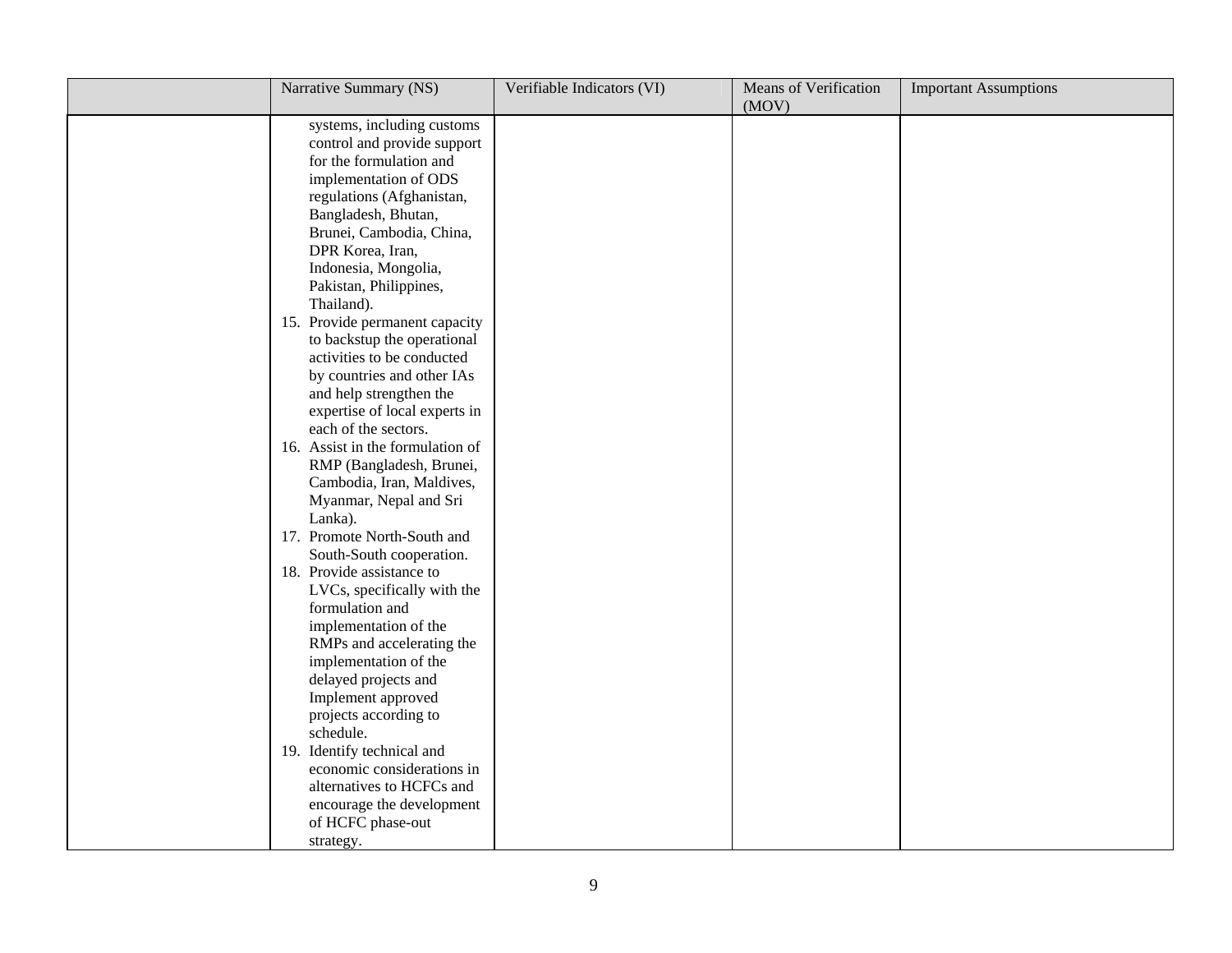| | Narrative Summary (NS) | Verifiable Indicators (VI) | Means of Verification (MOV) | Important Assumptions |
|---|---|---|---|---|
| | systems, including customs control and provide support for the formulation and implementation of ODS regulations (Afghanistan, Bangladesh, Bhutan, Brunei, Cambodia, China, DPR Korea, Iran, Indonesia, Mongolia, Pakistan, Philippines, Thailand).<br>15. Provide permanent capacity to backstup the operational activities to be conducted by countries and other IAs and help strengthen the expertise of local experts in each of the sectors.<br>16. Assist in the formulation of RMP (Bangladesh, Brunei, Cambodia, Iran, Maldives, Myanmar, Nepal and Sri Lanka).<br>17. Promote North-South and South-South cooperation.<br>18. Provide assistance to LVCs, specifically with the formulation and implementation of the RMPs and accelerating the implementation of the delayed projects and Implement approved projects according to schedule.<br>19. Identify technical and economic considerations in alternatives to HCFCs and encourage the development of HCFC phase-out strategy. | | | |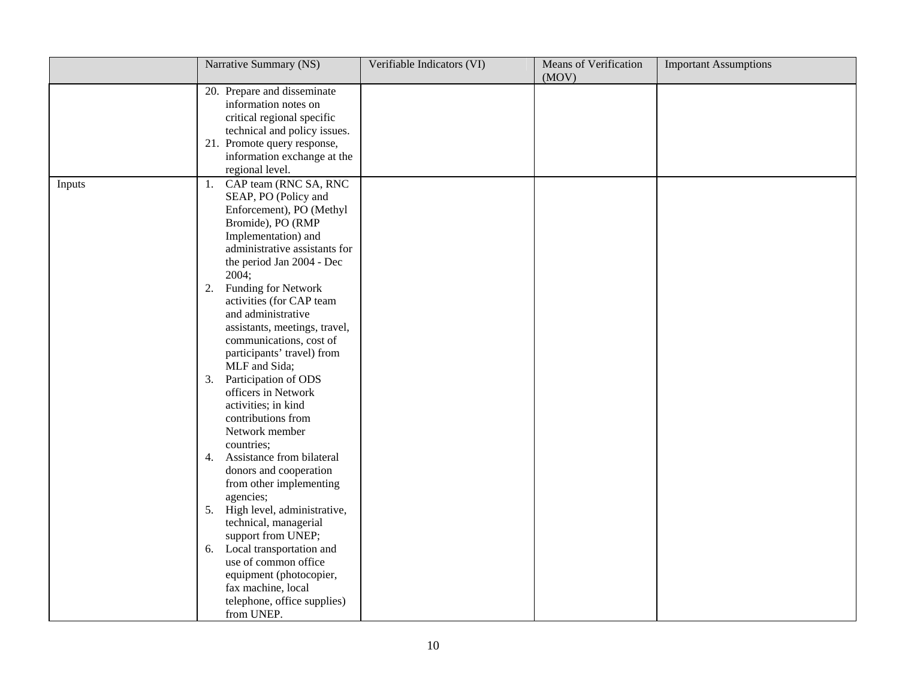| | Narrative Summary (NS) | Verifiable Indicators (VI) | Means of Verification (MOV) | Important Assumptions |
|---|---|---|---|---|
| | 20. Prepare and disseminate information notes on critical regional specific technical and policy issues.<br>21. Promote query response, information exchange at the regional level. | | | |
| Inputs | 1. CAP team (RNC SA, RNC SEAP, PO (Policy and Enforcement), PO (Methyl Bromide), PO (RMP Implementation) and administrative assistants for the period Jan 2004 - Dec 2004;<br>2. Funding for Network activities (for CAP team and administrative assistants, meetings, travel, communications, cost of participants' travel) from MLF and Sida;<br>3. Participation of ODS officers in Network activities; in kind contributions from Network member countries;<br>4. Assistance from bilateral donors and cooperation from other implementing agencies;<br>5. High level, administrative, technical, managerial support from UNEP;<br>6. Local transportation and use of common office equipment (photocopier, fax machine, local telephone, office supplies) from UNEP. | | | |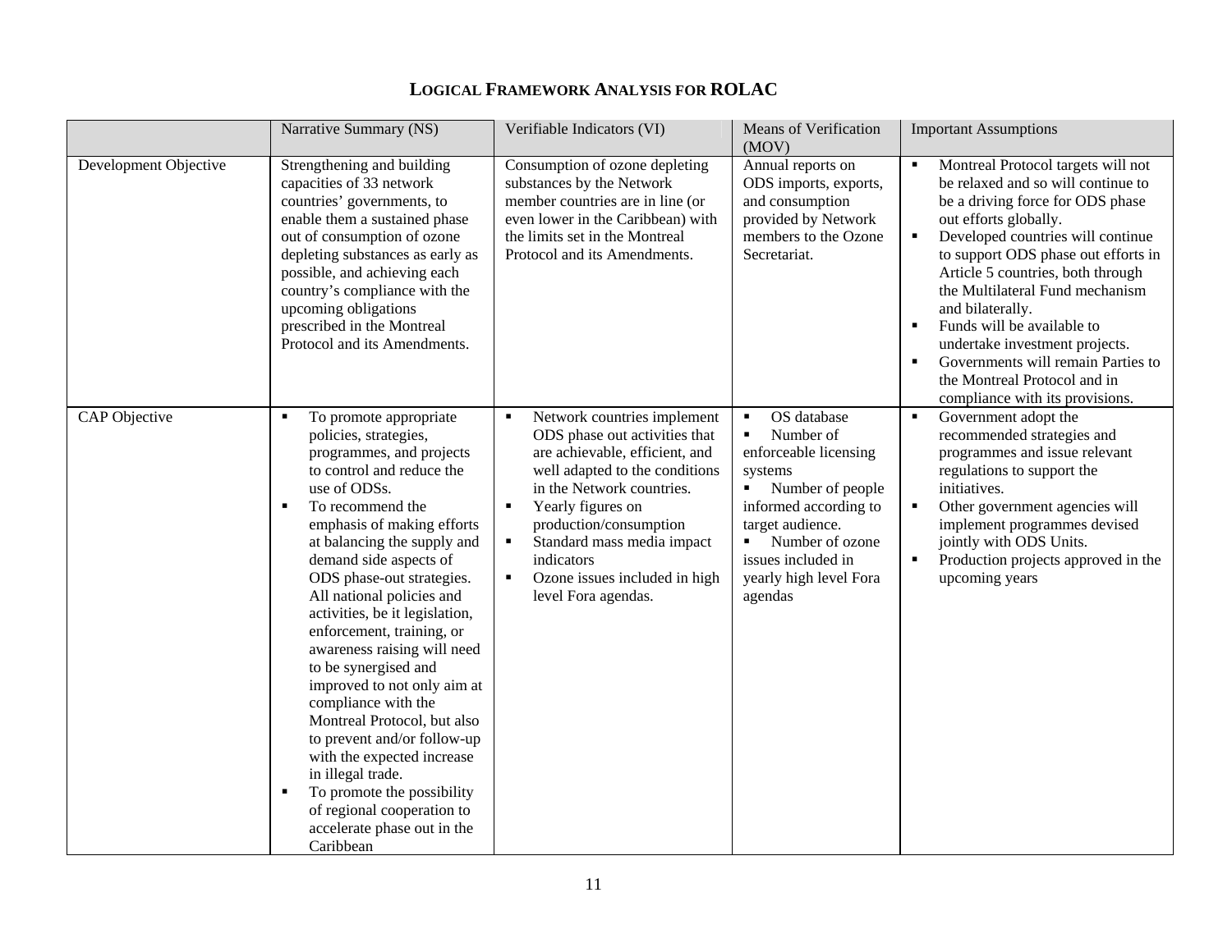# LOGICAL FRAMEWORK ANALYSIS FOR ROLAC

| | Narrative Summary (NS) | Verifiable Indicators (VI) | Means of Verification (MOV) | Important Assumptions |
|---|---|---|---|---|
| Development Objective | Strengthening and building capacities of 33 network countries' governments, to enable them a sustained phase out of consumption of ozone depleting substances as early as possible, and achieving each country's compliance with the upcoming obligations prescribed in the Montreal Protocol and its Amendments. | Consumption of ozone depleting substances by the Network member countries are in line (or even lower in the Caribbean) with the limits set in the Montreal Protocol and its Amendments. | Annual reports on ODS imports, exports, and consumption provided by Network members to the Ozone Secretariat. | ▪ Montreal Protocol targets will not be relaxed and so will continue to be a driving force for ODS phase out efforts globally.<br>▪ Developed countries will continue to support ODS phase out efforts in Article 5 countries, both through the Multilateral Fund mechanism and bilaterally.<br>▪ Funds will be available to undertake investment projects.<br>▪ Governments will remain Parties to the Montreal Protocol and in compliance with its provisions. |
| CAP Objective | ▪ To promote appropriate policies, strategies, programmes, and projects to control and reduce the use of ODSs.<br>▪ To recommend the emphasis of making efforts at balancing the supply and demand side aspects of ODS phase-out strategies. All national policies and activities, be it legislation, enforcement, training, or awareness raising will need to be synergised and improved to not only aim at compliance with the Montreal Protocol, but also to prevent and/or follow-up with the expected increase in illegal trade.<br>▪ To promote the possibility of regional cooperation to accelerate phase out in the Caribbean | ▪ Network countries implement ODS phase out activities that are achievable, efficient, and well adapted to the conditions in the Network countries.<br>▪ Yearly figures on production/consumption<br>▪ Standard mass media impact indicators<br>▪ Ozone issues included in high level Fora agendas. | ▪ OS database<br>▪ Number of enforceable licensing systems<br>▪ Number of people informed according to target audience.<br>▪ Number of ozone issues included in yearly high level Fora agendas | ▪ Government adopt the recommended strategies and programmes and issue relevant regulations to support the initiatives.<br>▪ Other government agencies will implement programmes devised jointly with ODS Units.<br>▪ Production projects approved in the upcoming years |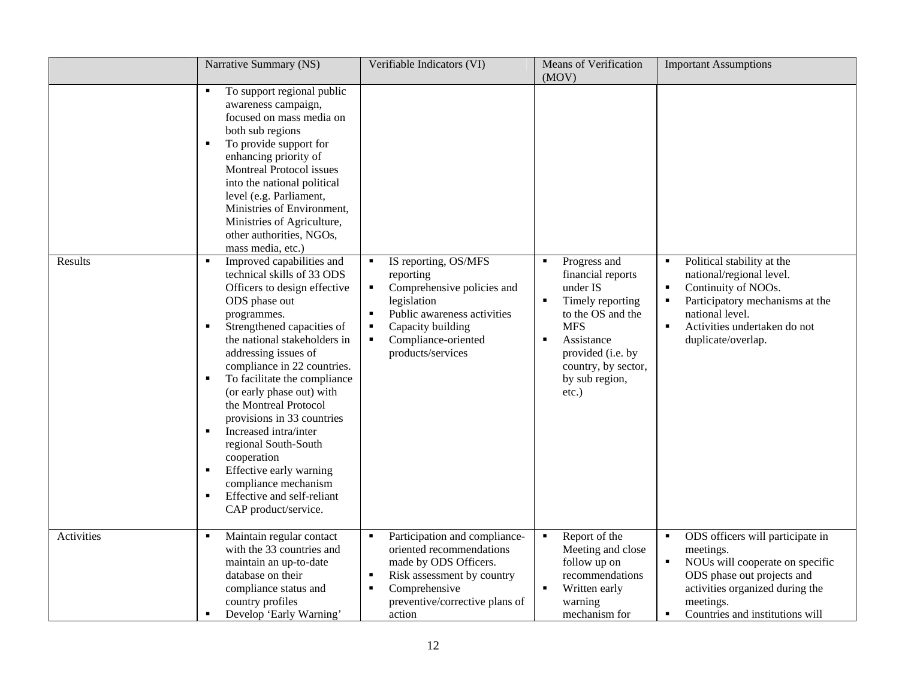| | Narrative Summary (NS) | Verifiable Indicators (VI) | Means of Verification (MOV) | Important Assumptions |
|---|---|---|---|---|
| | ▪ To support regional public awareness campaign, focused on mass media on both sub regions<br>▪ To provide support for enhancing priority of Montreal Protocol issues into the national political level (e.g. Parliament, Ministries of Environment, Ministries of Agriculture, other authorities, NGOs, mass media, etc.) | | | |
| Results | ▪ Improved capabilities and technical skills of 33 ODS Officers to design effective ODS phase out programmes.<br>▪ Strengthened capacities of the national stakeholders in addressing issues of compliance in 22 countries.<br>▪ To facilitate the compliance (or early phase out) with the Montreal Protocol provisions in 33 countries<br>▪ Increased intra/inter regional South-South cooperation<br>▪ Effective early warning compliance mechanism<br>▪ Effective and self-reliant CAP product/service. | ▪ IS reporting, OS/MFS reporting<br>▪ Comprehensive policies and legislation<br>▪ Public awareness activities<br>▪ Capacity building<br>▪ Compliance-oriented products/services | ▪ Progress and financial reports under IS<br>▪ Timely reporting to the OS and the MFS<br>▪ Assistance provided (i.e. by country, by sector, by sub region, etc.) | ▪ Political stability at the national/regional level.<br>▪ Continuity of NOOs.<br>▪ Participatory mechanisms at the national level.<br>▪ Activities undertaken do not duplicate/overlap. |
| Activities | ▪ Maintain regular contact with the 33 countries and maintain an up-to-date database on their compliance status and country profiles<br>▪ Develop 'Early Warning' | ▪ Participation and compliance-oriented recommendations made by ODS Officers.<br>▪ Risk assessment by country<br>▪ Comprehensive preventive/corrective plans of action | ▪ Report of the Meeting and close follow up on recommendations<br>▪ Written early warning mechanism for | ▪ ODS officers will participate in meetings.<br>▪ NOUs will cooperate on specific ODS phase out projects and activities organized during the meetings.<br>▪ Countries and institutions will |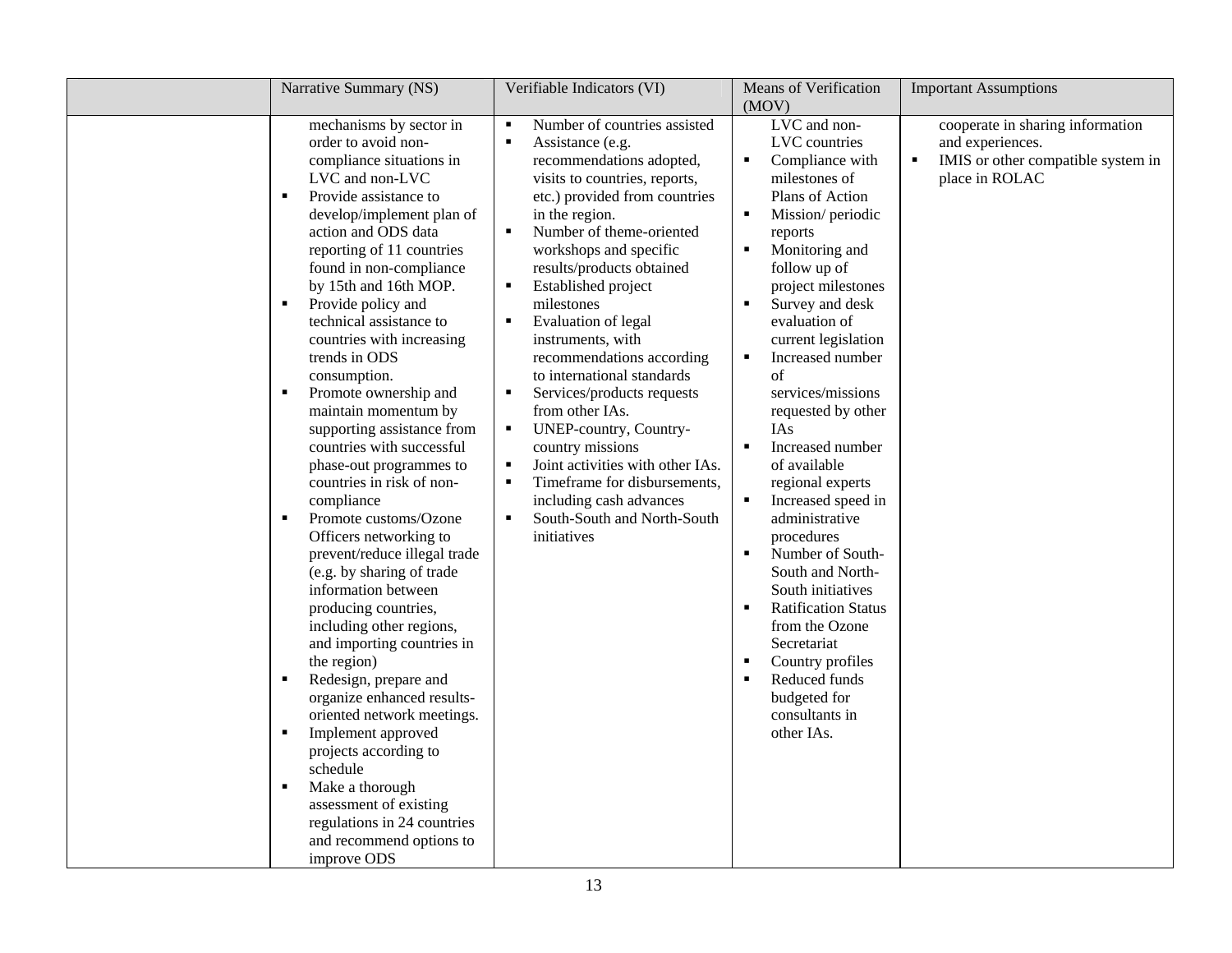| | Narrative Summary (NS) | Verifiable Indicators (VI) | Means of Verification (MOV) | Important Assumptions |
|---|---|---|---|---|
| | mechanisms by sector in order to avoid non-compliance situations in LVC and non-LVC<br>▪ Provide assistance to develop/implement plan of action and ODS data reporting of 11 countries found in non-compliance by 15th and 16th MOP.<br>▪ Provide policy and technical assistance to countries with increasing trends in ODS consumption.<br>▪ Promote ownership and maintain momentum by supporting assistance from countries with successful phase-out programmes to countries in risk of non-compliance<br>▪ Promote customs/Ozone Officers networking to prevent/reduce illegal trade (e.g. by sharing of trade information between producing countries, including other regions, and importing countries in the region)<br>▪ Redesign, prepare and organize enhanced results-oriented network meetings.<br>▪ Implement approved projects according to schedule<br>▪ Make a thorough assessment of existing regulations in 24 countries and recommend options to improve ODS | ▪ Number of countries assisted<br>▪ Assistance (e.g. recommendations adopted, visits to countries, reports, etc.) provided from countries in the region.<br>▪ Number of theme-oriented workshops and specific results/products obtained<br>▪ Established project milestones<br>▪ Evaluation of legal instruments, with recommendations according to international standards<br>▪ Services/products requests from other IAs.<br>▪ UNEP-country, Country-country missions<br>▪ Joint activities with other IAs.<br>▪ Timeframe for disbursements, including cash advances<br>▪ South-South and North-South initiatives | LVC and non-LVC countries<br>▪ Compliance with milestones of Plans of Action<br>▪ Mission/ periodic reports<br>▪ Monitoring and follow up of project milestones<br>▪ Survey and desk evaluation of current legislation<br>▪ Increased number of services/missions requested by other IAs<br>▪ Increased number of available regional experts<br>▪ Increased speed in administrative procedures<br>▪ Number of South-South and North-South initiatives<br>▪ Ratification Status from the Ozone Secretariat<br>▪ Country profiles<br>▪ Reduced funds budgeted for consultants in other IAs. | cooperate in sharing information and experiences.<br>▪ IMIS or other compatible system in place in ROLAC |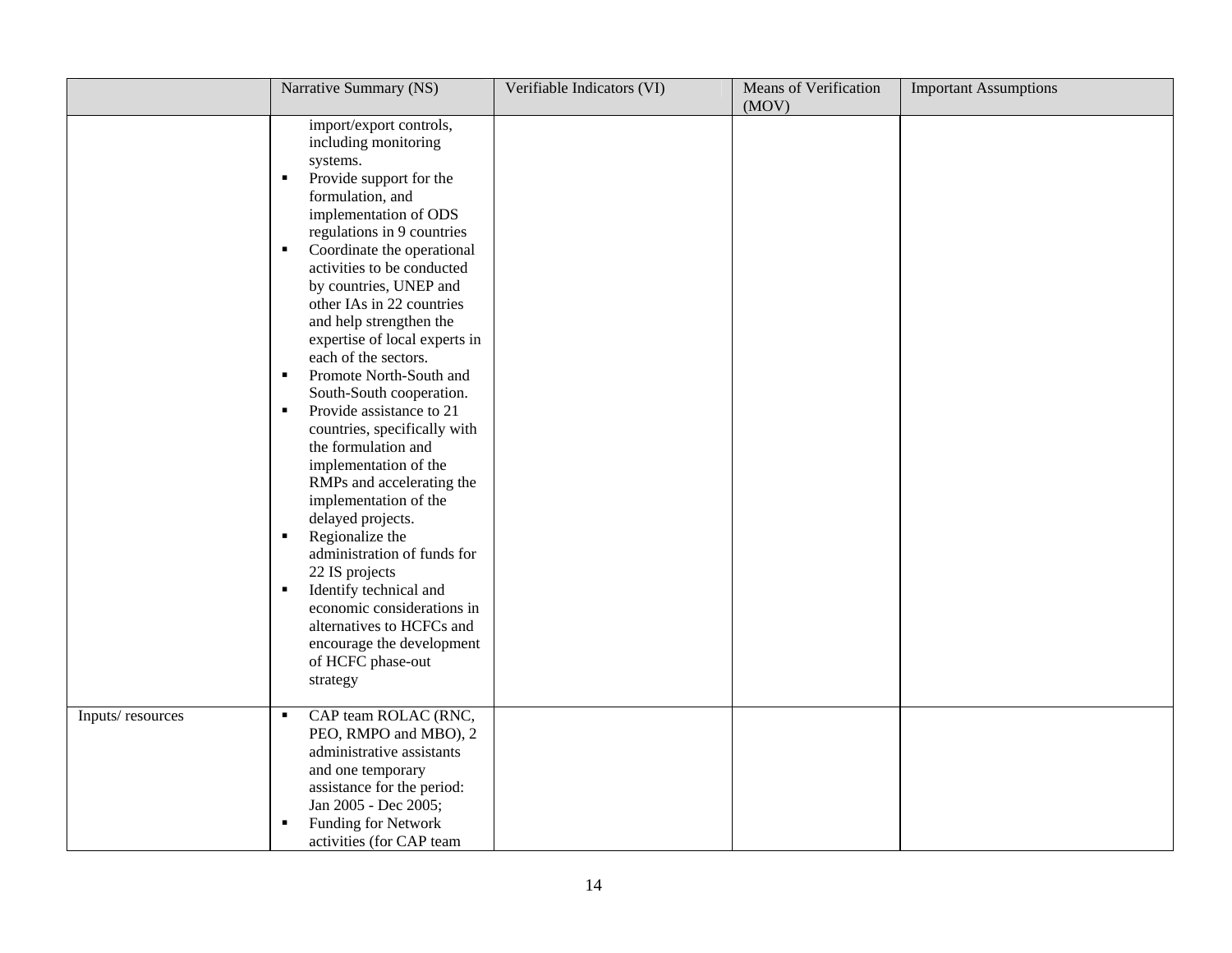|  | Narrative Summary (NS) | Verifiable Indicators (VI) | Means of Verification (MOV) | Important Assumptions |
|---|---|---|---|---|
|  | import/export controls, including monitoring systems.<br>▪ Provide support for the formulation, and implementation of ODS regulations in 9 countries<br>▪ Coordinate the operational activities to be conducted by countries, UNEP and other IAs in 22 countries and help strengthen the expertise of local experts in each of the sectors.<br>▪ Promote North-South and South-South cooperation.<br>▪ Provide assistance to 21 countries, specifically with the formulation and implementation of the RMPs and accelerating the implementation of the delayed projects.<br>▪ Regionalize the administration of funds for 22 IS projects<br>▪ Identify technical and economic considerations in alternatives to HCFCs and encourage the development of HCFC phase-out strategy |  |  |  |
| Inputs/ resources | ▪ CAP team ROLAC (RNC, PEO, RMPO and MBO), 2 administrative assistants and one temporary assistance for the period: Jan 2005 - Dec 2005;<br>▪ Funding for Network activities (for CAP team |  |  |  |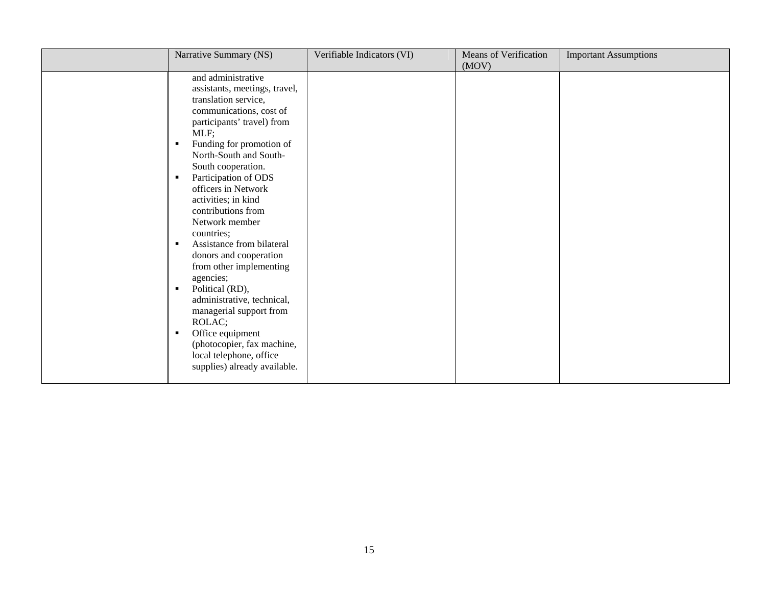| | Narrative Summary (NS) | Verifiable Indicators (VI) | Means of Verification (MOV) | Important Assumptions |
|---|---|---|---|---|
| | and administrative assistants, meetings, travel, translation service, communications, cost of participants' travel) from MLF;<br>▪ Funding for promotion of North-South and South-South cooperation.<br>▪ Participation of ODS officers in Network activities; in kind contributions from Network member countries;<br>▪ Assistance from bilateral donors and cooperation from other implementing agencies;<br>▪ Political (RD), administrative, technical, managerial support from ROLAC;<br>▪ Office equipment (photocopier, fax machine, local telephone, office supplies) already available. | | | |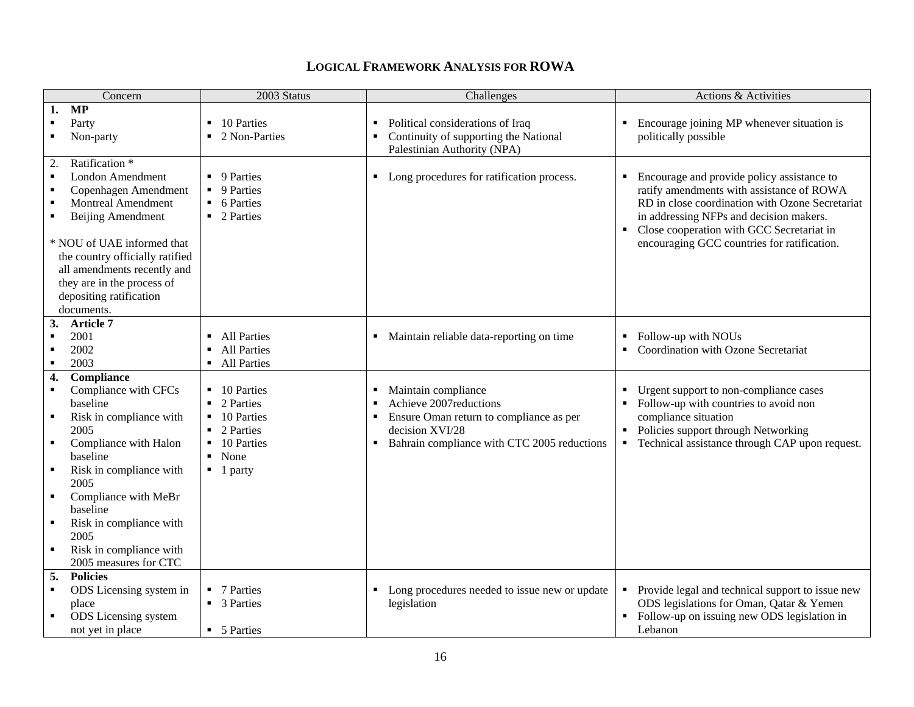## Logical Framework Analysis for ROWA

| Concern | 2003 Status | Challenges | Actions & Activities |
|---|---|---|---|
| **1. MP**<br>▪ Party<br>▪ Non-party | ▪ 10 Parties<br>▪ 2 Non-Parties | ▪ Political considerations of Iraq<br>▪ Continuity of supporting the National Palestinian Authority (NPA) | ▪ Encourage joining MP whenever situation is politically possible |
| 2. Ratification *<br>▪ London Amendment<br>▪ Copenhagen Amendment<br>▪ Montreal Amendment<br>▪ Beijing Amendment<br><br>* NOU of UAE informed that the country officially ratified all amendments recently and they are in the process of depositing ratification documents. | ▪ 9 Parties<br>▪ 9 Parties<br>▪ 6 Parties<br>▪ 2 Parties | ▪ Long procedures for ratification process. | ▪ Encourage and provide policy assistance to ratify amendments with assistance of ROWA RD in close coordination with Ozone Secretariat in addressing NFPs and decision makers.<br>▪ Close cooperation with GCC Secretariat in encouraging GCC countries for ratification. |
| **3. Article 7**<br>▪ 2001<br>▪ 2002<br>▪ 2003 | ▪ All Parties<br>▪ All Parties<br>▪ All Parties | ▪ Maintain reliable data-reporting on time | ▪ Follow-up with NOUs<br>▪ Coordination with Ozone Secretariat |
| **4. Compliance**<br>▪ Compliance with CFCs baseline<br>▪ Risk in compliance with 2005<br>▪ Compliance with Halon baseline<br>▪ Risk in compliance with 2005<br>▪ Compliance with MeBr baseline<br>▪ Risk in compliance with 2005<br>▪ Risk in compliance with 2005 measures for CTC | ▪ 10 Parties<br>▪ 2 Parties<br>▪ 10 Parties<br>▪ 2 Parties<br>▪ 10 Parties<br>▪ None<br>▪ 1 party | ▪ Maintain compliance<br>▪ Achieve 2007reductions<br>▪ Ensure Oman return to compliance as per decision XVI/28<br>▪ Bahrain compliance with CTC 2005 reductions | ▪ Urgent support to non-compliance cases<br>▪ Follow-up with countries to avoid non compliance situation<br>▪ Policies support through Networking<br>▪ Technical assistance through CAP upon request. |
| **5. Policies**<br>▪ ODS Licensing system in place<br>▪ ODS Licensing system not yet in place | ▪ 7 Parties<br>▪ 3 Parties<br><br>▪ 5 Parties | ▪ Long procedures needed to issue new or update legislation | ▪ Provide legal and technical support to issue new ODS legislations for Oman, Qatar & Yemen<br>▪ Follow-up on issuing new ODS legislation in Lebanon |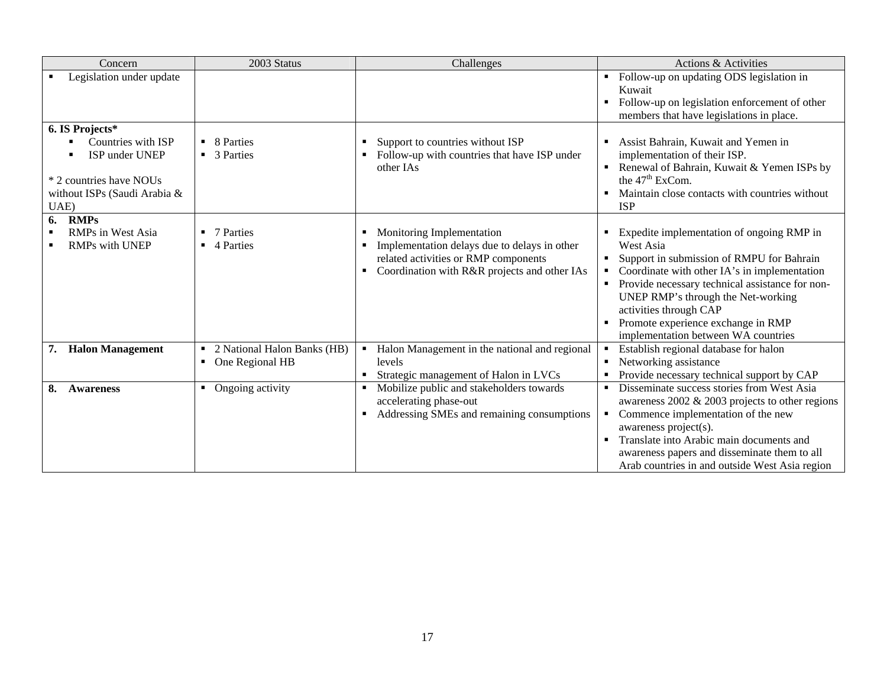| Concern | 2003 Status | Challenges | Actions & Activities |
|---|---|---|---|
| ▪ Legislation under update | | | ▪ Follow-up on updating ODS legislation in Kuwait<br>▪ Follow-up on legislation enforcement of other members that have legislations in place. |
| **6. IS Projects***<br>▪ Countries with ISP<br>▪ ISP under UNEP<br><br>* 2 countries have NOUs without ISPs (Saudi Arabia & UAE) | ▪ 8 Parties<br>▪ 3 Parties | ▪ Support to countries without ISP<br>▪ Follow-up with countries that have ISP under other IAs | ▪ Assist Bahrain, Kuwait and Yemen in implementation of their ISP.<br>▪ Renewal of Bahrain, Kuwait & Yemen ISPs by the 47th ExCom.<br>▪ Maintain close contacts with countries without ISP |
| **6. RMPs**<br>▪ RMPs in West Asia<br>▪ RMPs with UNEP | ▪ 7 Parties<br>▪ 4 Parties | ▪ Monitoring Implementation<br>▪ Implementation delays due to delays in other related activities or RMP components<br>▪ Coordination with R&R projects and other IAs | ▪ Expedite implementation of ongoing RMP in West Asia<br>▪ Support in submission of RMPU for Bahrain<br>▪ Coordinate with other IA's in implementation<br>▪ Provide necessary technical assistance for non-UNEP RMP's through the Net-working activities through CAP<br>▪ Promote experience exchange in RMP implementation between WA countries |
| **7. Halon Management** | ▪ 2 National Halon Banks (HB)<br>▪ One Regional HB | ▪ Halon Management in the national and regional levels<br>▪ Strategic management of Halon in LVCs | ▪ Establish regional database for halon<br>▪ Networking assistance<br>▪ Provide necessary technical support by CAP |
| **8. Awareness** | ▪ Ongoing activity | ▪ Mobilize public and stakeholders towards accelerating phase-out<br>▪ Addressing SMEs and remaining consumptions | ▪ Disseminate success stories from West Asia awareness 2002 & 2003 projects to other regions<br>▪ Commence implementation of the new awareness project(s).<br>▪ Translate into Arabic main documents and awareness papers and disseminate them to all Arab countries in and outside West Asia region |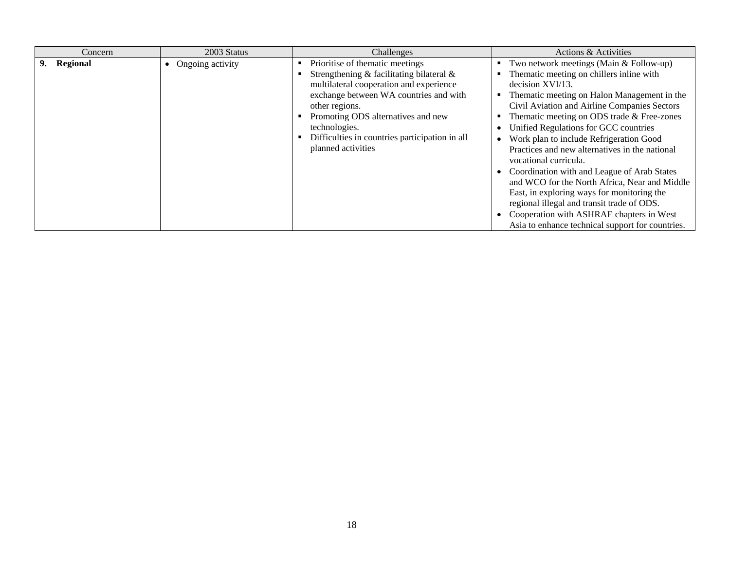| Concern | 2003 Status | Challenges | Actions & Activities |
|---|---|---|---|
| **9. Regional** | • Ongoing activity | ▪ Prioritise of thematic meetings<br>▪ Strengthening & facilitating bilateral & multilateral cooperation and experience exchange between WA countries and with other regions.<br>▪ Promoting ODS alternatives and new technologies.<br>▪ Difficulties in countries participation in all planned activities | ▪ Two network meetings (Main & Follow-up)<br>▪ Thematic meeting on chillers inline with decision XVI/13.<br>▪ Thematic meeting on Halon Management in the Civil Aviation and Airline Companies Sectors<br>▪ Thematic meeting on ODS trade & Free-zones<br>• Unified Regulations for GCC countries<br>• Work plan to include Refrigeration Good Practices and new alternatives in the national vocational curricula.<br>• Coordination with and League of Arab States and WCO for the North Africa, Near and Middle East, in exploring ways for monitoring the regional illegal and transit trade of ODS.<br>• Cooperation with ASHRAE chapters in West Asia to enhance technical support for countries. |